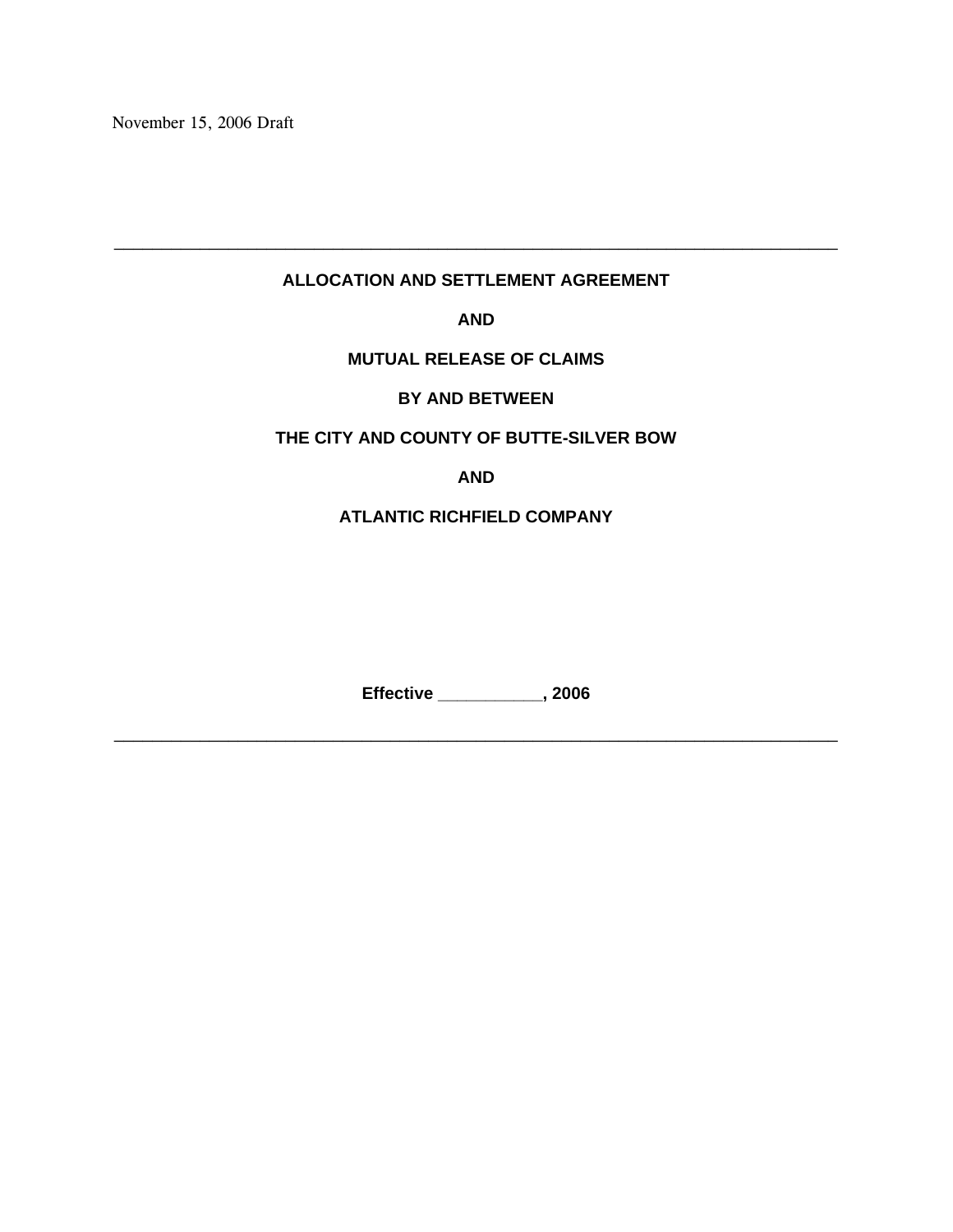November 15, 2006 Draft

---

**ALLOCATION AND SETTLEMENT AGREEMENT**

**AND**

**MUTUAL RELEASE OF CLAIMS**

**BY AND BETWEEN**

**THE CITY AND COUNTY OF BUTTE-SILVER BOW**

**AND**

**ATLANTIC RICHFIELD COMPANY**

**Effective ___________, 2006**

---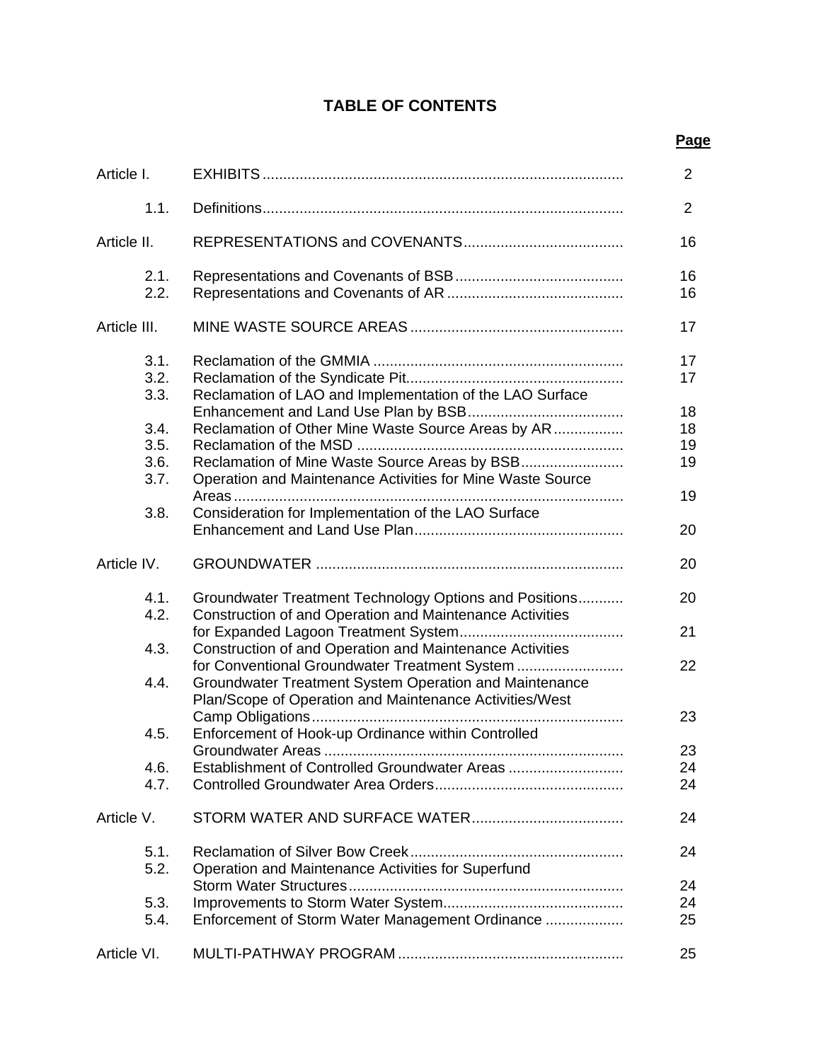# TABLE OF CONTENTS

| | | Page |
|---|---|---|
| Article I. | EXHIBITS | 2 |
| 1.1. | Definitions | 2 |
| Article II. | REPRESENTATIONS and COVENANTS | 16 |
| 2.1. | Representations and Covenants of BSB | 16 |
| 2.2. | Representations and Covenants of AR | 16 |
| Article III. | MINE WASTE SOURCE AREAS | 17 |
| 3.1. | Reclamation of the GMMIA | 17 |
| 3.2. | Reclamation of the Syndicate Pit | 17 |
| 3.3. | Reclamation of LAO and Implementation of the LAO Surface Enhancement and Land Use Plan by BSB | 18 |
| 3.4. | Reclamation of Other Mine Waste Source Areas by AR | 18 |
| 3.5. | Reclamation of the MSD | 19 |
| 3.6. | Reclamation of Mine Waste Source Areas by BSB | 19 |
| 3.7. | Operation and Maintenance Activities for Mine Waste Source Areas | 19 |
| 3.8. | Consideration for Implementation of the LAO Surface Enhancement and Land Use Plan | 20 |
| Article IV. | GROUNDWATER | 20 |
| 4.1. | Groundwater Treatment Technology Options and Positions | 20 |
| 4.2. | Construction of and Operation and Maintenance Activities for Expanded Lagoon Treatment System | 21 |
| 4.3. | Construction of and Operation and Maintenance Activities for Conventional Groundwater Treatment System | 22 |
| 4.4. | Groundwater Treatment System Operation and Maintenance Plan/Scope of Operation and Maintenance Activities/West Camp Obligations | 23 |
| 4.5. | Enforcement of Hook-up Ordinance within Controlled Groundwater Areas | 23 |
| 4.6. | Establishment of Controlled Groundwater Areas | 24 |
| 4.7. | Controlled Groundwater Area Orders | 24 |
| Article V. | STORM WATER AND SURFACE WATER | 24 |
| 5.1. | Reclamation of Silver Bow Creek | 24 |
| 5.2. | Operation and Maintenance Activities for Superfund Storm Water Structures | 24 |
| 5.3. | Improvements to Storm Water System | 24 |
| 5.4. | Enforcement of Storm Water Management Ordinance | 25 |
| Article VI. | MULTI-PATHWAY PROGRAM | 25 |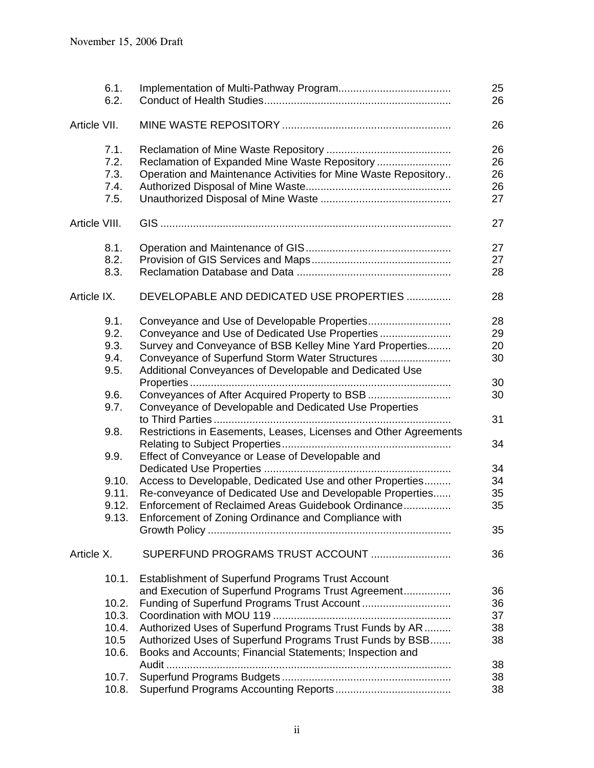November 15, 2006 Draft

| | | |
|---|---|---|
| 6.1. | Implementation of Multi-Pathway Program...................................... | 25 |
| 6.2. | Conduct of Health Studies.............................................................. | 26 |
| Article VII. | MINE WASTE REPOSITORY ......................................................... | 26 |
| 7.1. | Reclamation of Mine Waste Repository .......................................... | 26 |
| 7.2. | Reclamation of Expanded Mine Waste Repository ......................... | 26 |
| 7.3. | Operation and Maintenance Activities for Mine Waste Repository.. | 26 |
| 7.4. | Authorized Disposal of Mine Waste................................................. | 26 |
| 7.5. | Unauthorized Disposal of Mine Waste ............................................ | 27 |
| Article VIII. | GIS ................................................................................................. | 27 |
| 8.1. | Operation and Maintenance of GIS................................................. | 27 |
| 8.2. | Provision of GIS Services and Maps............................................... | 27 |
| 8.3. | Reclamation Database and Data .................................................... | 28 |
| Article IX. | DEVELOPABLE AND DEDICATED USE PROPERTIES ............... | 28 |
| 9.1. | Conveyance and Use of Developable Properties............................ | 28 |
| 9.2. | Conveyance and Use of Dedicated Use Properties ........................ | 29 |
| 9.3. | Survey and Conveyance of BSB Kelley Mine Yard Properties........ | 20 |
| 9.4. | Conveyance of Superfund Storm Water Structures ........................ | 30 |
| 9.5. | Additional Conveyances of Developable and Dedicated Use Properties ........................................................................................ | 30 |
| 9.6. | Conveyances of After Acquired Property to BSB ............................ | 30 |
| 9.7. | Conveyance of Developable and Dedicated Use Properties to Third Parties ................................................................................ | 31 |
| 9.8. | Restrictions in Easements, Leases, Licenses and Other Agreements Relating to Subject Properties......................................................... | 34 |
| 9.9. | Effect of Conveyance or Lease of Developable and Dedicated Use Properties ............................................................... | 34 |
| 9.10. | Access to Developable, Dedicated Use and other Properties......... | 34 |
| 9.11. | Re-conveyance of Dedicated Use and Developable Properties...... | 35 |
| 9.12. | Enforcement of Reclaimed Areas Guidebook Ordinance................ | 35 |
| 9.13. | Enforcement of Zoning Ordinance and Compliance with Growth Policy .................................................................................. | 35 |
| Article X. | SUPERFUND PROGRAMS TRUST ACCOUNT ........................... | 36 |
| 10.1. | Establishment of Superfund Programs Trust Account and Execution of Superfund Programs Trust Agreement................ | 36 |
| 10.2. | Funding of Superfund Programs Trust Account .............................. | 36 |
| 10.3. | Coordination with MOU 119 ............................................................ | 37 |
| 10.4. | Authorized Uses of Superfund Programs Trust Funds by AR ......... | 38 |
| 10.5 | Authorized Uses of Superfund Programs Trust Funds by BSB....... | 38 |
| 10.6. | Books and Accounts; Financial Statements; Inspection and Audit ................................................................................................ | 38 |
| 10.7. | Superfund Programs Budgets ......................................................... | 38 |
| 10.8. | Superfund Programs Accounting Reports....................................... | 38 |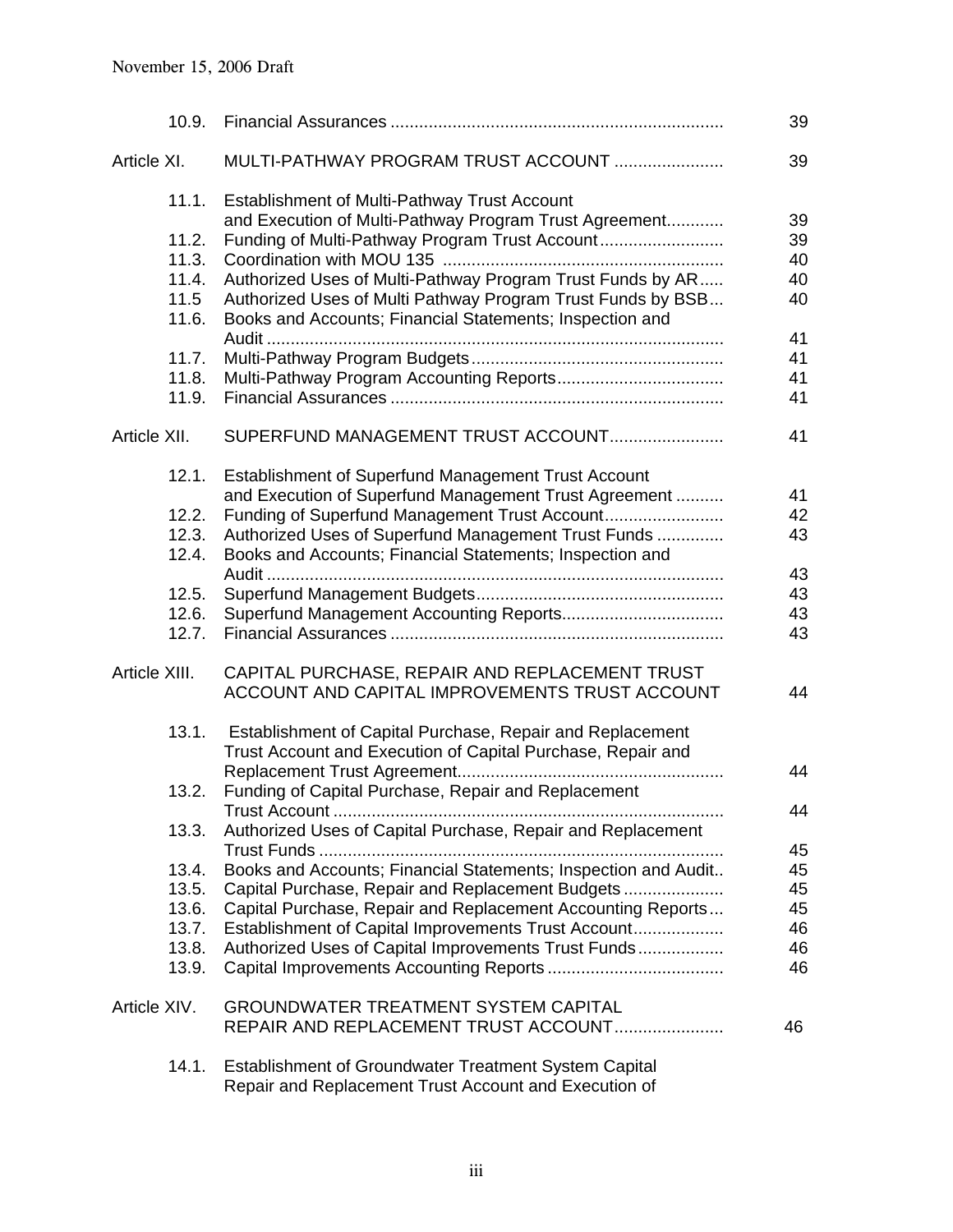November 15, 2006 Draft

| | | |
|---|---|---|
| 10.9. | Financial Assurances | 39 |
| Article XI. | MULTI-PATHWAY PROGRAM TRUST ACCOUNT | 39 |
| 11.1. | Establishment of Multi-Pathway Trust Account and Execution of Multi-Pathway Program Trust Agreement | 39 |
| 11.2. | Funding of Multi-Pathway Program Trust Account | 39 |
| 11.3. | Coordination with MOU 135 | 40 |
| 11.4. | Authorized Uses of Multi-Pathway Program Trust Funds by AR | 40 |
| 11.5 | Authorized Uses of Multi Pathway Program Trust Funds by BSB | 40 |
| 11.6. | Books and Accounts; Financial Statements; Inspection and Audit | 41 |
| 11.7. | Multi-Pathway Program Budgets | 41 |
| 11.8. | Multi-Pathway Program Accounting Reports | 41 |
| 11.9. | Financial Assurances | 41 |
| Article XII. | SUPERFUND MANAGEMENT TRUST ACCOUNT | 41 |
| 12.1. | Establishment of Superfund Management Trust Account and Execution of Superfund Management Trust Agreement | 41 |
| 12.2. | Funding of Superfund Management Trust Account | 42 |
| 12.3. | Authorized Uses of Superfund Management Trust Funds | 43 |
| 12.4. | Books and Accounts; Financial Statements; Inspection and Audit | 43 |
| 12.5. | Superfund Management Budgets | 43 |
| 12.6. | Superfund Management Accounting Reports | 43 |
| 12.7. | Financial Assurances | 43 |
| Article XIII. | CAPITAL PURCHASE, REPAIR AND REPLACEMENT TRUST ACCOUNT AND CAPITAL IMPROVEMENTS TRUST ACCOUNT | 44 |
| 13.1. | Establishment of Capital Purchase, Repair and Replacement Trust Account and Execution of Capital Purchase, Repair and Replacement Trust Agreement | 44 |
| 13.2. | Funding of Capital Purchase, Repair and Replacement Trust Account | 44 |
| 13.3. | Authorized Uses of Capital Purchase, Repair and Replacement Trust Funds | 45 |
| 13.4. | Books and Accounts; Financial Statements; Inspection and Audit | 45 |
| 13.5. | Capital Purchase, Repair and Replacement Budgets | 45 |
| 13.6. | Capital Purchase, Repair and Replacement Accounting Reports | 45 |
| 13.7. | Establishment of Capital Improvements Trust Account | 46 |
| 13.8. | Authorized Uses of Capital Improvements Trust Funds | 46 |
| 13.9. | Capital Improvements Accounting Reports | 46 |
| Article XIV. | GROUNDWATER TREATMENT SYSTEM CAPITAL REPAIR AND REPLACEMENT TRUST ACCOUNT | 46 |
| 14.1. | Establishment of Groundwater Treatment System Capital Repair and Replacement Trust Account and Execution of | |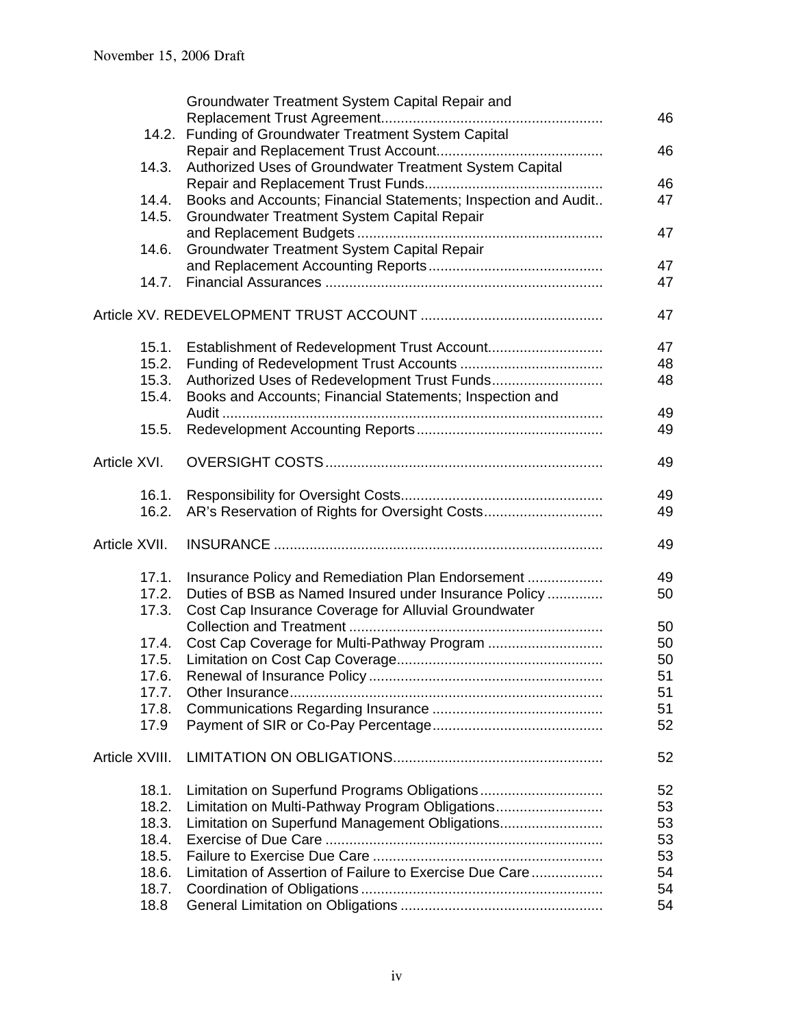| | | |
|---|---|---|
| | Groundwater Treatment System Capital Repair and Replacement Trust Agreement | 46 |
| 14.2. | Funding of Groundwater Treatment System Capital Repair and Replacement Trust Account | 46 |
| 14.3. | Authorized Uses of Groundwater Treatment System Capital Repair and Replacement Trust Funds | 46 |
| 14.4. | Books and Accounts; Financial Statements; Inspection and Audit | 47 |
| 14.5. | Groundwater Treatment System Capital Repair and Replacement Budgets | 47 |
| 14.6. | Groundwater Treatment System Capital Repair and Replacement Accounting Reports | 47 |
| 14.7. | Financial Assurances | 47 |
| Article XV. | REDEVELOPMENT TRUST ACCOUNT | 47 |
| 15.1. | Establishment of Redevelopment Trust Account | 47 |
| 15.2. | Funding of Redevelopment Trust Accounts | 48 |
| 15.3. | Authorized Uses of Redevelopment Trust Funds | 48 |
| 15.4. | Books and Accounts; Financial Statements; Inspection and Audit | 49 |
| 15.5. | Redevelopment Accounting Reports | 49 |
| Article XVI. | OVERSIGHT COSTS | 49 |
| 16.1. | Responsibility for Oversight Costs | 49 |
| 16.2. | AR's Reservation of Rights for Oversight Costs | 49 |
| Article XVII. | INSURANCE | 49 |
| 17.1. | Insurance Policy and Remediation Plan Endorsement | 49 |
| 17.2. | Duties of BSB as Named Insured under Insurance Policy | 50 |
| 17.3. | Cost Cap Insurance Coverage for Alluvial Groundwater Collection and Treatment | 50 |
| 17.4. | Cost Cap Coverage for Multi-Pathway Program | 50 |
| 17.5. | Limitation on Cost Cap Coverage | 50 |
| 17.6. | Renewal of Insurance Policy | 51 |
| 17.7. | Other Insurance | 51 |
| 17.8. | Communications Regarding Insurance | 51 |
| 17.9 | Payment of SIR or Co-Pay Percentage | 52 |
| Article XVIII. | LIMITATION ON OBLIGATIONS | 52 |
| 18.1. | Limitation on Superfund Programs Obligations | 52 |
| 18.2. | Limitation on Multi-Pathway Program Obligations | 53 |
| 18.3. | Limitation on Superfund Management Obligations | 53 |
| 18.4. | Exercise of Due Care | 53 |
| 18.5. | Failure to Exercise Due Care | 53 |
| 18.6. | Limitation of Assertion of Failure to Exercise Due Care | 54 |
| 18.7. | Coordination of Obligations | 54 |
| 18.8 | General Limitation on Obligations | 54 |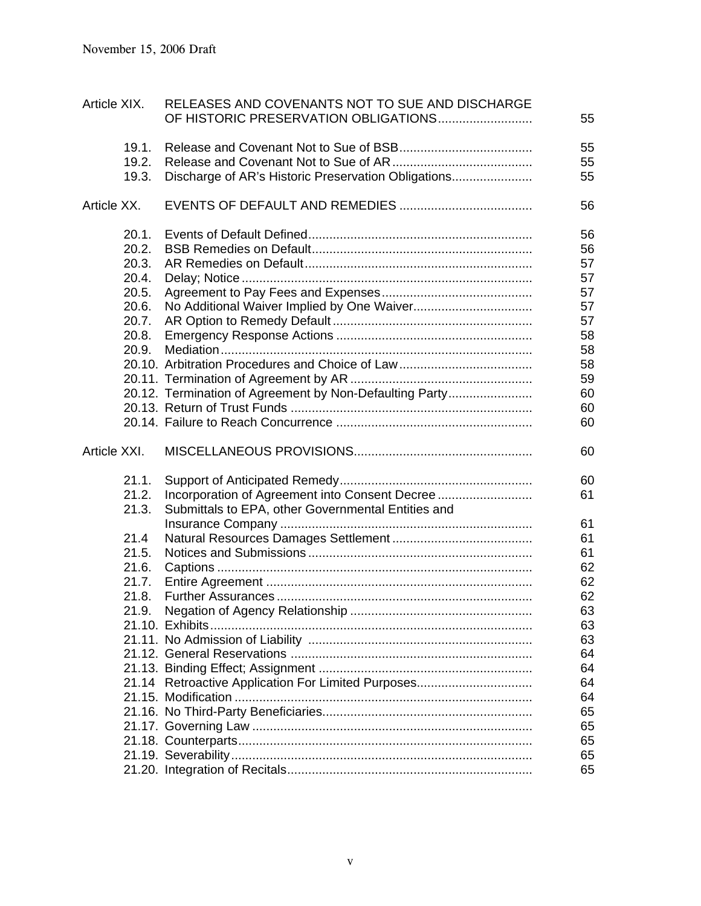November 15, 2006 Draft

| | | |
|---|---|---|
| Article XIX. | RELEASES AND COVENANTS NOT TO SUE AND DISCHARGE OF HISTORIC PRESERVATION OBLIGATIONS | 55 |
| 19.1. | Release and Covenant Not to Sue of BSB | 55 |
| 19.2. | Release and Covenant Not to Sue of AR | 55 |
| 19.3. | Discharge of AR's Historic Preservation Obligations | 55 |
| Article XX. | EVENTS OF DEFAULT AND REMEDIES | 56 |
| 20.1. | Events of Default Defined | 56 |
| 20.2. | BSB Remedies on Default | 56 |
| 20.3. | AR Remedies on Default | 57 |
| 20.4. | Delay; Notice | 57 |
| 20.5. | Agreement to Pay Fees and Expenses | 57 |
| 20.6. | No Additional Waiver Implied by One Waiver | 57 |
| 20.7. | AR Option to Remedy Default | 57 |
| 20.8. | Emergency Response Actions | 58 |
| 20.9. | Mediation | 58 |
| 20.10. | Arbitration Procedures and Choice of Law | 58 |
| 20.11. | Termination of Agreement by AR | 59 |
| 20.12. | Termination of Agreement by Non-Defaulting Party | 60 |
| 20.13. | Return of Trust Funds | 60 |
| 20.14. | Failure to Reach Concurrence | 60 |
| Article XXI. | MISCELLANEOUS PROVISIONS | 60 |
| 21.1. | Support of Anticipated Remedy | 60 |
| 21.2. | Incorporation of Agreement into Consent Decree | 61 |
| 21.3. | Submittals to EPA, other Governmental Entities and Insurance Company | 61 |
| 21.4 | Natural Resources Damages Settlement | 61 |
| 21.5. | Notices and Submissions | 61 |
| 21.6. | Captions | 62 |
| 21.7. | Entire Agreement | 62 |
| 21.8. | Further Assurances | 62 |
| 21.9. | Negation of Agency Relationship | 63 |
| 21.10. | Exhibits | 63 |
| 21.11. | No Admission of Liability | 63 |
| 21.12. | General Reservations | 64 |
| 21.13. | Binding Effect; Assignment | 64 |
| 21.14 | Retroactive Application For Limited Purposes | 64 |
| 21.15. | Modification | 64 |
| 21.16. | No Third-Party Beneficiaries | 65 |
| 21.17. | Governing Law | 65 |
| 21.18. | Counterparts | 65 |
| 21.19. | Severability | 65 |
| 21.20. | Integration of Recitals | 65 |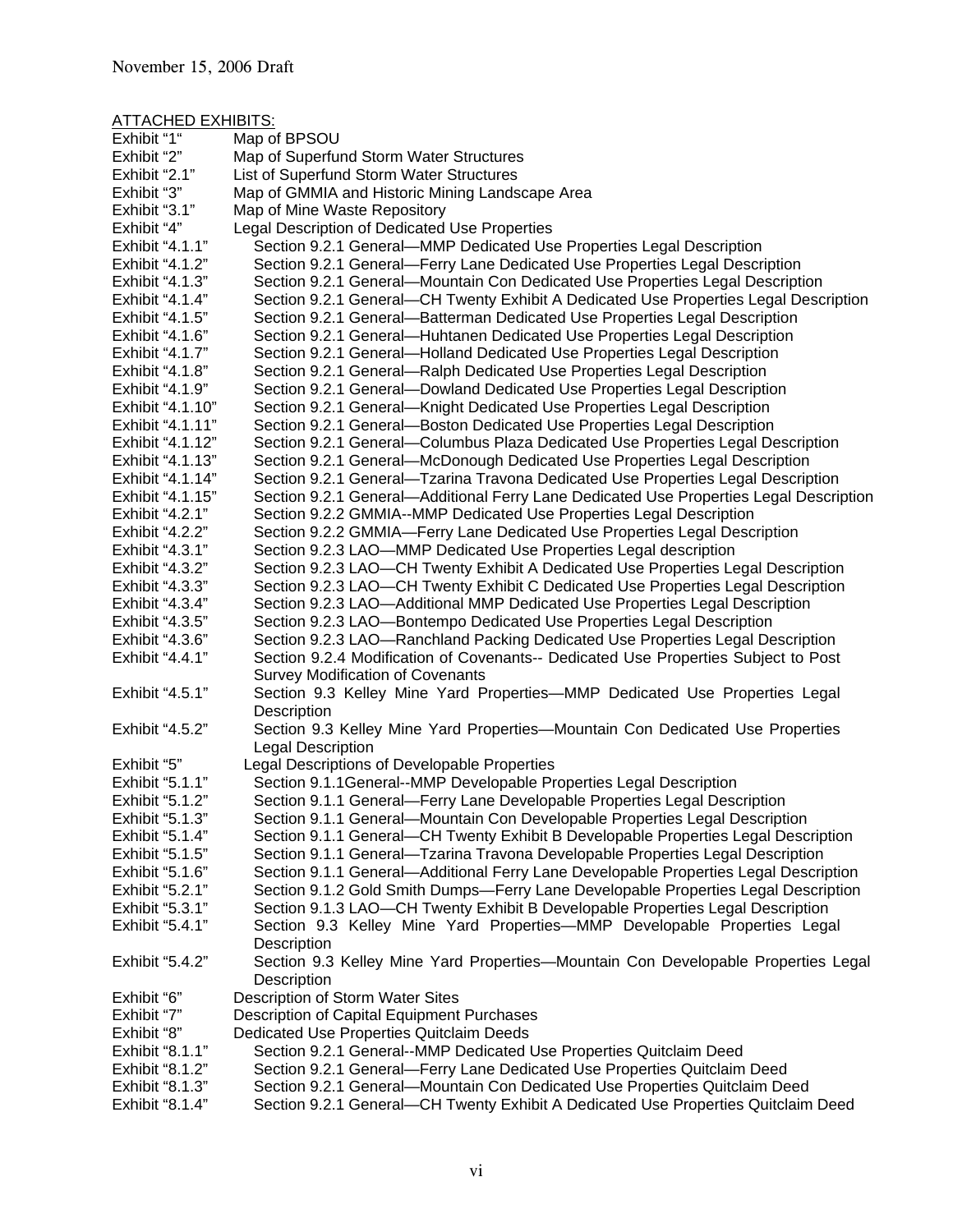November 15, 2006 Draft

ATTACHED EXHIBITS:

| | |
|---|---|
| Exhibit "1" | Map of BPSOU |
| Exhibit "2" | Map of Superfund Storm Water Structures |
| Exhibit "2.1" | List of Superfund Storm Water Structures |
| Exhibit "3" | Map of GMMIA and Historic Mining Landscape Area |
| Exhibit "3.1" | Map of Mine Waste Repository |
| Exhibit "4" | Legal Description of Dedicated Use Properties |
| Exhibit "4.1.1" | Section 9.2.1 General—MMP Dedicated Use Properties Legal Description |
| Exhibit "4.1.2" | Section 9.2.1 General—Ferry Lane Dedicated Use Properties Legal Description |
| Exhibit "4.1.3" | Section 9.2.1 General—Mountain Con Dedicated Use Properties Legal Description |
| Exhibit "4.1.4" | Section 9.2.1 General—CH Twenty Exhibit A Dedicated Use Properties Legal Description |
| Exhibit "4.1.5" | Section 9.2.1 General—Batterman Dedicated Use Properties Legal Description |
| Exhibit "4.1.6" | Section 9.2.1 General—Huhtanen Dedicated Use Properties Legal Description |
| Exhibit "4.1.7" | Section 9.2.1 General—Holland Dedicated Use Properties Legal Description |
| Exhibit "4.1.8" | Section 9.2.1 General—Ralph Dedicated Use Properties Legal Description |
| Exhibit "4.1.9" | Section 9.2.1 General—Dowland Dedicated Use Properties Legal Description |
| Exhibit "4.1.10" | Section 9.2.1 General—Knight Dedicated Use Properties Legal Description |
| Exhibit "4.1.11" | Section 9.2.1 General—Boston Dedicated Use Properties Legal Description |
| Exhibit "4.1.12" | Section 9.2.1 General—Columbus Plaza Dedicated Use Properties Legal Description |
| Exhibit "4.1.13" | Section 9.2.1 General—McDonough Dedicated Use Properties Legal Description |
| Exhibit "4.1.14" | Section 9.2.1 General—Tzarina Travona Dedicated Use Properties Legal Description |
| Exhibit "4.1.15" | Section 9.2.1 General—Additional Ferry Lane Dedicated Use Properties Legal Description |
| Exhibit "4.2.1" | Section 9.2.2 GMMIA--MMP Dedicated Use Properties Legal Description |
| Exhibit "4.2.2" | Section 9.2.2 GMMIA—Ferry Lane Dedicated Use Properties Legal Description |
| Exhibit "4.3.1" | Section 9.2.3 LAO—MMP Dedicated Use Properties Legal description |
| Exhibit "4.3.2" | Section 9.2.3 LAO—CH Twenty Exhibit A Dedicated Use Properties Legal Description |
| Exhibit "4.3.3" | Section 9.2.3 LAO—CH Twenty Exhibit C Dedicated Use Properties Legal Description |
| Exhibit "4.3.4" | Section 9.2.3 LAO—Additional MMP Dedicated Use Properties Legal Description |
| Exhibit "4.3.5" | Section 9.2.3 LAO—Bontempo Dedicated Use Properties Legal Description |
| Exhibit "4.3.6" | Section 9.2.3 LAO—Ranchland Packing Dedicated Use Properties Legal Description |
| Exhibit "4.4.1" | Section 9.2.4 Modification of Covenants-- Dedicated Use Properties Subject to Post Survey Modification of Covenants |
| Exhibit "4.5.1" | Section 9.3 Kelley Mine Yard Properties—MMP Dedicated Use Properties Legal Description |
| Exhibit "4.5.2" | Section 9.3 Kelley Mine Yard Properties—Mountain Con Dedicated Use Properties Legal Description |
| Exhibit "5" | Legal Descriptions of Developable Properties |
| Exhibit "5.1.1" | Section 9.1.1General--MMP Developable Properties Legal Description |
| Exhibit "5.1.2" | Section 9.1.1 General—Ferry Lane Developable Properties Legal Description |
| Exhibit "5.1.3" | Section 9.1.1 General—Mountain Con Developable Properties Legal Description |
| Exhibit "5.1.4" | Section 9.1.1 General—CH Twenty Exhibit B Developable Properties Legal Description |
| Exhibit "5.1.5" | Section 9.1.1 General—Tzarina Travona Developable Properties Legal Description |
| Exhibit "5.1.6" | Section 9.1.1 General—Additional Ferry Lane Developable Properties Legal Description |
| Exhibit "5.2.1" | Section 9.1.2 Gold Smith Dumps—Ferry Lane Developable Properties Legal Description |
| Exhibit "5.3.1" | Section 9.1.3 LAO—CH Twenty Exhibit B Developable Properties Legal Description |
| Exhibit "5.4.1" | Section 9.3 Kelley Mine Yard Properties—MMP Developable Properties Legal Description |
| Exhibit "5.4.2" | Section 9.3 Kelley Mine Yard Properties—Mountain Con Developable Properties Legal Description |
| Exhibit "6" | Description of Storm Water Sites |
| Exhibit "7" | Description of Capital Equipment Purchases |
| Exhibit "8" | Dedicated Use Properties Quitclaim Deeds |
| Exhibit "8.1.1" | Section 9.2.1 General--MMP Dedicated Use Properties Quitclaim Deed |
| Exhibit "8.1.2" | Section 9.2.1 General—Ferry Lane Dedicated Use Properties Quitclaim Deed |
| Exhibit "8.1.3" | Section 9.2.1 General—Mountain Con Dedicated Use Properties Quitclaim Deed |
| Exhibit "8.1.4" | Section 9.2.1 General—CH Twenty Exhibit A Dedicated Use Properties Quitclaim Deed |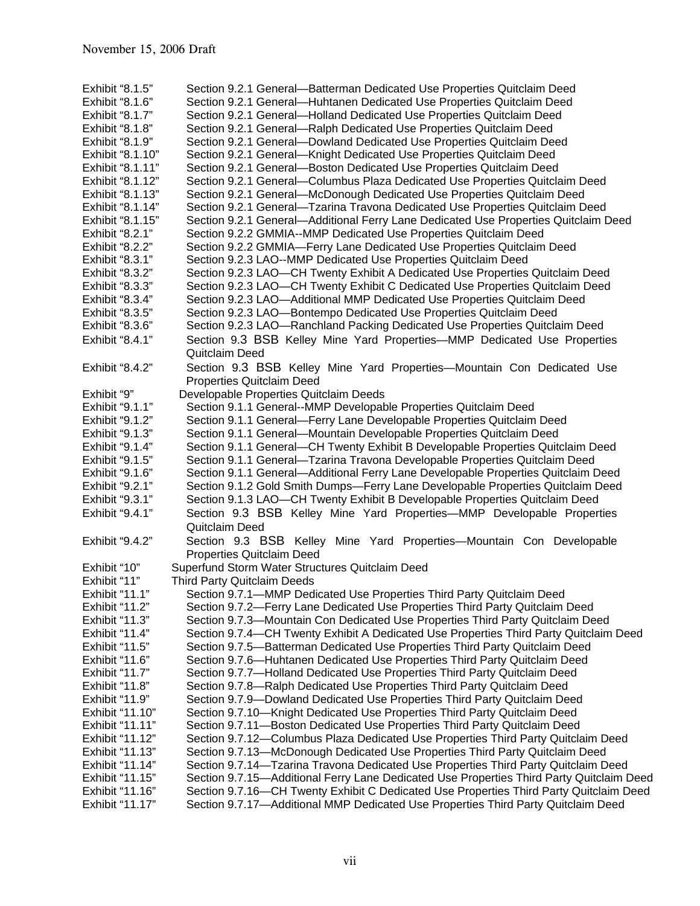| | |
|---|---|
| Exhibit "8.1.5" | Section 9.2.1 General—Batterman Dedicated Use Properties Quitclaim Deed |
| Exhibit "8.1.6" | Section 9.2.1 General—Huhtanen Dedicated Use Properties Quitclaim Deed |
| Exhibit "8.1.7" | Section 9.2.1 General—Holland Dedicated Use Properties Quitclaim Deed |
| Exhibit "8.1.8" | Section 9.2.1 General—Ralph Dedicated Use Properties Quitclaim Deed |
| Exhibit "8.1.9" | Section 9.2.1 General—Dowland Dedicated Use Properties Quitclaim Deed |
| Exhibit "8.1.10" | Section 9.2.1 General—Knight Dedicated Use Properties Quitclaim Deed |
| Exhibit "8.1.11" | Section 9.2.1 General—Boston Dedicated Use Properties Quitclaim Deed |
| Exhibit "8.1.12" | Section 9.2.1 General—Columbus Plaza Dedicated Use Properties Quitclaim Deed |
| Exhibit "8.1.13" | Section 9.2.1 General—McDonough Dedicated Use Properties Quitclaim Deed |
| Exhibit "8.1.14" | Section 9.2.1 General—Tzarina Travona Dedicated Use Properties Quitclaim Deed |
| Exhibit "8.1.15" | Section 9.2.1 General—Additional Ferry Lane Dedicated Use Properties Quitclaim Deed |
| Exhibit "8.2.1" | Section 9.2.2 GMMIA--MMP Dedicated Use Properties Quitclaim Deed |
| Exhibit "8.2.2" | Section 9.2.2 GMMIA—Ferry Lane Dedicated Use Properties Quitclaim Deed |
| Exhibit "8.3.1" | Section 9.2.3 LAO--MMP Dedicated Use Properties Quitclaim Deed |
| Exhibit "8.3.2" | Section 9.2.3 LAO—CH Twenty Exhibit A Dedicated Use Properties Quitclaim Deed |
| Exhibit "8.3.3" | Section 9.2.3 LAO—CH Twenty Exhibit C Dedicated Use Properties Quitclaim Deed |
| Exhibit "8.3.4" | Section 9.2.3 LAO—Additional MMP Dedicated Use Properties Quitclaim Deed |
| Exhibit "8.3.5" | Section 9.2.3 LAO—Bontempo Dedicated Use Properties Quitclaim Deed |
| Exhibit "8.3.6" | Section 9.2.3 LAO—Ranchland Packing Dedicated Use Properties Quitclaim Deed |
| Exhibit "8.4.1" | Section 9.3 BSB Kelley Mine Yard Properties—MMP Dedicated Use Properties Quitclaim Deed |
| Exhibit "8.4.2" | Section 9.3 BSB Kelley Mine Yard Properties—Mountain Con Dedicated Use Properties Quitclaim Deed |
| Exhibit "9" | Developable Properties Quitclaim Deeds |
| Exhibit "9.1.1" | Section 9.1.1 General--MMP Developable Properties Quitclaim Deed |
| Exhibit "9.1.2" | Section 9.1.1 General—Ferry Lane Developable Properties Quitclaim Deed |
| Exhibit "9.1.3" | Section 9.1.1 General—Mountain Developable Properties Quitclaim Deed |
| Exhibit "9.1.4" | Section 9.1.1 General—CH Twenty Exhibit B Developable Properties Quitclaim Deed |
| Exhibit "9.1.5" | Section 9.1.1 General—Tzarina Travona Developable Properties Quitclaim Deed |
| Exhibit "9.1.6" | Section 9.1.1 General—Additional Ferry Lane Developable Properties Quitclaim Deed |
| Exhibit "9.2.1" | Section 9.1.2 Gold Smith Dumps—Ferry Lane Developable Properties Quitclaim Deed |
| Exhibit "9.3.1" | Section 9.1.3 LAO—CH Twenty Exhibit B Developable Properties Quitclaim Deed |
| Exhibit "9.4.1" | Section 9.3 BSB Kelley Mine Yard Properties—MMP Developable Properties Quitclaim Deed |
| Exhibit "9.4.2" | Section 9.3 BSB Kelley Mine Yard Properties—Mountain Con Developable Properties Quitclaim Deed |
| Exhibit "10" | Superfund Storm Water Structures Quitclaim Deed |
| Exhibit "11" | Third Party Quitclaim Deeds |
| Exhibit "11.1" | Section 9.7.1—MMP Dedicated Use Properties Third Party Quitclaim Deed |
| Exhibit "11.2" | Section 9.7.2—Ferry Lane Dedicated Use Properties Third Party Quitclaim Deed |
| Exhibit "11.3" | Section 9.7.3—Mountain Con Dedicated Use Properties Third Party Quitclaim Deed |
| Exhibit "11.4" | Section 9.7.4—CH Twenty Exhibit A Dedicated Use Properties Third Party Quitclaim Deed |
| Exhibit "11.5" | Section 9.7.5—Batterman Dedicated Use Properties Third Party Quitclaim Deed |
| Exhibit "11.6" | Section 9.7.6—Huhtanen Dedicated Use Properties Third Party Quitclaim Deed |
| Exhibit "11.7" | Section 9.7.7—Holland Dedicated Use Properties Third Party Quitclaim Deed |
| Exhibit "11.8" | Section 9.7.8—Ralph Dedicated Use Properties Third Party Quitclaim Deed |
| Exhibit "11.9" | Section 9.7.9—Dowland Dedicated Use Properties Third Party Quitclaim Deed |
| Exhibit "11.10" | Section 9.7.10—Knight Dedicated Use Properties Third Party Quitclaim Deed |
| Exhibit "11.11" | Section 9.7.11—Boston Dedicated Use Properties Third Party Quitclaim Deed |
| Exhibit "11.12" | Section 9.7.12—Columbus Plaza Dedicated Use Properties Third Party Quitclaim Deed |
| Exhibit "11.13" | Section 9.7.13—McDonough Dedicated Use Properties Third Party Quitclaim Deed |
| Exhibit "11.14" | Section 9.7.14—Tzarina Travona Dedicated Use Properties Third Party Quitclaim Deed |
| Exhibit "11.15" | Section 9.7.15—Additional Ferry Lane Dedicated Use Properties Third Party Quitclaim Deed |
| Exhibit "11.16" | Section 9.7.16—CH Twenty Exhibit C Dedicated Use Properties Third Party Quitclaim Deed |
| Exhibit "11.17" | Section 9.7.17—Additional MMP Dedicated Use Properties Third Party Quitclaim Deed |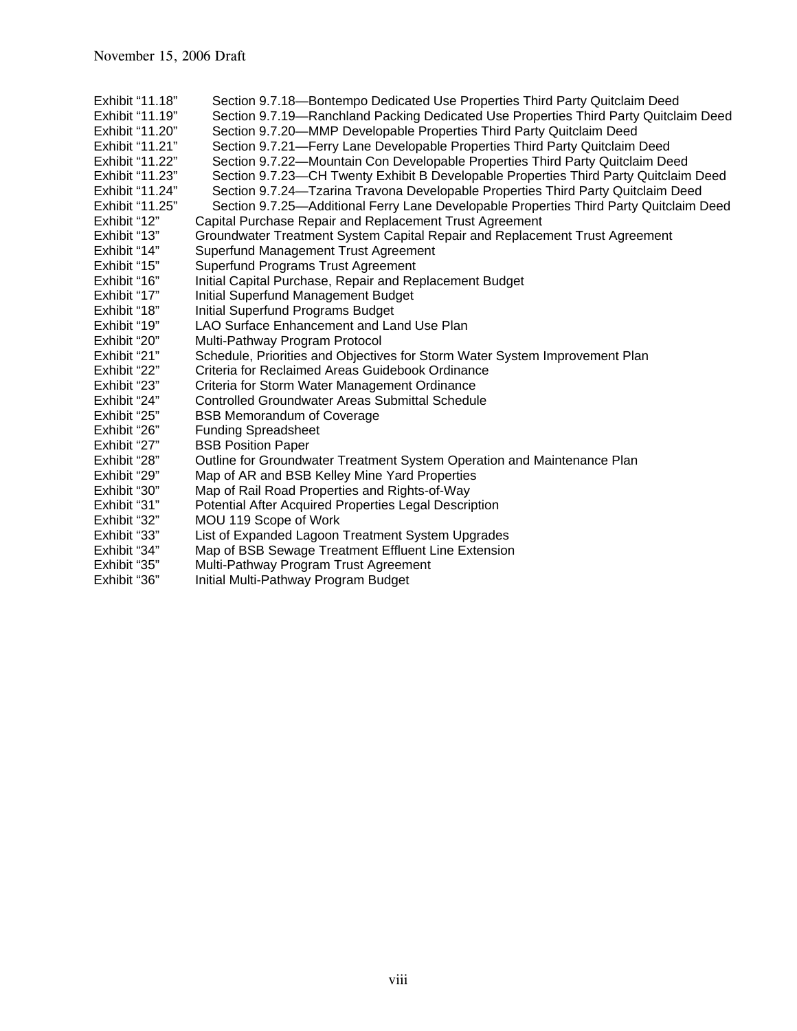Exhibit "11.18" Section 9.7.18—Bontempo Dedicated Use Properties Third Party Quitclaim Deed
Exhibit "11.19" Section 9.7.19—Ranchland Packing Dedicated Use Properties Third Party Quitclaim Deed
Exhibit "11.20" Section 9.7.20—MMP Developable Properties Third Party Quitclaim Deed
Exhibit "11.21" Section 9.7.21—Ferry Lane Developable Properties Third Party Quitclaim Deed
Exhibit "11.22" Section 9.7.22—Mountain Con Developable Properties Third Party Quitclaim Deed
Exhibit "11.23" Section 9.7.23—CH Twenty Exhibit B Developable Properties Third Party Quitclaim Deed
Exhibit "11.24" Section 9.7.24—Tzarina Travona Developable Properties Third Party Quitclaim Deed
Exhibit "11.25" Section 9.7.25—Additional Ferry Lane Developable Properties Third Party Quitclaim Deed
Exhibit "12" Capital Purchase Repair and Replacement Trust Agreement
Exhibit "13" Groundwater Treatment System Capital Repair and Replacement Trust Agreement
Exhibit "14" Superfund Management Trust Agreement
Exhibit "15" Superfund Programs Trust Agreement
Exhibit "16" Initial Capital Purchase, Repair and Replacement Budget
Exhibit "17" Initial Superfund Management Budget
Exhibit "18" Initial Superfund Programs Budget
Exhibit "19" LAO Surface Enhancement and Land Use Plan
Exhibit "20" Multi-Pathway Program Protocol
Exhibit "21" Schedule, Priorities and Objectives for Storm Water System Improvement Plan
Exhibit "22" Criteria for Reclaimed Areas Guidebook Ordinance
Exhibit "23" Criteria for Storm Water Management Ordinance
Exhibit "24" Controlled Groundwater Areas Submittal Schedule
Exhibit "25" BSB Memorandum of Coverage
Exhibit "26" Funding Spreadsheet
Exhibit "27" BSB Position Paper
Exhibit "28" Outline for Groundwater Treatment System Operation and Maintenance Plan
Exhibit "29" Map of AR and BSB Kelley Mine Yard Properties
Exhibit "30" Map of Rail Road Properties and Rights-of-Way
Exhibit "31" Potential After Acquired Properties Legal Description
Exhibit "32" MOU 119 Scope of Work
Exhibit "33" List of Expanded Lagoon Treatment System Upgrades
Exhibit "34" Map of BSB Sewage Treatment Effluent Line Extension
Exhibit "35" Multi-Pathway Program Trust Agreement
Exhibit "36" Initial Multi-Pathway Program Budget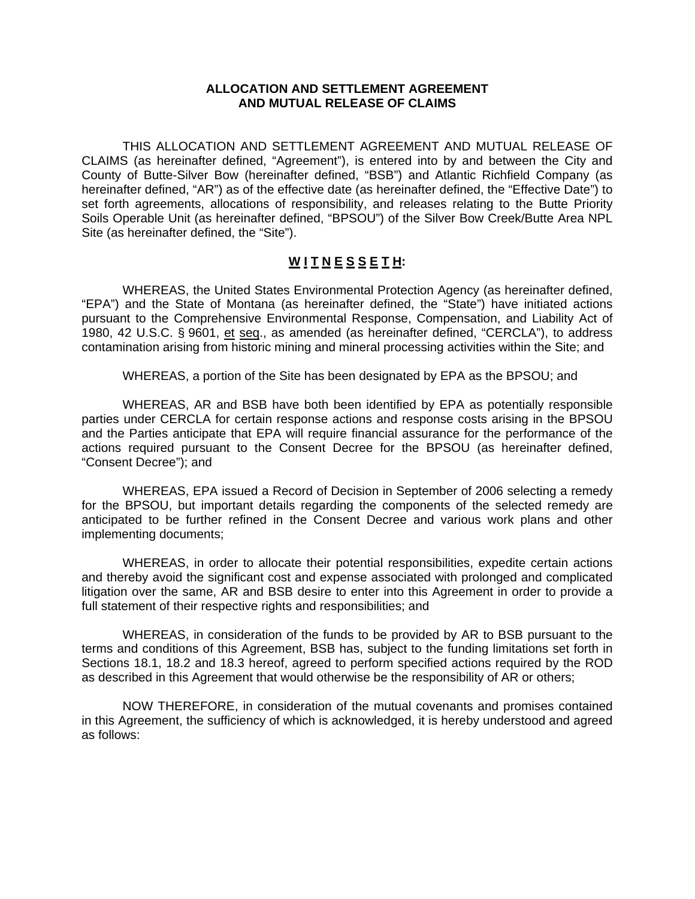**ALLOCATION AND SETTLEMENT AGREEMENT AND MUTUAL RELEASE OF CLAIMS**

THIS ALLOCATION AND SETTLEMENT AGREEMENT AND MUTUAL RELEASE OF CLAIMS (as hereinafter defined, "Agreement"), is entered into by and between the City and County of Butte-Silver Bow (hereinafter defined, "BSB") and Atlantic Richfield Company (as hereinafter defined, "AR") as of the effective date (as hereinafter defined, the "Effective Date") to set forth agreements, allocations of responsibility, and releases relating to the Butte Priority Soils Operable Unit (as hereinafter defined, "BPSOU") of the Silver Bow Creek/Butte Area NPL Site (as hereinafter defined, the "Site").

**W I T N E S S E T H:**

WHEREAS, the United States Environmental Protection Agency (as hereinafter defined, "EPA") and the State of Montana (as hereinafter defined, the "State") have initiated actions pursuant to the Comprehensive Environmental Response, Compensation, and Liability Act of 1980, 42 U.S.C. § 9601, et seq., as amended (as hereinafter defined, "CERCLA"), to address contamination arising from historic mining and mineral processing activities within the Site; and

WHEREAS, a portion of the Site has been designated by EPA as the BPSOU; and

WHEREAS, AR and BSB have both been identified by EPA as potentially responsible parties under CERCLA for certain response actions and response costs arising in the BPSOU and the Parties anticipate that EPA will require financial assurance for the performance of the actions required pursuant to the Consent Decree for the BPSOU (as hereinafter defined, "Consent Decree"); and

WHEREAS, EPA issued a Record of Decision in September of 2006 selecting a remedy for the BPSOU, but important details regarding the components of the selected remedy are anticipated to be further refined in the Consent Decree and various work plans and other implementing documents;

WHEREAS, in order to allocate their potential responsibilities, expedite certain actions and thereby avoid the significant cost and expense associated with prolonged and complicated litigation over the same, AR and BSB desire to enter into this Agreement in order to provide a full statement of their respective rights and responsibilities; and

WHEREAS, in consideration of the funds to be provided by AR to BSB pursuant to the terms and conditions of this Agreement, BSB has, subject to the funding limitations set forth in Sections 18.1, 18.2 and 18.3 hereof, agreed to perform specified actions required by the ROD as described in this Agreement that would otherwise be the responsibility of AR or others;

NOW THEREFORE, in consideration of the mutual covenants and promises contained in this Agreement, the sufficiency of which is acknowledged, it is hereby understood and agreed as follows: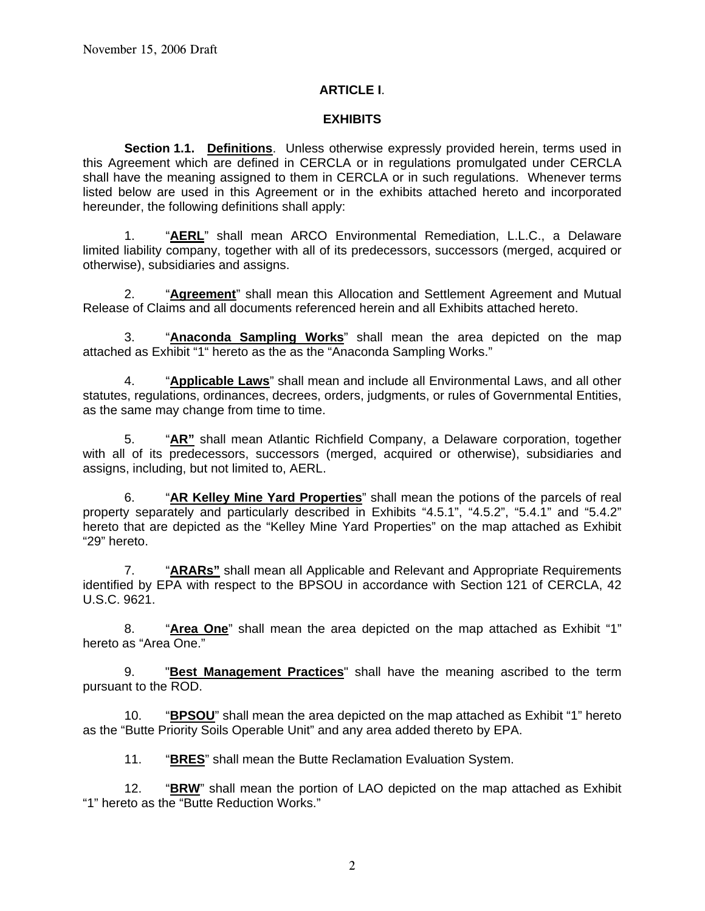November 15, 2006 Draft

**ARTICLE I**.

**EXHIBITS**

**Section 1.1. Definitions**. Unless otherwise expressly provided herein, terms used in this Agreement which are defined in CERCLA or in regulations promulgated under CERCLA shall have the meaning assigned to them in CERCLA or in such regulations. Whenever terms listed below are used in this Agreement or in the exhibits attached hereto and incorporated hereunder, the following definitions shall apply:

1. "**AERL**" shall mean ARCO Environmental Remediation, L.L.C., a Delaware limited liability company, together with all of its predecessors, successors (merged, acquired or otherwise), subsidiaries and assigns.

2. "**Agreement**" shall mean this Allocation and Settlement Agreement and Mutual Release of Claims and all documents referenced herein and all Exhibits attached hereto.

3. "**Anaconda Sampling Works**" shall mean the area depicted on the map attached as Exhibit "1" hereto as the as the "Anaconda Sampling Works."

4. "**Applicable Laws**" shall mean and include all Environmental Laws, and all other statutes, regulations, ordinances, decrees, orders, judgments, or rules of Governmental Entities, as the same may change from time to time.

5. "**AR"** shall mean Atlantic Richfield Company, a Delaware corporation, together with all of its predecessors, successors (merged, acquired or otherwise), subsidiaries and assigns, including, but not limited to, AERL.

6. "**AR Kelley Mine Yard Properties**" shall mean the potions of the parcels of real property separately and particularly described in Exhibits "4.5.1", "4.5.2", "5.4.1" and "5.4.2" hereto that are depicted as the "Kelley Mine Yard Properties" on the map attached as Exhibit "29" hereto.

7. "**ARARs"** shall mean all Applicable and Relevant and Appropriate Requirements identified by EPA with respect to the BPSOU in accordance with Section 121 of CERCLA, 42 U.S.C. 9621.

8. "**Area One**" shall mean the area depicted on the map attached as Exhibit "1" hereto as "Area One."

9. "**Best Management Practices**" shall have the meaning ascribed to the term pursuant to the ROD.

10. "**BPSOU**" shall mean the area depicted on the map attached as Exhibit "1" hereto as the "Butte Priority Soils Operable Unit" and any area added thereto by EPA.

11. "**BRES**" shall mean the Butte Reclamation Evaluation System.

12. "**BRW**" shall mean the portion of LAO depicted on the map attached as Exhibit "1" hereto as the "Butte Reduction Works."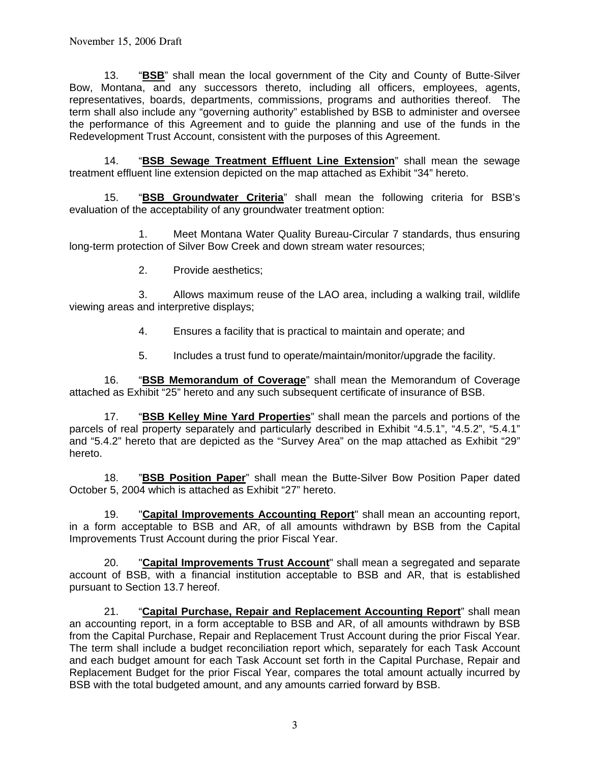November 15, 2006 Draft

13. "**BSB**" shall mean the local government of the City and County of Butte-Silver Bow, Montana, and any successors thereto, including all officers, employees, agents, representatives, boards, departments, commissions, programs and authorities thereof. The term shall also include any "governing authority" established by BSB to administer and oversee the performance of this Agreement and to guide the planning and use of the funds in the Redevelopment Trust Account, consistent with the purposes of this Agreement.

14. "**BSB Sewage Treatment Effluent Line Extension**" shall mean the sewage treatment effluent line extension depicted on the map attached as Exhibit "34" hereto.

15. "**BSB Groundwater Criteria**" shall mean the following criteria for BSB's evaluation of the acceptability of any groundwater treatment option:

1. Meet Montana Water Quality Bureau-Circular 7 standards, thus ensuring long-term protection of Silver Bow Creek and down stream water resources;

2. Provide aesthetics;

3. Allows maximum reuse of the LAO area, including a walking trail, wildlife viewing areas and interpretive displays;

4. Ensures a facility that is practical to maintain and operate; and

5. Includes a trust fund to operate/maintain/monitor/upgrade the facility.

16. "**BSB Memorandum of Coverage**" shall mean the Memorandum of Coverage attached as Exhibit "25" hereto and any such subsequent certificate of insurance of BSB.

17. "**BSB Kelley Mine Yard Properties**" shall mean the parcels and portions of the parcels of real property separately and particularly described in Exhibit "4.5.1", "4.5.2", "5.4.1" and "5.4.2" hereto that are depicted as the "Survey Area" on the map attached as Exhibit "29" hereto.

18. "**BSB Position Paper**" shall mean the Butte-Silver Bow Position Paper dated October 5, 2004 which is attached as Exhibit "27" hereto.

19. "**Capital Improvements Accounting Report**" shall mean an accounting report, in a form acceptable to BSB and AR, of all amounts withdrawn by BSB from the Capital Improvements Trust Account during the prior Fiscal Year.

20. "**Capital Improvements Trust Account**" shall mean a segregated and separate account of BSB, with a financial institution acceptable to BSB and AR, that is established pursuant to Section 13.7 hereof.

21. "**Capital Purchase, Repair and Replacement Accounting Report**" shall mean an accounting report, in a form acceptable to BSB and AR, of all amounts withdrawn by BSB from the Capital Purchase, Repair and Replacement Trust Account during the prior Fiscal Year. The term shall include a budget reconciliation report which, separately for each Task Account and each budget amount for each Task Account set forth in the Capital Purchase, Repair and Replacement Budget for the prior Fiscal Year, compares the total amount actually incurred by BSB with the total budgeted amount, and any amounts carried forward by BSB.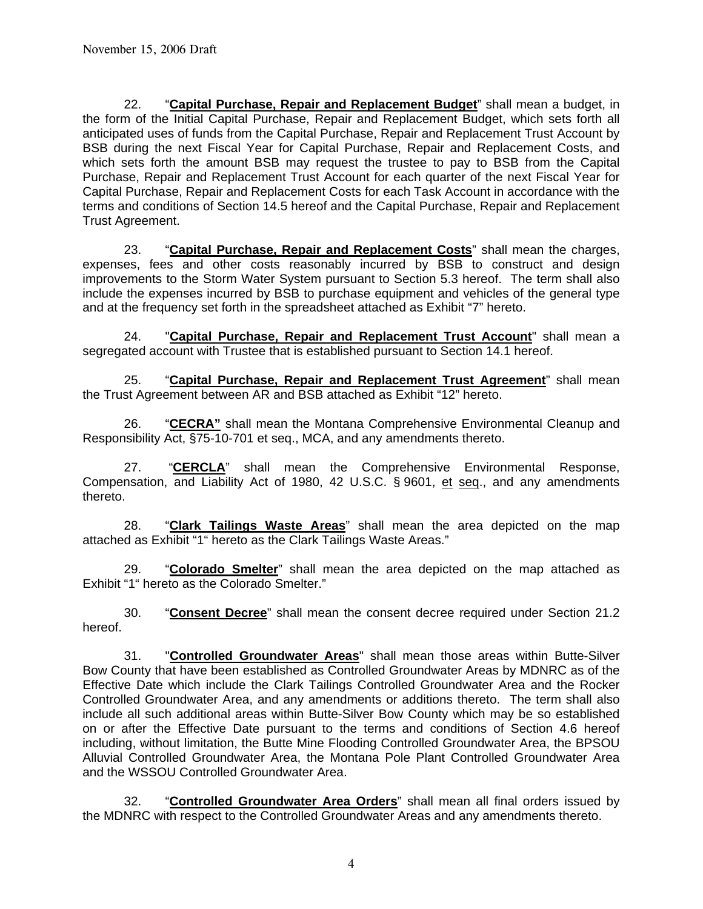22. "**Capital Purchase, Repair and Replacement Budget**" shall mean a budget, in the form of the Initial Capital Purchase, Repair and Replacement Budget, which sets forth all anticipated uses of funds from the Capital Purchase, Repair and Replacement Trust Account by BSB during the next Fiscal Year for Capital Purchase, Repair and Replacement Costs, and which sets forth the amount BSB may request the trustee to pay to BSB from the Capital Purchase, Repair and Replacement Trust Account for each quarter of the next Fiscal Year for Capital Purchase, Repair and Replacement Costs for each Task Account in accordance with the terms and conditions of Section 14.5 hereof and the Capital Purchase, Repair and Replacement Trust Agreement.

23. "**Capital Purchase, Repair and Replacement Costs**" shall mean the charges, expenses, fees and other costs reasonably incurred by BSB to construct and design improvements to the Storm Water System pursuant to Section 5.3 hereof. The term shall also include the expenses incurred by BSB to purchase equipment and vehicles of the general type and at the frequency set forth in the spreadsheet attached as Exhibit "7" hereto.

24. "**Capital Purchase, Repair and Replacement Trust Account**" shall mean a segregated account with Trustee that is established pursuant to Section 14.1 hereof.

25. "**Capital Purchase, Repair and Replacement Trust Agreement**" shall mean the Trust Agreement between AR and BSB attached as Exhibit "12" hereto.

26. "**CECRA"** shall mean the Montana Comprehensive Environmental Cleanup and Responsibility Act, §75-10-701 et seq., MCA, and any amendments thereto.

27. "**CERCLA**" shall mean the Comprehensive Environmental Response, Compensation, and Liability Act of 1980, 42 U.S.C. § 9601, et seq., and any amendments thereto.

28. "**Clark Tailings Waste Areas**" shall mean the area depicted on the map attached as Exhibit "1" hereto as the Clark Tailings Waste Areas."

29. "**Colorado Smelter**" shall mean the area depicted on the map attached as Exhibit "1" hereto as the Colorado Smelter."

30. "**Consent Decree**" shall mean the consent decree required under Section 21.2 hereof.

31. "**Controlled Groundwater Areas**" shall mean those areas within Butte-Silver Bow County that have been established as Controlled Groundwater Areas by MDNRC as of the Effective Date which include the Clark Tailings Controlled Groundwater Area and the Rocker Controlled Groundwater Area, and any amendments or additions thereto. The term shall also include all such additional areas within Butte-Silver Bow County which may be so established on or after the Effective Date pursuant to the terms and conditions of Section 4.6 hereof including, without limitation, the Butte Mine Flooding Controlled Groundwater Area, the BPSOU Alluvial Controlled Groundwater Area, the Montana Pole Plant Controlled Groundwater Area and the WSSOU Controlled Groundwater Area.

32. "**Controlled Groundwater Area Orders**" shall mean all final orders issued by the MDNRC with respect to the Controlled Groundwater Areas and any amendments thereto.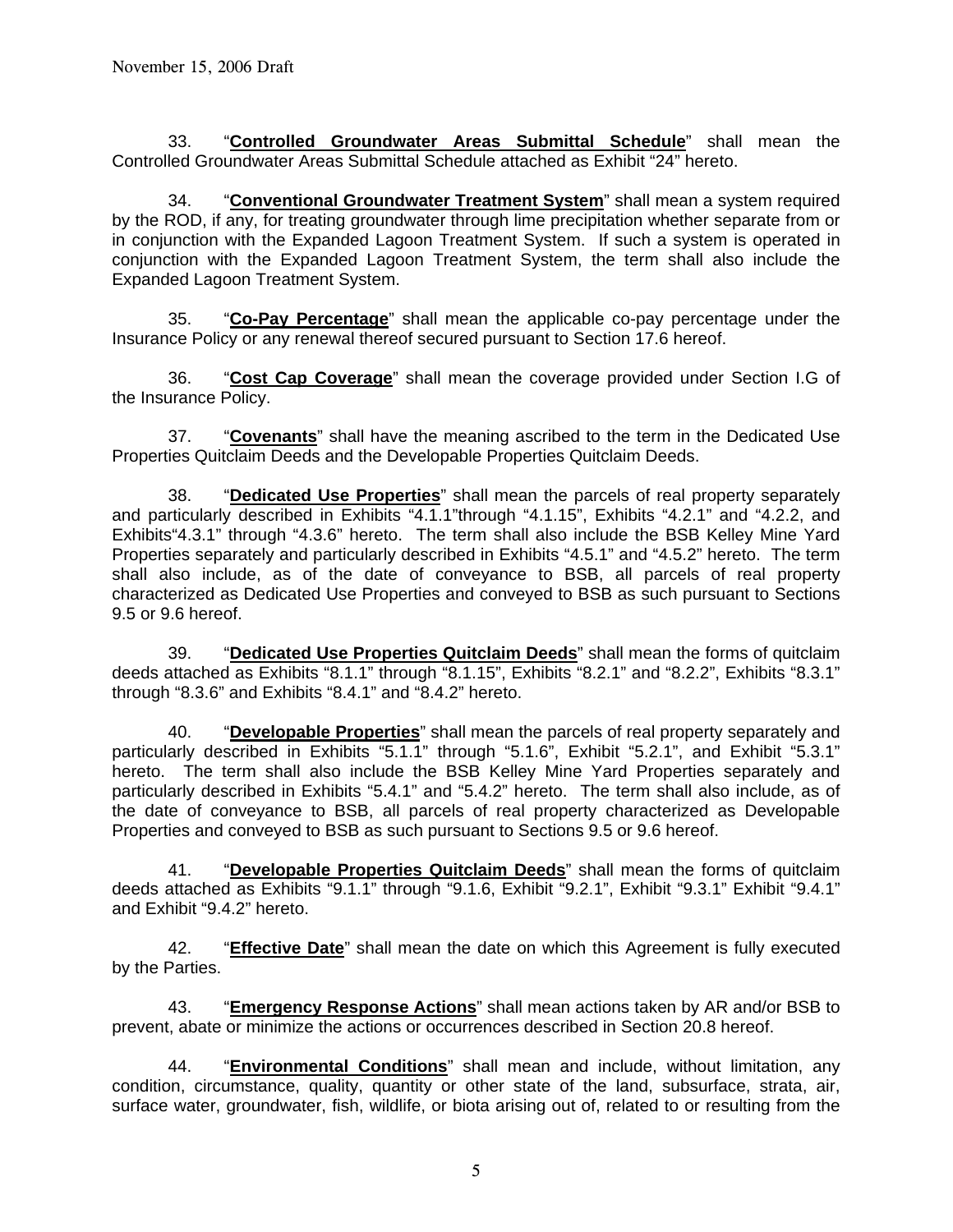33. "**<u>Controlled Groundwater Areas Submittal Schedule</u>**" shall mean the Controlled Groundwater Areas Submittal Schedule attached as Exhibit "24" hereto.

34. "**<u>Conventional Groundwater Treatment System</u>**" shall mean a system required by the ROD, if any, for treating groundwater through lime precipitation whether separate from or in conjunction with the Expanded Lagoon Treatment System. If such a system is operated in conjunction with the Expanded Lagoon Treatment System, the term shall also include the Expanded Lagoon Treatment System.

35. "**<u>Co-Pay Percentage</u>**" shall mean the applicable co-pay percentage under the Insurance Policy or any renewal thereof secured pursuant to Section 17.6 hereof.

36. "**<u>Cost Cap Coverage</u>**" shall mean the coverage provided under Section I.G of the Insurance Policy.

37. "**<u>Covenants</u>**" shall have the meaning ascribed to the term in the Dedicated Use Properties Quitclaim Deeds and the Developable Properties Quitclaim Deeds.

38. "**<u>Dedicated Use Properties</u>**" shall mean the parcels of real property separately and particularly described in Exhibits "4.1.1"through "4.1.15", Exhibits "4.2.1" and "4.2.2, and Exhibits"4.3.1" through "4.3.6" hereto. The term shall also include the BSB Kelley Mine Yard Properties separately and particularly described in Exhibits "4.5.1" and "4.5.2" hereto. The term shall also include, as of the date of conveyance to BSB, all parcels of real property characterized as Dedicated Use Properties and conveyed to BSB as such pursuant to Sections 9.5 or 9.6 hereof.

39. "**<u>Dedicated Use Properties Quitclaim Deeds</u>**" shall mean the forms of quitclaim deeds attached as Exhibits "8.1.1" through "8.1.15", Exhibits "8.2.1" and "8.2.2", Exhibits "8.3.1" through "8.3.6" and Exhibits "8.4.1" and "8.4.2" hereto.

40. "**<u>Developable Properties</u>**" shall mean the parcels of real property separately and particularly described in Exhibits "5.1.1" through "5.1.6", Exhibit "5.2.1", and Exhibit "5.3.1" hereto. The term shall also include the BSB Kelley Mine Yard Properties separately and particularly described in Exhibits "5.4.1" and "5.4.2" hereto. The term shall also include, as of the date of conveyance to BSB, all parcels of real property characterized as Developable Properties and conveyed to BSB as such pursuant to Sections 9.5 or 9.6 hereof.

41. "**<u>Developable Properties Quitclaim Deeds</u>**" shall mean the forms of quitclaim deeds attached as Exhibits "9.1.1" through "9.1.6, Exhibit "9.2.1", Exhibit "9.3.1" Exhibit "9.4.1" and Exhibit "9.4.2" hereto.

42. "**<u>Effective Date</u>**" shall mean the date on which this Agreement is fully executed by the Parties.

43. "**<u>Emergency Response Actions</u>**" shall mean actions taken by AR and/or BSB to prevent, abate or minimize the actions or occurrences described in Section 20.8 hereof.

44. "**<u>Environmental Conditions</u>**" shall mean and include, without limitation, any condition, circumstance, quality, quantity or other state of the land, subsurface, strata, air, surface water, groundwater, fish, wildlife, or biota arising out of, related to or resulting from the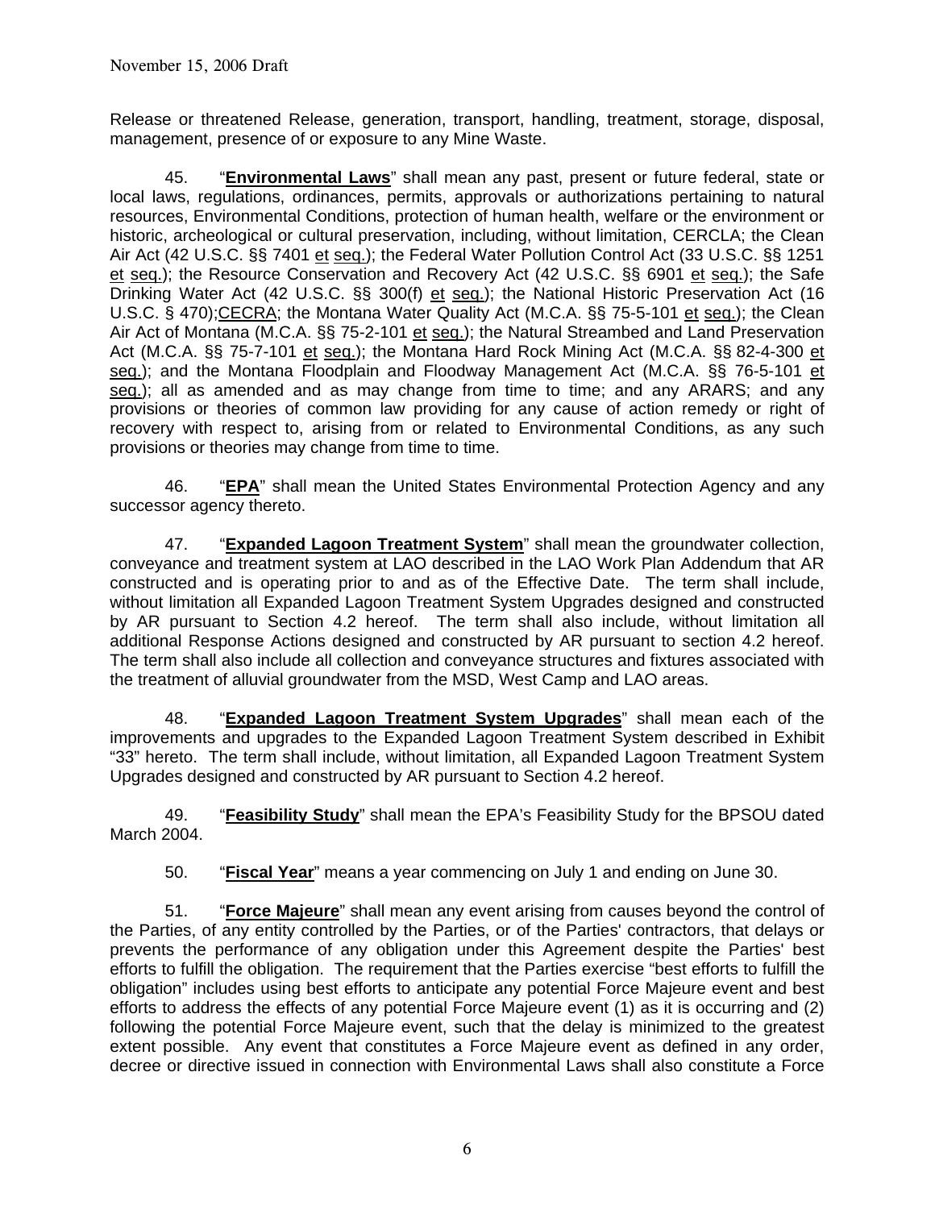November 15, 2006 Draft

Release or threatened Release, generation, transport, handling, treatment, storage, disposal, management, presence of or exposure to any Mine Waste.

45. "**Environmental Laws**" shall mean any past, present or future federal, state or local laws, regulations, ordinances, permits, approvals or authorizations pertaining to natural resources, Environmental Conditions, protection of human health, welfare or the environment or historic, archeological or cultural preservation, including, without limitation, CERCLA; the Clean Air Act (42 U.S.C. §§ 7401 et seq.); the Federal Water Pollution Control Act (33 U.S.C. §§ 1251 et seq.); the Resource Conservation and Recovery Act (42 U.S.C. §§ 6901 et seq.); the Safe Drinking Water Act (42 U.S.C. §§ 300(f) et seq.); the National Historic Preservation Act (16 U.S.C. § 470);CECRA; the Montana Water Quality Act (M.C.A. §§ 75-5-101 et seq.); the Clean Air Act of Montana (M.C.A. §§ 75-2-101 et seq.); the Natural Streambed and Land Preservation Act (M.C.A. §§ 75-7-101 et seq.); the Montana Hard Rock Mining Act (M.C.A. §§ 82-4-300 et seq.); and the Montana Floodplain and Floodway Management Act (M.C.A. §§ 76-5-101 et seq.); all as amended and as may change from time to time; and any ARARS; and any provisions or theories of common law providing for any cause of action remedy or right of recovery with respect to, arising from or related to Environmental Conditions, as any such provisions or theories may change from time to time.

46. "**EPA**" shall mean the United States Environmental Protection Agency and any successor agency thereto.

47. "**Expanded Lagoon Treatment System**" shall mean the groundwater collection, conveyance and treatment system at LAO described in the LAO Work Plan Addendum that AR constructed and is operating prior to and as of the Effective Date. The term shall include, without limitation all Expanded Lagoon Treatment System Upgrades designed and constructed by AR pursuant to Section 4.2 hereof. The term shall also include, without limitation all additional Response Actions designed and constructed by AR pursuant to section 4.2 hereof. The term shall also include all collection and conveyance structures and fixtures associated with the treatment of alluvial groundwater from the MSD, West Camp and LAO areas.

48. "**Expanded Lagoon Treatment System Upgrades**" shall mean each of the improvements and upgrades to the Expanded Lagoon Treatment System described in Exhibit "33" hereto. The term shall include, without limitation, all Expanded Lagoon Treatment System Upgrades designed and constructed by AR pursuant to Section 4.2 hereof.

49. "**Feasibility Study**" shall mean the EPA's Feasibility Study for the BPSOU dated March 2004.

50. "**Fiscal Year**" means a year commencing on July 1 and ending on June 30.

51. "**Force Majeure**" shall mean any event arising from causes beyond the control of the Parties, of any entity controlled by the Parties, or of the Parties' contractors, that delays or prevents the performance of any obligation under this Agreement despite the Parties' best efforts to fulfill the obligation. The requirement that the Parties exercise "best efforts to fulfill the obligation" includes using best efforts to anticipate any potential Force Majeure event and best efforts to address the effects of any potential Force Majeure event (1) as it is occurring and (2) following the potential Force Majeure event, such that the delay is minimized to the greatest extent possible. Any event that constitutes a Force Majeure event as defined in any order, decree or directive issued in connection with Environmental Laws shall also constitute a Force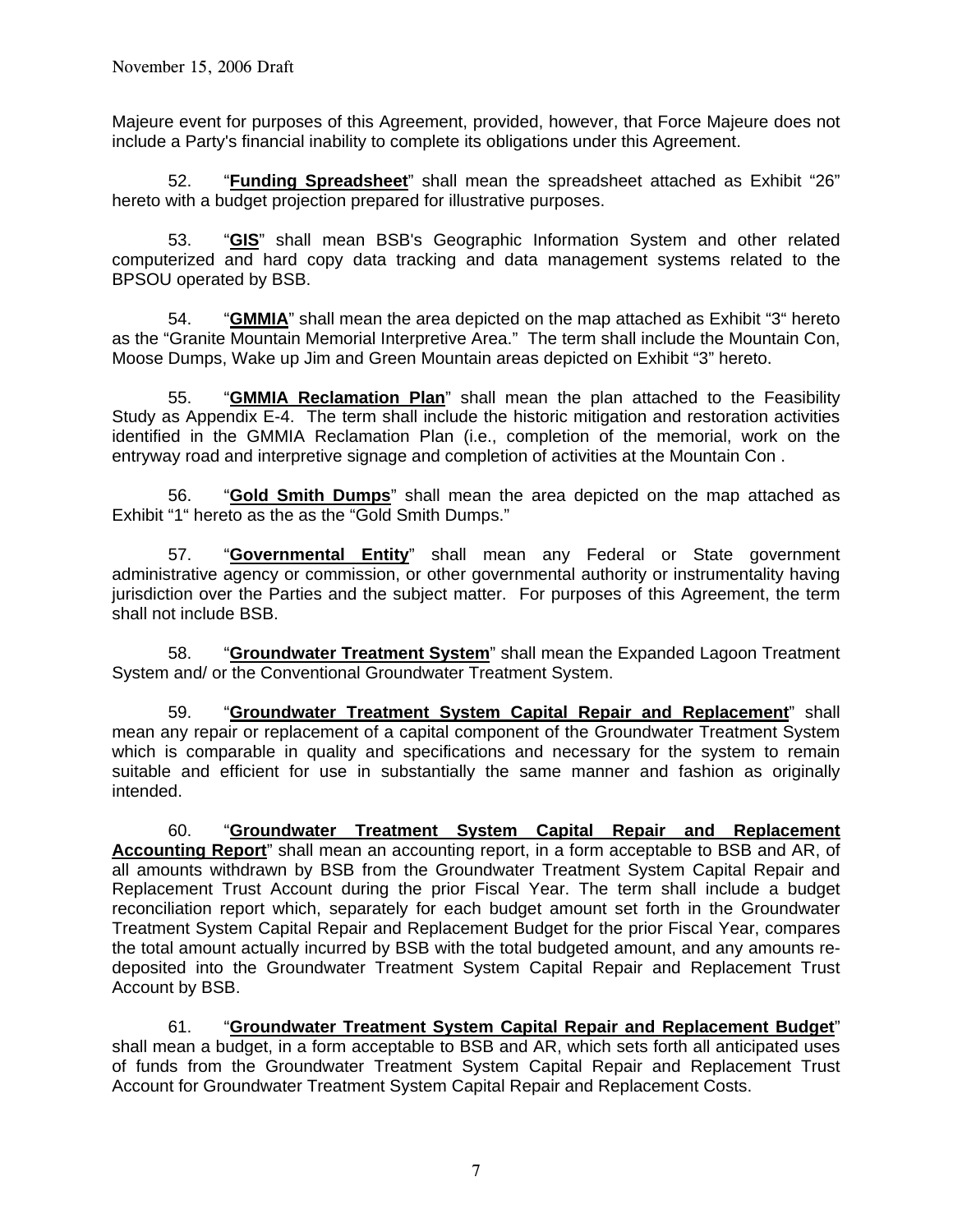Majeure event for purposes of this Agreement, provided, however, that Force Majeure does not include a Party's financial inability to complete its obligations under this Agreement.

52. "**Funding Spreadsheet**" shall mean the spreadsheet attached as Exhibit "26" hereto with a budget projection prepared for illustrative purposes.

53. "**GIS**" shall mean BSB's Geographic Information System and other related computerized and hard copy data tracking and data management systems related to the BPSOU operated by BSB.

54. "**GMMIA**" shall mean the area depicted on the map attached as Exhibit "3" hereto as the "Granite Mountain Memorial Interpretive Area." The term shall include the Mountain Con, Moose Dumps, Wake up Jim and Green Mountain areas depicted on Exhibit "3" hereto.

55. "**GMMIA Reclamation Plan**" shall mean the plan attached to the Feasibility Study as Appendix E-4. The term shall include the historic mitigation and restoration activities identified in the GMMIA Reclamation Plan (i.e., completion of the memorial, work on the entryway road and interpretive signage and completion of activities at the Mountain Con .

56. "**Gold Smith Dumps**" shall mean the area depicted on the map attached as Exhibit "1" hereto as the as the "Gold Smith Dumps."

57. "**Governmental Entity**" shall mean any Federal or State government administrative agency or commission, or other governmental authority or instrumentality having jurisdiction over the Parties and the subject matter. For purposes of this Agreement, the term shall not include BSB.

58. "**Groundwater Treatment System**" shall mean the Expanded Lagoon Treatment System and/ or the Conventional Groundwater Treatment System.

59. "**Groundwater Treatment System Capital Repair and Replacement**" shall mean any repair or replacement of a capital component of the Groundwater Treatment System which is comparable in quality and specifications and necessary for the system to remain suitable and efficient for use in substantially the same manner and fashion as originally intended.

60. "**Groundwater Treatment System Capital Repair and Replacement Accounting Report**" shall mean an accounting report, in a form acceptable to BSB and AR, of all amounts withdrawn by BSB from the Groundwater Treatment System Capital Repair and Replacement Trust Account during the prior Fiscal Year. The term shall include a budget reconciliation report which, separately for each budget amount set forth in the Groundwater Treatment System Capital Repair and Replacement Budget for the prior Fiscal Year, compares the total amount actually incurred by BSB with the total budgeted amount, and any amounts re-deposited into the Groundwater Treatment System Capital Repair and Replacement Trust Account by BSB.

61. "**Groundwater Treatment System Capital Repair and Replacement Budget**" shall mean a budget, in a form acceptable to BSB and AR, which sets forth all anticipated uses of funds from the Groundwater Treatment System Capital Repair and Replacement Trust Account for Groundwater Treatment System Capital Repair and Replacement Costs.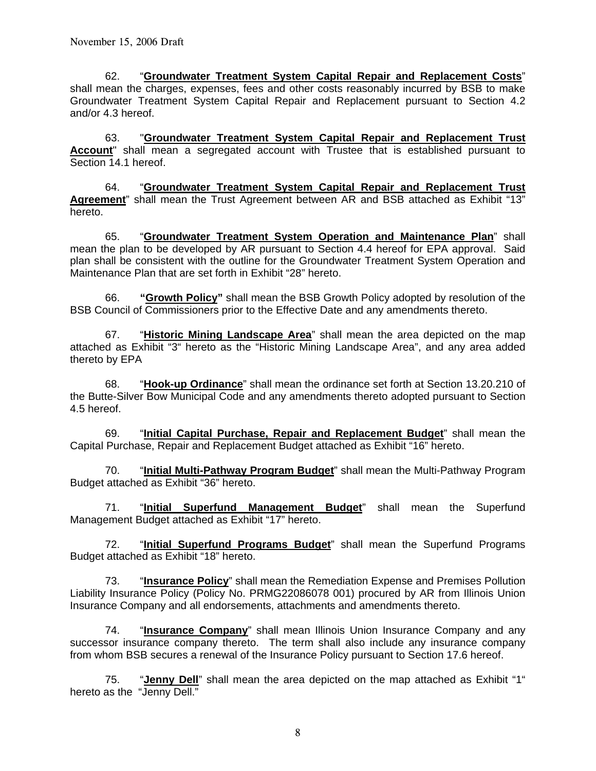November 15, 2006 Draft

62. "**Groundwater Treatment System Capital Repair and Replacement Costs**" shall mean the charges, expenses, fees and other costs reasonably incurred by BSB to make Groundwater Treatment System Capital Repair and Replacement pursuant to Section 4.2 and/or 4.3 hereof.

63. "**Groundwater Treatment System Capital Repair and Replacement Trust Account**" shall mean a segregated account with Trustee that is established pursuant to Section 14.1 hereof.

64. "**Groundwater Treatment System Capital Repair and Replacement Trust Agreement**" shall mean the Trust Agreement between AR and BSB attached as Exhibit "13" hereto.

65. "**Groundwater Treatment System Operation and Maintenance Plan**" shall mean the plan to be developed by AR pursuant to Section 4.4 hereof for EPA approval. Said plan shall be consistent with the outline for the Groundwater Treatment System Operation and Maintenance Plan that are set forth in Exhibit "28" hereto.

66. **"Growth Policy"** shall mean the BSB Growth Policy adopted by resolution of the BSB Council of Commissioners prior to the Effective Date and any amendments thereto.

67. "**Historic Mining Landscape Area**" shall mean the area depicted on the map attached as Exhibit "3" hereto as the "Historic Mining Landscape Area", and any area added thereto by EPA

68. "**Hook-up Ordinance**" shall mean the ordinance set forth at Section 13.20.210 of the Butte-Silver Bow Municipal Code and any amendments thereto adopted pursuant to Section 4.5 hereof.

69. "**Initial Capital Purchase, Repair and Replacement Budget**" shall mean the Capital Purchase, Repair and Replacement Budget attached as Exhibit "16" hereto.

70. "**Initial Multi-Pathway Program Budget**" shall mean the Multi-Pathway Program Budget attached as Exhibit "36" hereto.

71. "**Initial Superfund Management Budget**" shall mean the Superfund Management Budget attached as Exhibit "17" hereto.

72. "**Initial Superfund Programs Budget**" shall mean the Superfund Programs Budget attached as Exhibit "18" hereto.

73. "**Insurance Policy**" shall mean the Remediation Expense and Premises Pollution Liability Insurance Policy (Policy No. PRMG22086078 001) procured by AR from Illinois Union Insurance Company and all endorsements, attachments and amendments thereto.

74. "**Insurance Company**" shall mean Illinois Union Insurance Company and any successor insurance company thereto. The term shall also include any insurance company from whom BSB secures a renewal of the Insurance Policy pursuant to Section 17.6 hereof.

75. "**Jenny Dell**" shall mean the area depicted on the map attached as Exhibit "1" hereto as the "Jenny Dell."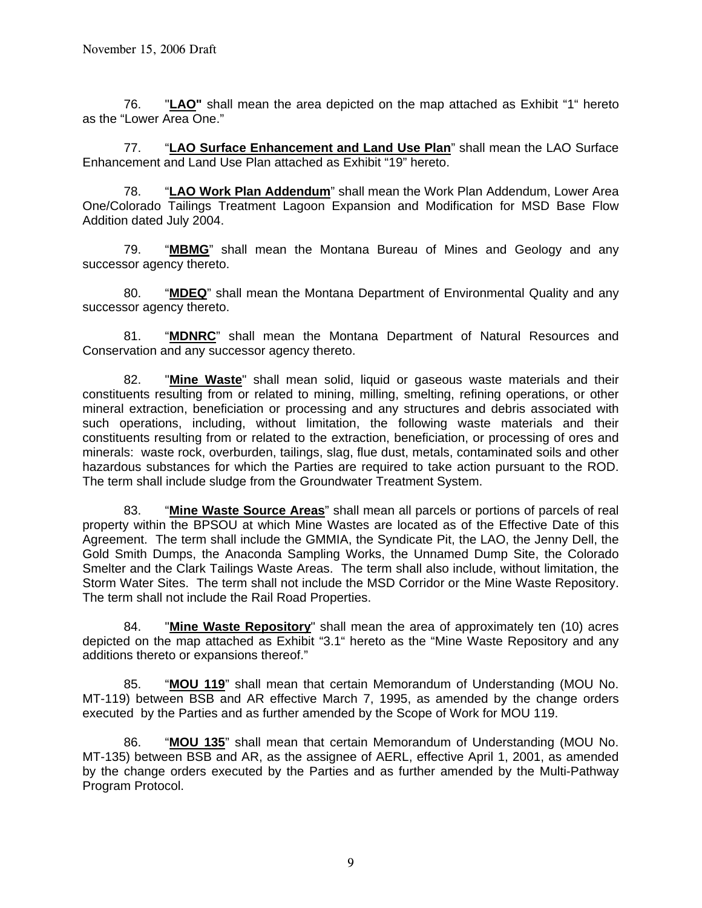76. "**<u>LAO</u>"** shall mean the area depicted on the map attached as Exhibit "1" hereto as the "Lower Area One."

77. "**<u>LAO Surface Enhancement and Land Use Plan</u>**" shall mean the LAO Surface Enhancement and Land Use Plan attached as Exhibit "19" hereto.

78. "**<u>LAO Work Plan Addendum</u>**" shall mean the Work Plan Addendum, Lower Area One/Colorado Tailings Treatment Lagoon Expansion and Modification for MSD Base Flow Addition dated July 2004.

79. "**<u>MBMG</u>**" shall mean the Montana Bureau of Mines and Geology and any successor agency thereto.

80. "**<u>MDEQ</u>**" shall mean the Montana Department of Environmental Quality and any successor agency thereto.

81. "**<u>MDNRC</u>**" shall mean the Montana Department of Natural Resources and Conservation and any successor agency thereto.

82. "**<u>Mine Waste</u>**" shall mean solid, liquid or gaseous waste materials and their constituents resulting from or related to mining, milling, smelting, refining operations, or other mineral extraction, beneficiation or processing and any structures and debris associated with such operations, including, without limitation, the following waste materials and their constituents resulting from or related to the extraction, beneficiation, or processing of ores and minerals: waste rock, overburden, tailings, slag, flue dust, metals, contaminated soils and other hazardous substances for which the Parties are required to take action pursuant to the ROD. The term shall include sludge from the Groundwater Treatment System.

83. "**<u>Mine Waste Source Areas</u>**" shall mean all parcels or portions of parcels of real property within the BPSOU at which Mine Wastes are located as of the Effective Date of this Agreement. The term shall include the GMMIA, the Syndicate Pit, the LAO, the Jenny Dell, the Gold Smith Dumps, the Anaconda Sampling Works, the Unnamed Dump Site, the Colorado Smelter and the Clark Tailings Waste Areas. The term shall also include, without limitation, the Storm Water Sites. The term shall not include the MSD Corridor or the Mine Waste Repository. The term shall not include the Rail Road Properties.

84. "**<u>Mine Waste Repository</u>**" shall mean the area of approximately ten (10) acres depicted on the map attached as Exhibit "3.1" hereto as the "Mine Waste Repository and any additions thereto or expansions thereof."

85. "**<u>MOU 119</u>**" shall mean that certain Memorandum of Understanding (MOU No. MT-119) between BSB and AR effective March 7, 1995, as amended by the change orders executed by the Parties and as further amended by the Scope of Work for MOU 119.

86. "**<u>MOU 135</u>**" shall mean that certain Memorandum of Understanding (MOU No. MT-135) between BSB and AR, as the assignee of AERL, effective April 1, 2001, as amended by the change orders executed by the Parties and as further amended by the Multi-Pathway Program Protocol.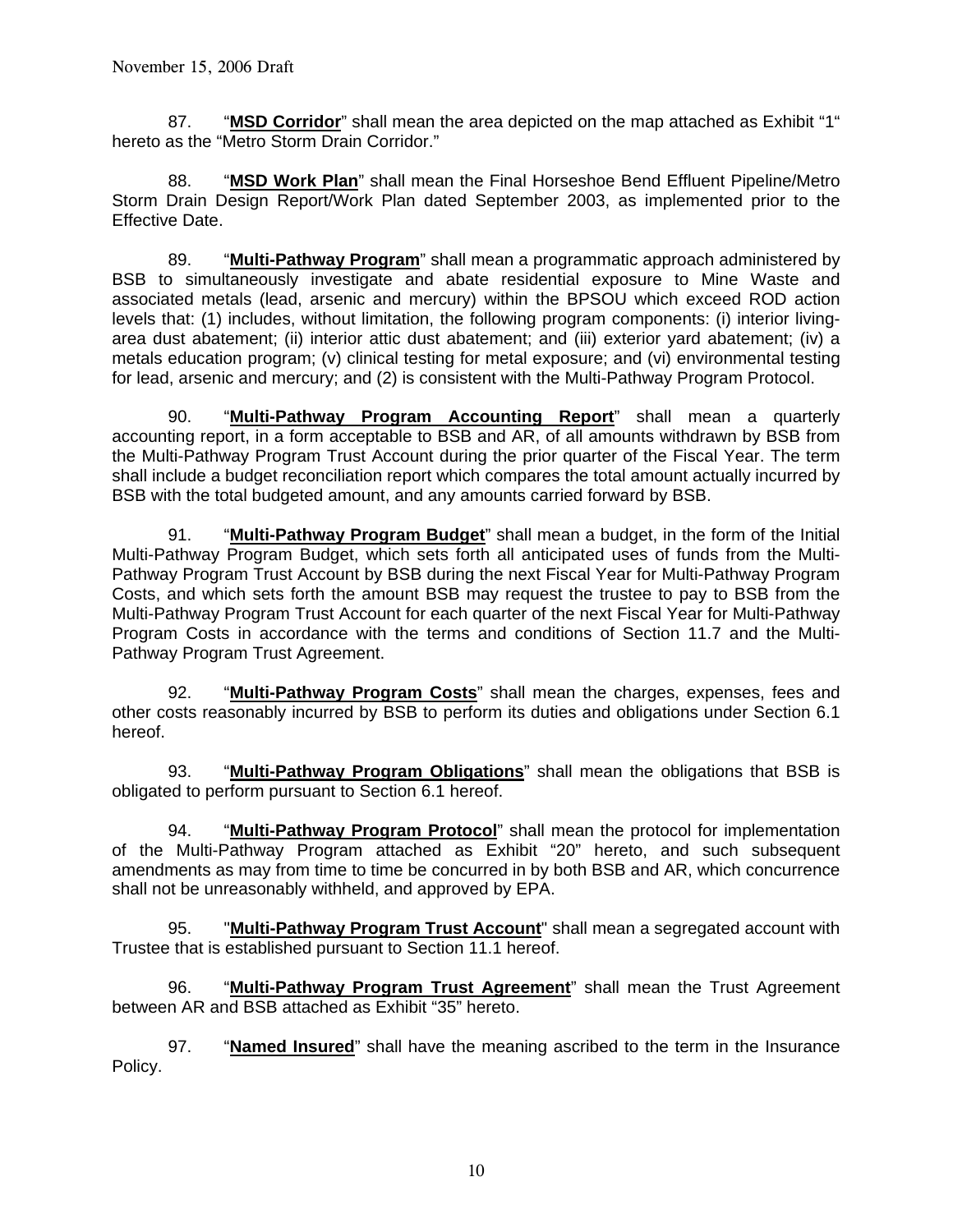87. "**MSD Corridor**" shall mean the area depicted on the map attached as Exhibit "1" hereto as the "Metro Storm Drain Corridor."

88. "**MSD Work Plan**" shall mean the Final Horseshoe Bend Effluent Pipeline/Metro Storm Drain Design Report/Work Plan dated September 2003, as implemented prior to the Effective Date.

89. "**Multi-Pathway Program**" shall mean a programmatic approach administered by BSB to simultaneously investigate and abate residential exposure to Mine Waste and associated metals (lead, arsenic and mercury) within the BPSOU which exceed ROD action levels that: (1) includes, without limitation, the following program components: (i) interior living-area dust abatement; (ii) interior attic dust abatement; and (iii) exterior yard abatement; (iv) a metals education program; (v) clinical testing for metal exposure; and (vi) environmental testing for lead, arsenic and mercury; and (2) is consistent with the Multi-Pathway Program Protocol.

90. "**Multi-Pathway Program Accounting Report**" shall mean a quarterly accounting report, in a form acceptable to BSB and AR, of all amounts withdrawn by BSB from the Multi-Pathway Program Trust Account during the prior quarter of the Fiscal Year. The term shall include a budget reconciliation report which compares the total amount actually incurred by BSB with the total budgeted amount, and any amounts carried forward by BSB.

91. "**Multi-Pathway Program Budget**" shall mean a budget, in the form of the Initial Multi-Pathway Program Budget, which sets forth all anticipated uses of funds from the Multi-Pathway Program Trust Account by BSB during the next Fiscal Year for Multi-Pathway Program Costs, and which sets forth the amount BSB may request the trustee to pay to BSB from the Multi-Pathway Program Trust Account for each quarter of the next Fiscal Year for Multi-Pathway Program Costs in accordance with the terms and conditions of Section 11.7 and the Multi-Pathway Program Trust Agreement.

92. "**Multi-Pathway Program Costs**" shall mean the charges, expenses, fees and other costs reasonably incurred by BSB to perform its duties and obligations under Section 6.1 hereof.

93. "**Multi-Pathway Program Obligations**" shall mean the obligations that BSB is obligated to perform pursuant to Section 6.1 hereof.

94. "**Multi-Pathway Program Protocol**" shall mean the protocol for implementation of the Multi-Pathway Program attached as Exhibit "20" hereto, and such subsequent amendments as may from time to time be concurred in by both BSB and AR, which concurrence shall not be unreasonably withheld, and approved by EPA.

95. "**Multi-Pathway Program Trust Account**" shall mean a segregated account with Trustee that is established pursuant to Section 11.1 hereof.

96. "**Multi-Pathway Program Trust Agreement**" shall mean the Trust Agreement between AR and BSB attached as Exhibit "35" hereto.

97. "**Named Insured**" shall have the meaning ascribed to the term in the Insurance Policy.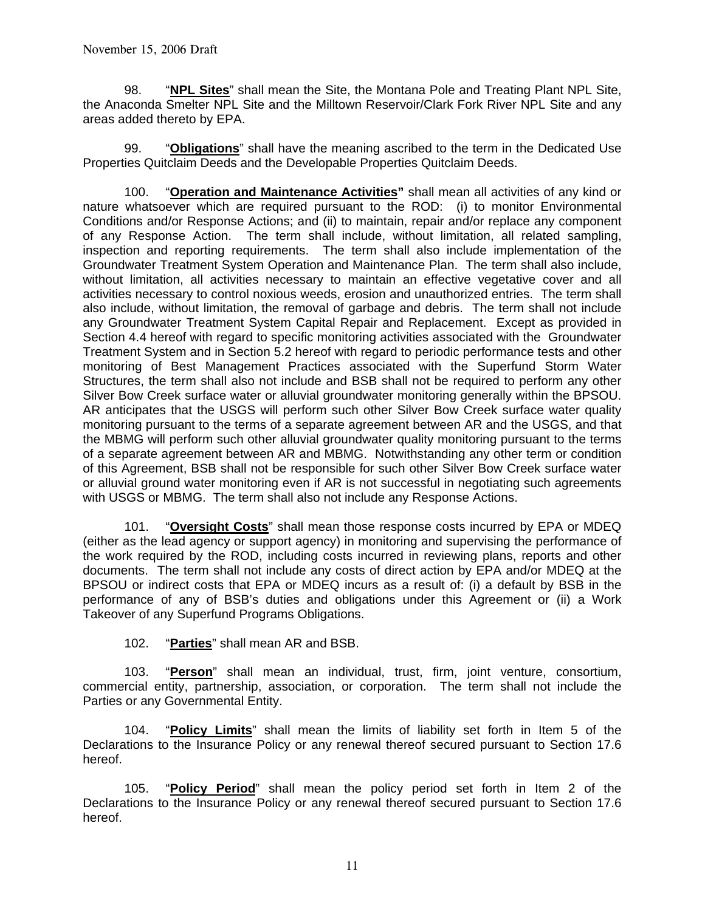98. “**NPL Sites**” shall mean the Site, the Montana Pole and Treating Plant NPL Site, the Anaconda Smelter NPL Site and the Milltown Reservoir/Clark Fork River NPL Site and any areas added thereto by EPA.

99. “**Obligations**” shall have the meaning ascribed to the term in the Dedicated Use Properties Quitclaim Deeds and the Developable Properties Quitclaim Deeds.

100. “**Operation and Maintenance Activities”** shall mean all activities of any kind or nature whatsoever which are required pursuant to the ROD: (i) to monitor Environmental Conditions and/or Response Actions; and (ii) to maintain, repair and/or replace any component of any Response Action. The term shall include, without limitation, all related sampling, inspection and reporting requirements. The term shall also include implementation of the Groundwater Treatment System Operation and Maintenance Plan. The term shall also include, without limitation, all activities necessary to maintain an effective vegetative cover and all activities necessary to control noxious weeds, erosion and unauthorized entries. The term shall also include, without limitation, the removal of garbage and debris. The term shall not include any Groundwater Treatment System Capital Repair and Replacement. Except as provided in Section 4.4 hereof with regard to specific monitoring activities associated with the Groundwater Treatment System and in Section 5.2 hereof with regard to periodic performance tests and other monitoring of Best Management Practices associated with the Superfund Storm Water Structures, the term shall also not include and BSB shall not be required to perform any other Silver Bow Creek surface water or alluvial groundwater monitoring generally within the BPSOU. AR anticipates that the USGS will perform such other Silver Bow Creek surface water quality monitoring pursuant to the terms of a separate agreement between AR and the USGS, and that the MBMG will perform such other alluvial groundwater quality monitoring pursuant to the terms of a separate agreement between AR and MBMG. Notwithstanding any other term or condition of this Agreement, BSB shall not be responsible for such other Silver Bow Creek surface water or alluvial ground water monitoring even if AR is not successful in negotiating such agreements with USGS or MBMG. The term shall also not include any Response Actions.

101. “**Oversight Costs**” shall mean those response costs incurred by EPA or MDEQ (either as the lead agency or support agency) in monitoring and supervising the performance of the work required by the ROD, including costs incurred in reviewing plans, reports and other documents. The term shall not include any costs of direct action by EPA and/or MDEQ at the BPSOU or indirect costs that EPA or MDEQ incurs as a result of: (i) a default by BSB in the performance of any of BSB’s duties and obligations under this Agreement or (ii) a Work Takeover of any Superfund Programs Obligations.

102. “**Parties**” shall mean AR and BSB.

103. “**Person**” shall mean an individual, trust, firm, joint venture, consortium, commercial entity, partnership, association, or corporation. The term shall not include the Parties or any Governmental Entity.

104. “**Policy Limits**” shall mean the limits of liability set forth in Item 5 of the Declarations to the Insurance Policy or any renewal thereof secured pursuant to Section 17.6 hereof.

105. “**Policy Period**” shall mean the policy period set forth in Item 2 of the Declarations to the Insurance Policy or any renewal thereof secured pursuant to Section 17.6 hereof.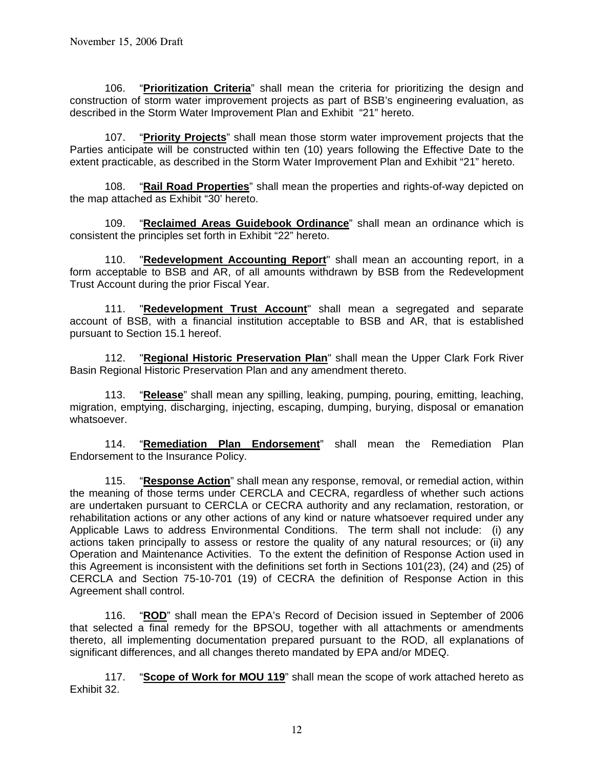106. "**Prioritization Criteria**" shall mean the criteria for prioritizing the design and construction of storm water improvement projects as part of BSB's engineering evaluation, as described in the Storm Water Improvement Plan and Exhibit "21" hereto.

107. "**Priority Projects**" shall mean those storm water improvement projects that the Parties anticipate will be constructed within ten (10) years following the Effective Date to the extent practicable, as described in the Storm Water Improvement Plan and Exhibit "21" hereto.

108. "**Rail Road Properties**" shall mean the properties and rights-of-way depicted on the map attached as Exhibit "30' hereto.

109. "**Reclaimed Areas Guidebook Ordinance**" shall mean an ordinance which is consistent the principles set forth in Exhibit "22" hereto.

110. "**Redevelopment Accounting Report**" shall mean an accounting report, in a form acceptable to BSB and AR, of all amounts withdrawn by BSB from the Redevelopment Trust Account during the prior Fiscal Year.

111. "**Redevelopment Trust Account**" shall mean a segregated and separate account of BSB, with a financial institution acceptable to BSB and AR, that is established pursuant to Section 15.1 hereof.

112. "**Regional Historic Preservation Plan**" shall mean the Upper Clark Fork River Basin Regional Historic Preservation Plan and any amendment thereto.

113. "**Release**" shall mean any spilling, leaking, pumping, pouring, emitting, leaching, migration, emptying, discharging, injecting, escaping, dumping, burying, disposal or emanation whatsoever.

114. "**Remediation Plan Endorsement**" shall mean the Remediation Plan Endorsement to the Insurance Policy.

115. "**Response Action**" shall mean any response, removal, or remedial action, within the meaning of those terms under CERCLA and CECRA, regardless of whether such actions are undertaken pursuant to CERCLA or CECRA authority and any reclamation, restoration, or rehabilitation actions or any other actions of any kind or nature whatsoever required under any Applicable Laws to address Environmental Conditions. The term shall not include: (i) any actions taken principally to assess or restore the quality of any natural resources; or (ii) any Operation and Maintenance Activities. To the extent the definition of Response Action used in this Agreement is inconsistent with the definitions set forth in Sections 101(23), (24) and (25) of CERCLA and Section 75-10-701 (19) of CECRA the definition of Response Action in this Agreement shall control.

116. "**ROD**" shall mean the EPA's Record of Decision issued in September of 2006 that selected a final remedy for the BPSOU, together with all attachments or amendments thereto, all implementing documentation prepared pursuant to the ROD, all explanations of significant differences, and all changes thereto mandated by EPA and/or MDEQ.

117. "**Scope of Work for MOU 119**" shall mean the scope of work attached hereto as Exhibit 32.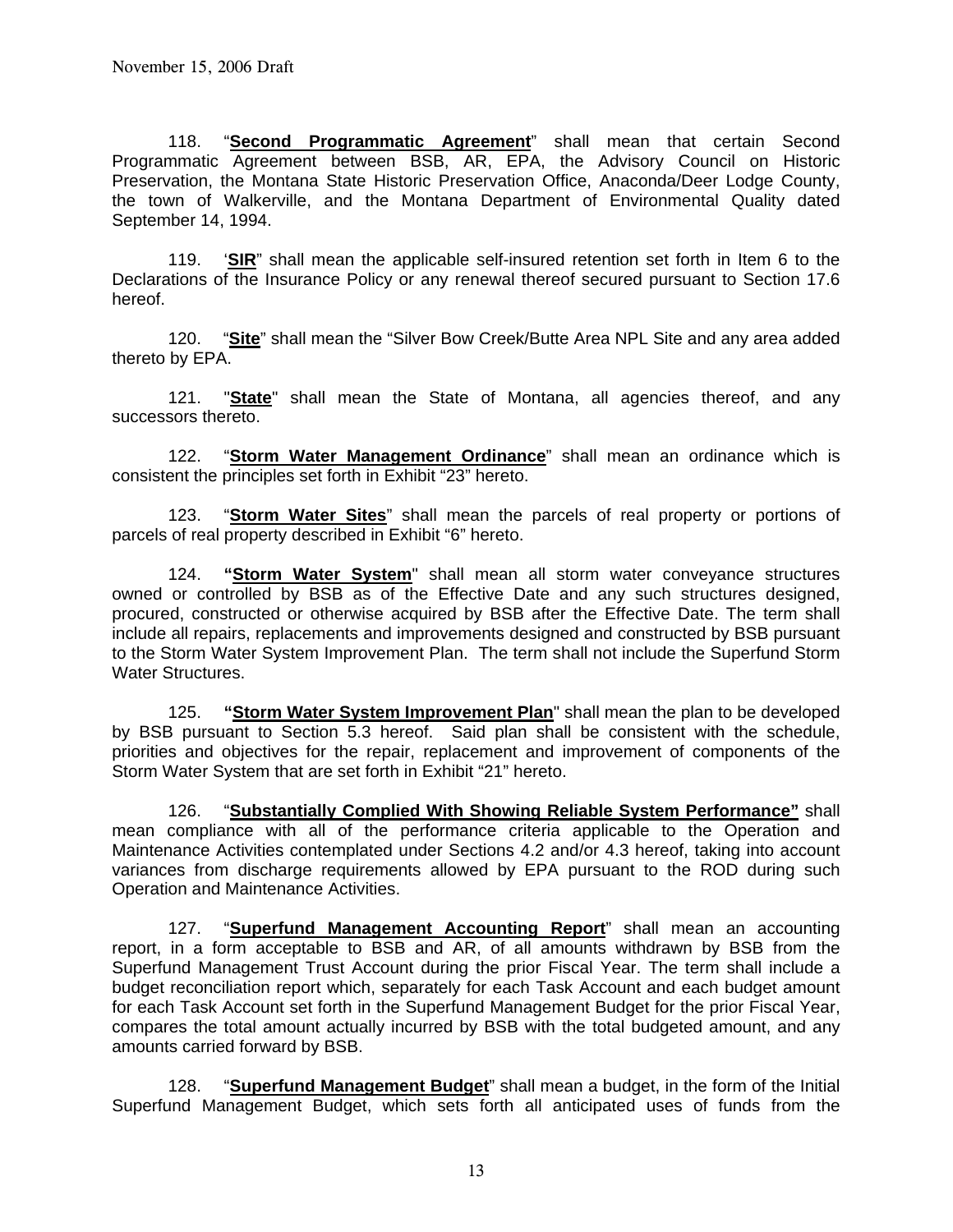November 15, 2006 Draft

118. "**Second Programmatic Agreement**" shall mean that certain Second Programmatic Agreement between BSB, AR, EPA, the Advisory Council on Historic Preservation, the Montana State Historic Preservation Office, Anaconda/Deer Lodge County, the town of Walkerville, and the Montana Department of Environmental Quality dated September 14, 1994.

119. '**SIR**" shall mean the applicable self-insured retention set forth in Item 6 to the Declarations of the Insurance Policy or any renewal thereof secured pursuant to Section 17.6 hereof.

120. "**Site**" shall mean the "Silver Bow Creek/Butte Area NPL Site and any area added thereto by EPA.

121. "**State**" shall mean the State of Montana, all agencies thereof, and any successors thereto.

122. "**Storm Water Management Ordinance**" shall mean an ordinance which is consistent the principles set forth in Exhibit "23" hereto.

123. "**Storm Water Sites**" shall mean the parcels of real property or portions of parcels of real property described in Exhibit "6" hereto.

124. **"Storm Water System**" shall mean all storm water conveyance structures owned or controlled by BSB as of the Effective Date and any such structures designed, procured, constructed or otherwise acquired by BSB after the Effective Date. The term shall include all repairs, replacements and improvements designed and constructed by BSB pursuant to the Storm Water System Improvement Plan. The term shall not include the Superfund Storm Water Structures.

125. **"Storm Water System Improvement Plan**" shall mean the plan to be developed by BSB pursuant to Section 5.3 hereof. Said plan shall be consistent with the schedule, priorities and objectives for the repair, replacement and improvement of components of the Storm Water System that are set forth in Exhibit "21" hereto.

126. "**Substantially Complied With Showing Reliable System Performance"** shall mean compliance with all of the performance criteria applicable to the Operation and Maintenance Activities contemplated under Sections 4.2 and/or 4.3 hereof, taking into account variances from discharge requirements allowed by EPA pursuant to the ROD during such Operation and Maintenance Activities.

127. "**Superfund Management Accounting Report**" shall mean an accounting report, in a form acceptable to BSB and AR, of all amounts withdrawn by BSB from the Superfund Management Trust Account during the prior Fiscal Year. The term shall include a budget reconciliation report which, separately for each Task Account and each budget amount for each Task Account set forth in the Superfund Management Budget for the prior Fiscal Year, compares the total amount actually incurred by BSB with the total budgeted amount, and any amounts carried forward by BSB.

128. "**Superfund Management Budget**" shall mean a budget, in the form of the Initial Superfund Management Budget, which sets forth all anticipated uses of funds from the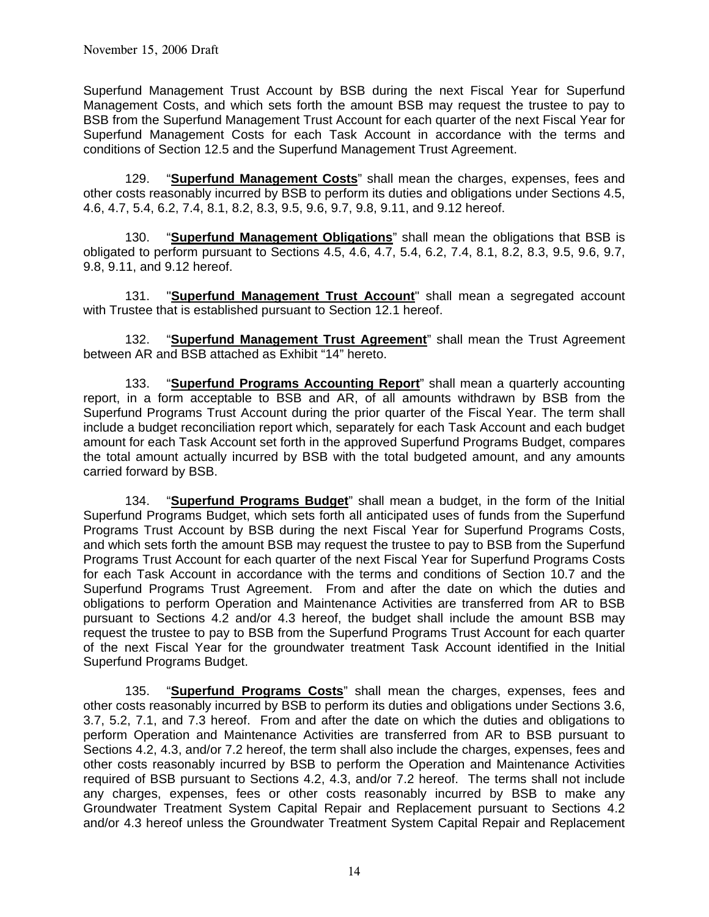Superfund Management Trust Account by BSB during the next Fiscal Year for Superfund Management Costs, and which sets forth the amount BSB may request the trustee to pay to BSB from the Superfund Management Trust Account for each quarter of the next Fiscal Year for Superfund Management Costs for each Task Account in accordance with the terms and conditions of Section 12.5 and the Superfund Management Trust Agreement.

129. "**Superfund Management Costs**" shall mean the charges, expenses, fees and other costs reasonably incurred by BSB to perform its duties and obligations under Sections 4.5, 4.6, 4.7, 5.4, 6.2, 7.4, 8.1, 8.2, 8.3, 9.5, 9.6, 9.7, 9.8, 9.11, and 9.12 hereof.

130. "**Superfund Management Obligations**" shall mean the obligations that BSB is obligated to perform pursuant to Sections 4.5, 4.6, 4.7, 5.4, 6.2, 7.4, 8.1, 8.2, 8.3, 9.5, 9.6, 9.7, 9.8, 9.11, and 9.12 hereof.

131. "**Superfund Management Trust Account**" shall mean a segregated account with Trustee that is established pursuant to Section 12.1 hereof.

132. "**Superfund Management Trust Agreement**" shall mean the Trust Agreement between AR and BSB attached as Exhibit "14" hereto.

133. "**Superfund Programs Accounting Report**" shall mean a quarterly accounting report, in a form acceptable to BSB and AR, of all amounts withdrawn by BSB from the Superfund Programs Trust Account during the prior quarter of the Fiscal Year. The term shall include a budget reconciliation report which, separately for each Task Account and each budget amount for each Task Account set forth in the approved Superfund Programs Budget, compares the total amount actually incurred by BSB with the total budgeted amount, and any amounts carried forward by BSB.

134. "**Superfund Programs Budget**" shall mean a budget, in the form of the Initial Superfund Programs Budget, which sets forth all anticipated uses of funds from the Superfund Programs Trust Account by BSB during the next Fiscal Year for Superfund Programs Costs, and which sets forth the amount BSB may request the trustee to pay to BSB from the Superfund Programs Trust Account for each quarter of the next Fiscal Year for Superfund Programs Costs for each Task Account in accordance with the terms and conditions of Section 10.7 and the Superfund Programs Trust Agreement. From and after the date on which the duties and obligations to perform Operation and Maintenance Activities are transferred from AR to BSB pursuant to Sections 4.2 and/or 4.3 hereof, the budget shall include the amount BSB may request the trustee to pay to BSB from the Superfund Programs Trust Account for each quarter of the next Fiscal Year for the groundwater treatment Task Account identified in the Initial Superfund Programs Budget.

135. "**Superfund Programs Costs**" shall mean the charges, expenses, fees and other costs reasonably incurred by BSB to perform its duties and obligations under Sections 3.6, 3.7, 5.2, 7.1, and 7.3 hereof. From and after the date on which the duties and obligations to perform Operation and Maintenance Activities are transferred from AR to BSB pursuant to Sections 4.2, 4.3, and/or 7.2 hereof, the term shall also include the charges, expenses, fees and other costs reasonably incurred by BSB to perform the Operation and Maintenance Activities required of BSB pursuant to Sections 4.2, 4.3, and/or 7.2 hereof. The terms shall not include any charges, expenses, fees or other costs reasonably incurred by BSB to make any Groundwater Treatment System Capital Repair and Replacement pursuant to Sections 4.2 and/or 4.3 hereof unless the Groundwater Treatment System Capital Repair and Replacement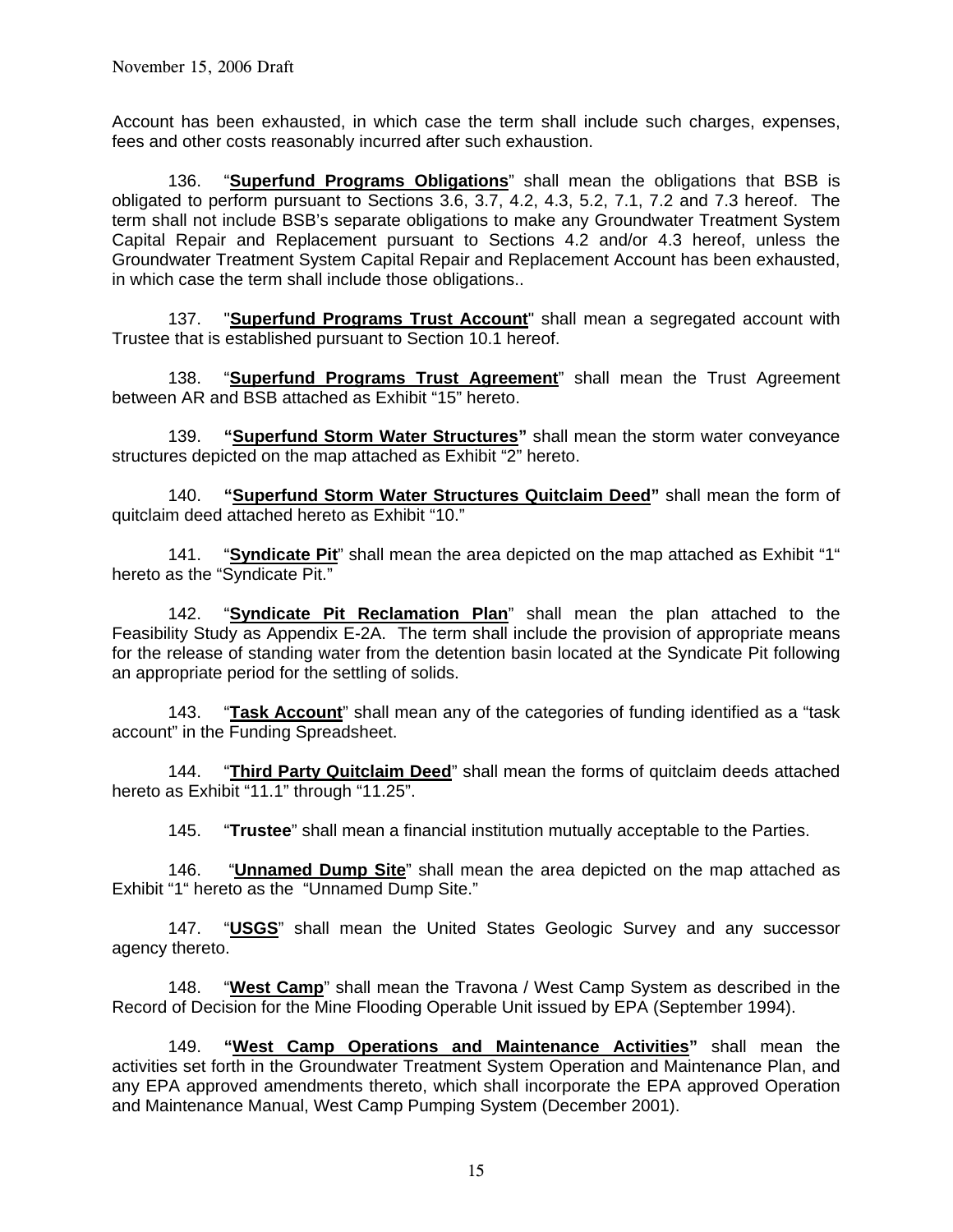Account has been exhausted, in which case the term shall include such charges, expenses, fees and other costs reasonably incurred after such exhaustion.

136. "**Superfund Programs Obligations**" shall mean the obligations that BSB is obligated to perform pursuant to Sections 3.6, 3.7, 4.2, 4.3, 5.2, 7.1, 7.2 and 7.3 hereof. The term shall not include BSB's separate obligations to make any Groundwater Treatment System Capital Repair and Replacement pursuant to Sections 4.2 and/or 4.3 hereof, unless the Groundwater Treatment System Capital Repair and Replacement Account has been exhausted, in which case the term shall include those obligations..

137. "**Superfund Programs Trust Account**" shall mean a segregated account with Trustee that is established pursuant to Section 10.1 hereof.

138. "**Superfund Programs Trust Agreement**" shall mean the Trust Agreement between AR and BSB attached as Exhibit "15" hereto.

139. **"Superfund Storm Water Structures"** shall mean the storm water conveyance structures depicted on the map attached as Exhibit "2" hereto.

140. **"Superfund Storm Water Structures Quitclaim Deed"** shall mean the form of quitclaim deed attached hereto as Exhibit "10."

141. "**Syndicate Pit**" shall mean the area depicted on the map attached as Exhibit "1" hereto as the "Syndicate Pit."

142. "**Syndicate Pit Reclamation Plan**" shall mean the plan attached to the Feasibility Study as Appendix E-2A. The term shall include the provision of appropriate means for the release of standing water from the detention basin located at the Syndicate Pit following an appropriate period for the settling of solids.

143. "**Task Account**" shall mean any of the categories of funding identified as a "task account" in the Funding Spreadsheet.

144. "**Third Party Quitclaim Deed**" shall mean the forms of quitclaim deeds attached hereto as Exhibit "11.1" through "11.25".

145. "**Trustee**" shall mean a financial institution mutually acceptable to the Parties.

146. "**Unnamed Dump Site**" shall mean the area depicted on the map attached as Exhibit "1" hereto as the "Unnamed Dump Site."

147. "**USGS**" shall mean the United States Geologic Survey and any successor agency thereto.

148. "**West Camp**" shall mean the Travona / West Camp System as described in the Record of Decision for the Mine Flooding Operable Unit issued by EPA (September 1994).

149. **"West Camp Operations and Maintenance Activities"** shall mean the activities set forth in the Groundwater Treatment System Operation and Maintenance Plan, and any EPA approved amendments thereto, which shall incorporate the EPA approved Operation and Maintenance Manual, West Camp Pumping System (December 2001).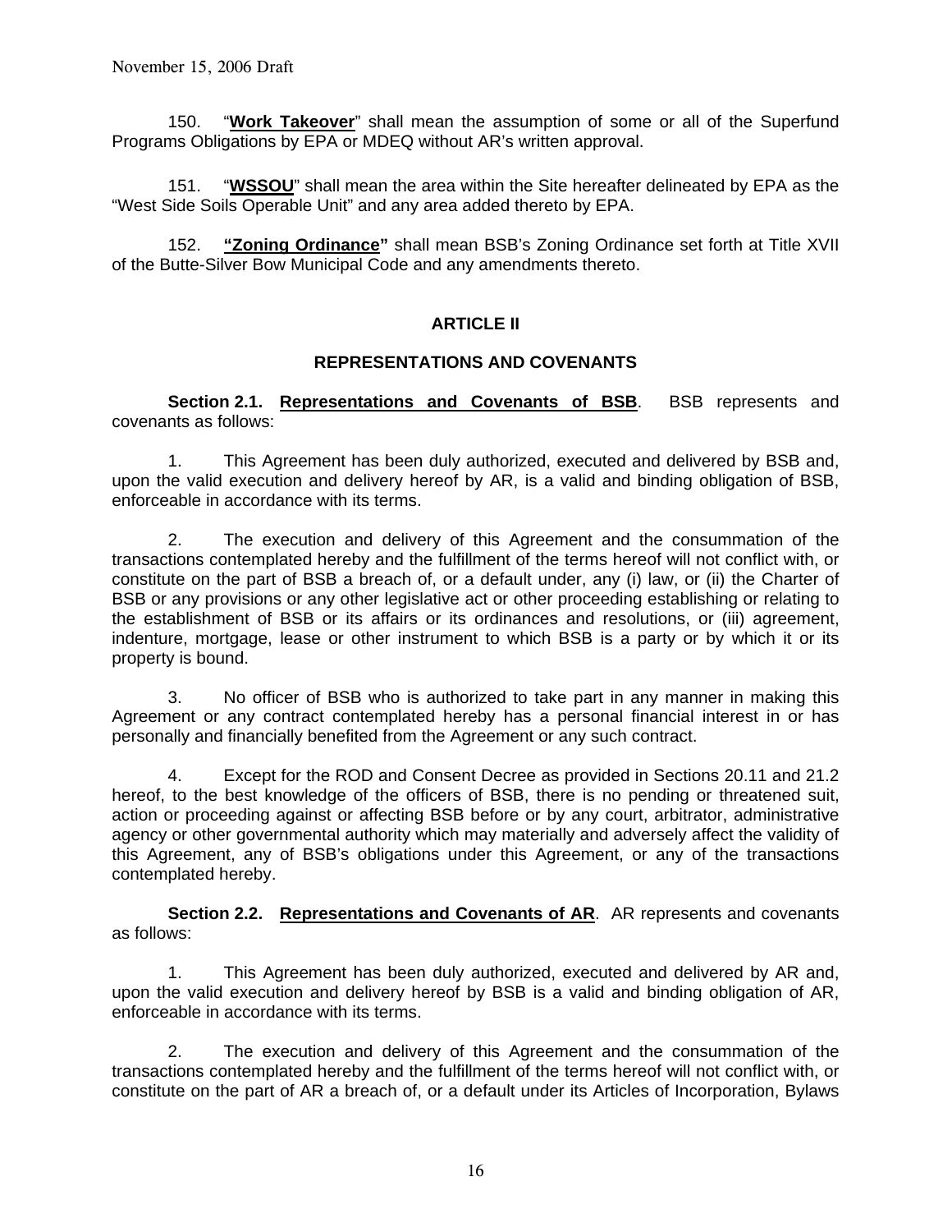150. "**Work Takeover**" shall mean the assumption of some or all of the Superfund Programs Obligations by EPA or MDEQ without AR's written approval.

151. "**WSSOU**" shall mean the area within the Site hereafter delineated by EPA as the "West Side Soils Operable Unit" and any area added thereto by EPA.

152. **"Zoning Ordinance"** shall mean BSB's Zoning Ordinance set forth at Title XVII of the Butte-Silver Bow Municipal Code and any amendments thereto.

## ARTICLE II

## REPRESENTATIONS AND COVENANTS

**Section 2.1. Representations and Covenants of BSB**. BSB represents and covenants as follows:

1. This Agreement has been duly authorized, executed and delivered by BSB and, upon the valid execution and delivery hereof by AR, is a valid and binding obligation of BSB, enforceable in accordance with its terms.

2. The execution and delivery of this Agreement and the consummation of the transactions contemplated hereby and the fulfillment of the terms hereof will not conflict with, or constitute on the part of BSB a breach of, or a default under, any (i) law, or (ii) the Charter of BSB or any provisions or any other legislative act or other proceeding establishing or relating to the establishment of BSB or its affairs or its ordinances and resolutions, or (iii) agreement, indenture, mortgage, lease or other instrument to which BSB is a party or by which it or its property is bound.

3. No officer of BSB who is authorized to take part in any manner in making this Agreement or any contract contemplated hereby has a personal financial interest in or has personally and financially benefited from the Agreement or any such contract.

4. Except for the ROD and Consent Decree as provided in Sections 20.11 and 21.2 hereof, to the best knowledge of the officers of BSB, there is no pending or threatened suit, action or proceeding against or affecting BSB before or by any court, arbitrator, administrative agency or other governmental authority which may materially and adversely affect the validity of this Agreement, any of BSB's obligations under this Agreement, or any of the transactions contemplated hereby.

**Section 2.2. Representations and Covenants of AR**. AR represents and covenants as follows:

1. This Agreement has been duly authorized, executed and delivered by AR and, upon the valid execution and delivery hereof by BSB is a valid and binding obligation of AR, enforceable in accordance with its terms.

2. The execution and delivery of this Agreement and the consummation of the transactions contemplated hereby and the fulfillment of the terms hereof will not conflict with, or constitute on the part of AR a breach of, or a default under its Articles of Incorporation, Bylaws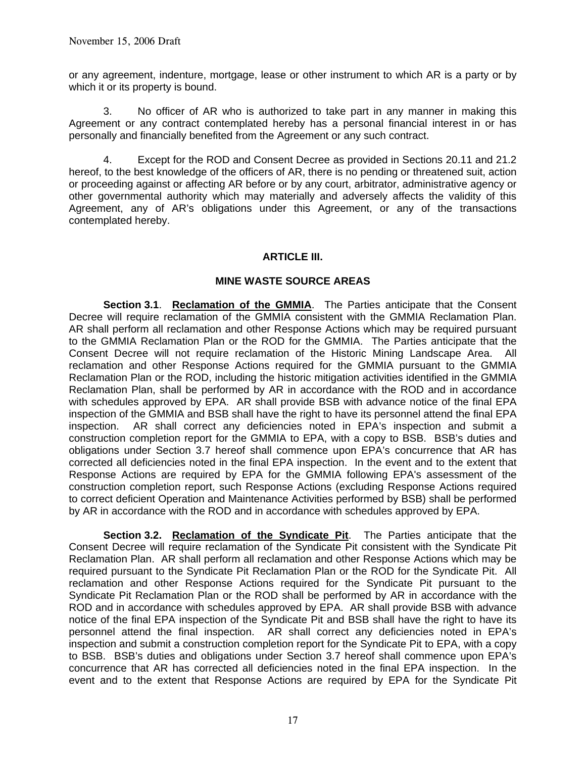or any agreement, indenture, mortgage, lease or other instrument to which AR is a party or by which it or its property is bound.

3. No officer of AR who is authorized to take part in any manner in making this Agreement or any contract contemplated hereby has a personal financial interest in or has personally and financially benefited from the Agreement or any such contract.

4. Except for the ROD and Consent Decree as provided in Sections 20.11 and 21.2 hereof, to the best knowledge of the officers of AR, there is no pending or threatened suit, action or proceeding against or affecting AR before or by any court, arbitrator, administrative agency or other governmental authority which may materially and adversely affects the validity of this Agreement, any of AR's obligations under this Agreement, or any of the transactions contemplated hereby.

## ARTICLE III.

## MINE WASTE SOURCE AREAS

**Section 3.1**. **Reclamation of the GMMIA**. The Parties anticipate that the Consent Decree will require reclamation of the GMMIA consistent with the GMMIA Reclamation Plan. AR shall perform all reclamation and other Response Actions which may be required pursuant to the GMMIA Reclamation Plan or the ROD for the GMMIA. The Parties anticipate that the Consent Decree will not require reclamation of the Historic Mining Landscape Area. All reclamation and other Response Actions required for the GMMIA pursuant to the GMMIA Reclamation Plan or the ROD, including the historic mitigation activities identified in the GMMIA Reclamation Plan, shall be performed by AR in accordance with the ROD and in accordance with schedules approved by EPA. AR shall provide BSB with advance notice of the final EPA inspection of the GMMIA and BSB shall have the right to have its personnel attend the final EPA inspection. AR shall correct any deficiencies noted in EPA's inspection and submit a construction completion report for the GMMIA to EPA, with a copy to BSB. BSB's duties and obligations under Section 3.7 hereof shall commence upon EPA's concurrence that AR has corrected all deficiencies noted in the final EPA inspection. In the event and to the extent that Response Actions are required by EPA for the GMMIA following EPA's assessment of the construction completion report, such Response Actions (excluding Response Actions required to correct deficient Operation and Maintenance Activities performed by BSB) shall be performed by AR in accordance with the ROD and in accordance with schedules approved by EPA.

**Section 3.2.** **Reclamation of the Syndicate Pit**. The Parties anticipate that the Consent Decree will require reclamation of the Syndicate Pit consistent with the Syndicate Pit Reclamation Plan. AR shall perform all reclamation and other Response Actions which may be required pursuant to the Syndicate Pit Reclamation Plan or the ROD for the Syndicate Pit. All reclamation and other Response Actions required for the Syndicate Pit pursuant to the Syndicate Pit Reclamation Plan or the ROD shall be performed by AR in accordance with the ROD and in accordance with schedules approved by EPA. AR shall provide BSB with advance notice of the final EPA inspection of the Syndicate Pit and BSB shall have the right to have its personnel attend the final inspection. AR shall correct any deficiencies noted in EPA's inspection and submit a construction completion report for the Syndicate Pit to EPA, with a copy to BSB. BSB's duties and obligations under Section 3.7 hereof shall commence upon EPA's concurrence that AR has corrected all deficiencies noted in the final EPA inspection. In the event and to the extent that Response Actions are required by EPA for the Syndicate Pit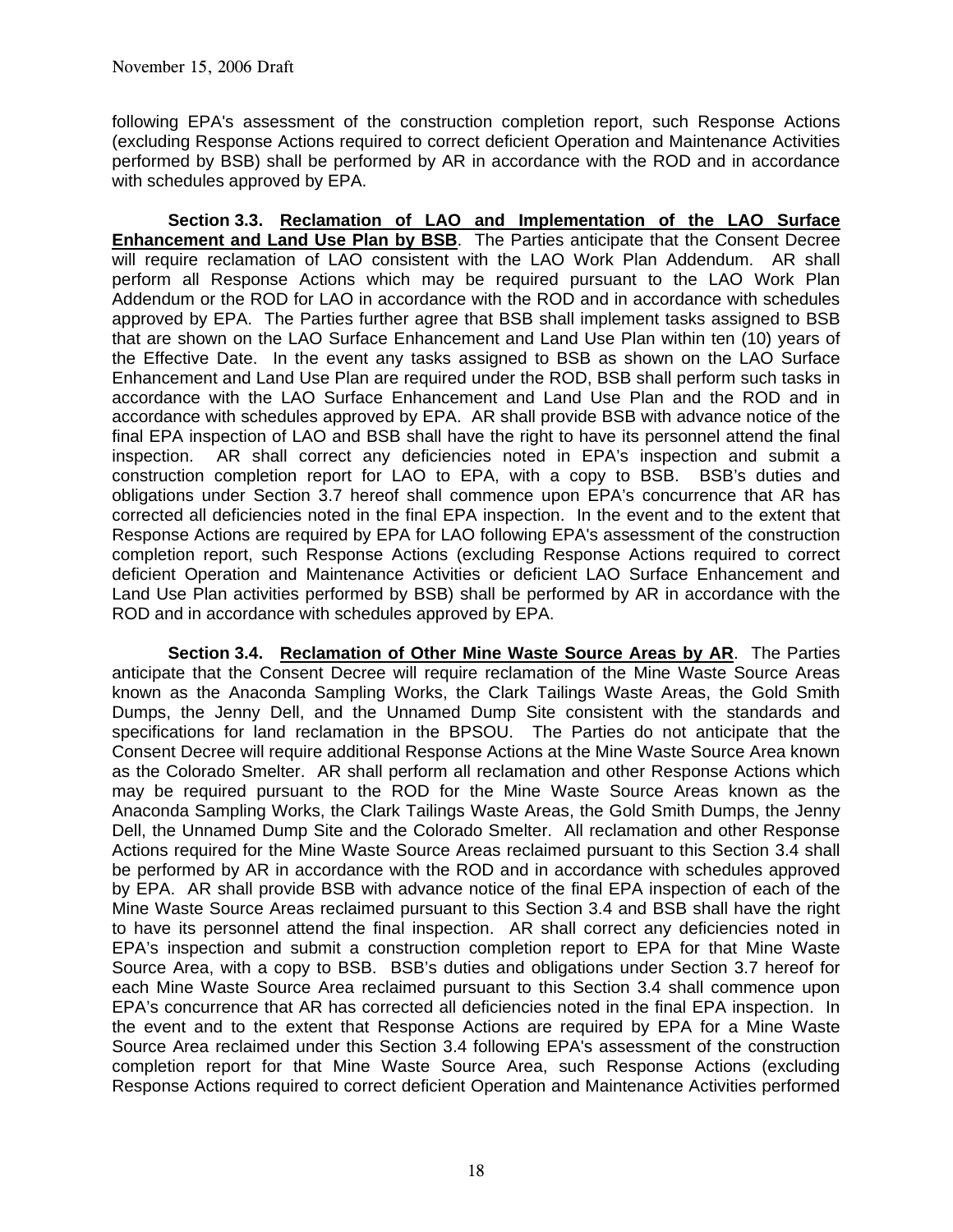following EPA's assessment of the construction completion report, such Response Actions (excluding Response Actions required to correct deficient Operation and Maintenance Activities performed by BSB) shall be performed by AR in accordance with the ROD and in accordance with schedules approved by EPA.

**Section 3.3. <u>Reclamation of LAO and Implementation of the LAO Surface Enhancement and Land Use Plan by BSB</u>**. The Parties anticipate that the Consent Decree will require reclamation of LAO consistent with the LAO Work Plan Addendum. AR shall perform all Response Actions which may be required pursuant to the LAO Work Plan Addendum or the ROD for LAO in accordance with the ROD and in accordance with schedules approved by EPA. The Parties further agree that BSB shall implement tasks assigned to BSB that are shown on the LAO Surface Enhancement and Land Use Plan within ten (10) years of the Effective Date. In the event any tasks assigned to BSB as shown on the LAO Surface Enhancement and Land Use Plan are required under the ROD, BSB shall perform such tasks in accordance with the LAO Surface Enhancement and Land Use Plan and the ROD and in accordance with schedules approved by EPA. AR shall provide BSB with advance notice of the final EPA inspection of LAO and BSB shall have the right to have its personnel attend the final inspection. AR shall correct any deficiencies noted in EPA's inspection and submit a construction completion report for LAO to EPA, with a copy to BSB. BSB's duties and obligations under Section 3.7 hereof shall commence upon EPA's concurrence that AR has corrected all deficiencies noted in the final EPA inspection. In the event and to the extent that Response Actions are required by EPA for LAO following EPA's assessment of the construction completion report, such Response Actions (excluding Response Actions required to correct deficient Operation and Maintenance Activities or deficient LAO Surface Enhancement and Land Use Plan activities performed by BSB) shall be performed by AR in accordance with the ROD and in accordance with schedules approved by EPA.

**Section 3.4. <u>Reclamation of Other Mine Waste Source Areas by AR</u>**. The Parties anticipate that the Consent Decree will require reclamation of the Mine Waste Source Areas known as the Anaconda Sampling Works, the Clark Tailings Waste Areas, the Gold Smith Dumps, the Jenny Dell, and the Unnamed Dump Site consistent with the standards and specifications for land reclamation in the BPSOU. The Parties do not anticipate that the Consent Decree will require additional Response Actions at the Mine Waste Source Area known as the Colorado Smelter. AR shall perform all reclamation and other Response Actions which may be required pursuant to the ROD for the Mine Waste Source Areas known as the Anaconda Sampling Works, the Clark Tailings Waste Areas, the Gold Smith Dumps, the Jenny Dell, the Unnamed Dump Site and the Colorado Smelter. All reclamation and other Response Actions required for the Mine Waste Source Areas reclaimed pursuant to this Section 3.4 shall be performed by AR in accordance with the ROD and in accordance with schedules approved by EPA. AR shall provide BSB with advance notice of the final EPA inspection of each of the Mine Waste Source Areas reclaimed pursuant to this Section 3.4 and BSB shall have the right to have its personnel attend the final inspection. AR shall correct any deficiencies noted in EPA's inspection and submit a construction completion report to EPA for that Mine Waste Source Area, with a copy to BSB. BSB's duties and obligations under Section 3.7 hereof for each Mine Waste Source Area reclaimed pursuant to this Section 3.4 shall commence upon EPA's concurrence that AR has corrected all deficiencies noted in the final EPA inspection. In the event and to the extent that Response Actions are required by EPA for a Mine Waste Source Area reclaimed under this Section 3.4 following EPA's assessment of the construction completion report for that Mine Waste Source Area, such Response Actions (excluding Response Actions required to correct deficient Operation and Maintenance Activities performed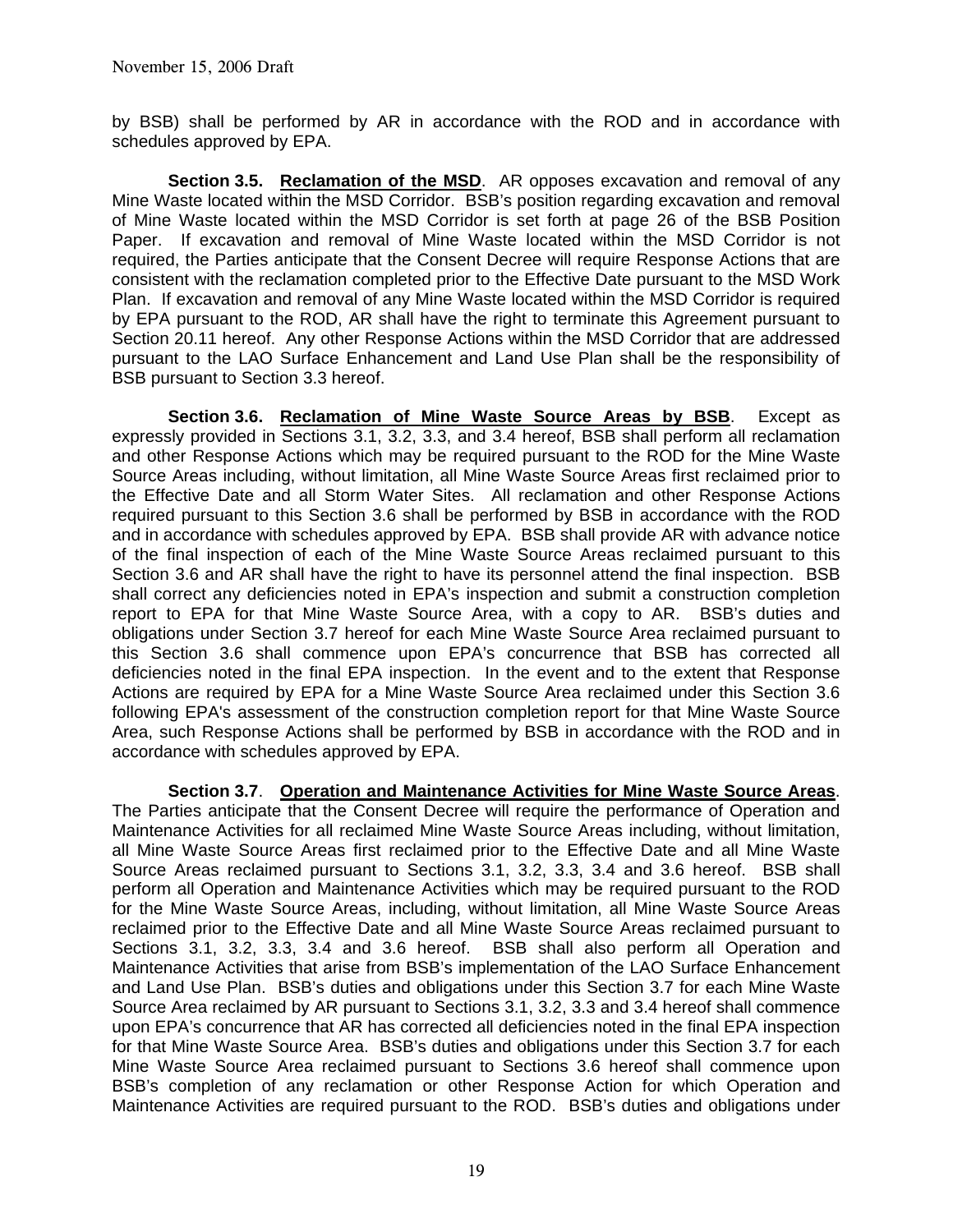by BSB) shall be performed by AR in accordance with the ROD and in accordance with schedules approved by EPA.

**Section 3.5. Reclamation of the MSD**. AR opposes excavation and removal of any Mine Waste located within the MSD Corridor. BSB's position regarding excavation and removal of Mine Waste located within the MSD Corridor is set forth at page 26 of the BSB Position Paper. If excavation and removal of Mine Waste located within the MSD Corridor is not required, the Parties anticipate that the Consent Decree will require Response Actions that are consistent with the reclamation completed prior to the Effective Date pursuant to the MSD Work Plan. If excavation and removal of any Mine Waste located within the MSD Corridor is required by EPA pursuant to the ROD, AR shall have the right to terminate this Agreement pursuant to Section 20.11 hereof. Any other Response Actions within the MSD Corridor that are addressed pursuant to the LAO Surface Enhancement and Land Use Plan shall be the responsibility of BSB pursuant to Section 3.3 hereof.

**Section 3.6. Reclamation of Mine Waste Source Areas by BSB**. Except as expressly provided in Sections 3.1, 3.2, 3.3, and 3.4 hereof, BSB shall perform all reclamation and other Response Actions which may be required pursuant to the ROD for the Mine Waste Source Areas including, without limitation, all Mine Waste Source Areas first reclaimed prior to the Effective Date and all Storm Water Sites. All reclamation and other Response Actions required pursuant to this Section 3.6 shall be performed by BSB in accordance with the ROD and in accordance with schedules approved by EPA. BSB shall provide AR with advance notice of the final inspection of each of the Mine Waste Source Areas reclaimed pursuant to this Section 3.6 and AR shall have the right to have its personnel attend the final inspection. BSB shall correct any deficiencies noted in EPA's inspection and submit a construction completion report to EPA for that Mine Waste Source Area, with a copy to AR. BSB's duties and obligations under Section 3.7 hereof for each Mine Waste Source Area reclaimed pursuant to this Section 3.6 shall commence upon EPA's concurrence that BSB has corrected all deficiencies noted in the final EPA inspection. In the event and to the extent that Response Actions are required by EPA for a Mine Waste Source Area reclaimed under this Section 3.6 following EPA's assessment of the construction completion report for that Mine Waste Source Area, such Response Actions shall be performed by BSB in accordance with the ROD and in accordance with schedules approved by EPA.

**Section 3.7. Operation and Maintenance Activities for Mine Waste Source Areas**. The Parties anticipate that the Consent Decree will require the performance of Operation and Maintenance Activities for all reclaimed Mine Waste Source Areas including, without limitation, all Mine Waste Source Areas first reclaimed prior to the Effective Date and all Mine Waste Source Areas reclaimed pursuant to Sections 3.1, 3.2, 3.3, 3.4 and 3.6 hereof. BSB shall perform all Operation and Maintenance Activities which may be required pursuant to the ROD for the Mine Waste Source Areas, including, without limitation, all Mine Waste Source Areas reclaimed prior to the Effective Date and all Mine Waste Source Areas reclaimed pursuant to Sections 3.1, 3.2, 3.3, 3.4 and 3.6 hereof. BSB shall also perform all Operation and Maintenance Activities that arise from BSB's implementation of the LAO Surface Enhancement and Land Use Plan. BSB's duties and obligations under this Section 3.7 for each Mine Waste Source Area reclaimed by AR pursuant to Sections 3.1, 3.2, 3.3 and 3.4 hereof shall commence upon EPA's concurrence that AR has corrected all deficiencies noted in the final EPA inspection for that Mine Waste Source Area. BSB's duties and obligations under this Section 3.7 for each Mine Waste Source Area reclaimed pursuant to Sections 3.6 hereof shall commence upon BSB's completion of any reclamation or other Response Action for which Operation and Maintenance Activities are required pursuant to the ROD. BSB's duties and obligations under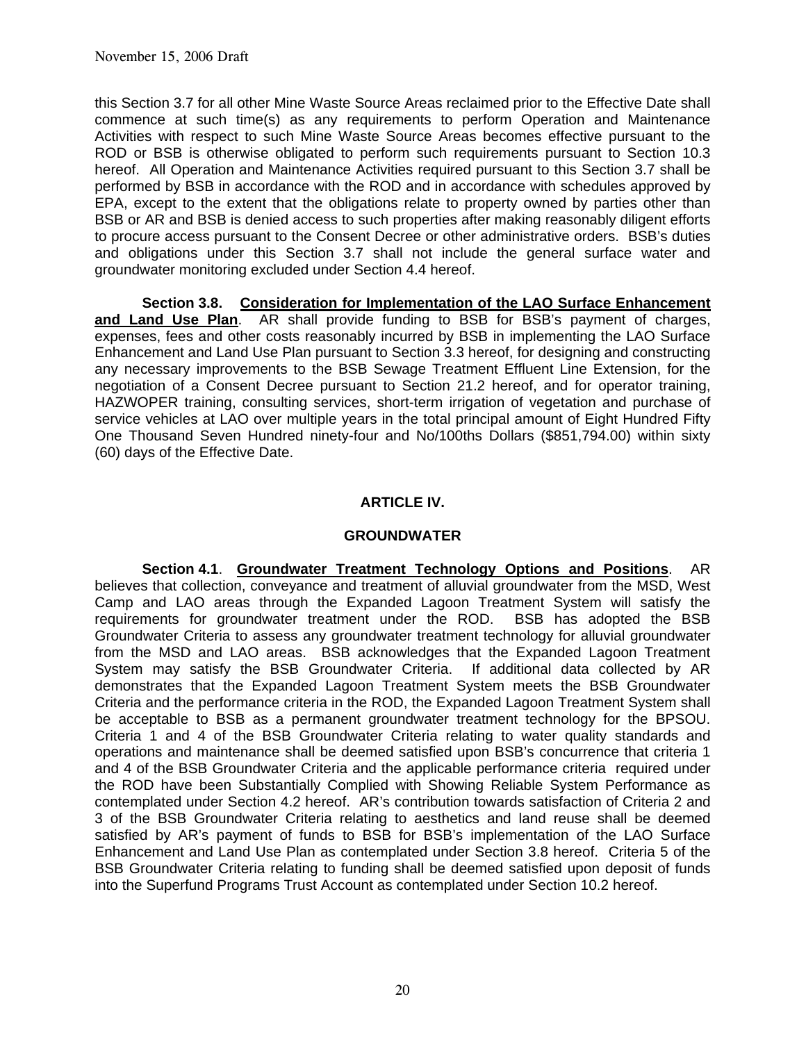this Section 3.7 for all other Mine Waste Source Areas reclaimed prior to the Effective Date shall commence at such time(s) as any requirements to perform Operation and Maintenance Activities with respect to such Mine Waste Source Areas becomes effective pursuant to the ROD or BSB is otherwise obligated to perform such requirements pursuant to Section 10.3 hereof. All Operation and Maintenance Activities required pursuant to this Section 3.7 shall be performed by BSB in accordance with the ROD and in accordance with schedules approved by EPA, except to the extent that the obligations relate to property owned by parties other than BSB or AR and BSB is denied access to such properties after making reasonably diligent efforts to procure access pursuant to the Consent Decree or other administrative orders. BSB's duties and obligations under this Section 3.7 shall not include the general surface water and groundwater monitoring excluded under Section 4.4 hereof.

**Section 3.8.** **<u>Consideration for Implementation of the LAO Surface Enhancement and Land Use Plan</u>**. AR shall provide funding to BSB for BSB's payment of charges, expenses, fees and other costs reasonably incurred by BSB in implementing the LAO Surface Enhancement and Land Use Plan pursuant to Section 3.3 hereof, for designing and constructing any necessary improvements to the BSB Sewage Treatment Effluent Line Extension, for the negotiation of a Consent Decree pursuant to Section 21.2 hereof, and for operator training, HAZWOPER training, consulting services, short-term irrigation of vegetation and purchase of service vehicles at LAO over multiple years in the total principal amount of Eight Hundred Fifty One Thousand Seven Hundred ninety-four and No/100ths Dollars ($851,794.00) within sixty (60) days of the Effective Date.

## ARTICLE IV.

## GROUNDWATER

**Section 4.1**. **<u>Groundwater Treatment Technology Options and Positions</u>**. AR believes that collection, conveyance and treatment of alluvial groundwater from the MSD, West Camp and LAO areas through the Expanded Lagoon Treatment System will satisfy the requirements for groundwater treatment under the ROD. BSB has adopted the BSB Groundwater Criteria to assess any groundwater treatment technology for alluvial groundwater from the MSD and LAO areas. BSB acknowledges that the Expanded Lagoon Treatment System may satisfy the BSB Groundwater Criteria. If additional data collected by AR demonstrates that the Expanded Lagoon Treatment System meets the BSB Groundwater Criteria and the performance criteria in the ROD, the Expanded Lagoon Treatment System shall be acceptable to BSB as a permanent groundwater treatment technology for the BPSOU. Criteria 1 and 4 of the BSB Groundwater Criteria relating to water quality standards and operations and maintenance shall be deemed satisfied upon BSB's concurrence that criteria 1 and 4 of the BSB Groundwater Criteria and the applicable performance criteria required under the ROD have been Substantially Complied with Showing Reliable System Performance as contemplated under Section 4.2 hereof. AR's contribution towards satisfaction of Criteria 2 and 3 of the BSB Groundwater Criteria relating to aesthetics and land reuse shall be deemed satisfied by AR's payment of funds to BSB for BSB's implementation of the LAO Surface Enhancement and Land Use Plan as contemplated under Section 3.8 hereof. Criteria 5 of the BSB Groundwater Criteria relating to funding shall be deemed satisfied upon deposit of funds into the Superfund Programs Trust Account as contemplated under Section 10.2 hereof.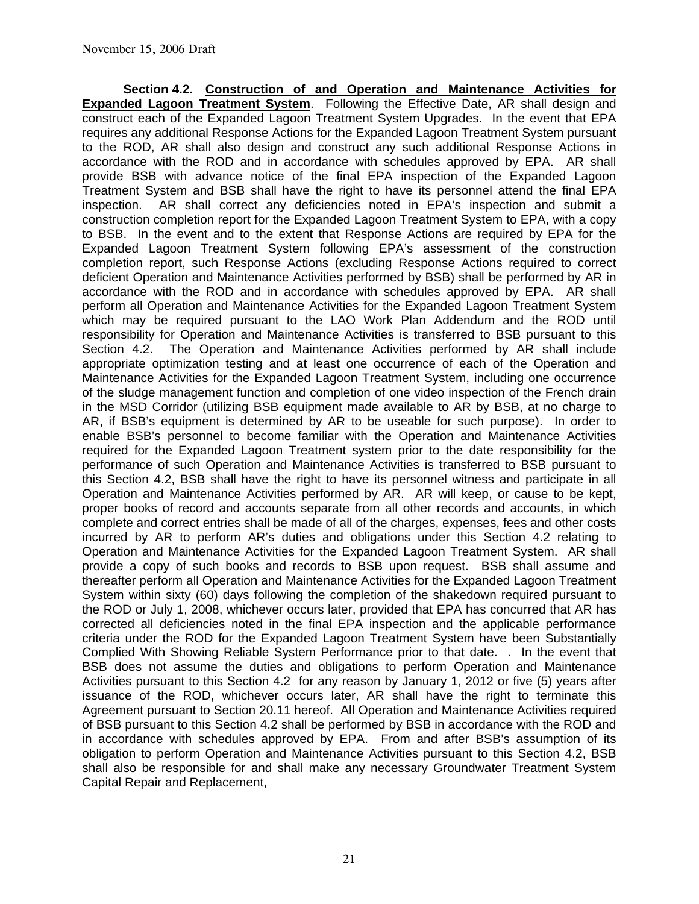November 15, 2006 Draft

**Section 4.2.** **<u>Construction of and Operation and Maintenance Activities for Expanded Lagoon Treatment System</u>**. Following the Effective Date, AR shall design and construct each of the Expanded Lagoon Treatment System Upgrades. In the event that EPA requires any additional Response Actions for the Expanded Lagoon Treatment System pursuant to the ROD, AR shall also design and construct any such additional Response Actions in accordance with the ROD and in accordance with schedules approved by EPA. AR shall provide BSB with advance notice of the final EPA inspection of the Expanded Lagoon Treatment System and BSB shall have the right to have its personnel attend the final EPA inspection. AR shall correct any deficiencies noted in EPA's inspection and submit a construction completion report for the Expanded Lagoon Treatment System to EPA, with a copy to BSB. In the event and to the extent that Response Actions are required by EPA for the Expanded Lagoon Treatment System following EPA's assessment of the construction completion report, such Response Actions (excluding Response Actions required to correct deficient Operation and Maintenance Activities performed by BSB) shall be performed by AR in accordance with the ROD and in accordance with schedules approved by EPA. AR shall perform all Operation and Maintenance Activities for the Expanded Lagoon Treatment System which may be required pursuant to the LAO Work Plan Addendum and the ROD until responsibility for Operation and Maintenance Activities is transferred to BSB pursuant to this Section 4.2. The Operation and Maintenance Activities performed by AR shall include appropriate optimization testing and at least one occurrence of each of the Operation and Maintenance Activities for the Expanded Lagoon Treatment System, including one occurrence of the sludge management function and completion of one video inspection of the French drain in the MSD Corridor (utilizing BSB equipment made available to AR by BSB, at no charge to AR, if BSB's equipment is determined by AR to be useable for such purpose). In order to enable BSB's personnel to become familiar with the Operation and Maintenance Activities required for the Expanded Lagoon Treatment system prior to the date responsibility for the performance of such Operation and Maintenance Activities is transferred to BSB pursuant to this Section 4.2, BSB shall have the right to have its personnel witness and participate in all Operation and Maintenance Activities performed by AR. AR will keep, or cause to be kept, proper books of record and accounts separate from all other records and accounts, in which complete and correct entries shall be made of all of the charges, expenses, fees and other costs incurred by AR to perform AR's duties and obligations under this Section 4.2 relating to Operation and Maintenance Activities for the Expanded Lagoon Treatment System. AR shall provide a copy of such books and records to BSB upon request. BSB shall assume and thereafter perform all Operation and Maintenance Activities for the Expanded Lagoon Treatment System within sixty (60) days following the completion of the shakedown required pursuant to the ROD or July 1, 2008, whichever occurs later, provided that EPA has concurred that AR has corrected all deficiencies noted in the final EPA inspection and the applicable performance criteria under the ROD for the Expanded Lagoon Treatment System have been Substantially Complied With Showing Reliable System Performance prior to that date. . In the event that BSB does not assume the duties and obligations to perform Operation and Maintenance Activities pursuant to this Section 4.2 for any reason by January 1, 2012 or five (5) years after issuance of the ROD, whichever occurs later, AR shall have the right to terminate this Agreement pursuant to Section 20.11 hereof. All Operation and Maintenance Activities required of BSB pursuant to this Section 4.2 shall be performed by BSB in accordance with the ROD and in accordance with schedules approved by EPA. From and after BSB's assumption of its obligation to perform Operation and Maintenance Activities pursuant to this Section 4.2, BSB shall also be responsible for and shall make any necessary Groundwater Treatment System Capital Repair and Replacement,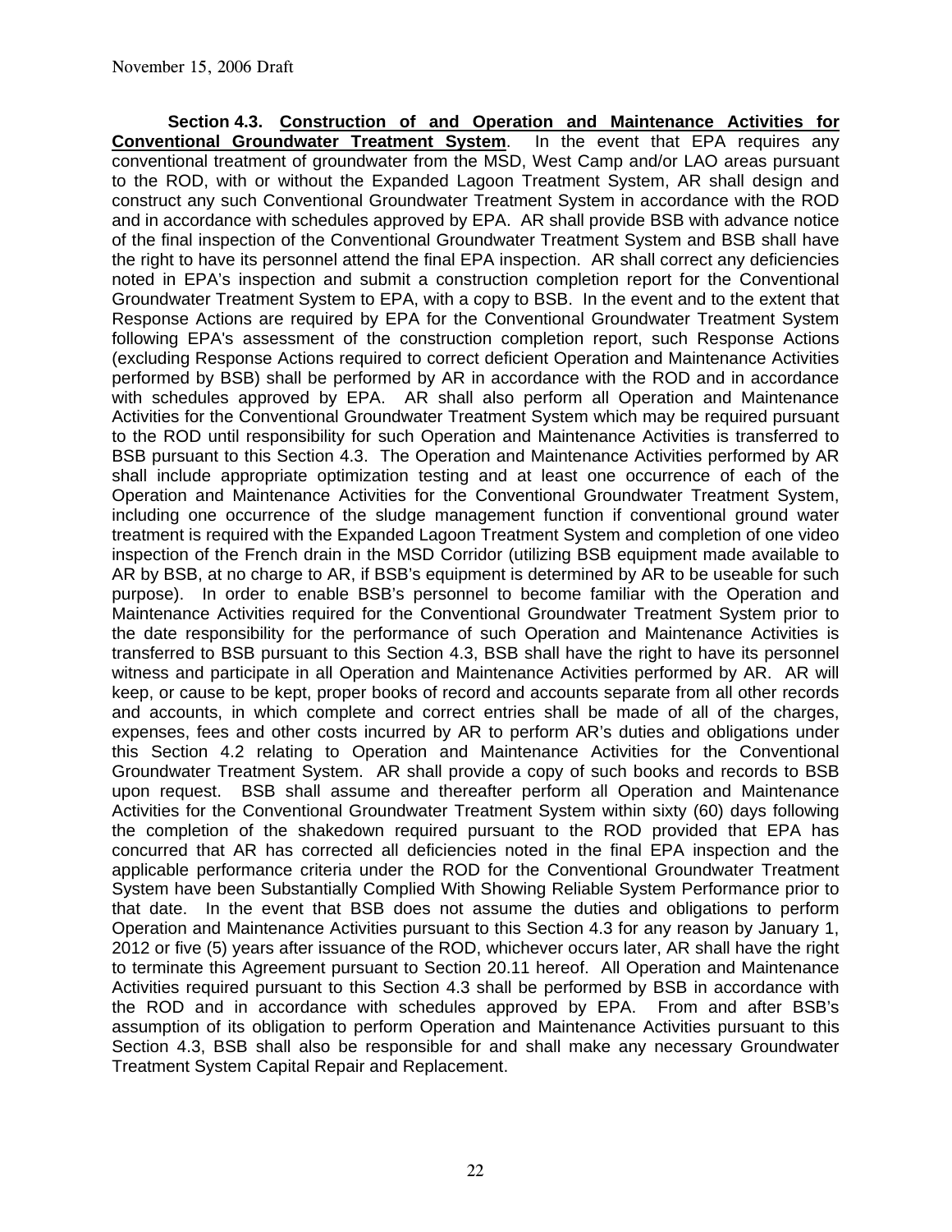November 15, 2006 Draft

**Section 4.3. <u>Construction of and Operation and Maintenance Activities for Conventional Groundwater Treatment System</u>.** In the event that EPA requires any conventional treatment of groundwater from the MSD, West Camp and/or LAO areas pursuant to the ROD, with or without the Expanded Lagoon Treatment System, AR shall design and construct any such Conventional Groundwater Treatment System in accordance with the ROD and in accordance with schedules approved by EPA. AR shall provide BSB with advance notice of the final inspection of the Conventional Groundwater Treatment System and BSB shall have the right to have its personnel attend the final EPA inspection. AR shall correct any deficiencies noted in EPA's inspection and submit a construction completion report for the Conventional Groundwater Treatment System to EPA, with a copy to BSB. In the event and to the extent that Response Actions are required by EPA for the Conventional Groundwater Treatment System following EPA's assessment of the construction completion report, such Response Actions (excluding Response Actions required to correct deficient Operation and Maintenance Activities performed by BSB) shall be performed by AR in accordance with the ROD and in accordance with schedules approved by EPA. AR shall also perform all Operation and Maintenance Activities for the Conventional Groundwater Treatment System which may be required pursuant to the ROD until responsibility for such Operation and Maintenance Activities is transferred to BSB pursuant to this Section 4.3. The Operation and Maintenance Activities performed by AR shall include appropriate optimization testing and at least one occurrence of each of the Operation and Maintenance Activities for the Conventional Groundwater Treatment System, including one occurrence of the sludge management function if conventional ground water treatment is required with the Expanded Lagoon Treatment System and completion of one video inspection of the French drain in the MSD Corridor (utilizing BSB equipment made available to AR by BSB, at no charge to AR, if BSB's equipment is determined by AR to be useable for such purpose). In order to enable BSB's personnel to become familiar with the Operation and Maintenance Activities required for the Conventional Groundwater Treatment System prior to the date responsibility for the performance of such Operation and Maintenance Activities is transferred to BSB pursuant to this Section 4.3, BSB shall have the right to have its personnel witness and participate in all Operation and Maintenance Activities performed by AR. AR will keep, or cause to be kept, proper books of record and accounts separate from all other records and accounts, in which complete and correct entries shall be made of all of the charges, expenses, fees and other costs incurred by AR to perform AR's duties and obligations under this Section 4.2 relating to Operation and Maintenance Activities for the Conventional Groundwater Treatment System. AR shall provide a copy of such books and records to BSB upon request. BSB shall assume and thereafter perform all Operation and Maintenance Activities for the Conventional Groundwater Treatment System within sixty (60) days following the completion of the shakedown required pursuant to the ROD provided that EPA has concurred that AR has corrected all deficiencies noted in the final EPA inspection and the applicable performance criteria under the ROD for the Conventional Groundwater Treatment System have been Substantially Complied With Showing Reliable System Performance prior to that date. In the event that BSB does not assume the duties and obligations to perform Operation and Maintenance Activities pursuant to this Section 4.3 for any reason by January 1, 2012 or five (5) years after issuance of the ROD, whichever occurs later, AR shall have the right to terminate this Agreement pursuant to Section 20.11 hereof. All Operation and Maintenance Activities required pursuant to this Section 4.3 shall be performed by BSB in accordance with the ROD and in accordance with schedules approved by EPA. From and after BSB's assumption of its obligation to perform Operation and Maintenance Activities pursuant to this Section 4.3, BSB shall also be responsible for and shall make any necessary Groundwater Treatment System Capital Repair and Replacement.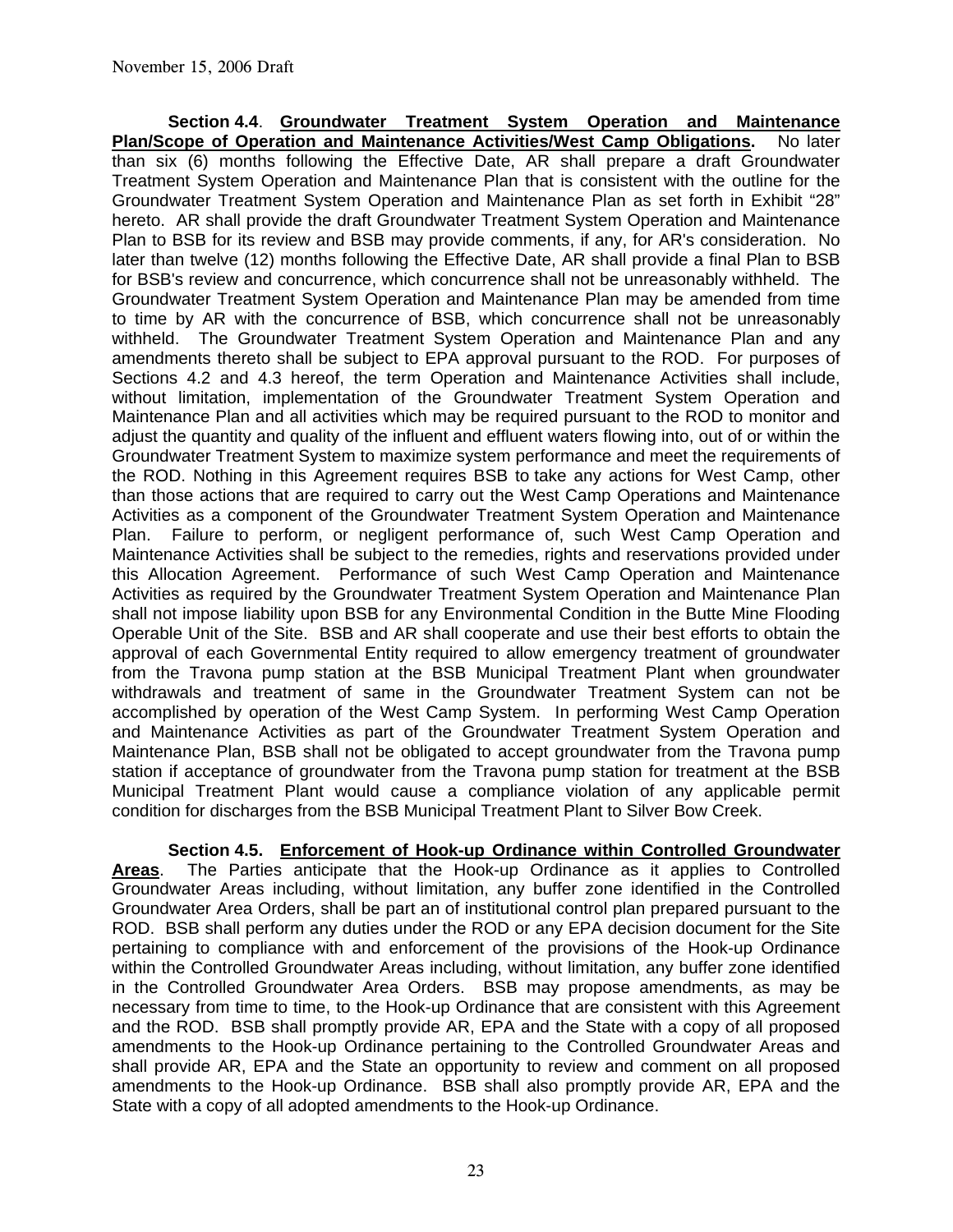November 15, 2006 Draft

**Section 4.4**. **Groundwater Treatment System Operation and Maintenance Plan/Scope of Operation and Maintenance Activities/West Camp Obligations.** No later than six (6) months following the Effective Date, AR shall prepare a draft Groundwater Treatment System Operation and Maintenance Plan that is consistent with the outline for the Groundwater Treatment System Operation and Maintenance Plan as set forth in Exhibit "28" hereto. AR shall provide the draft Groundwater Treatment System Operation and Maintenance Plan to BSB for its review and BSB may provide comments, if any, for AR's consideration. No later than twelve (12) months following the Effective Date, AR shall provide a final Plan to BSB for BSB's review and concurrence, which concurrence shall not be unreasonably withheld. The Groundwater Treatment System Operation and Maintenance Plan may be amended from time to time by AR with the concurrence of BSB, which concurrence shall not be unreasonably withheld. The Groundwater Treatment System Operation and Maintenance Plan and any amendments thereto shall be subject to EPA approval pursuant to the ROD. For purposes of Sections 4.2 and 4.3 hereof, the term Operation and Maintenance Activities shall include, without limitation, implementation of the Groundwater Treatment System Operation and Maintenance Plan and all activities which may be required pursuant to the ROD to monitor and adjust the quantity and quality of the influent and effluent waters flowing into, out of or within the Groundwater Treatment System to maximize system performance and meet the requirements of the ROD. Nothing in this Agreement requires BSB to take any actions for West Camp, other than those actions that are required to carry out the West Camp Operations and Maintenance Activities as a component of the Groundwater Treatment System Operation and Maintenance Plan. Failure to perform, or negligent performance of, such West Camp Operation and Maintenance Activities shall be subject to the remedies, rights and reservations provided under this Allocation Agreement. Performance of such West Camp Operation and Maintenance Activities as required by the Groundwater Treatment System Operation and Maintenance Plan shall not impose liability upon BSB for any Environmental Condition in the Butte Mine Flooding Operable Unit of the Site. BSB and AR shall cooperate and use their best efforts to obtain the approval of each Governmental Entity required to allow emergency treatment of groundwater from the Travona pump station at the BSB Municipal Treatment Plant when groundwater withdrawals and treatment of same in the Groundwater Treatment System can not be accomplished by operation of the West Camp System. In performing West Camp Operation and Maintenance Activities as part of the Groundwater Treatment System Operation and Maintenance Plan, BSB shall not be obligated to accept groundwater from the Travona pump station if acceptance of groundwater from the Travona pump station for treatment at the BSB Municipal Treatment Plant would cause a compliance violation of any applicable permit condition for discharges from the BSB Municipal Treatment Plant to Silver Bow Creek.

**Section 4.5. Enforcement of Hook-up Ordinance within Controlled Groundwater Areas**. The Parties anticipate that the Hook-up Ordinance as it applies to Controlled Groundwater Areas including, without limitation, any buffer zone identified in the Controlled Groundwater Area Orders, shall be part an of institutional control plan prepared pursuant to the ROD. BSB shall perform any duties under the ROD or any EPA decision document for the Site pertaining to compliance with and enforcement of the provisions of the Hook-up Ordinance within the Controlled Groundwater Areas including, without limitation, any buffer zone identified in the Controlled Groundwater Area Orders. BSB may propose amendments, as may be necessary from time to time, to the Hook-up Ordinance that are consistent with this Agreement and the ROD. BSB shall promptly provide AR, EPA and the State with a copy of all proposed amendments to the Hook-up Ordinance pertaining to the Controlled Groundwater Areas and shall provide AR, EPA and the State an opportunity to review and comment on all proposed amendments to the Hook-up Ordinance. BSB shall also promptly provide AR, EPA and the State with a copy of all adopted amendments to the Hook-up Ordinance.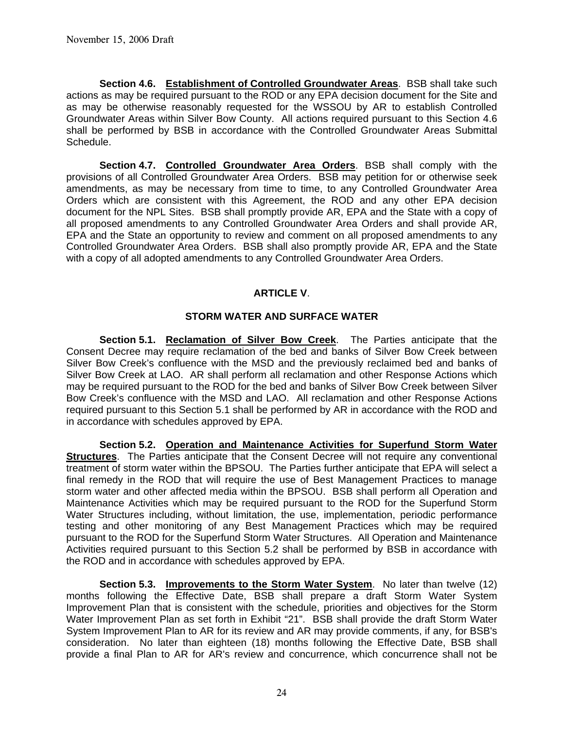**Section 4.6. <u>Establishment of Controlled Groundwater Areas</u>**. BSB shall take such actions as may be required pursuant to the ROD or any EPA decision document for the Site and as may be otherwise reasonably requested for the WSSOU by AR to establish Controlled Groundwater Areas within Silver Bow County. All actions required pursuant to this Section 4.6 shall be performed by BSB in accordance with the Controlled Groundwater Areas Submittal Schedule.

**Section 4.7. <u>Controlled Groundwater Area Orders</u>**. BSB shall comply with the provisions of all Controlled Groundwater Area Orders. BSB may petition for or otherwise seek amendments, as may be necessary from time to time, to any Controlled Groundwater Area Orders which are consistent with this Agreement, the ROD and any other EPA decision document for the NPL Sites. BSB shall promptly provide AR, EPA and the State with a copy of all proposed amendments to any Controlled Groundwater Area Orders and shall provide AR, EPA and the State an opportunity to review and comment on all proposed amendments to any Controlled Groundwater Area Orders. BSB shall also promptly provide AR, EPA and the State with a copy of all adopted amendments to any Controlled Groundwater Area Orders.

## ARTICLE V.

## STORM WATER AND SURFACE WATER

**Section 5.1. <u>Reclamation of Silver Bow Creek</u>**. The Parties anticipate that the Consent Decree may require reclamation of the bed and banks of Silver Bow Creek between Silver Bow Creek's confluence with the MSD and the previously reclaimed bed and banks of Silver Bow Creek at LAO. AR shall perform all reclamation and other Response Actions which may be required pursuant to the ROD for the bed and banks of Silver Bow Creek between Silver Bow Creek's confluence with the MSD and LAO. All reclamation and other Response Actions required pursuant to this Section 5.1 shall be performed by AR in accordance with the ROD and in accordance with schedules approved by EPA.

**Section 5.2. <u>Operation and Maintenance Activities for Superfund Storm Water Structures</u>**. The Parties anticipate that the Consent Decree will not require any conventional treatment of storm water within the BPSOU. The Parties further anticipate that EPA will select a final remedy in the ROD that will require the use of Best Management Practices to manage storm water and other affected media within the BPSOU. BSB shall perform all Operation and Maintenance Activities which may be required pursuant to the ROD for the Superfund Storm Water Structures including, without limitation, the use, implementation, periodic performance testing and other monitoring of any Best Management Practices which may be required pursuant to the ROD for the Superfund Storm Water Structures. All Operation and Maintenance Activities required pursuant to this Section 5.2 shall be performed by BSB in accordance with the ROD and in accordance with schedules approved by EPA.

**Section 5.3. <u>Improvements to the Storm Water System</u>**. No later than twelve (12) months following the Effective Date, BSB shall prepare a draft Storm Water System Improvement Plan that is consistent with the schedule, priorities and objectives for the Storm Water Improvement Plan as set forth in Exhibit "21". BSB shall provide the draft Storm Water System Improvement Plan to AR for its review and AR may provide comments, if any, for BSB's consideration. No later than eighteen (18) months following the Effective Date, BSB shall provide a final Plan to AR for AR's review and concurrence, which concurrence shall not be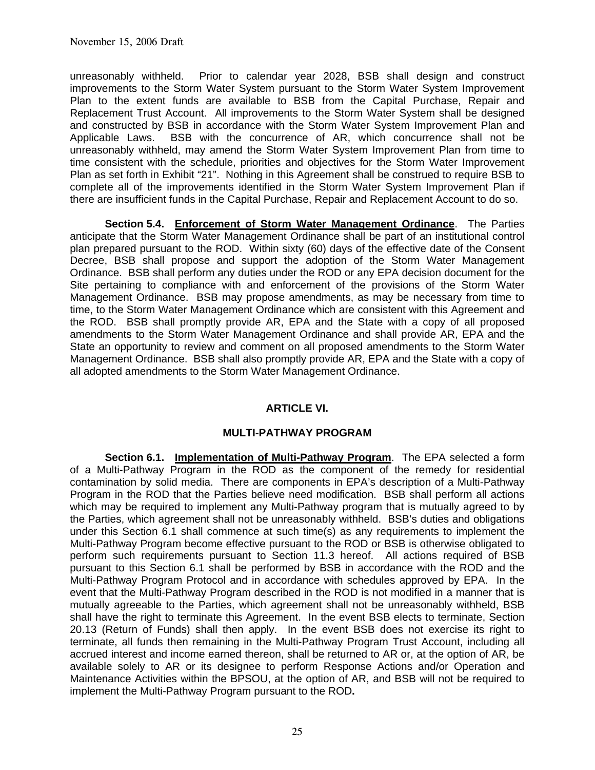unreasonably withheld. Prior to calendar year 2028, BSB shall design and construct improvements to the Storm Water System pursuant to the Storm Water System Improvement Plan to the extent funds are available to BSB from the Capital Purchase, Repair and Replacement Trust Account. All improvements to the Storm Water System shall be designed and constructed by BSB in accordance with the Storm Water System Improvement Plan and Applicable Laws. BSB with the concurrence of AR, which concurrence shall not be unreasonably withheld, may amend the Storm Water System Improvement Plan from time to time consistent with the schedule, priorities and objectives for the Storm Water Improvement Plan as set forth in Exhibit "21". Nothing in this Agreement shall be construed to require BSB to complete all of the improvements identified in the Storm Water System Improvement Plan if there are insufficient funds in the Capital Purchase, Repair and Replacement Account to do so.

**Section 5.4. <u>Enforcement of Storm Water Management Ordinance</u>**. The Parties anticipate that the Storm Water Management Ordinance shall be part of an institutional control plan prepared pursuant to the ROD. Within sixty (60) days of the effective date of the Consent Decree, BSB shall propose and support the adoption of the Storm Water Management Ordinance. BSB shall perform any duties under the ROD or any EPA decision document for the Site pertaining to compliance with and enforcement of the provisions of the Storm Water Management Ordinance. BSB may propose amendments, as may be necessary from time to time, to the Storm Water Management Ordinance which are consistent with this Agreement and the ROD. BSB shall promptly provide AR, EPA and the State with a copy of all proposed amendments to the Storm Water Management Ordinance and shall provide AR, EPA and the State an opportunity to review and comment on all proposed amendments to the Storm Water Management Ordinance. BSB shall also promptly provide AR, EPA and the State with a copy of all adopted amendments to the Storm Water Management Ordinance.

## ARTICLE VI.

## MULTI-PATHWAY PROGRAM

**Section 6.1. <u>Implementation of Multi-Pathway Program</u>**. The EPA selected a form of a Multi-Pathway Program in the ROD as the component of the remedy for residential contamination by solid media. There are components in EPA's description of a Multi-Pathway Program in the ROD that the Parties believe need modification. BSB shall perform all actions which may be required to implement any Multi-Pathway program that is mutually agreed to by the Parties, which agreement shall not be unreasonably withheld. BSB's duties and obligations under this Section 6.1 shall commence at such time(s) as any requirements to implement the Multi-Pathway Program become effective pursuant to the ROD or BSB is otherwise obligated to perform such requirements pursuant to Section 11.3 hereof. All actions required of BSB pursuant to this Section 6.1 shall be performed by BSB in accordance with the ROD and the Multi-Pathway Program Protocol and in accordance with schedules approved by EPA. In the event that the Multi-Pathway Program described in the ROD is not modified in a manner that is mutually agreeable to the Parties, which agreement shall not be unreasonably withheld, BSB shall have the right to terminate this Agreement. In the event BSB elects to terminate, Section 20.13 (Return of Funds) shall then apply. In the event BSB does not exercise its right to terminate, all funds then remaining in the Multi-Pathway Program Trust Account, including all accrued interest and income earned thereon, shall be returned to AR or, at the option of AR, be available solely to AR or its designee to perform Response Actions and/or Operation and Maintenance Activities within the BPSOU, at the option of AR, and BSB will not be required to implement the Multi-Pathway Program pursuant to the ROD**.**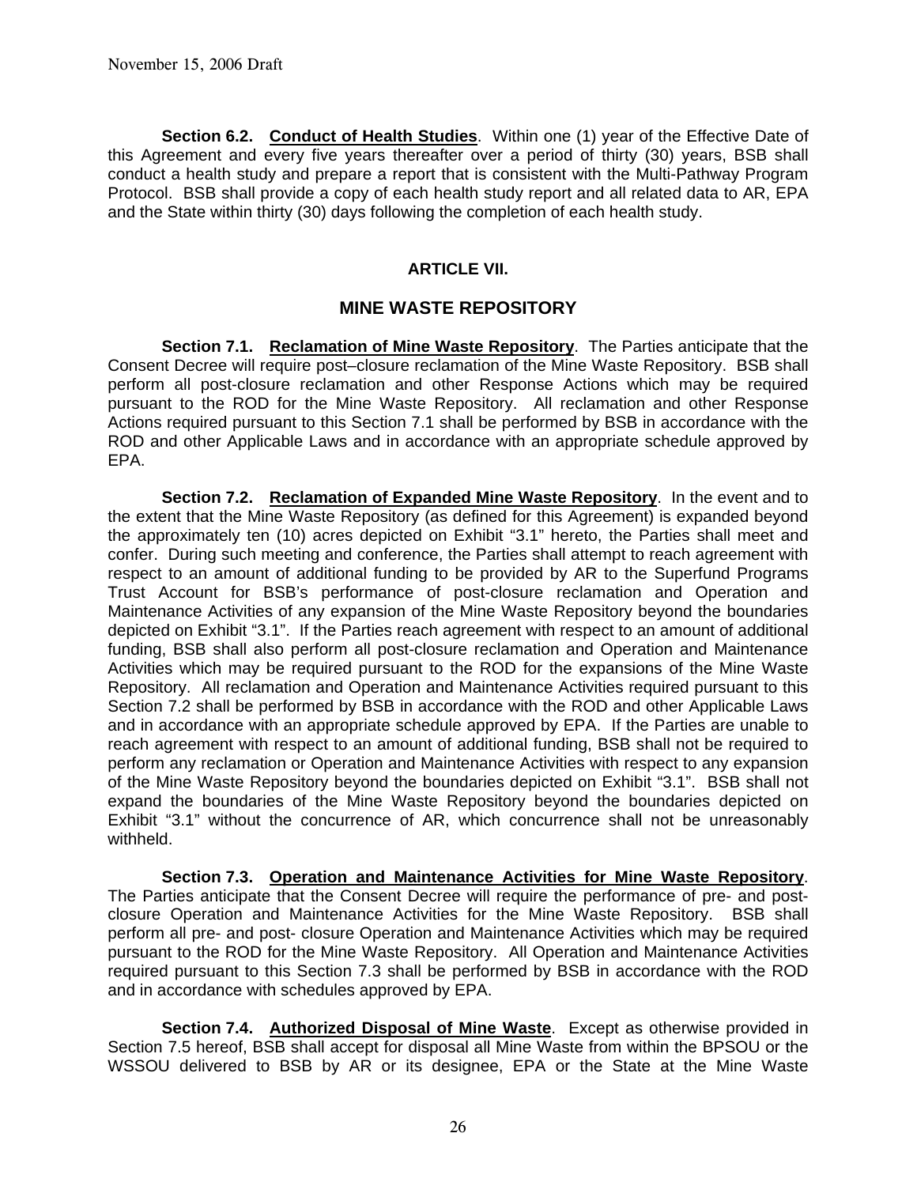**Section 6.2. Conduct of Health Studies**. Within one (1) year of the Effective Date of this Agreement and every five years thereafter over a period of thirty (30) years, BSB shall conduct a health study and prepare a report that is consistent with the Multi-Pathway Program Protocol. BSB shall provide a copy of each health study report and all related data to AR, EPA and the State within thirty (30) days following the completion of each health study.

## ARTICLE VII.

## MINE WASTE REPOSITORY

**Section 7.1. Reclamation of Mine Waste Repository**. The Parties anticipate that the Consent Decree will require post–closure reclamation of the Mine Waste Repository. BSB shall perform all post-closure reclamation and other Response Actions which may be required pursuant to the ROD for the Mine Waste Repository. All reclamation and other Response Actions required pursuant to this Section 7.1 shall be performed by BSB in accordance with the ROD and other Applicable Laws and in accordance with an appropriate schedule approved by EPA.

**Section 7.2. Reclamation of Expanded Mine Waste Repository**. In the event and to the extent that the Mine Waste Repository (as defined for this Agreement) is expanded beyond the approximately ten (10) acres depicted on Exhibit "3.1" hereto, the Parties shall meet and confer. During such meeting and conference, the Parties shall attempt to reach agreement with respect to an amount of additional funding to be provided by AR to the Superfund Programs Trust Account for BSB's performance of post-closure reclamation and Operation and Maintenance Activities of any expansion of the Mine Waste Repository beyond the boundaries depicted on Exhibit "3.1". If the Parties reach agreement with respect to an amount of additional funding, BSB shall also perform all post-closure reclamation and Operation and Maintenance Activities which may be required pursuant to the ROD for the expansions of the Mine Waste Repository. All reclamation and Operation and Maintenance Activities required pursuant to this Section 7.2 shall be performed by BSB in accordance with the ROD and other Applicable Laws and in accordance with an appropriate schedule approved by EPA. If the Parties are unable to reach agreement with respect to an amount of additional funding, BSB shall not be required to perform any reclamation or Operation and Maintenance Activities with respect to any expansion of the Mine Waste Repository beyond the boundaries depicted on Exhibit "3.1". BSB shall not expand the boundaries of the Mine Waste Repository beyond the boundaries depicted on Exhibit "3.1" without the concurrence of AR, which concurrence shall not be unreasonably withheld.

**Section 7.3. Operation and Maintenance Activities for Mine Waste Repository**. The Parties anticipate that the Consent Decree will require the performance of pre- and post-closure Operation and Maintenance Activities for the Mine Waste Repository. BSB shall perform all pre- and post- closure Operation and Maintenance Activities which may be required pursuant to the ROD for the Mine Waste Repository. All Operation and Maintenance Activities required pursuant to this Section 7.3 shall be performed by BSB in accordance with the ROD and in accordance with schedules approved by EPA.

**Section 7.4. Authorized Disposal of Mine Waste**. Except as otherwise provided in Section 7.5 hereof, BSB shall accept for disposal all Mine Waste from within the BPSOU or the WSSOU delivered to BSB by AR or its designee, EPA or the State at the Mine Waste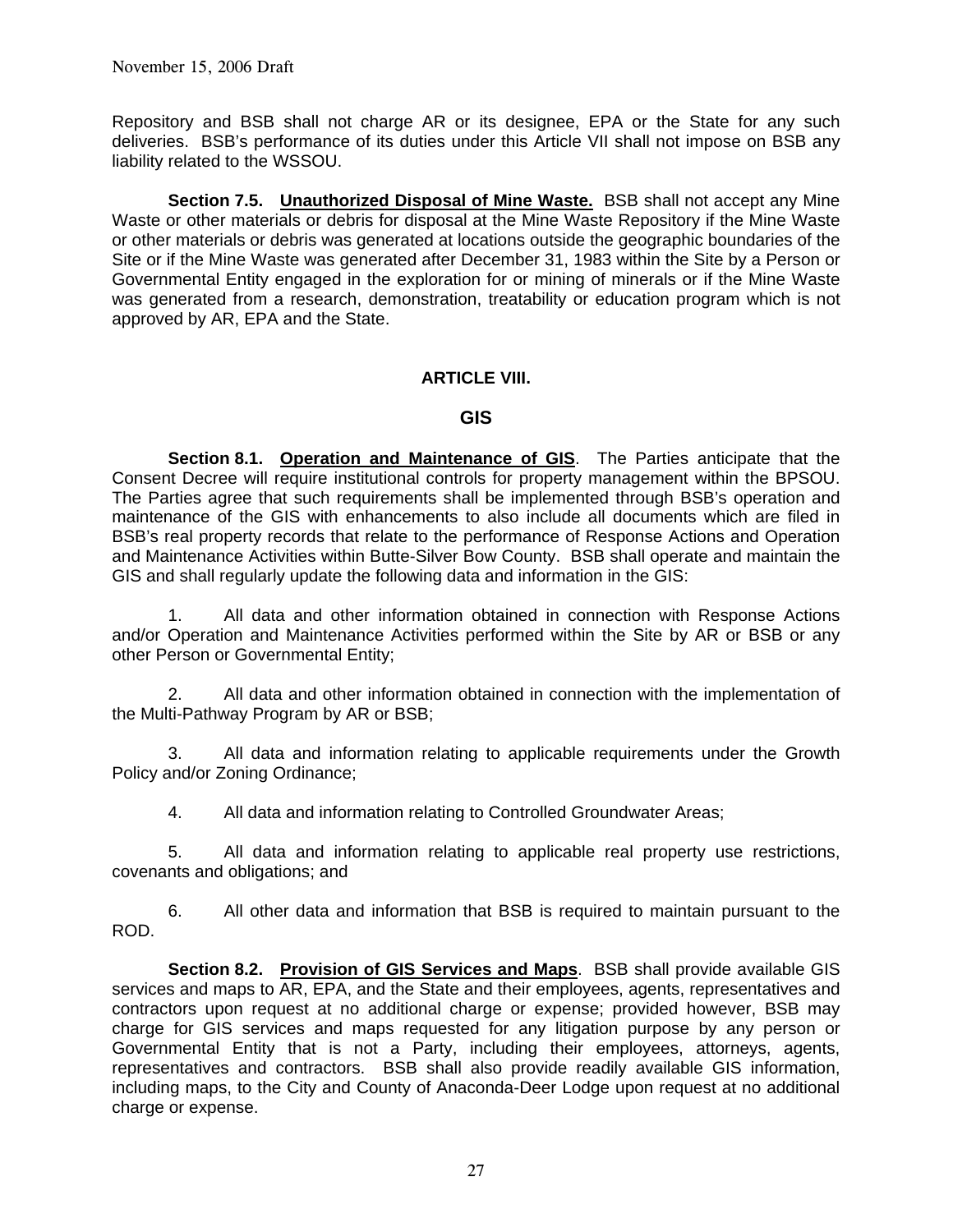Repository and BSB shall not charge AR or its designee, EPA or the State for any such deliveries. BSB's performance of its duties under this Article VII shall not impose on BSB any liability related to the WSSOU.

**Section 7.5. <u>Unauthorized Disposal of Mine Waste.</u>** BSB shall not accept any Mine Waste or other materials or debris for disposal at the Mine Waste Repository if the Mine Waste or other materials or debris was generated at locations outside the geographic boundaries of the Site or if the Mine Waste was generated after December 31, 1983 within the Site by a Person or Governmental Entity engaged in the exploration for or mining of minerals or if the Mine Waste was generated from a research, demonstration, treatability or education program which is not approved by AR, EPA and the State.

## ARTICLE VIII.

## GIS

**Section 8.1. <u>Operation and Maintenance of GIS</u>**. The Parties anticipate that the Consent Decree will require institutional controls for property management within the BPSOU. The Parties agree that such requirements shall be implemented through BSB's operation and maintenance of the GIS with enhancements to also include all documents which are filed in BSB's real property records that relate to the performance of Response Actions and Operation and Maintenance Activities within Butte-Silver Bow County. BSB shall operate and maintain the GIS and shall regularly update the following data and information in the GIS:

1. All data and other information obtained in connection with Response Actions and/or Operation and Maintenance Activities performed within the Site by AR or BSB or any other Person or Governmental Entity;

2. All data and other information obtained in connection with the implementation of the Multi-Pathway Program by AR or BSB;

3. All data and information relating to applicable requirements under the Growth Policy and/or Zoning Ordinance;

4. All data and information relating to Controlled Groundwater Areas;

5. All data and information relating to applicable real property use restrictions, covenants and obligations; and

6. All other data and information that BSB is required to maintain pursuant to the ROD.

**Section 8.2. <u>Provision of GIS Services and Maps</u>**. BSB shall provide available GIS services and maps to AR, EPA, and the State and their employees, agents, representatives and contractors upon request at no additional charge or expense; provided however, BSB may charge for GIS services and maps requested for any litigation purpose by any person or Governmental Entity that is not a Party, including their employees, attorneys, agents, representatives and contractors. BSB shall also provide readily available GIS information, including maps, to the City and County of Anaconda-Deer Lodge upon request at no additional charge or expense.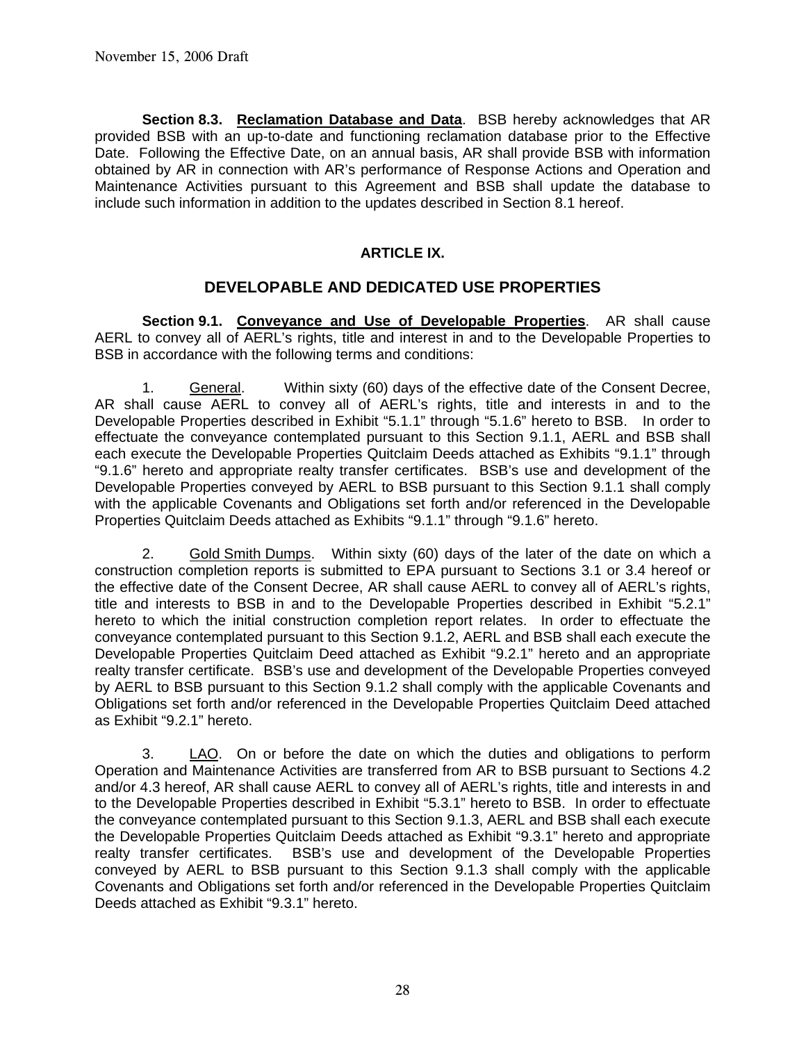November 15, 2006 Draft

**Section 8.3. <u>Reclamation Database and Data</u>**. BSB hereby acknowledges that AR provided BSB with an up-to-date and functioning reclamation database prior to the Effective Date. Following the Effective Date, on an annual basis, AR shall provide BSB with information obtained by AR in connection with AR's performance of Response Actions and Operation and Maintenance Activities pursuant to this Agreement and BSB shall update the database to include such information in addition to the updates described in Section 8.1 hereof.

## ARTICLE IX.

## DEVELOPABLE AND DEDICATED USE PROPERTIES

**Section 9.1. <u>Conveyance and Use of Developable Properties</u>**. AR shall cause AERL to convey all of AERL's rights, title and interest in and to the Developable Properties to BSB in accordance with the following terms and conditions:

1. <u>General</u>. Within sixty (60) days of the effective date of the Consent Decree, AR shall cause AERL to convey all of AERL's rights, title and interests in and to the Developable Properties described in Exhibit "5.1.1" through "5.1.6" hereto to BSB. In order to effectuate the conveyance contemplated pursuant to this Section 9.1.1, AERL and BSB shall each execute the Developable Properties Quitclaim Deeds attached as Exhibits "9.1.1" through "9.1.6" hereto and appropriate realty transfer certificates. BSB's use and development of the Developable Properties conveyed by AERL to BSB pursuant to this Section 9.1.1 shall comply with the applicable Covenants and Obligations set forth and/or referenced in the Developable Properties Quitclaim Deeds attached as Exhibits "9.1.1" through "9.1.6" hereto.

2. <u>Gold Smith Dumps</u>. Within sixty (60) days of the later of the date on which a construction completion reports is submitted to EPA pursuant to Sections 3.1 or 3.4 hereof or the effective date of the Consent Decree, AR shall cause AERL to convey all of AERL's rights, title and interests to BSB in and to the Developable Properties described in Exhibit "5.2.1" hereto to which the initial construction completion report relates. In order to effectuate the conveyance contemplated pursuant to this Section 9.1.2, AERL and BSB shall each execute the Developable Properties Quitclaim Deed attached as Exhibit "9.2.1" hereto and an appropriate realty transfer certificate. BSB's use and development of the Developable Properties conveyed by AERL to BSB pursuant to this Section 9.1.2 shall comply with the applicable Covenants and Obligations set forth and/or referenced in the Developable Properties Quitclaim Deed attached as Exhibit "9.2.1" hereto.

3. <u>LAO</u>. On or before the date on which the duties and obligations to perform Operation and Maintenance Activities are transferred from AR to BSB pursuant to Sections 4.2 and/or 4.3 hereof, AR shall cause AERL to convey all of AERL's rights, title and interests in and to the Developable Properties described in Exhibit "5.3.1" hereto to BSB. In order to effectuate the conveyance contemplated pursuant to this Section 9.1.3, AERL and BSB shall each execute the Developable Properties Quitclaim Deeds attached as Exhibit "9.3.1" hereto and appropriate realty transfer certificates. BSB's use and development of the Developable Properties conveyed by AERL to BSB pursuant to this Section 9.1.3 shall comply with the applicable Covenants and Obligations set forth and/or referenced in the Developable Properties Quitclaim Deeds attached as Exhibit "9.3.1" hereto.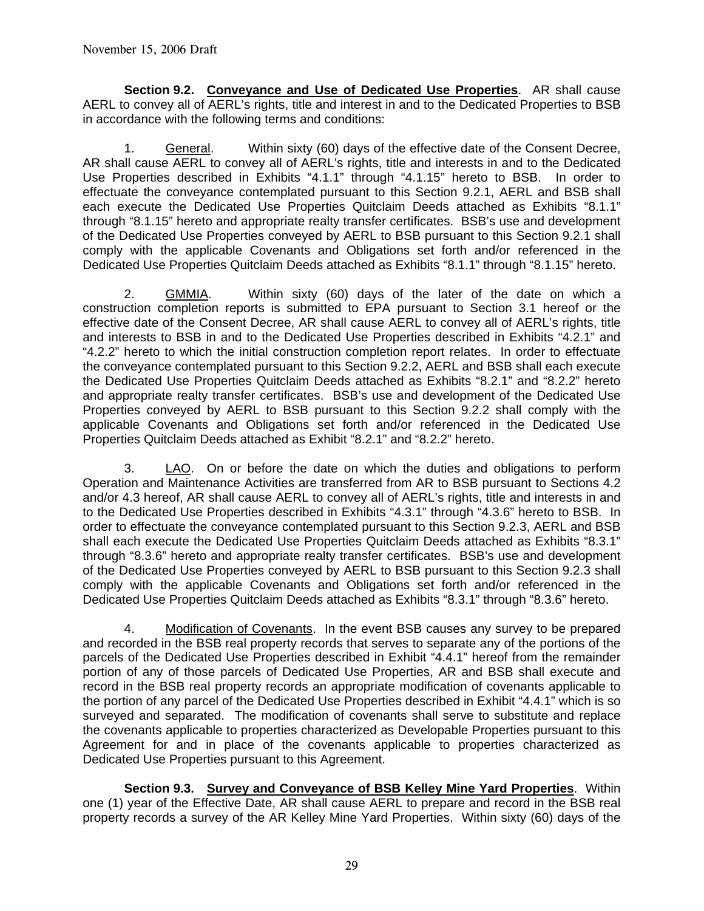November 15, 2006 Draft

**Section 9.2. Conveyance and Use of Dedicated Use Properties**. AR shall cause AERL to convey all of AERL's rights, title and interest in and to the Dedicated Properties to BSB in accordance with the following terms and conditions:

1. General. Within sixty (60) days of the effective date of the Consent Decree, AR shall cause AERL to convey all of AERL's rights, title and interests in and to the Dedicated Use Properties described in Exhibits "4.1.1" through "4.1.15" hereto to BSB. In order to effectuate the conveyance contemplated pursuant to this Section 9.2.1, AERL and BSB shall each execute the Dedicated Use Properties Quitclaim Deeds attached as Exhibits "8.1.1" through "8.1.15" hereto and appropriate realty transfer certificates. BSB's use and development of the Dedicated Use Properties conveyed by AERL to BSB pursuant to this Section 9.2.1 shall comply with the applicable Covenants and Obligations set forth and/or referenced in the Dedicated Use Properties Quitclaim Deeds attached as Exhibits "8.1.1" through "8.1.15" hereto.

2. GMMIA. Within sixty (60) days of the later of the date on which a construction completion reports is submitted to EPA pursuant to Section 3.1 hereof or the effective date of the Consent Decree, AR shall cause AERL to convey all of AERL's rights, title and interests to BSB in and to the Dedicated Use Properties described in Exhibits "4.2.1" and "4.2.2" hereto to which the initial construction completion report relates. In order to effectuate the conveyance contemplated pursuant to this Section 9.2.2, AERL and BSB shall each execute the Dedicated Use Properties Quitclaim Deeds attached as Exhibits "8.2.1" and "8.2.2" hereto and appropriate realty transfer certificates. BSB's use and development of the Dedicated Use Properties conveyed by AERL to BSB pursuant to this Section 9.2.2 shall comply with the applicable Covenants and Obligations set forth and/or referenced in the Dedicated Use Properties Quitclaim Deeds attached as Exhibit "8.2.1" and "8.2.2" hereto.

3. LAO. On or before the date on which the duties and obligations to perform Operation and Maintenance Activities are transferred from AR to BSB pursuant to Sections 4.2 and/or 4.3 hereof, AR shall cause AERL to convey all of AERL's rights, title and interests in and to the Dedicated Use Properties described in Exhibits "4.3.1" through "4.3.6" hereto to BSB. In order to effectuate the conveyance contemplated pursuant to this Section 9.2.3, AERL and BSB shall each execute the Dedicated Use Properties Quitclaim Deeds attached as Exhibits "8.3.1" through "8.3.6" hereto and appropriate realty transfer certificates. BSB's use and development of the Dedicated Use Properties conveyed by AERL to BSB pursuant to this Section 9.2.3 shall comply with the applicable Covenants and Obligations set forth and/or referenced in the Dedicated Use Properties Quitclaim Deeds attached as Exhibits "8.3.1" through "8.3.6" hereto.

4. Modification of Covenants. In the event BSB causes any survey to be prepared and recorded in the BSB real property records that serves to separate any of the portions of the parcels of the Dedicated Use Properties described in Exhibit "4.4.1" hereof from the remainder portion of any of those parcels of Dedicated Use Properties, AR and BSB shall execute and record in the BSB real property records an appropriate modification of covenants applicable to the portion of any parcel of the Dedicated Use Properties described in Exhibit "4.4.1" which is so surveyed and separated. The modification of covenants shall serve to substitute and replace the covenants applicable to properties characterized as Developable Properties pursuant to this Agreement for and in place of the covenants applicable to properties characterized as Dedicated Use Properties pursuant to this Agreement.

**Section 9.3. Survey and Conveyance of BSB Kelley Mine Yard Properties**. Within one (1) year of the Effective Date, AR shall cause AERL to prepare and record in the BSB real property records a survey of the AR Kelley Mine Yard Properties. Within sixty (60) days of the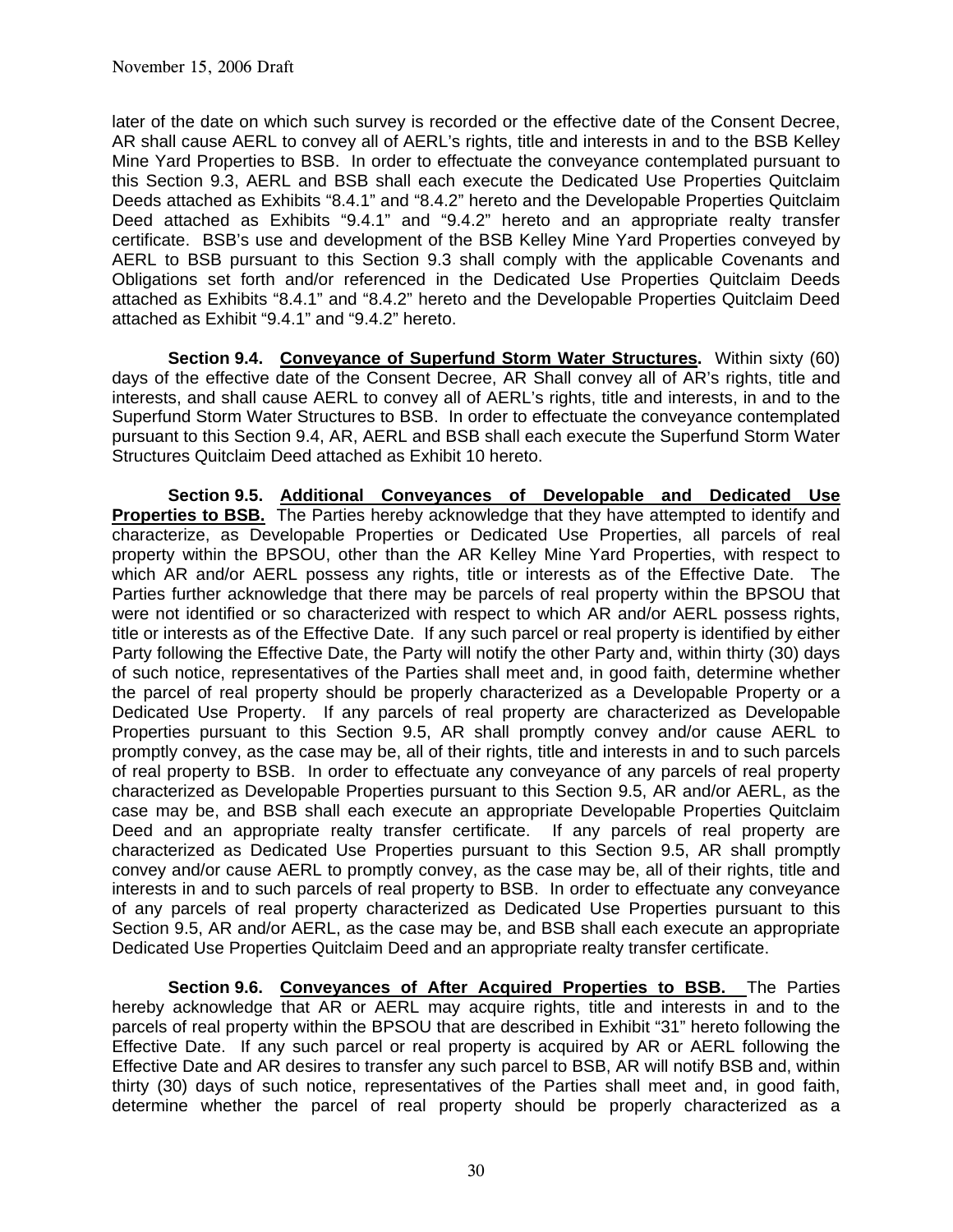later of the date on which such survey is recorded or the effective date of the Consent Decree, AR shall cause AERL to convey all of AERL's rights, title and interests in and to the BSB Kelley Mine Yard Properties to BSB. In order to effectuate the conveyance contemplated pursuant to this Section 9.3, AERL and BSB shall each execute the Dedicated Use Properties Quitclaim Deeds attached as Exhibits "8.4.1" and "8.4.2" hereto and the Developable Properties Quitclaim Deed attached as Exhibits "9.4.1" and "9.4.2" hereto and an appropriate realty transfer certificate. BSB's use and development of the BSB Kelley Mine Yard Properties conveyed by AERL to BSB pursuant to this Section 9.3 shall comply with the applicable Covenants and Obligations set forth and/or referenced in the Dedicated Use Properties Quitclaim Deeds attached as Exhibits "8.4.1" and "8.4.2" hereto and the Developable Properties Quitclaim Deed attached as Exhibit "9.4.1" and "9.4.2" hereto.

**Section 9.4. Conveyance of Superfund Storm Water Structures.** Within sixty (60) days of the effective date of the Consent Decree, AR Shall convey all of AR's rights, title and interests, and shall cause AERL to convey all of AERL's rights, title and interests, in and to the Superfund Storm Water Structures to BSB. In order to effectuate the conveyance contemplated pursuant to this Section 9.4, AR, AERL and BSB shall each execute the Superfund Storm Water Structures Quitclaim Deed attached as Exhibit 10 hereto.

**Section 9.5. Additional Conveyances of Developable and Dedicated Use Properties to BSB.** The Parties hereby acknowledge that they have attempted to identify and characterize, as Developable Properties or Dedicated Use Properties, all parcels of real property within the BPSOU, other than the AR Kelley Mine Yard Properties, with respect to which AR and/or AERL possess any rights, title or interests as of the Effective Date. The Parties further acknowledge that there may be parcels of real property within the BPSOU that were not identified or so characterized with respect to which AR and/or AERL possess rights, title or interests as of the Effective Date. If any such parcel or real property is identified by either Party following the Effective Date, the Party will notify the other Party and, within thirty (30) days of such notice, representatives of the Parties shall meet and, in good faith, determine whether the parcel of real property should be properly characterized as a Developable Property or a Dedicated Use Property. If any parcels of real property are characterized as Developable Properties pursuant to this Section 9.5, AR shall promptly convey and/or cause AERL to promptly convey, as the case may be, all of their rights, title and interests in and to such parcels of real property to BSB. In order to effectuate any conveyance of any parcels of real property characterized as Developable Properties pursuant to this Section 9.5, AR and/or AERL, as the case may be, and BSB shall each execute an appropriate Developable Properties Quitclaim Deed and an appropriate realty transfer certificate. If any parcels of real property are characterized as Dedicated Use Properties pursuant to this Section 9.5, AR shall promptly convey and/or cause AERL to promptly convey, as the case may be, all of their rights, title and interests in and to such parcels of real property to BSB. In order to effectuate any conveyance of any parcels of real property characterized as Dedicated Use Properties pursuant to this Section 9.5, AR and/or AERL, as the case may be, and BSB shall each execute an appropriate Dedicated Use Properties Quitclaim Deed and an appropriate realty transfer certificate.

**Section 9.6. Conveyances of After Acquired Properties to BSB.** The Parties hereby acknowledge that AR or AERL may acquire rights, title and interests in and to the parcels of real property within the BPSOU that are described in Exhibit "31" hereto following the Effective Date. If any such parcel or real property is acquired by AR or AERL following the Effective Date and AR desires to transfer any such parcel to BSB, AR will notify BSB and, within thirty (30) days of such notice, representatives of the Parties shall meet and, in good faith, determine whether the parcel of real property should be properly characterized as a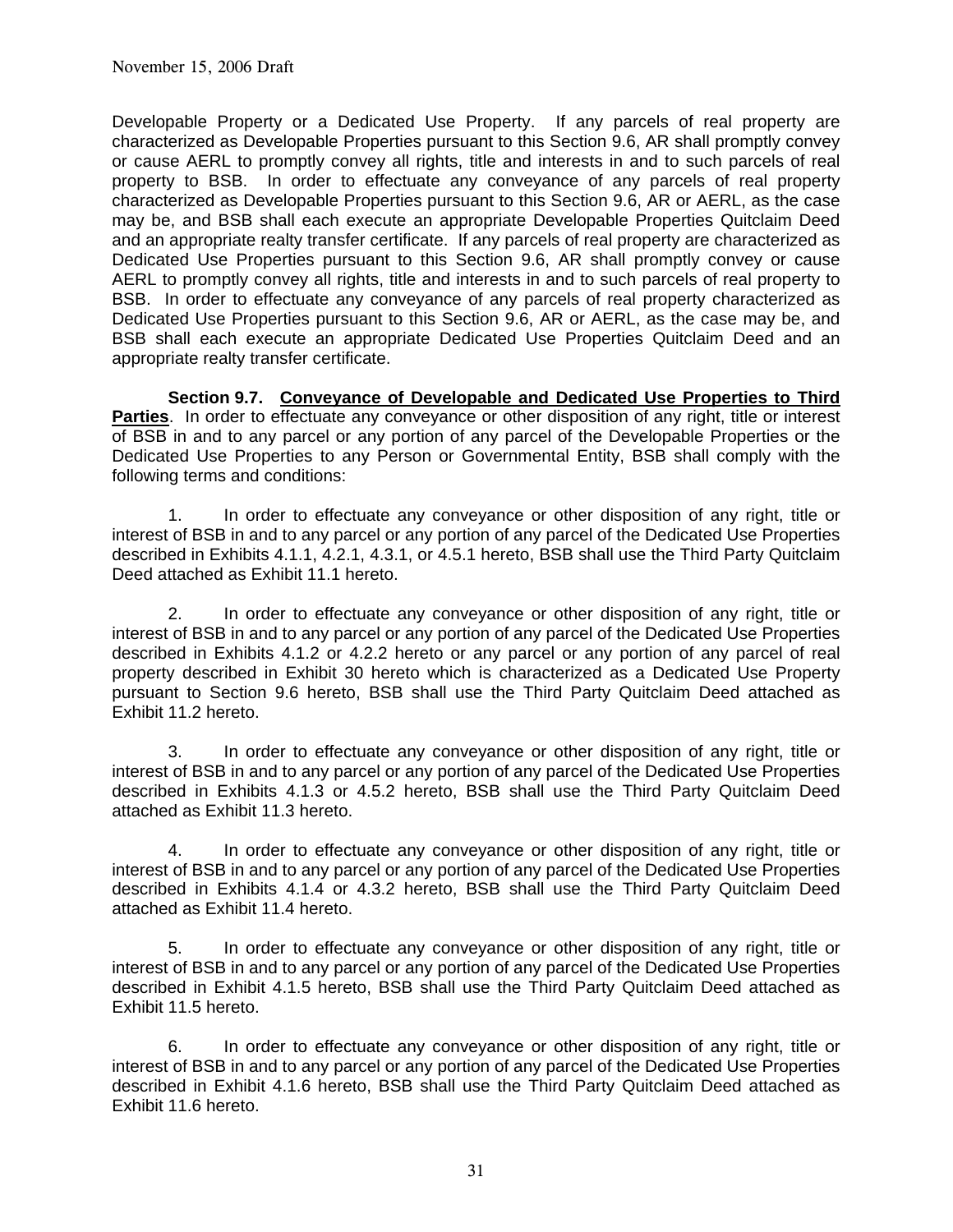Developable Property or a Dedicated Use Property. If any parcels of real property are characterized as Developable Properties pursuant to this Section 9.6, AR shall promptly convey or cause AERL to promptly convey all rights, title and interests in and to such parcels of real property to BSB. In order to effectuate any conveyance of any parcels of real property characterized as Developable Properties pursuant to this Section 9.6, AR or AERL, as the case may be, and BSB shall each execute an appropriate Developable Properties Quitclaim Deed and an appropriate realty transfer certificate. If any parcels of real property are characterized as Dedicated Use Properties pursuant to this Section 9.6, AR shall promptly convey or cause AERL to promptly convey all rights, title and interests in and to such parcels of real property to BSB. In order to effectuate any conveyance of any parcels of real property characterized as Dedicated Use Properties pursuant to this Section 9.6, AR or AERL, as the case may be, and BSB shall each execute an appropriate Dedicated Use Properties Quitclaim Deed and an appropriate realty transfer certificate.

**Section 9.7. <u>Conveyance of Developable and Dedicated Use Properties to Third Parties</u>**. In order to effectuate any conveyance or other disposition of any right, title or interest of BSB in and to any parcel or any portion of any parcel of the Developable Properties or the Dedicated Use Properties to any Person or Governmental Entity, BSB shall comply with the following terms and conditions:

1. In order to effectuate any conveyance or other disposition of any right, title or interest of BSB in and to any parcel or any portion of any parcel of the Dedicated Use Properties described in Exhibits 4.1.1, 4.2.1, 4.3.1, or 4.5.1 hereto, BSB shall use the Third Party Quitclaim Deed attached as Exhibit 11.1 hereto.

2. In order to effectuate any conveyance or other disposition of any right, title or interest of BSB in and to any parcel or any portion of any parcel of the Dedicated Use Properties described in Exhibits 4.1.2 or 4.2.2 hereto or any parcel or any portion of any parcel of real property described in Exhibit 30 hereto which is characterized as a Dedicated Use Property pursuant to Section 9.6 hereto, BSB shall use the Third Party Quitclaim Deed attached as Exhibit 11.2 hereto.

3. In order to effectuate any conveyance or other disposition of any right, title or interest of BSB in and to any parcel or any portion of any parcel of the Dedicated Use Properties described in Exhibits 4.1.3 or 4.5.2 hereto, BSB shall use the Third Party Quitclaim Deed attached as Exhibit 11.3 hereto.

4. In order to effectuate any conveyance or other disposition of any right, title or interest of BSB in and to any parcel or any portion of any parcel of the Dedicated Use Properties described in Exhibits 4.1.4 or 4.3.2 hereto, BSB shall use the Third Party Quitclaim Deed attached as Exhibit 11.4 hereto.

5. In order to effectuate any conveyance or other disposition of any right, title or interest of BSB in and to any parcel or any portion of any parcel of the Dedicated Use Properties described in Exhibit 4.1.5 hereto, BSB shall use the Third Party Quitclaim Deed attached as Exhibit 11.5 hereto.

6. In order to effectuate any conveyance or other disposition of any right, title or interest of BSB in and to any parcel or any portion of any parcel of the Dedicated Use Properties described in Exhibit 4.1.6 hereto, BSB shall use the Third Party Quitclaim Deed attached as Exhibit 11.6 hereto.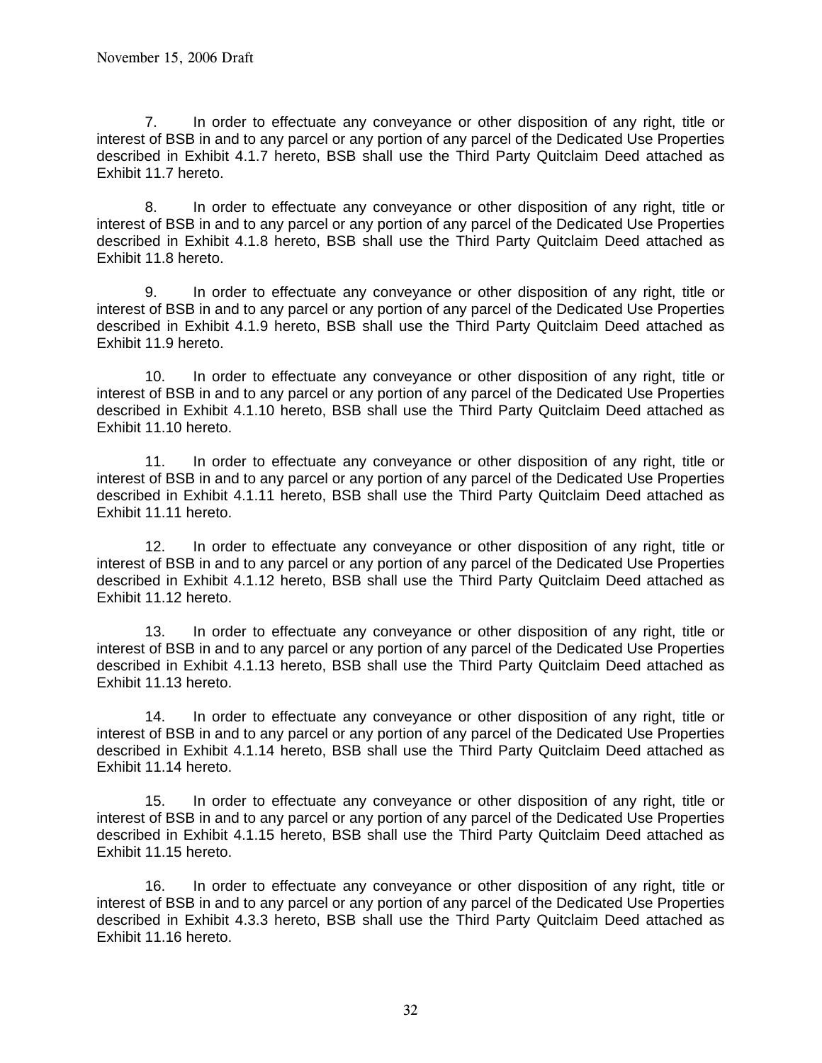7. In order to effectuate any conveyance or other disposition of any right, title or interest of BSB in and to any parcel or any portion of any parcel of the Dedicated Use Properties described in Exhibit 4.1.7 hereto, BSB shall use the Third Party Quitclaim Deed attached as Exhibit 11.7 hereto.

8. In order to effectuate any conveyance or other disposition of any right, title or interest of BSB in and to any parcel or any portion of any parcel of the Dedicated Use Properties described in Exhibit 4.1.8 hereto, BSB shall use the Third Party Quitclaim Deed attached as Exhibit 11.8 hereto.

9. In order to effectuate any conveyance or other disposition of any right, title or interest of BSB in and to any parcel or any portion of any parcel of the Dedicated Use Properties described in Exhibit 4.1.9 hereto, BSB shall use the Third Party Quitclaim Deed attached as Exhibit 11.9 hereto.

10. In order to effectuate any conveyance or other disposition of any right, title or interest of BSB in and to any parcel or any portion of any parcel of the Dedicated Use Properties described in Exhibit 4.1.10 hereto, BSB shall use the Third Party Quitclaim Deed attached as Exhibit 11.10 hereto.

11. In order to effectuate any conveyance or other disposition of any right, title or interest of BSB in and to any parcel or any portion of any parcel of the Dedicated Use Properties described in Exhibit 4.1.11 hereto, BSB shall use the Third Party Quitclaim Deed attached as Exhibit 11.11 hereto.

12. In order to effectuate any conveyance or other disposition of any right, title or interest of BSB in and to any parcel or any portion of any parcel of the Dedicated Use Properties described in Exhibit 4.1.12 hereto, BSB shall use the Third Party Quitclaim Deed attached as Exhibit 11.12 hereto.

13. In order to effectuate any conveyance or other disposition of any right, title or interest of BSB in and to any parcel or any portion of any parcel of the Dedicated Use Properties described in Exhibit 4.1.13 hereto, BSB shall use the Third Party Quitclaim Deed attached as Exhibit 11.13 hereto.

14. In order to effectuate any conveyance or other disposition of any right, title or interest of BSB in and to any parcel or any portion of any parcel of the Dedicated Use Properties described in Exhibit 4.1.14 hereto, BSB shall use the Third Party Quitclaim Deed attached as Exhibit 11.14 hereto.

15. In order to effectuate any conveyance or other disposition of any right, title or interest of BSB in and to any parcel or any portion of any parcel of the Dedicated Use Properties described in Exhibit 4.1.15 hereto, BSB shall use the Third Party Quitclaim Deed attached as Exhibit 11.15 hereto.

16. In order to effectuate any conveyance or other disposition of any right, title or interest of BSB in and to any parcel or any portion of any parcel of the Dedicated Use Properties described in Exhibit 4.3.3 hereto, BSB shall use the Third Party Quitclaim Deed attached as Exhibit 11.16 hereto.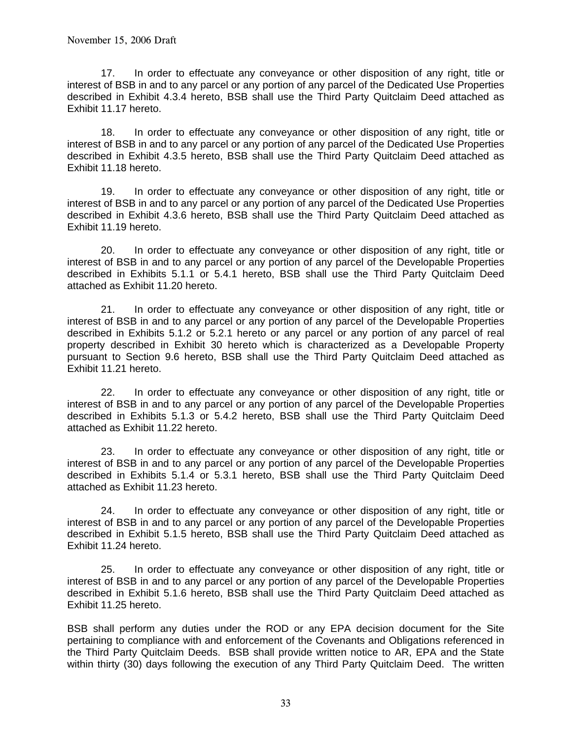17. In order to effectuate any conveyance or other disposition of any right, title or interest of BSB in and to any parcel or any portion of any parcel of the Dedicated Use Properties described in Exhibit 4.3.4 hereto, BSB shall use the Third Party Quitclaim Deed attached as Exhibit 11.17 hereto.

18. In order to effectuate any conveyance or other disposition of any right, title or interest of BSB in and to any parcel or any portion of any parcel of the Dedicated Use Properties described in Exhibit 4.3.5 hereto, BSB shall use the Third Party Quitclaim Deed attached as Exhibit 11.18 hereto.

19. In order to effectuate any conveyance or other disposition of any right, title or interest of BSB in and to any parcel or any portion of any parcel of the Dedicated Use Properties described in Exhibit 4.3.6 hereto, BSB shall use the Third Party Quitclaim Deed attached as Exhibit 11.19 hereto.

20. In order to effectuate any conveyance or other disposition of any right, title or interest of BSB in and to any parcel or any portion of any parcel of the Developable Properties described in Exhibits 5.1.1 or 5.4.1 hereto, BSB shall use the Third Party Quitclaim Deed attached as Exhibit 11.20 hereto.

21. In order to effectuate any conveyance or other disposition of any right, title or interest of BSB in and to any parcel or any portion of any parcel of the Developable Properties described in Exhibits 5.1.2 or 5.2.1 hereto or any parcel or any portion of any parcel of real property described in Exhibit 30 hereto which is characterized as a Developable Property pursuant to Section 9.6 hereto, BSB shall use the Third Party Quitclaim Deed attached as Exhibit 11.21 hereto.

22. In order to effectuate any conveyance or other disposition of any right, title or interest of BSB in and to any parcel or any portion of any parcel of the Developable Properties described in Exhibits 5.1.3 or 5.4.2 hereto, BSB shall use the Third Party Quitclaim Deed attached as Exhibit 11.22 hereto.

23. In order to effectuate any conveyance or other disposition of any right, title or interest of BSB in and to any parcel or any portion of any parcel of the Developable Properties described in Exhibits 5.1.4 or 5.3.1 hereto, BSB shall use the Third Party Quitclaim Deed attached as Exhibit 11.23 hereto.

24. In order to effectuate any conveyance or other disposition of any right, title or interest of BSB in and to any parcel or any portion of any parcel of the Developable Properties described in Exhibit 5.1.5 hereto, BSB shall use the Third Party Quitclaim Deed attached as Exhibit 11.24 hereto.

25. In order to effectuate any conveyance or other disposition of any right, title or interest of BSB in and to any parcel or any portion of any parcel of the Developable Properties described in Exhibit 5.1.6 hereto, BSB shall use the Third Party Quitclaim Deed attached as Exhibit 11.25 hereto.

BSB shall perform any duties under the ROD or any EPA decision document for the Site pertaining to compliance with and enforcement of the Covenants and Obligations referenced in the Third Party Quitclaim Deeds. BSB shall provide written notice to AR, EPA and the State within thirty (30) days following the execution of any Third Party Quitclaim Deed. The written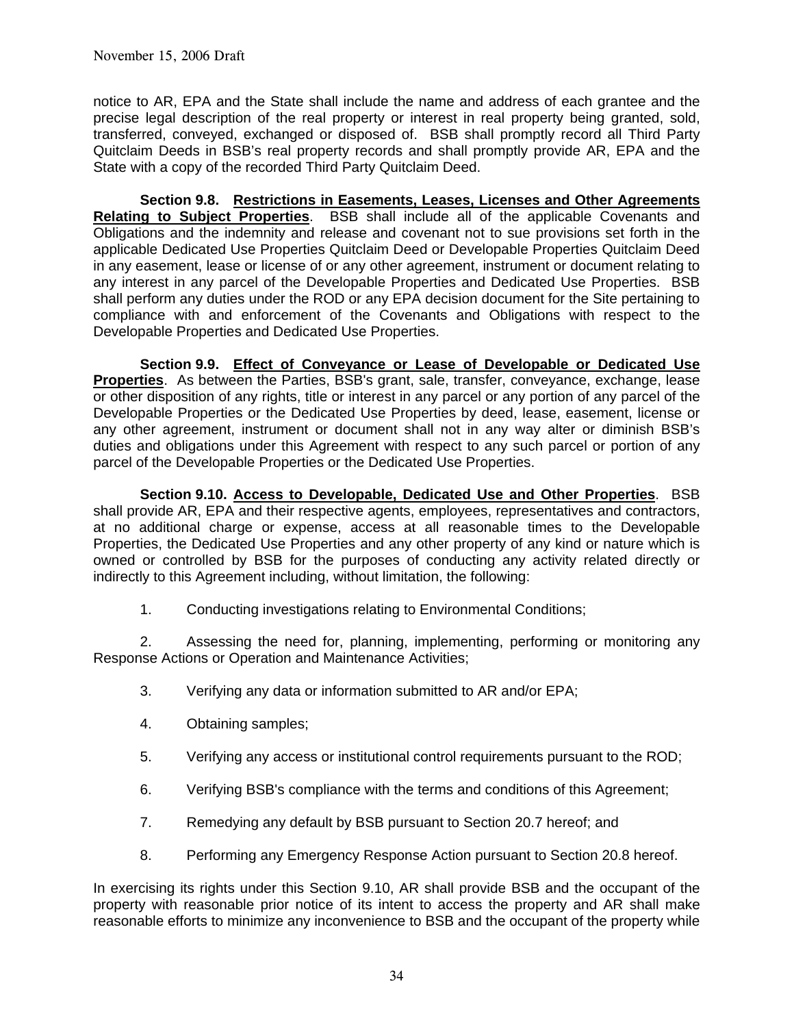notice to AR, EPA and the State shall include the name and address of each grantee and the precise legal description of the real property or interest in real property being granted, sold, transferred, conveyed, exchanged or disposed of. BSB shall promptly record all Third Party Quitclaim Deeds in BSB's real property records and shall promptly provide AR, EPA and the State with a copy of the recorded Third Party Quitclaim Deed.

**Section 9.8. <u>Restrictions in Easements, Leases, Licenses and Other Agreements Relating to Subject Properties</u>**. BSB shall include all of the applicable Covenants and Obligations and the indemnity and release and covenant not to sue provisions set forth in the applicable Dedicated Use Properties Quitclaim Deed or Developable Properties Quitclaim Deed in any easement, lease or license of or any other agreement, instrument or document relating to any interest in any parcel of the Developable Properties and Dedicated Use Properties. BSB shall perform any duties under the ROD or any EPA decision document for the Site pertaining to compliance with and enforcement of the Covenants and Obligations with respect to the Developable Properties and Dedicated Use Properties.

**Section 9.9. <u>Effect of Conveyance or Lease of Developable or Dedicated Use Properties</u>**. As between the Parties, BSB's grant, sale, transfer, conveyance, exchange, lease or other disposition of any rights, title or interest in any parcel or any portion of any parcel of the Developable Properties or the Dedicated Use Properties by deed, lease, easement, license or any other agreement, instrument or document shall not in any way alter or diminish BSB's duties and obligations under this Agreement with respect to any such parcel or portion of any parcel of the Developable Properties or the Dedicated Use Properties.

**Section 9.10. <u>Access to Developable, Dedicated Use and Other Properties</u>**. BSB shall provide AR, EPA and their respective agents, employees, representatives and contractors, at no additional charge or expense, access at all reasonable times to the Developable Properties, the Dedicated Use Properties and any other property of any kind or nature which is owned or controlled by BSB for the purposes of conducting any activity related directly or indirectly to this Agreement including, without limitation, the following:

1. Conducting investigations relating to Environmental Conditions;

2. Assessing the need for, planning, implementing, performing or monitoring any Response Actions or Operation and Maintenance Activities;

3. Verifying any data or information submitted to AR and/or EPA;

4. Obtaining samples;

5. Verifying any access or institutional control requirements pursuant to the ROD;

6. Verifying BSB's compliance with the terms and conditions of this Agreement;

7. Remedying any default by BSB pursuant to Section 20.7 hereof; and

8. Performing any Emergency Response Action pursuant to Section 20.8 hereof.

In exercising its rights under this Section 9.10, AR shall provide BSB and the occupant of the property with reasonable prior notice of its intent to access the property and AR shall make reasonable efforts to minimize any inconvenience to BSB and the occupant of the property while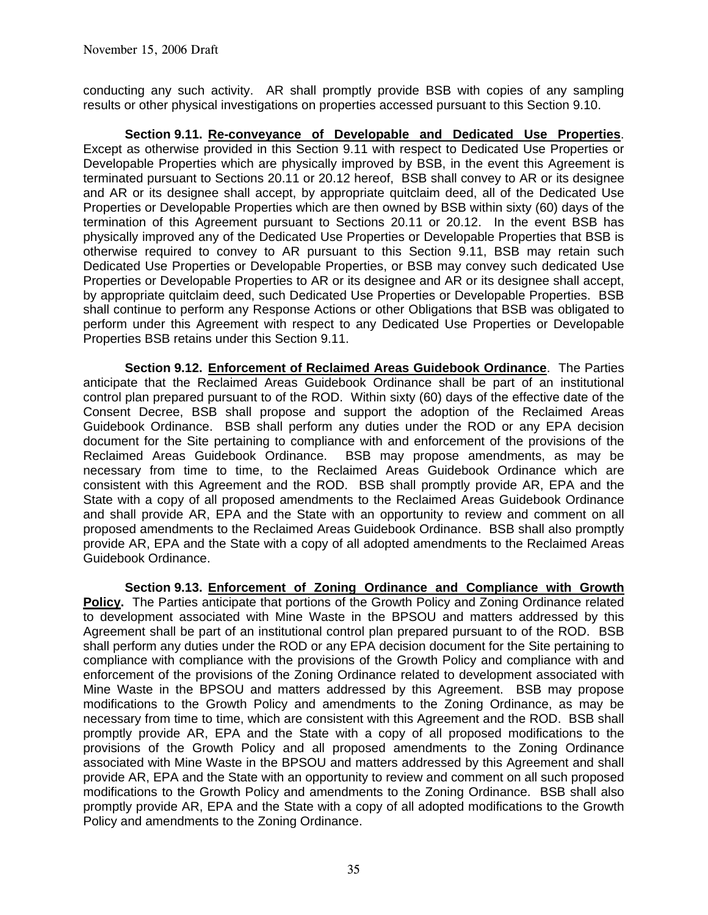conducting any such activity. AR shall promptly provide BSB with copies of any sampling results or other physical investigations on properties accessed pursuant to this Section 9.10.

**Section 9.11. Re-conveyance of Developable and Dedicated Use Properties**. Except as otherwise provided in this Section 9.11 with respect to Dedicated Use Properties or Developable Properties which are physically improved by BSB, in the event this Agreement is terminated pursuant to Sections 20.11 or 20.12 hereof, BSB shall convey to AR or its designee and AR or its designee shall accept, by appropriate quitclaim deed, all of the Dedicated Use Properties or Developable Properties which are then owned by BSB within sixty (60) days of the termination of this Agreement pursuant to Sections 20.11 or 20.12. In the event BSB has physically improved any of the Dedicated Use Properties or Developable Properties that BSB is otherwise required to convey to AR pursuant to this Section 9.11, BSB may retain such Dedicated Use Properties or Developable Properties, or BSB may convey such dedicated Use Properties or Developable Properties to AR or its designee and AR or its designee shall accept, by appropriate quitclaim deed, such Dedicated Use Properties or Developable Properties. BSB shall continue to perform any Response Actions or other Obligations that BSB was obligated to perform under this Agreement with respect to any Dedicated Use Properties or Developable Properties BSB retains under this Section 9.11.

**Section 9.12. Enforcement of Reclaimed Areas Guidebook Ordinance**. The Parties anticipate that the Reclaimed Areas Guidebook Ordinance shall be part of an institutional control plan prepared pursuant to of the ROD. Within sixty (60) days of the effective date of the Consent Decree, BSB shall propose and support the adoption of the Reclaimed Areas Guidebook Ordinance. BSB shall perform any duties under the ROD or any EPA decision document for the Site pertaining to compliance with and enforcement of the provisions of the Reclaimed Areas Guidebook Ordinance. BSB may propose amendments, as may be necessary from time to time, to the Reclaimed Areas Guidebook Ordinance which are consistent with this Agreement and the ROD. BSB shall promptly provide AR, EPA and the State with a copy of all proposed amendments to the Reclaimed Areas Guidebook Ordinance and shall provide AR, EPA and the State with an opportunity to review and comment on all proposed amendments to the Reclaimed Areas Guidebook Ordinance. BSB shall also promptly provide AR, EPA and the State with a copy of all adopted amendments to the Reclaimed Areas Guidebook Ordinance.

**Section 9.13. Enforcement of Zoning Ordinance and Compliance with Growth Policy.** The Parties anticipate that portions of the Growth Policy and Zoning Ordinance related to development associated with Mine Waste in the BPSOU and matters addressed by this Agreement shall be part of an institutional control plan prepared pursuant to of the ROD. BSB shall perform any duties under the ROD or any EPA decision document for the Site pertaining to compliance with compliance with the provisions of the Growth Policy and compliance with and enforcement of the provisions of the Zoning Ordinance related to development associated with Mine Waste in the BPSOU and matters addressed by this Agreement. BSB may propose modifications to the Growth Policy and amendments to the Zoning Ordinance, as may be necessary from time to time, which are consistent with this Agreement and the ROD. BSB shall promptly provide AR, EPA and the State with a copy of all proposed modifications to the provisions of the Growth Policy and all proposed amendments to the Zoning Ordinance associated with Mine Waste in the BPSOU and matters addressed by this Agreement and shall provide AR, EPA and the State with an opportunity to review and comment on all such proposed modifications to the Growth Policy and amendments to the Zoning Ordinance. BSB shall also promptly provide AR, EPA and the State with a copy of all adopted modifications to the Growth Policy and amendments to the Zoning Ordinance.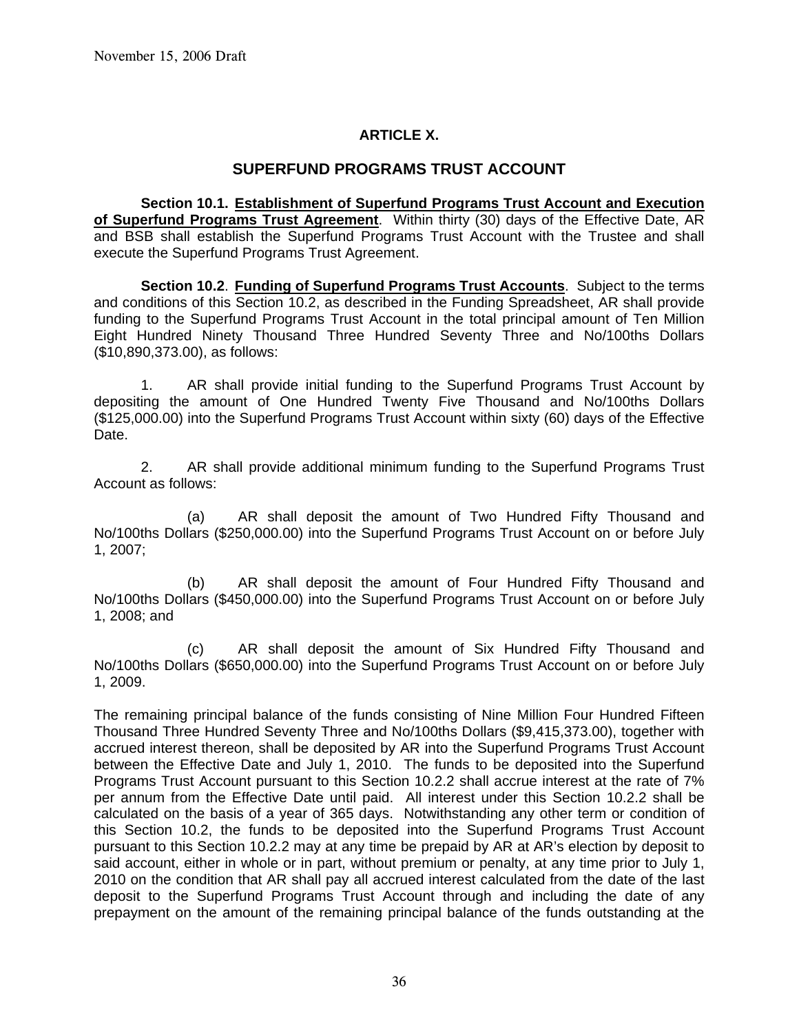November 15, 2006 Draft

## ARTICLE X.

## SUPERFUND PROGRAMS TRUST ACCOUNT

**Section 10.1. <u>Establishment of Superfund Programs Trust Account and Execution of Superfund Programs Trust Agreement</u>**. Within thirty (30) days of the Effective Date, AR and BSB shall establish the Superfund Programs Trust Account with the Trustee and shall execute the Superfund Programs Trust Agreement.

**Section 10.2**. **<u>Funding of Superfund Programs Trust Accounts</u>**. Subject to the terms and conditions of this Section 10.2, as described in the Funding Spreadsheet, AR shall provide funding to the Superfund Programs Trust Account in the total principal amount of Ten Million Eight Hundred Ninety Thousand Three Hundred Seventy Three and No/100ths Dollars ($10,890,373.00), as follows:

1. AR shall provide initial funding to the Superfund Programs Trust Account by depositing the amount of One Hundred Twenty Five Thousand and No/100ths Dollars ($125,000.00) into the Superfund Programs Trust Account within sixty (60) days of the Effective Date.

2. AR shall provide additional minimum funding to the Superfund Programs Trust Account as follows:

   (a) AR shall deposit the amount of Two Hundred Fifty Thousand and No/100ths Dollars ($250,000.00) into the Superfund Programs Trust Account on or before July 1, 2007;

   (b) AR shall deposit the amount of Four Hundred Fifty Thousand and No/100ths Dollars ($450,000.00) into the Superfund Programs Trust Account on or before July 1, 2008; and

   (c) AR shall deposit the amount of Six Hundred Fifty Thousand and No/100ths Dollars ($650,000.00) into the Superfund Programs Trust Account on or before July 1, 2009.

The remaining principal balance of the funds consisting of Nine Million Four Hundred Fifteen Thousand Three Hundred Seventy Three and No/100ths Dollars ($9,415,373.00), together with accrued interest thereon, shall be deposited by AR into the Superfund Programs Trust Account between the Effective Date and July 1, 2010. The funds to be deposited into the Superfund Programs Trust Account pursuant to this Section 10.2.2 shall accrue interest at the rate of 7% per annum from the Effective Date until paid. All interest under this Section 10.2.2 shall be calculated on the basis of a year of 365 days. Notwithstanding any other term or condition of this Section 10.2, the funds to be deposited into the Superfund Programs Trust Account pursuant to this Section 10.2.2 may at any time be prepaid by AR at AR's election by deposit to said account, either in whole or in part, without premium or penalty, at any time prior to July 1, 2010 on the condition that AR shall pay all accrued interest calculated from the date of the last deposit to the Superfund Programs Trust Account through and including the date of any prepayment on the amount of the remaining principal balance of the funds outstanding at the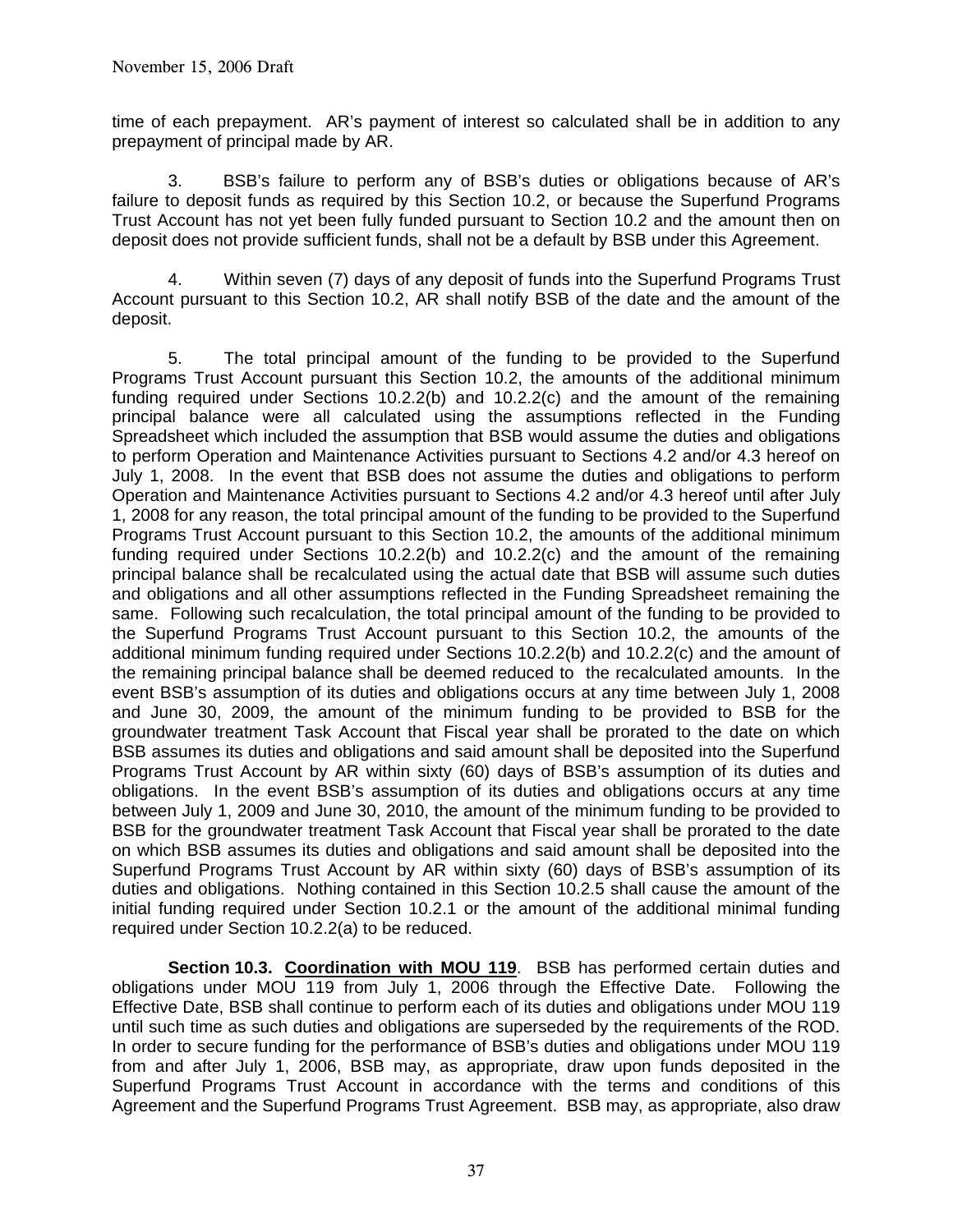time of each prepayment. AR's payment of interest so calculated shall be in addition to any prepayment of principal made by AR.

3. BSB's failure to perform any of BSB's duties or obligations because of AR's failure to deposit funds as required by this Section 10.2, or because the Superfund Programs Trust Account has not yet been fully funded pursuant to Section 10.2 and the amount then on deposit does not provide sufficient funds, shall not be a default by BSB under this Agreement.

4. Within seven (7) days of any deposit of funds into the Superfund Programs Trust Account pursuant to this Section 10.2, AR shall notify BSB of the date and the amount of the deposit.

5. The total principal amount of the funding to be provided to the Superfund Programs Trust Account pursuant this Section 10.2, the amounts of the additional minimum funding required under Sections 10.2.2(b) and 10.2.2(c) and the amount of the remaining principal balance were all calculated using the assumptions reflected in the Funding Spreadsheet which included the assumption that BSB would assume the duties and obligations to perform Operation and Maintenance Activities pursuant to Sections 4.2 and/or 4.3 hereof on July 1, 2008. In the event that BSB does not assume the duties and obligations to perform Operation and Maintenance Activities pursuant to Sections 4.2 and/or 4.3 hereof until after July 1, 2008 for any reason, the total principal amount of the funding to be provided to the Superfund Programs Trust Account pursuant to this Section 10.2, the amounts of the additional minimum funding required under Sections 10.2.2(b) and 10.2.2(c) and the amount of the remaining principal balance shall be recalculated using the actual date that BSB will assume such duties and obligations and all other assumptions reflected in the Funding Spreadsheet remaining the same. Following such recalculation, the total principal amount of the funding to be provided to the Superfund Programs Trust Account pursuant to this Section 10.2, the amounts of the additional minimum funding required under Sections 10.2.2(b) and 10.2.2(c) and the amount of the remaining principal balance shall be deemed reduced to the recalculated amounts. In the event BSB's assumption of its duties and obligations occurs at any time between July 1, 2008 and June 30, 2009, the amount of the minimum funding to be provided to BSB for the groundwater treatment Task Account that Fiscal year shall be prorated to the date on which BSB assumes its duties and obligations and said amount shall be deposited into the Superfund Programs Trust Account by AR within sixty (60) days of BSB's assumption of its duties and obligations. In the event BSB's assumption of its duties and obligations occurs at any time between July 1, 2009 and June 30, 2010, the amount of the minimum funding to be provided to BSB for the groundwater treatment Task Account that Fiscal year shall be prorated to the date on which BSB assumes its duties and obligations and said amount shall be deposited into the Superfund Programs Trust Account by AR within sixty (60) days of BSB's assumption of its duties and obligations. Nothing contained in this Section 10.2.5 shall cause the amount of the initial funding required under Section 10.2.1 or the amount of the additional minimal funding required under Section 10.2.2(a) to be reduced.

**Section 10.3. <u>Coordination with MOU 119</u>**. BSB has performed certain duties and obligations under MOU 119 from July 1, 2006 through the Effective Date. Following the Effective Date, BSB shall continue to perform each of its duties and obligations under MOU 119 until such time as such duties and obligations are superseded by the requirements of the ROD. In order to secure funding for the performance of BSB's duties and obligations under MOU 119 from and after July 1, 2006, BSB may, as appropriate, draw upon funds deposited in the Superfund Programs Trust Account in accordance with the terms and conditions of this Agreement and the Superfund Programs Trust Agreement. BSB may, as appropriate, also draw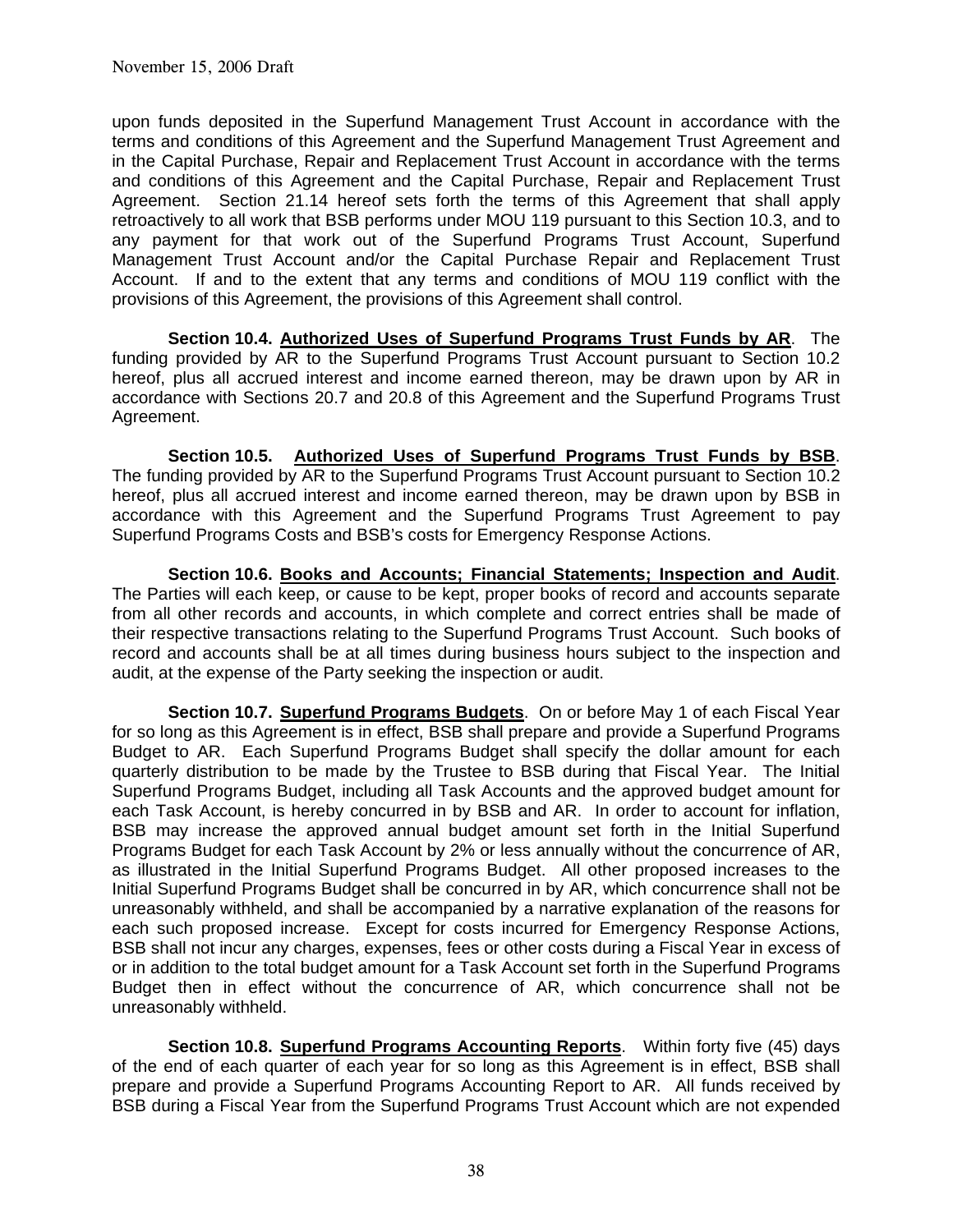upon funds deposited in the Superfund Management Trust Account in accordance with the terms and conditions of this Agreement and the Superfund Management Trust Agreement and in the Capital Purchase, Repair and Replacement Trust Account in accordance with the terms and conditions of this Agreement and the Capital Purchase, Repair and Replacement Trust Agreement. Section 21.14 hereof sets forth the terms of this Agreement that shall apply retroactively to all work that BSB performs under MOU 119 pursuant to this Section 10.3, and to any payment for that work out of the Superfund Programs Trust Account, Superfund Management Trust Account and/or the Capital Purchase Repair and Replacement Trust Account. If and to the extent that any terms and conditions of MOU 119 conflict with the provisions of this Agreement, the provisions of this Agreement shall control.

**Section 10.4. Authorized Uses of Superfund Programs Trust Funds by AR**. The funding provided by AR to the Superfund Programs Trust Account pursuant to Section 10.2 hereof, plus all accrued interest and income earned thereon, may be drawn upon by AR in accordance with Sections 20.7 and 20.8 of this Agreement and the Superfund Programs Trust Agreement.

**Section 10.5. Authorized Uses of Superfund Programs Trust Funds by BSB**. The funding provided by AR to the Superfund Programs Trust Account pursuant to Section 10.2 hereof, plus all accrued interest and income earned thereon, may be drawn upon by BSB in accordance with this Agreement and the Superfund Programs Trust Agreement to pay Superfund Programs Costs and BSB's costs for Emergency Response Actions.

**Section 10.6. Books and Accounts; Financial Statements; Inspection and Audit**. The Parties will each keep, or cause to be kept, proper books of record and accounts separate from all other records and accounts, in which complete and correct entries shall be made of their respective transactions relating to the Superfund Programs Trust Account. Such books of record and accounts shall be at all times during business hours subject to the inspection and audit, at the expense of the Party seeking the inspection or audit.

**Section 10.7. Superfund Programs Budgets**. On or before May 1 of each Fiscal Year for so long as this Agreement is in effect, BSB shall prepare and provide a Superfund Programs Budget to AR. Each Superfund Programs Budget shall specify the dollar amount for each quarterly distribution to be made by the Trustee to BSB during that Fiscal Year. The Initial Superfund Programs Budget, including all Task Accounts and the approved budget amount for each Task Account, is hereby concurred in by BSB and AR. In order to account for inflation, BSB may increase the approved annual budget amount set forth in the Initial Superfund Programs Budget for each Task Account by 2% or less annually without the concurrence of AR, as illustrated in the Initial Superfund Programs Budget. All other proposed increases to the Initial Superfund Programs Budget shall be concurred in by AR, which concurrence shall not be unreasonably withheld, and shall be accompanied by a narrative explanation of the reasons for each such proposed increase. Except for costs incurred for Emergency Response Actions, BSB shall not incur any charges, expenses, fees or other costs during a Fiscal Year in excess of or in addition to the total budget amount for a Task Account set forth in the Superfund Programs Budget then in effect without the concurrence of AR, which concurrence shall not be unreasonably withheld.

**Section 10.8. Superfund Programs Accounting Reports**. Within forty five (45) days of the end of each quarter of each year for so long as this Agreement is in effect, BSB shall prepare and provide a Superfund Programs Accounting Report to AR. All funds received by BSB during a Fiscal Year from the Superfund Programs Trust Account which are not expended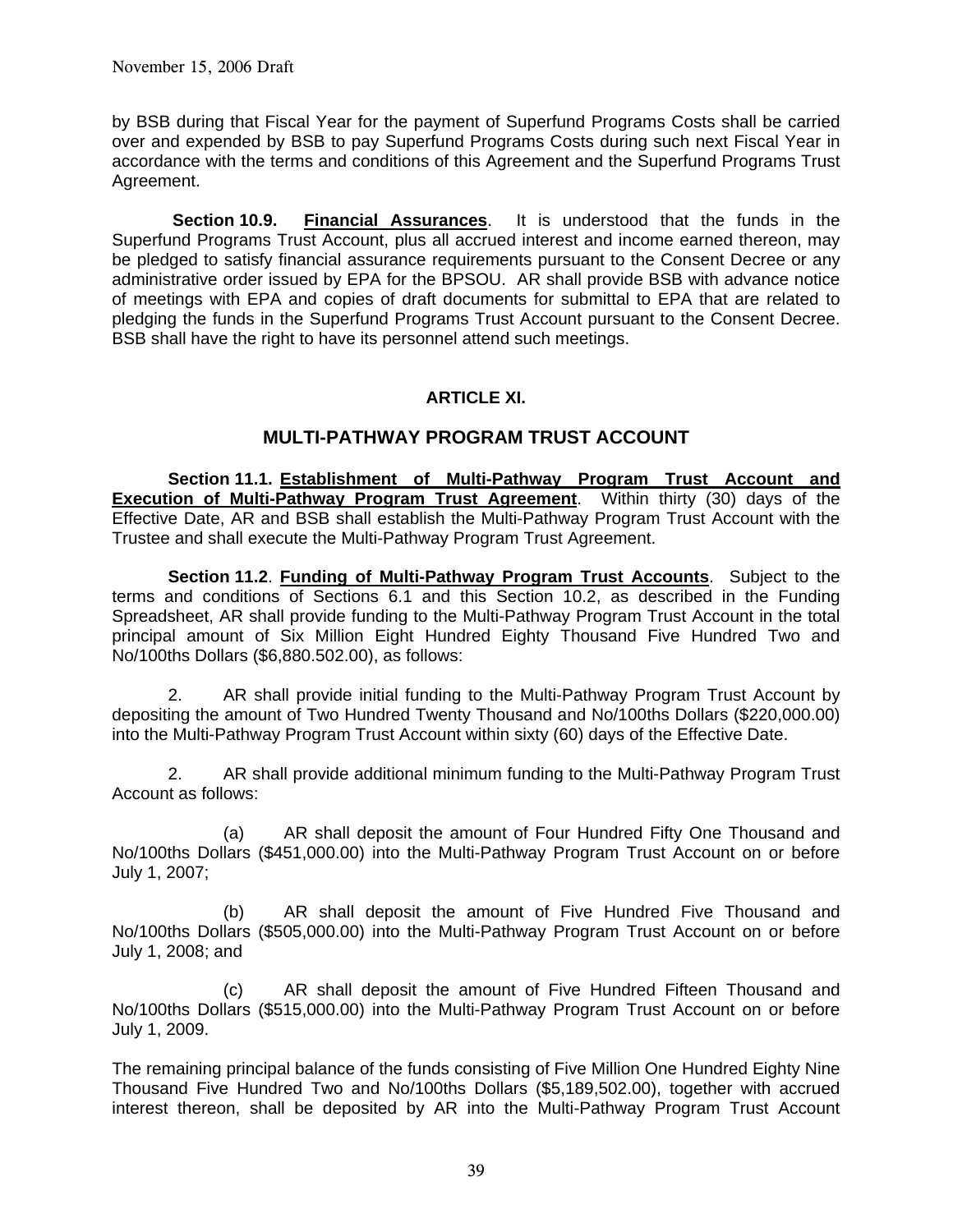by BSB during that Fiscal Year for the payment of Superfund Programs Costs shall be carried over and expended by BSB to pay Superfund Programs Costs during such next Fiscal Year in accordance with the terms and conditions of this Agreement and the Superfund Programs Trust Agreement.

**Section 10.9. Financial Assurances**. It is understood that the funds in the Superfund Programs Trust Account, plus all accrued interest and income earned thereon, may be pledged to satisfy financial assurance requirements pursuant to the Consent Decree or any administrative order issued by EPA for the BPSOU. AR shall provide BSB with advance notice of meetings with EPA and copies of draft documents for submittal to EPA that are related to pledging the funds in the Superfund Programs Trust Account pursuant to the Consent Decree. BSB shall have the right to have its personnel attend such meetings.

## ARTICLE XI.

## MULTI-PATHWAY PROGRAM TRUST ACCOUNT

**Section 11.1. Establishment of Multi-Pathway Program Trust Account and Execution of Multi-Pathway Program Trust Agreement**. Within thirty (30) days of the Effective Date, AR and BSB shall establish the Multi-Pathway Program Trust Account with the Trustee and shall execute the Multi-Pathway Program Trust Agreement.

**Section 11.2**. **Funding of Multi-Pathway Program Trust Accounts**. Subject to the terms and conditions of Sections 6.1 and this Section 10.2, as described in the Funding Spreadsheet, AR shall provide funding to the Multi-Pathway Program Trust Account in the total principal amount of Six Million Eight Hundred Eighty Thousand Five Hundred Two and No/100ths Dollars ($6,880.502.00), as follows:

2. AR shall provide initial funding to the Multi-Pathway Program Trust Account by depositing the amount of Two Hundred Twenty Thousand and No/100ths Dollars ($220,000.00) into the Multi-Pathway Program Trust Account within sixty (60) days of the Effective Date.

2. AR shall provide additional minimum funding to the Multi-Pathway Program Trust Account as follows:

(a) AR shall deposit the amount of Four Hundred Fifty One Thousand and No/100ths Dollars ($451,000.00) into the Multi-Pathway Program Trust Account on or before July 1, 2007;

(b) AR shall deposit the amount of Five Hundred Five Thousand and No/100ths Dollars ($505,000.00) into the Multi-Pathway Program Trust Account on or before July 1, 2008; and

(c) AR shall deposit the amount of Five Hundred Fifteen Thousand and No/100ths Dollars ($515,000.00) into the Multi-Pathway Program Trust Account on or before July 1, 2009.

The remaining principal balance of the funds consisting of Five Million One Hundred Eighty Nine Thousand Five Hundred Two and No/100ths Dollars ($5,189,502.00), together with accrued interest thereon, shall be deposited by AR into the Multi-Pathway Program Trust Account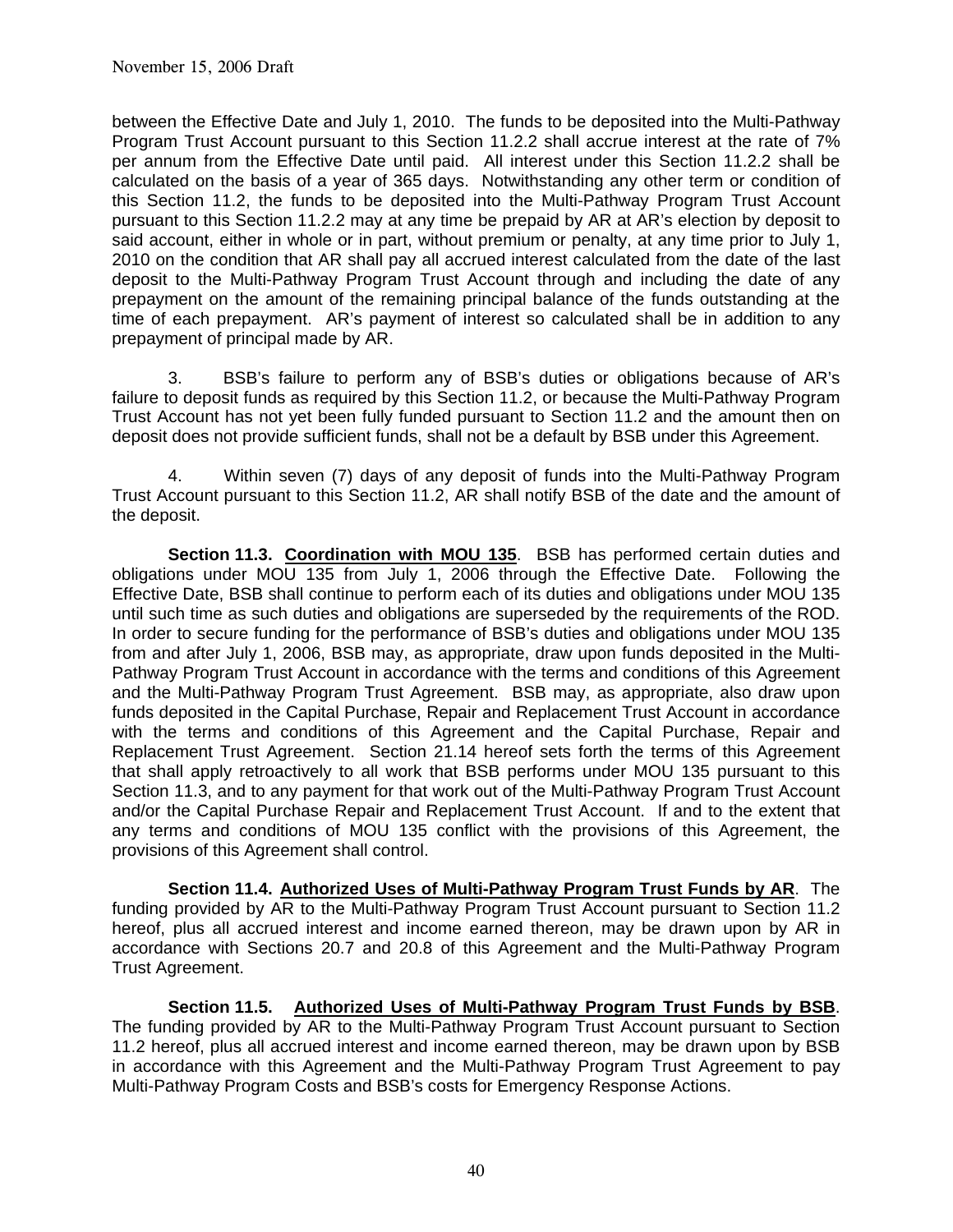between the Effective Date and July 1, 2010. The funds to be deposited into the Multi-Pathway Program Trust Account pursuant to this Section 11.2.2 shall accrue interest at the rate of 7% per annum from the Effective Date until paid. All interest under this Section 11.2.2 shall be calculated on the basis of a year of 365 days. Notwithstanding any other term or condition of this Section 11.2, the funds to be deposited into the Multi-Pathway Program Trust Account pursuant to this Section 11.2.2 may at any time be prepaid by AR at AR's election by deposit to said account, either in whole or in part, without premium or penalty, at any time prior to July 1, 2010 on the condition that AR shall pay all accrued interest calculated from the date of the last deposit to the Multi-Pathway Program Trust Account through and including the date of any prepayment on the amount of the remaining principal balance of the funds outstanding at the time of each prepayment. AR's payment of interest so calculated shall be in addition to any prepayment of principal made by AR.

3. BSB's failure to perform any of BSB's duties or obligations because of AR's failure to deposit funds as required by this Section 11.2, or because the Multi-Pathway Program Trust Account has not yet been fully funded pursuant to Section 11.2 and the amount then on deposit does not provide sufficient funds, shall not be a default by BSB under this Agreement.

4. Within seven (7) days of any deposit of funds into the Multi-Pathway Program Trust Account pursuant to this Section 11.2, AR shall notify BSB of the date and the amount of the deposit.

**Section 11.3. <u>Coordination with MOU 135</u>**. BSB has performed certain duties and obligations under MOU 135 from July 1, 2006 through the Effective Date. Following the Effective Date, BSB shall continue to perform each of its duties and obligations under MOU 135 until such time as such duties and obligations are superseded by the requirements of the ROD. In order to secure funding for the performance of BSB's duties and obligations under MOU 135 from and after July 1, 2006, BSB may, as appropriate, draw upon funds deposited in the Multi-Pathway Program Trust Account in accordance with the terms and conditions of this Agreement and the Multi-Pathway Program Trust Agreement. BSB may, as appropriate, also draw upon funds deposited in the Capital Purchase, Repair and Replacement Trust Account in accordance with the terms and conditions of this Agreement and the Capital Purchase, Repair and Replacement Trust Agreement. Section 21.14 hereof sets forth the terms of this Agreement that shall apply retroactively to all work that BSB performs under MOU 135 pursuant to this Section 11.3, and to any payment for that work out of the Multi-Pathway Program Trust Account and/or the Capital Purchase Repair and Replacement Trust Account. If and to the extent that any terms and conditions of MOU 135 conflict with the provisions of this Agreement, the provisions of this Agreement shall control.

**Section 11.4. <u>Authorized Uses of Multi-Pathway Program Trust Funds by AR</u>**. The funding provided by AR to the Multi-Pathway Program Trust Account pursuant to Section 11.2 hereof, plus all accrued interest and income earned thereon, may be drawn upon by AR in accordance with Sections 20.7 and 20.8 of this Agreement and the Multi-Pathway Program Trust Agreement.

**Section 11.5. <u>Authorized Uses of Multi-Pathway Program Trust Funds by BSB</u>**. The funding provided by AR to the Multi-Pathway Program Trust Account pursuant to Section 11.2 hereof, plus all accrued interest and income earned thereon, may be drawn upon by BSB in accordance with this Agreement and the Multi-Pathway Program Trust Agreement to pay Multi-Pathway Program Costs and BSB's costs for Emergency Response Actions.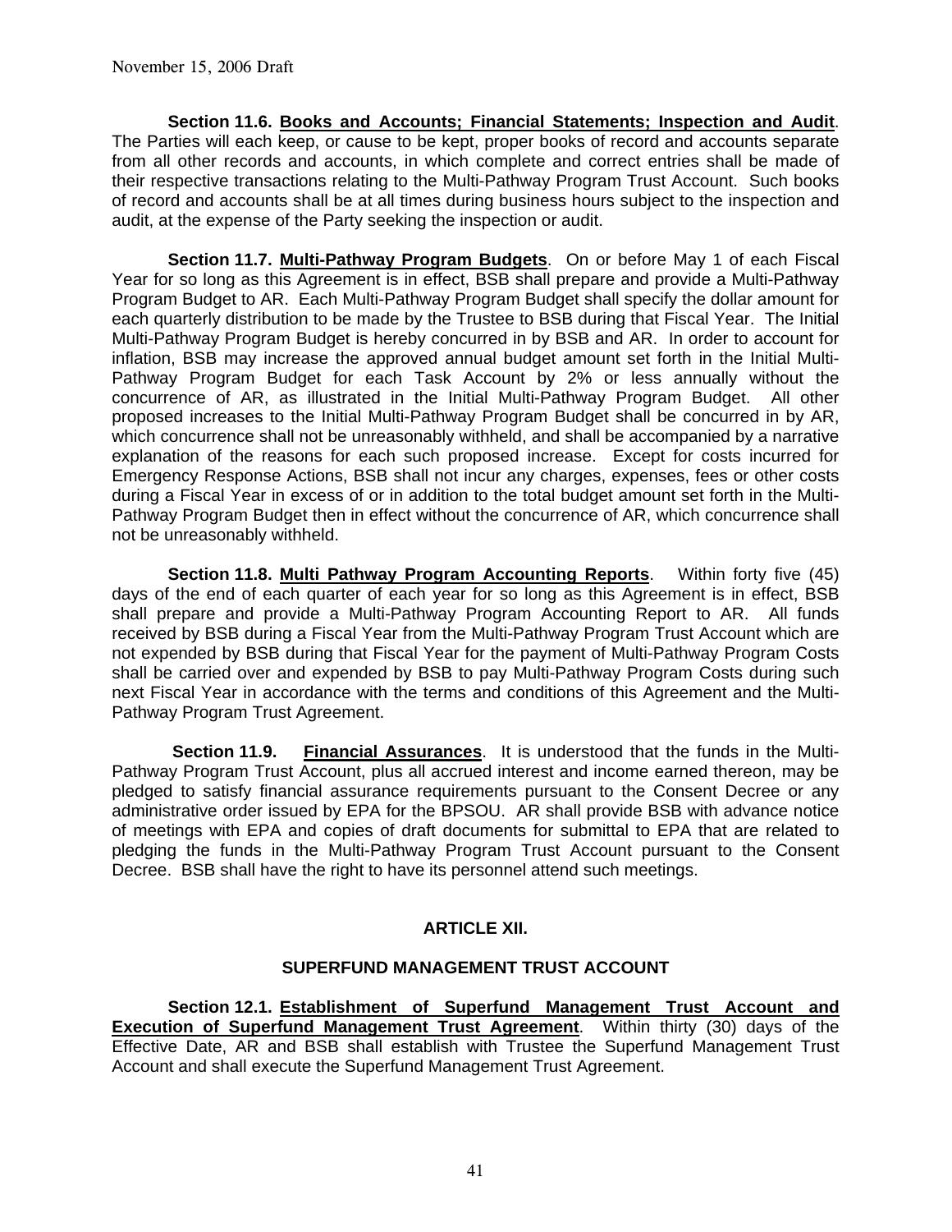November 15, 2006 Draft

**Section 11.6. <u>Books and Accounts; Financial Statements; Inspection and Audit</u>**. The Parties will each keep, or cause to be kept, proper books of record and accounts separate from all other records and accounts, in which complete and correct entries shall be made of their respective transactions relating to the Multi-Pathway Program Trust Account. Such books of record and accounts shall be at all times during business hours subject to the inspection and audit, at the expense of the Party seeking the inspection or audit.

**Section 11.7. <u>Multi-Pathway Program Budgets</u>**. On or before May 1 of each Fiscal Year for so long as this Agreement is in effect, BSB shall prepare and provide a Multi-Pathway Program Budget to AR. Each Multi-Pathway Program Budget shall specify the dollar amount for each quarterly distribution to be made by the Trustee to BSB during that Fiscal Year. The Initial Multi-Pathway Program Budget is hereby concurred in by BSB and AR. In order to account for inflation, BSB may increase the approved annual budget amount set forth in the Initial Multi-Pathway Program Budget for each Task Account by 2% or less annually without the concurrence of AR, as illustrated in the Initial Multi-Pathway Program Budget. All other proposed increases to the Initial Multi-Pathway Program Budget shall be concurred in by AR, which concurrence shall not be unreasonably withheld, and shall be accompanied by a narrative explanation of the reasons for each such proposed increase. Except for costs incurred for Emergency Response Actions, BSB shall not incur any charges, expenses, fees or other costs during a Fiscal Year in excess of or in addition to the total budget amount set forth in the Multi-Pathway Program Budget then in effect without the concurrence of AR, which concurrence shall not be unreasonably withheld.

**Section 11.8. <u>Multi Pathway Program Accounting Reports</u>**. Within forty five (45) days of the end of each quarter of each year for so long as this Agreement is in effect, BSB shall prepare and provide a Multi-Pathway Program Accounting Report to AR. All funds received by BSB during a Fiscal Year from the Multi-Pathway Program Trust Account which are not expended by BSB during that Fiscal Year for the payment of Multi-Pathway Program Costs shall be carried over and expended by BSB to pay Multi-Pathway Program Costs during such next Fiscal Year in accordance with the terms and conditions of this Agreement and the Multi-Pathway Program Trust Agreement.

**Section 11.9. <u>Financial Assurances</u>**. It is understood that the funds in the Multi-Pathway Program Trust Account, plus all accrued interest and income earned thereon, may be pledged to satisfy financial assurance requirements pursuant to the Consent Decree or any administrative order issued by EPA for the BPSOU. AR shall provide BSB with advance notice of meetings with EPA and copies of draft documents for submittal to EPA that are related to pledging the funds in the Multi-Pathway Program Trust Account pursuant to the Consent Decree. BSB shall have the right to have its personnel attend such meetings.

## ARTICLE XII.

## SUPERFUND MANAGEMENT TRUST ACCOUNT

**Section 12.1. <u>Establishment of Superfund Management Trust Account and Execution of Superfund Management Trust Agreement</u>**. Within thirty (30) days of the Effective Date, AR and BSB shall establish with Trustee the Superfund Management Trust Account and shall execute the Superfund Management Trust Agreement.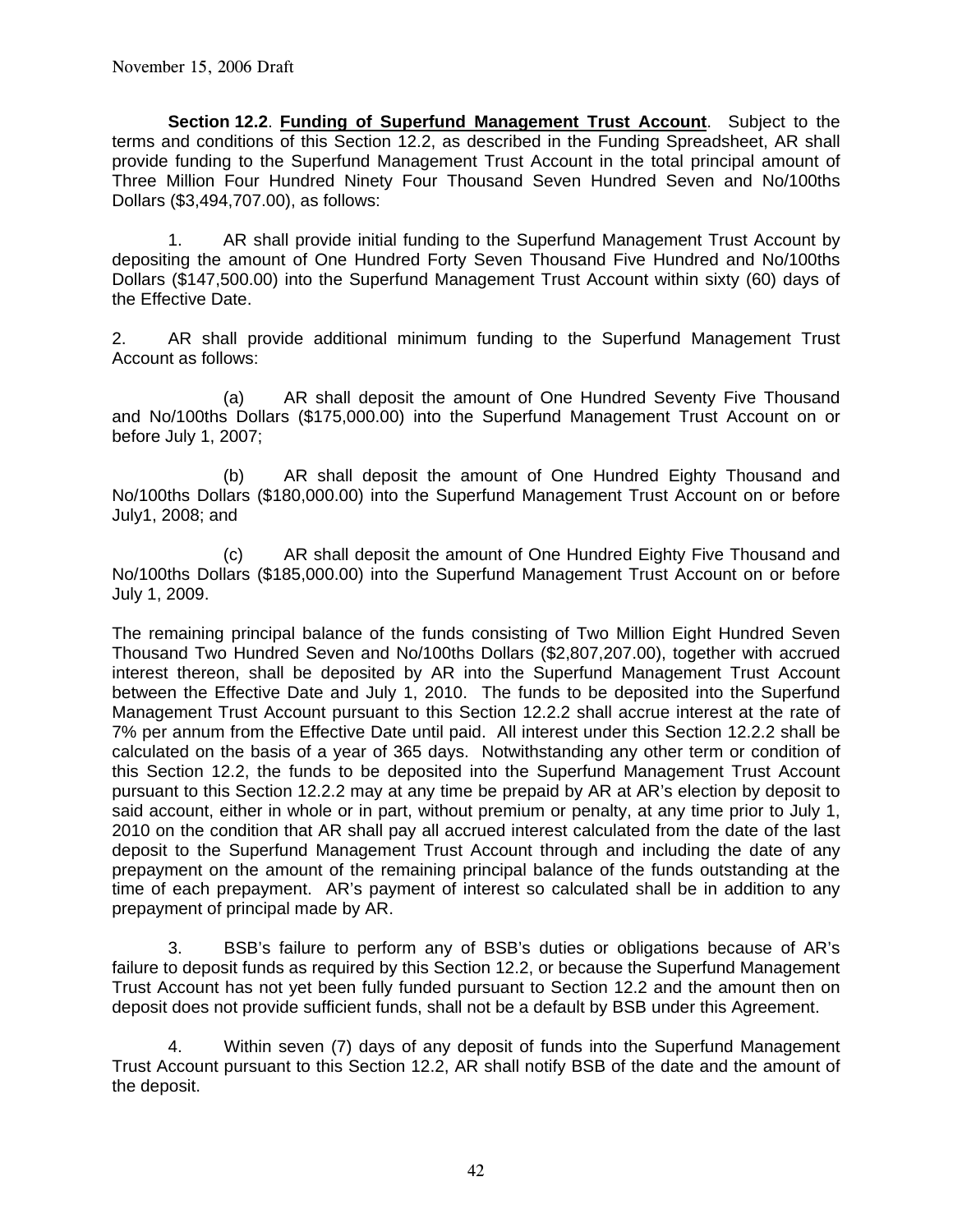November 15, 2006 Draft

**Section 12.2**. **Funding of Superfund Management Trust Account**. Subject to the terms and conditions of this Section 12.2, as described in the Funding Spreadsheet, AR shall provide funding to the Superfund Management Trust Account in the total principal amount of Three Million Four Hundred Ninety Four Thousand Seven Hundred Seven and No/100ths Dollars ($3,494,707.00), as follows:

1. AR shall provide initial funding to the Superfund Management Trust Account by depositing the amount of One Hundred Forty Seven Thousand Five Hundred and No/100ths Dollars ($147,500.00) into the Superfund Management Trust Account within sixty (60) days of the Effective Date.

2. AR shall provide additional minimum funding to the Superfund Management Trust Account as follows:

(a) AR shall deposit the amount of One Hundred Seventy Five Thousand and No/100ths Dollars ($175,000.00) into the Superfund Management Trust Account on or before July 1, 2007;

(b) AR shall deposit the amount of One Hundred Eighty Thousand and No/100ths Dollars ($180,000.00) into the Superfund Management Trust Account on or before July1, 2008; and

(c) AR shall deposit the amount of One Hundred Eighty Five Thousand and No/100ths Dollars ($185,000.00) into the Superfund Management Trust Account on or before July 1, 2009.

The remaining principal balance of the funds consisting of Two Million Eight Hundred Seven Thousand Two Hundred Seven and No/100ths Dollars ($2,807,207.00), together with accrued interest thereon, shall be deposited by AR into the Superfund Management Trust Account between the Effective Date and July 1, 2010. The funds to be deposited into the Superfund Management Trust Account pursuant to this Section 12.2.2 shall accrue interest at the rate of 7% per annum from the Effective Date until paid. All interest under this Section 12.2.2 shall be calculated on the basis of a year of 365 days. Notwithstanding any other term or condition of this Section 12.2, the funds to be deposited into the Superfund Management Trust Account pursuant to this Section 12.2.2 may at any time be prepaid by AR at AR's election by deposit to said account, either in whole or in part, without premium or penalty, at any time prior to July 1, 2010 on the condition that AR shall pay all accrued interest calculated from the date of the last deposit to the Superfund Management Trust Account through and including the date of any prepayment on the amount of the remaining principal balance of the funds outstanding at the time of each prepayment. AR's payment of interest so calculated shall be in addition to any prepayment of principal made by AR.

3. BSB's failure to perform any of BSB's duties or obligations because of AR's failure to deposit funds as required by this Section 12.2, or because the Superfund Management Trust Account has not yet been fully funded pursuant to Section 12.2 and the amount then on deposit does not provide sufficient funds, shall not be a default by BSB under this Agreement.

4. Within seven (7) days of any deposit of funds into the Superfund Management Trust Account pursuant to this Section 12.2, AR shall notify BSB of the date and the amount of the deposit.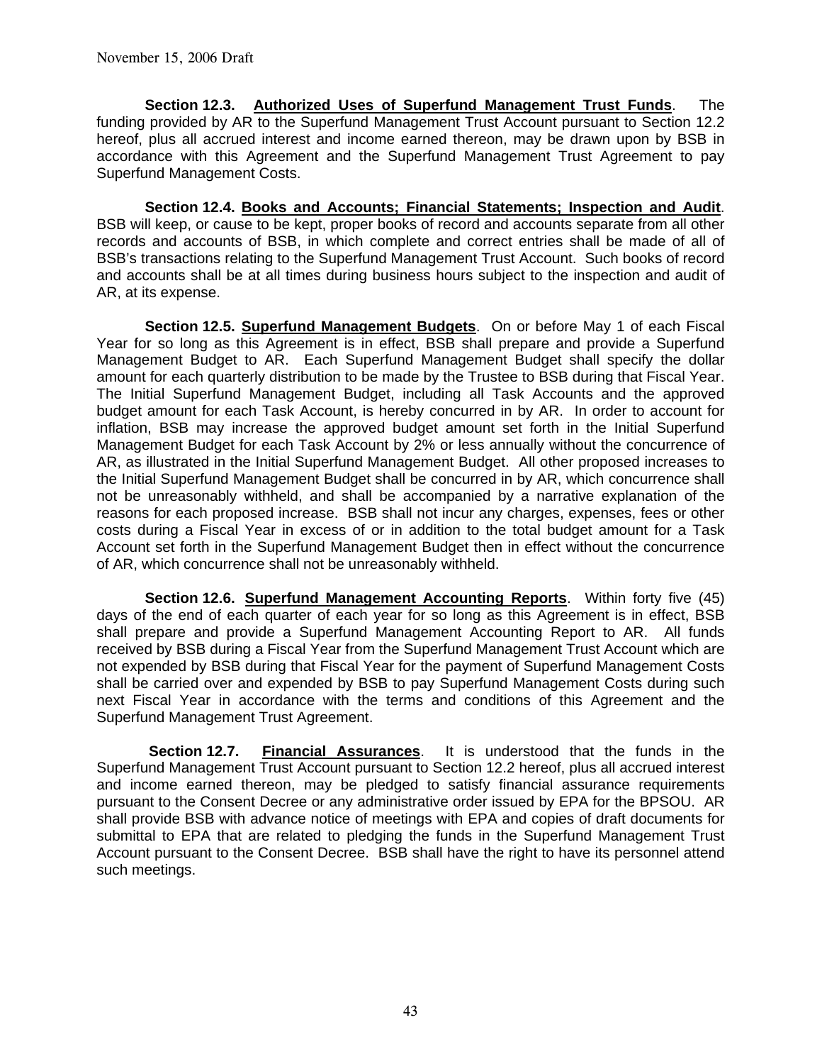November 15, 2006 Draft

**Section 12.3. Authorized Uses of Superfund Management Trust Funds**. The funding provided by AR to the Superfund Management Trust Account pursuant to Section 12.2 hereof, plus all accrued interest and income earned thereon, may be drawn upon by BSB in accordance with this Agreement and the Superfund Management Trust Agreement to pay Superfund Management Costs.

**Section 12.4. Books and Accounts; Financial Statements; Inspection and Audit**. BSB will keep, or cause to be kept, proper books of record and accounts separate from all other records and accounts of BSB, in which complete and correct entries shall be made of all of BSB's transactions relating to the Superfund Management Trust Account. Such books of record and accounts shall be at all times during business hours subject to the inspection and audit of AR, at its expense.

**Section 12.5. Superfund Management Budgets**. On or before May 1 of each Fiscal Year for so long as this Agreement is in effect, BSB shall prepare and provide a Superfund Management Budget to AR. Each Superfund Management Budget shall specify the dollar amount for each quarterly distribution to be made by the Trustee to BSB during that Fiscal Year. The Initial Superfund Management Budget, including all Task Accounts and the approved budget amount for each Task Account, is hereby concurred in by AR. In order to account for inflation, BSB may increase the approved budget amount set forth in the Initial Superfund Management Budget for each Task Account by 2% or less annually without the concurrence of AR, as illustrated in the Initial Superfund Management Budget. All other proposed increases to the Initial Superfund Management Budget shall be concurred in by AR, which concurrence shall not be unreasonably withheld, and shall be accompanied by a narrative explanation of the reasons for each proposed increase. BSB shall not incur any charges, expenses, fees or other costs during a Fiscal Year in excess of or in addition to the total budget amount for a Task Account set forth in the Superfund Management Budget then in effect without the concurrence of AR, which concurrence shall not be unreasonably withheld.

**Section 12.6. Superfund Management Accounting Reports**. Within forty five (45) days of the end of each quarter of each year for so long as this Agreement is in effect, BSB shall prepare and provide a Superfund Management Accounting Report to AR. All funds received by BSB during a Fiscal Year from the Superfund Management Trust Account which are not expended by BSB during that Fiscal Year for the payment of Superfund Management Costs shall be carried over and expended by BSB to pay Superfund Management Costs during such next Fiscal Year in accordance with the terms and conditions of this Agreement and the Superfund Management Trust Agreement.

**Section 12.7. Financial Assurances**. It is understood that the funds in the Superfund Management Trust Account pursuant to Section 12.2 hereof, plus all accrued interest and income earned thereon, may be pledged to satisfy financial assurance requirements pursuant to the Consent Decree or any administrative order issued by EPA for the BPSOU. AR shall provide BSB with advance notice of meetings with EPA and copies of draft documents for submittal to EPA that are related to pledging the funds in the Superfund Management Trust Account pursuant to the Consent Decree. BSB shall have the right to have its personnel attend such meetings.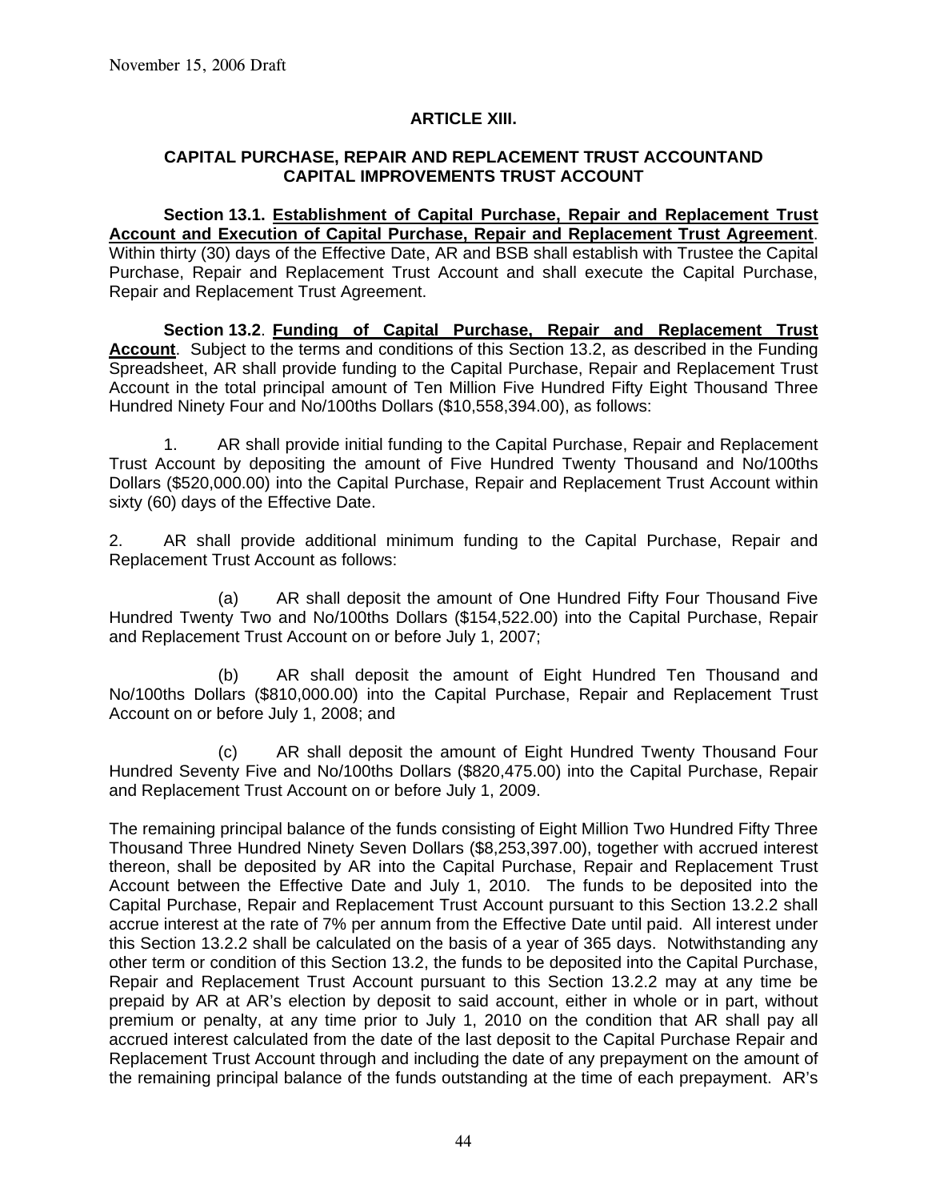November 15, 2006 Draft

## ARTICLE XIII.

### CAPITAL PURCHASE, REPAIR AND REPLACEMENT TRUST ACCOUNTAND CAPITAL IMPROVEMENTS TRUST ACCOUNT

**Section 13.1. Establishment of Capital Purchase, Repair and Replacement Trust Account and Execution of Capital Purchase, Repair and Replacement Trust Agreement**. Within thirty (30) days of the Effective Date, AR and BSB shall establish with Trustee the Capital Purchase, Repair and Replacement Trust Account and shall execute the Capital Purchase, Repair and Replacement Trust Agreement.

**Section 13.2**. **Funding of Capital Purchase, Repair and Replacement Trust Account**. Subject to the terms and conditions of this Section 13.2, as described in the Funding Spreadsheet, AR shall provide funding to the Capital Purchase, Repair and Replacement Trust Account in the total principal amount of Ten Million Five Hundred Fifty Eight Thousand Three Hundred Ninety Four and No/100ths Dollars ($10,558,394.00), as follows:

1. AR shall provide initial funding to the Capital Purchase, Repair and Replacement Trust Account by depositing the amount of Five Hundred Twenty Thousand and No/100ths Dollars ($520,000.00) into the Capital Purchase, Repair and Replacement Trust Account within sixty (60) days of the Effective Date.

2. AR shall provide additional minimum funding to the Capital Purchase, Repair and Replacement Trust Account as follows:

(a) AR shall deposit the amount of One Hundred Fifty Four Thousand Five Hundred Twenty Two and No/100ths Dollars ($154,522.00) into the Capital Purchase, Repair and Replacement Trust Account on or before July 1, 2007;

(b) AR shall deposit the amount of Eight Hundred Ten Thousand and No/100ths Dollars ($810,000.00) into the Capital Purchase, Repair and Replacement Trust Account on or before July 1, 2008; and

(c) AR shall deposit the amount of Eight Hundred Twenty Thousand Four Hundred Seventy Five and No/100ths Dollars ($820,475.00) into the Capital Purchase, Repair and Replacement Trust Account on or before July 1, 2009.

The remaining principal balance of the funds consisting of Eight Million Two Hundred Fifty Three Thousand Three Hundred Ninety Seven Dollars ($8,253,397.00), together with accrued interest thereon, shall be deposited by AR into the Capital Purchase, Repair and Replacement Trust Account between the Effective Date and July 1, 2010. The funds to be deposited into the Capital Purchase, Repair and Replacement Trust Account pursuant to this Section 13.2.2 shall accrue interest at the rate of 7% per annum from the Effective Date until paid. All interest under this Section 13.2.2 shall be calculated on the basis of a year of 365 days. Notwithstanding any other term or condition of this Section 13.2, the funds to be deposited into the Capital Purchase, Repair and Replacement Trust Account pursuant to this Section 13.2.2 may at any time be prepaid by AR at AR's election by deposit to said account, either in whole or in part, without premium or penalty, at any time prior to July 1, 2010 on the condition that AR shall pay all accrued interest calculated from the date of the last deposit to the Capital Purchase Repair and Replacement Trust Account through and including the date of any prepayment on the amount of the remaining principal balance of the funds outstanding at the time of each prepayment. AR's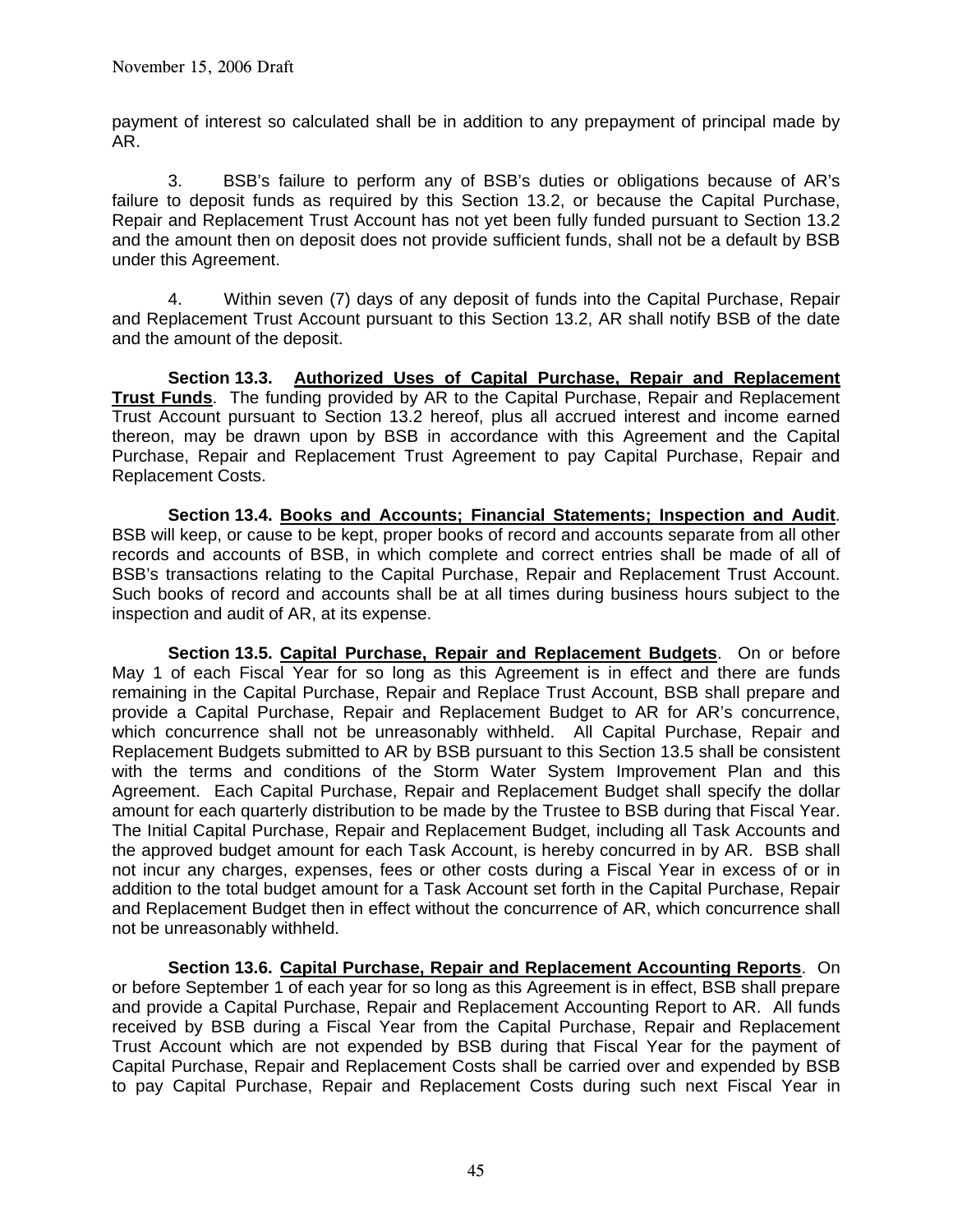payment of interest so calculated shall be in addition to any prepayment of principal made by AR.

3. BSB's failure to perform any of BSB's duties or obligations because of AR's failure to deposit funds as required by this Section 13.2, or because the Capital Purchase, Repair and Replacement Trust Account has not yet been fully funded pursuant to Section 13.2 and the amount then on deposit does not provide sufficient funds, shall not be a default by BSB under this Agreement.

4. Within seven (7) days of any deposit of funds into the Capital Purchase, Repair and Replacement Trust Account pursuant to this Section 13.2, AR shall notify BSB of the date and the amount of the deposit.

**Section 13.3. <u>Authorized Uses of Capital Purchase, Repair and Replacement Trust Funds</u>**. The funding provided by AR to the Capital Purchase, Repair and Replacement Trust Account pursuant to Section 13.2 hereof, plus all accrued interest and income earned thereon, may be drawn upon by BSB in accordance with this Agreement and the Capital Purchase, Repair and Replacement Trust Agreement to pay Capital Purchase, Repair and Replacement Costs.

**Section 13.4. <u>Books and Accounts; Financial Statements; Inspection and Audit</u>**. BSB will keep, or cause to be kept, proper books of record and accounts separate from all other records and accounts of BSB, in which complete and correct entries shall be made of all of BSB's transactions relating to the Capital Purchase, Repair and Replacement Trust Account. Such books of record and accounts shall be at all times during business hours subject to the inspection and audit of AR, at its expense.

**Section 13.5. <u>Capital Purchase, Repair and Replacement Budgets</u>**. On or before May 1 of each Fiscal Year for so long as this Agreement is in effect and there are funds remaining in the Capital Purchase, Repair and Replace Trust Account, BSB shall prepare and provide a Capital Purchase, Repair and Replacement Budget to AR for AR's concurrence, which concurrence shall not be unreasonably withheld. All Capital Purchase, Repair and Replacement Budgets submitted to AR by BSB pursuant to this Section 13.5 shall be consistent with the terms and conditions of the Storm Water System Improvement Plan and this Agreement. Each Capital Purchase, Repair and Replacement Budget shall specify the dollar amount for each quarterly distribution to be made by the Trustee to BSB during that Fiscal Year. The Initial Capital Purchase, Repair and Replacement Budget, including all Task Accounts and the approved budget amount for each Task Account, is hereby concurred in by AR. BSB shall not incur any charges, expenses, fees or other costs during a Fiscal Year in excess of or in addition to the total budget amount for a Task Account set forth in the Capital Purchase, Repair and Replacement Budget then in effect without the concurrence of AR, which concurrence shall not be unreasonably withheld.

**Section 13.6. <u>Capital Purchase, Repair and Replacement Accounting Reports</u>**. On or before September 1 of each year for so long as this Agreement is in effect, BSB shall prepare and provide a Capital Purchase, Repair and Replacement Accounting Report to AR. All funds received by BSB during a Fiscal Year from the Capital Purchase, Repair and Replacement Trust Account which are not expended by BSB during that Fiscal Year for the payment of Capital Purchase, Repair and Replacement Costs shall be carried over and expended by BSB to pay Capital Purchase, Repair and Replacement Costs during such next Fiscal Year in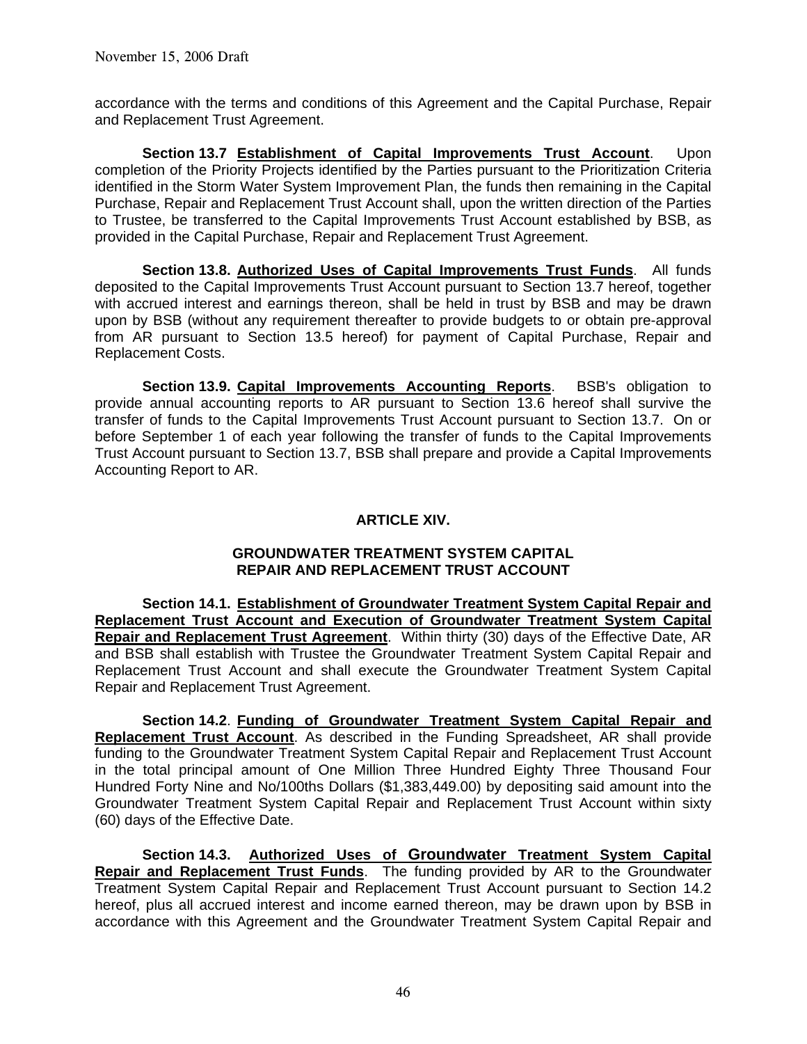accordance with the terms and conditions of this Agreement and the Capital Purchase, Repair and Replacement Trust Agreement.

**Section 13.7** **Establishment of Capital Improvements Trust Account**. Upon completion of the Priority Projects identified by the Parties pursuant to the Prioritization Criteria identified in the Storm Water System Improvement Plan, the funds then remaining in the Capital Purchase, Repair and Replacement Trust Account shall, upon the written direction of the Parties to Trustee, be transferred to the Capital Improvements Trust Account established by BSB, as provided in the Capital Purchase, Repair and Replacement Trust Agreement.

**Section 13.8.** **Authorized Uses of Capital Improvements Trust Funds**. All funds deposited to the Capital Improvements Trust Account pursuant to Section 13.7 hereof, together with accrued interest and earnings thereon, shall be held in trust by BSB and may be drawn upon by BSB (without any requirement thereafter to provide budgets to or obtain pre-approval from AR pursuant to Section 13.5 hereof) for payment of Capital Purchase, Repair and Replacement Costs.

**Section 13.9.** **Capital Improvements Accounting Reports**. BSB's obligation to provide annual accounting reports to AR pursuant to Section 13.6 hereof shall survive the transfer of funds to the Capital Improvements Trust Account pursuant to Section 13.7. On or before September 1 of each year following the transfer of funds to the Capital Improvements Trust Account pursuant to Section 13.7, BSB shall prepare and provide a Capital Improvements Accounting Report to AR.

## ARTICLE XIV.

### GROUNDWATER TREATMENT SYSTEM CAPITAL REPAIR AND REPLACEMENT TRUST ACCOUNT

**Section 14.1.** **Establishment of Groundwater Treatment System Capital Repair and Replacement Trust Account and Execution of Groundwater Treatment System Capital Repair and Replacement Trust Agreement**. Within thirty (30) days of the Effective Date, AR and BSB shall establish with Trustee the Groundwater Treatment System Capital Repair and Replacement Trust Account and shall execute the Groundwater Treatment System Capital Repair and Replacement Trust Agreement.

**Section 14.2**. **Funding of Groundwater Treatment System Capital Repair and Replacement Trust Account**. As described in the Funding Spreadsheet, AR shall provide funding to the Groundwater Treatment System Capital Repair and Replacement Trust Account in the total principal amount of One Million Three Hundred Eighty Three Thousand Four Hundred Forty Nine and No/100ths Dollars ($1,383,449.00) by depositing said amount into the Groundwater Treatment System Capital Repair and Replacement Trust Account within sixty (60) days of the Effective Date.

**Section 14.3.** **Authorized Uses of Groundwater Treatment System Capital Repair and Replacement Trust Funds**. The funding provided by AR to the Groundwater Treatment System Capital Repair and Replacement Trust Account pursuant to Section 14.2 hereof, plus all accrued interest and income earned thereon, may be drawn upon by BSB in accordance with this Agreement and the Groundwater Treatment System Capital Repair and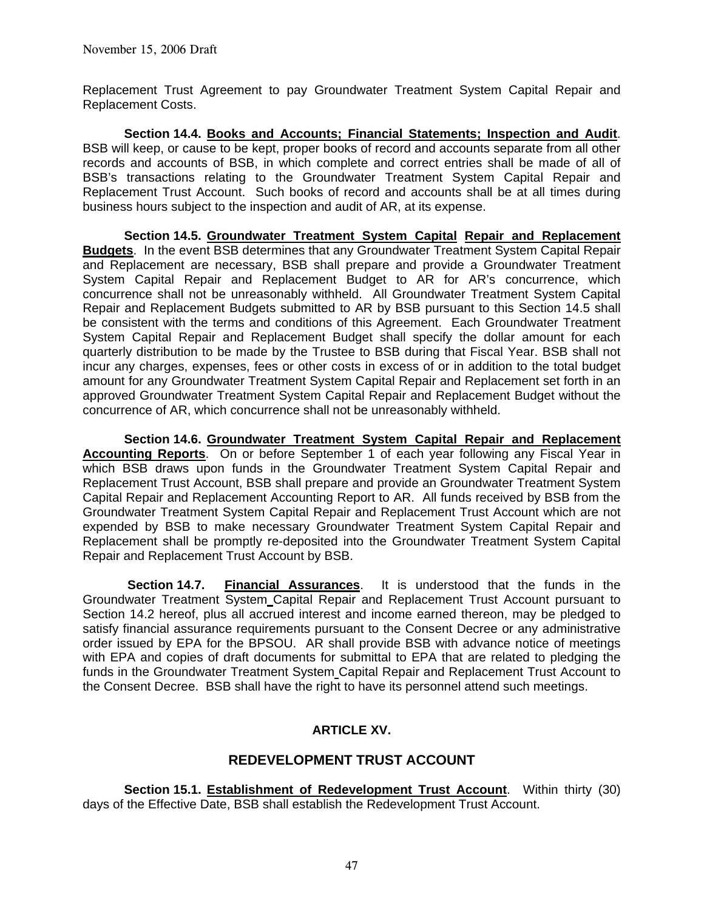Replacement Trust Agreement to pay Groundwater Treatment System Capital Repair and Replacement Costs.

**Section 14.4. <u>Books and Accounts; Financial Statements; Inspection and Audit</u>**. BSB will keep, or cause to be kept, proper books of record and accounts separate from all other records and accounts of BSB, in which complete and correct entries shall be made of all of BSB's transactions relating to the Groundwater Treatment System Capital Repair and Replacement Trust Account. Such books of record and accounts shall be at all times during business hours subject to the inspection and audit of AR, at its expense.

**Section 14.5. <u>Groundwater Treatment System Capital Repair and Replacement Budgets</u>**. In the event BSB determines that any Groundwater Treatment System Capital Repair and Replacement are necessary, BSB shall prepare and provide a Groundwater Treatment System Capital Repair and Replacement Budget to AR for AR's concurrence, which concurrence shall not be unreasonably withheld. All Groundwater Treatment System Capital Repair and Replacement Budgets submitted to AR by BSB pursuant to this Section 14.5 shall be consistent with the terms and conditions of this Agreement. Each Groundwater Treatment System Capital Repair and Replacement Budget shall specify the dollar amount for each quarterly distribution to be made by the Trustee to BSB during that Fiscal Year. BSB shall not incur any charges, expenses, fees or other costs in excess of or in addition to the total budget amount for any Groundwater Treatment System Capital Repair and Replacement set forth in an approved Groundwater Treatment System Capital Repair and Replacement Budget without the concurrence of AR, which concurrence shall not be unreasonably withheld.

**Section 14.6. <u>Groundwater Treatment System Capital Repair and Replacement Accounting Reports</u>**. On or before September 1 of each year following any Fiscal Year in which BSB draws upon funds in the Groundwater Treatment System Capital Repair and Replacement Trust Account, BSB shall prepare and provide an Groundwater Treatment System Capital Repair and Replacement Accounting Report to AR. All funds received by BSB from the Groundwater Treatment System Capital Repair and Replacement Trust Account which are not expended by BSB to make necessary Groundwater Treatment System Capital Repair and Replacement shall be promptly re-deposited into the Groundwater Treatment System Capital Repair and Replacement Trust Account by BSB.

**Section 14.7. <u>Financial Assurances</u>**. It is understood that the funds in the Groundwater Treatment System Capital Repair and Replacement Trust Account pursuant to Section 14.2 hereof, plus all accrued interest and income earned thereon, may be pledged to satisfy financial assurance requirements pursuant to the Consent Decree or any administrative order issued by EPA for the BPSOU. AR shall provide BSB with advance notice of meetings with EPA and copies of draft documents for submittal to EPA that are related to pledging the funds in the Groundwater Treatment System Capital Repair and Replacement Trust Account to the Consent Decree. BSB shall have the right to have its personnel attend such meetings.

## ARTICLE XV.

## REDEVELOPMENT TRUST ACCOUNT

**Section 15.1. <u>Establishment of Redevelopment Trust Account</u>**. Within thirty (30) days of the Effective Date, BSB shall establish the Redevelopment Trust Account.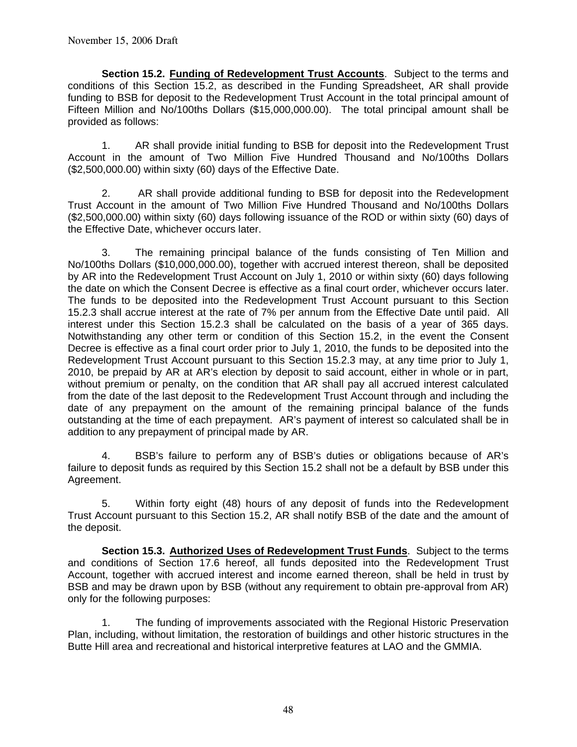November 15, 2006 Draft

**Section 15.2. Funding of Redevelopment Trust Accounts**. Subject to the terms and conditions of this Section 15.2, as described in the Funding Spreadsheet, AR shall provide funding to BSB for deposit to the Redevelopment Trust Account in the total principal amount of Fifteen Million and No/100ths Dollars ($15,000,000.00). The total principal amount shall be provided as follows:

1. AR shall provide initial funding to BSB for deposit into the Redevelopment Trust Account in the amount of Two Million Five Hundred Thousand and No/100ths Dollars ($2,500,000.00) within sixty (60) days of the Effective Date.

2. AR shall provide additional funding to BSB for deposit into the Redevelopment Trust Account in the amount of Two Million Five Hundred Thousand and No/100ths Dollars ($2,500,000.00) within sixty (60) days following issuance of the ROD or within sixty (60) days of the Effective Date, whichever occurs later.

3. The remaining principal balance of the funds consisting of Ten Million and No/100ths Dollars ($10,000,000.00), together with accrued interest thereon, shall be deposited by AR into the Redevelopment Trust Account on July 1, 2010 or within sixty (60) days following the date on which the Consent Decree is effective as a final court order, whichever occurs later. The funds to be deposited into the Redevelopment Trust Account pursuant to this Section 15.2.3 shall accrue interest at the rate of 7% per annum from the Effective Date until paid. All interest under this Section 15.2.3 shall be calculated on the basis of a year of 365 days. Notwithstanding any other term or condition of this Section 15.2, in the event the Consent Decree is effective as a final court order prior to July 1, 2010, the funds to be deposited into the Redevelopment Trust Account pursuant to this Section 15.2.3 may, at any time prior to July 1, 2010, be prepaid by AR at AR's election by deposit to said account, either in whole or in part, without premium or penalty, on the condition that AR shall pay all accrued interest calculated from the date of the last deposit to the Redevelopment Trust Account through and including the date of any prepayment on the amount of the remaining principal balance of the funds outstanding at the time of each prepayment. AR's payment of interest so calculated shall be in addition to any prepayment of principal made by AR.

4. BSB's failure to perform any of BSB's duties or obligations because of AR's failure to deposit funds as required by this Section 15.2 shall not be a default by BSB under this Agreement.

5. Within forty eight (48) hours of any deposit of funds into the Redevelopment Trust Account pursuant to this Section 15.2, AR shall notify BSB of the date and the amount of the deposit.

**Section 15.3. Authorized Uses of Redevelopment Trust Funds**. Subject to the terms and conditions of Section 17.6 hereof, all funds deposited into the Redevelopment Trust Account, together with accrued interest and income earned thereon, shall be held in trust by BSB and may be drawn upon by BSB (without any requirement to obtain pre-approval from AR) only for the following purposes:

1. The funding of improvements associated with the Regional Historic Preservation Plan, including, without limitation, the restoration of buildings and other historic structures in the Butte Hill area and recreational and historical interpretive features at LAO and the GMMIA.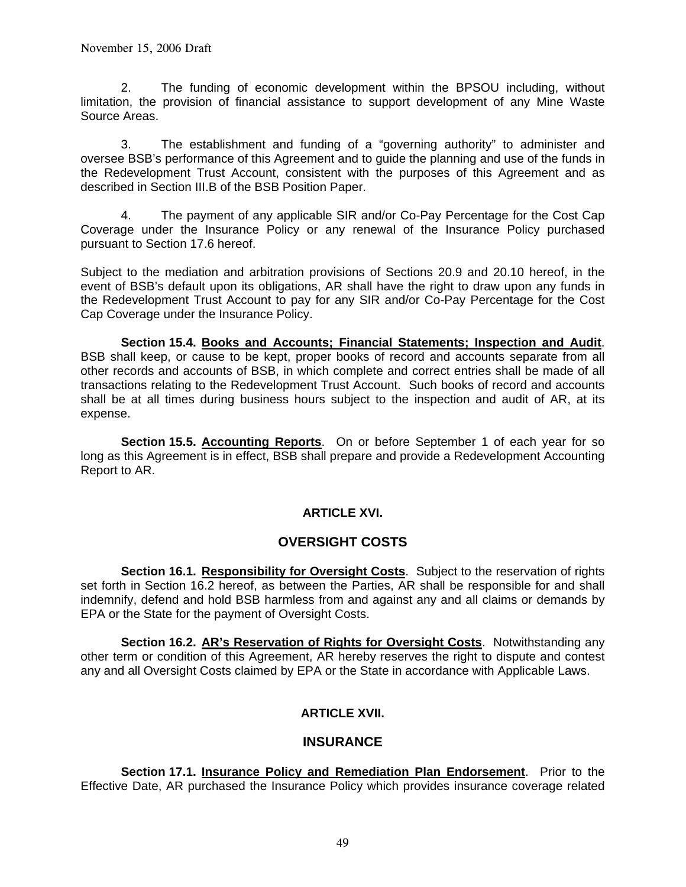2. The funding of economic development within the BPSOU including, without limitation, the provision of financial assistance to support development of any Mine Waste Source Areas.

3. The establishment and funding of a "governing authority" to administer and oversee BSB's performance of this Agreement and to guide the planning and use of the funds in the Redevelopment Trust Account, consistent with the purposes of this Agreement and as described in Section III.B of the BSB Position Paper.

4. The payment of any applicable SIR and/or Co-Pay Percentage for the Cost Cap Coverage under the Insurance Policy or any renewal of the Insurance Policy purchased pursuant to Section 17.6 hereof.

Subject to the mediation and arbitration provisions of Sections 20.9 and 20.10 hereof, in the event of BSB's default upon its obligations, AR shall have the right to draw upon any funds in the Redevelopment Trust Account to pay for any SIR and/or Co-Pay Percentage for the Cost Cap Coverage under the Insurance Policy.

**Section 15.4. Books and Accounts; Financial Statements; Inspection and Audit**. BSB shall keep, or cause to be kept, proper books of record and accounts separate from all other records and accounts of BSB, in which complete and correct entries shall be made of all transactions relating to the Redevelopment Trust Account. Such books of record and accounts shall be at all times during business hours subject to the inspection and audit of AR, at its expense.

**Section 15.5. Accounting Reports**. On or before September 1 of each year for so long as this Agreement is in effect, BSB shall prepare and provide a Redevelopment Accounting Report to AR.

## ARTICLE XVI.

## OVERSIGHT COSTS

**Section 16.1. Responsibility for Oversight Costs**. Subject to the reservation of rights set forth in Section 16.2 hereof, as between the Parties, AR shall be responsible for and shall indemnify, defend and hold BSB harmless from and against any and all claims or demands by EPA or the State for the payment of Oversight Costs.

**Section 16.2. AR's Reservation of Rights for Oversight Costs**. Notwithstanding any other term or condition of this Agreement, AR hereby reserves the right to dispute and contest any and all Oversight Costs claimed by EPA or the State in accordance with Applicable Laws.

## ARTICLE XVII.

## INSURANCE

**Section 17.1. Insurance Policy and Remediation Plan Endorsement**. Prior to the Effective Date, AR purchased the Insurance Policy which provides insurance coverage related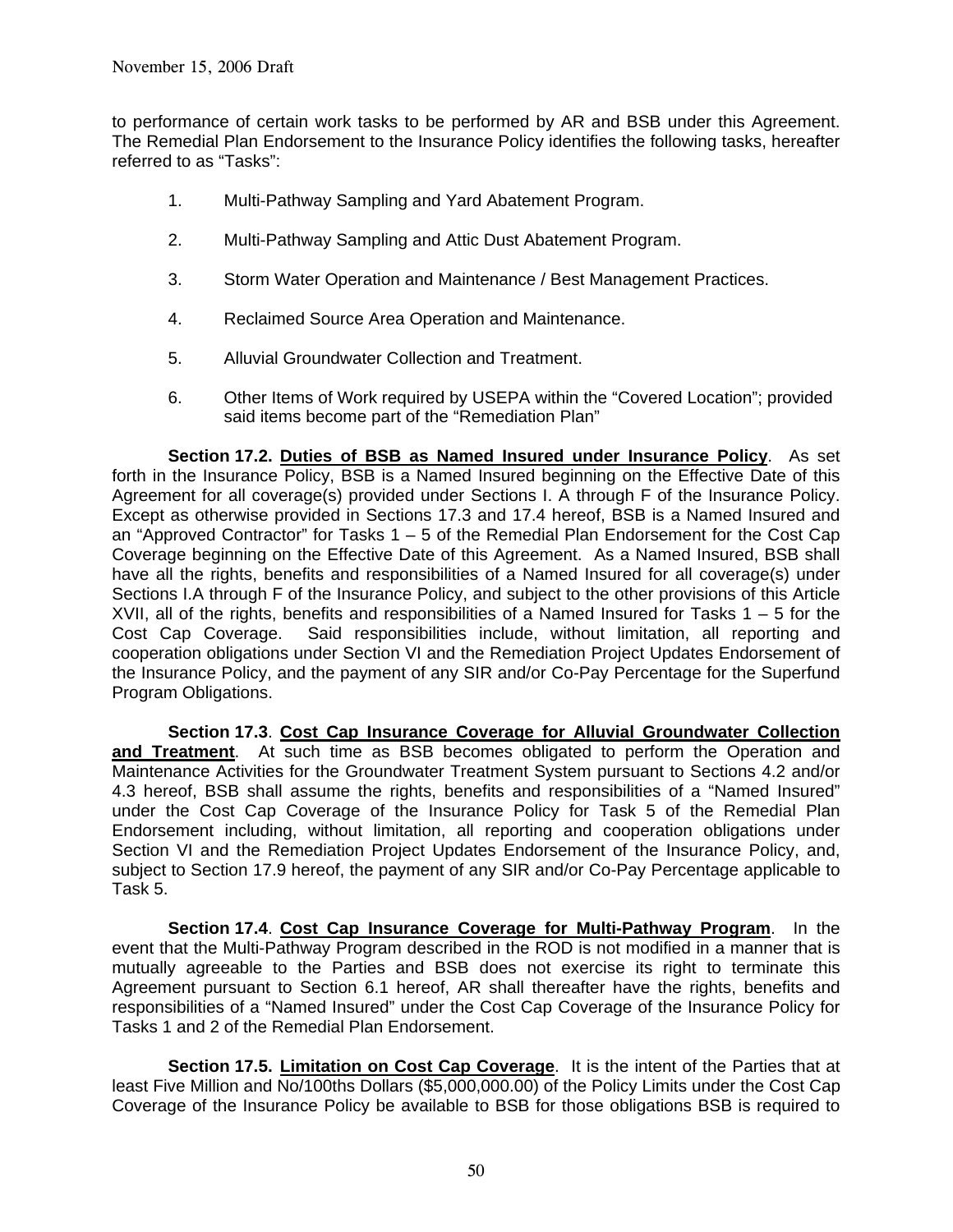to performance of certain work tasks to be performed by AR and BSB under this Agreement. The Remedial Plan Endorsement to the Insurance Policy identifies the following tasks, hereafter referred to as "Tasks":

1. Multi-Pathway Sampling and Yard Abatement Program.
2. Multi-Pathway Sampling and Attic Dust Abatement Program.
3. Storm Water Operation and Maintenance / Best Management Practices.
4. Reclaimed Source Area Operation and Maintenance.
5. Alluvial Groundwater Collection and Treatment.
6. Other Items of Work required by USEPA within the "Covered Location"; provided said items become part of the "Remediation Plan"

**Section 17.2. Duties of BSB as Named Insured under Insurance Policy**. As set forth in the Insurance Policy, BSB is a Named Insured beginning on the Effective Date of this Agreement for all coverage(s) provided under Sections I. A through F of the Insurance Policy. Except as otherwise provided in Sections 17.3 and 17.4 hereof, BSB is a Named Insured and an "Approved Contractor" for Tasks 1 – 5 of the Remedial Plan Endorsement for the Cost Cap Coverage beginning on the Effective Date of this Agreement. As a Named Insured, BSB shall have all the rights, benefits and responsibilities of a Named Insured for all coverage(s) under Sections I.A through F of the Insurance Policy, and subject to the other provisions of this Article XVII, all of the rights, benefits and responsibilities of a Named Insured for Tasks 1 – 5 for the Cost Cap Coverage. Said responsibilities include, without limitation, all reporting and cooperation obligations under Section VI and the Remediation Project Updates Endorsement of the Insurance Policy, and the payment of any SIR and/or Co-Pay Percentage for the Superfund Program Obligations.

**Section 17.3**. **Cost Cap Insurance Coverage for Alluvial Groundwater Collection and Treatment**. At such time as BSB becomes obligated to perform the Operation and Maintenance Activities for the Groundwater Treatment System pursuant to Sections 4.2 and/or 4.3 hereof, BSB shall assume the rights, benefits and responsibilities of a "Named Insured" under the Cost Cap Coverage of the Insurance Policy for Task 5 of the Remedial Plan Endorsement including, without limitation, all reporting and cooperation obligations under Section VI and the Remediation Project Updates Endorsement of the Insurance Policy, and, subject to Section 17.9 hereof, the payment of any SIR and/or Co-Pay Percentage applicable to Task 5.

**Section 17.4**. **Cost Cap Insurance Coverage for Multi-Pathway Program**. In the event that the Multi-Pathway Program described in the ROD is not modified in a manner that is mutually agreeable to the Parties and BSB does not exercise its right to terminate this Agreement pursuant to Section 6.1 hereof, AR shall thereafter have the rights, benefits and responsibilities of a "Named Insured" under the Cost Cap Coverage of the Insurance Policy for Tasks 1 and 2 of the Remedial Plan Endorsement.

**Section 17.5. Limitation on Cost Cap Coverage**. It is the intent of the Parties that at least Five Million and No/100ths Dollars ($5,000,000.00) of the Policy Limits under the Cost Cap Coverage of the Insurance Policy be available to BSB for those obligations BSB is required to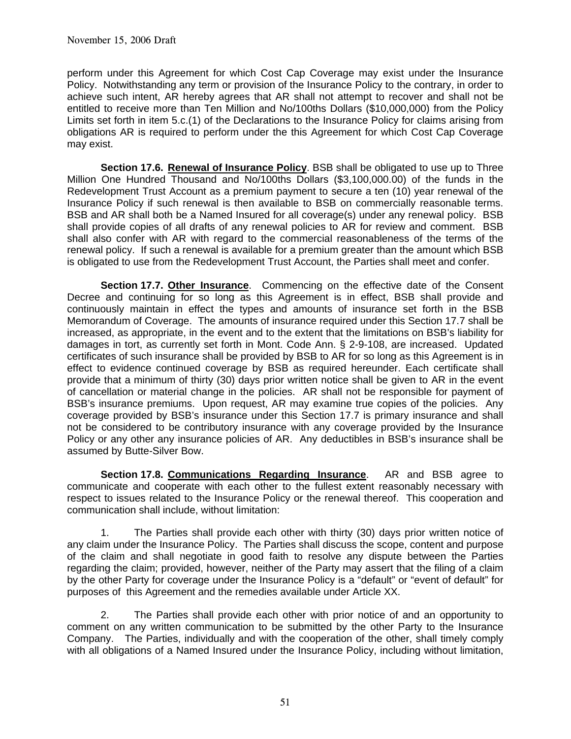perform under this Agreement for which Cost Cap Coverage may exist under the Insurance Policy. Notwithstanding any term or provision of the Insurance Policy to the contrary, in order to achieve such intent, AR hereby agrees that AR shall not attempt to recover and shall not be entitled to receive more than Ten Million and No/100ths Dollars ($10,000,000) from the Policy Limits set forth in item 5.c.(1) of the Declarations to the Insurance Policy for claims arising from obligations AR is required to perform under the this Agreement for which Cost Cap Coverage may exist.

**Section 17.6. <u>Renewal of Insurance Policy</u>**. BSB shall be obligated to use up to Three Million One Hundred Thousand and No/100ths Dollars ($3,100,000.00) of the funds in the Redevelopment Trust Account as a premium payment to secure a ten (10) year renewal of the Insurance Policy if such renewal is then available to BSB on commercially reasonable terms. BSB and AR shall both be a Named Insured for all coverage(s) under any renewal policy. BSB shall provide copies of all drafts of any renewal policies to AR for review and comment. BSB shall also confer with AR with regard to the commercial reasonableness of the terms of the renewal policy. If such a renewal is available for a premium greater than the amount which BSB is obligated to use from the Redevelopment Trust Account, the Parties shall meet and confer.

**Section 17.7. <u>Other Insurance</u>**. Commencing on the effective date of the Consent Decree and continuing for so long as this Agreement is in effect, BSB shall provide and continuously maintain in effect the types and amounts of insurance set forth in the BSB Memorandum of Coverage. The amounts of insurance required under this Section 17.7 shall be increased, as appropriate, in the event and to the extent that the limitations on BSB's liability for damages in tort, as currently set forth in Mont. Code Ann. § 2-9-108, are increased. Updated certificates of such insurance shall be provided by BSB to AR for so long as this Agreement is in effect to evidence continued coverage by BSB as required hereunder. Each certificate shall provide that a minimum of thirty (30) days prior written notice shall be given to AR in the event of cancellation or material change in the policies. AR shall not be responsible for payment of BSB's insurance premiums. Upon request, AR may examine true copies of the policies. Any coverage provided by BSB's insurance under this Section 17.7 is primary insurance and shall not be considered to be contributory insurance with any coverage provided by the Insurance Policy or any other any insurance policies of AR. Any deductibles in BSB's insurance shall be assumed by Butte-Silver Bow.

**Section 17.8. <u>Communications Regarding Insurance</u>**. AR and BSB agree to communicate and cooperate with each other to the fullest extent reasonably necessary with respect to issues related to the Insurance Policy or the renewal thereof. This cooperation and communication shall include, without limitation:

1. The Parties shall provide each other with thirty (30) days prior written notice of any claim under the Insurance Policy. The Parties shall discuss the scope, content and purpose of the claim and shall negotiate in good faith to resolve any dispute between the Parties regarding the claim; provided, however, neither of the Party may assert that the filing of a claim by the other Party for coverage under the Insurance Policy is a "default" or "event of default" for purposes of this Agreement and the remedies available under Article XX.

2. The Parties shall provide each other with prior notice of and an opportunity to comment on any written communication to be submitted by the other Party to the Insurance Company. The Parties, individually and with the cooperation of the other, shall timely comply with all obligations of a Named Insured under the Insurance Policy, including without limitation,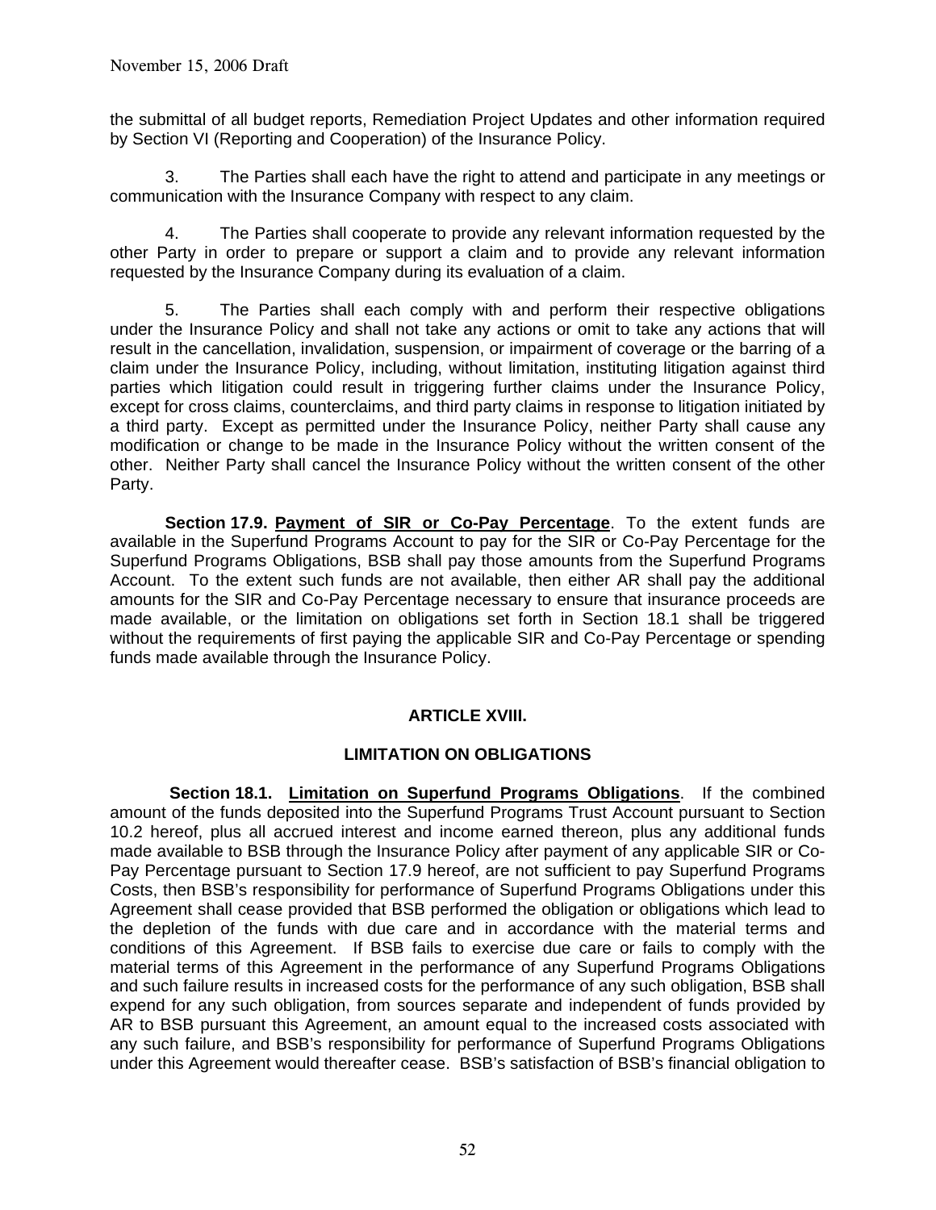the submittal of all budget reports, Remediation Project Updates and other information required by Section VI (Reporting and Cooperation) of the Insurance Policy.

3. The Parties shall each have the right to attend and participate in any meetings or communication with the Insurance Company with respect to any claim.

4. The Parties shall cooperate to provide any relevant information requested by the other Party in order to prepare or support a claim and to provide any relevant information requested by the Insurance Company during its evaluation of a claim.

5. The Parties shall each comply with and perform their respective obligations under the Insurance Policy and shall not take any actions or omit to take any actions that will result in the cancellation, invalidation, suspension, or impairment of coverage or the barring of a claim under the Insurance Policy, including, without limitation, instituting litigation against third parties which litigation could result in triggering further claims under the Insurance Policy, except for cross claims, counterclaims, and third party claims in response to litigation initiated by a third party. Except as permitted under the Insurance Policy, neither Party shall cause any modification or change to be made in the Insurance Policy without the written consent of the other. Neither Party shall cancel the Insurance Policy without the written consent of the other Party.

**Section 17.9. Payment of SIR or Co-Pay Percentage**. To the extent funds are available in the Superfund Programs Account to pay for the SIR or Co-Pay Percentage for the Superfund Programs Obligations, BSB shall pay those amounts from the Superfund Programs Account. To the extent such funds are not available, then either AR shall pay the additional amounts for the SIR and Co-Pay Percentage necessary to ensure that insurance proceeds are made available, or the limitation on obligations set forth in Section 18.1 shall be triggered without the requirements of first paying the applicable SIR and Co-Pay Percentage or spending funds made available through the Insurance Policy.

## ARTICLE XVIII.

## LIMITATION ON OBLIGATIONS

**Section 18.1. Limitation on Superfund Programs Obligations**. If the combined amount of the funds deposited into the Superfund Programs Trust Account pursuant to Section 10.2 hereof, plus all accrued interest and income earned thereon, plus any additional funds made available to BSB through the Insurance Policy after payment of any applicable SIR or Co-Pay Percentage pursuant to Section 17.9 hereof, are not sufficient to pay Superfund Programs Costs, then BSB's responsibility for performance of Superfund Programs Obligations under this Agreement shall cease provided that BSB performed the obligation or obligations which lead to the depletion of the funds with due care and in accordance with the material terms and conditions of this Agreement. If BSB fails to exercise due care or fails to comply with the material terms of this Agreement in the performance of any Superfund Programs Obligations and such failure results in increased costs for the performance of any such obligation, BSB shall expend for any such obligation, from sources separate and independent of funds provided by AR to BSB pursuant this Agreement, an amount equal to the increased costs associated with any such failure, and BSB's responsibility for performance of Superfund Programs Obligations under this Agreement would thereafter cease. BSB's satisfaction of BSB's financial obligation to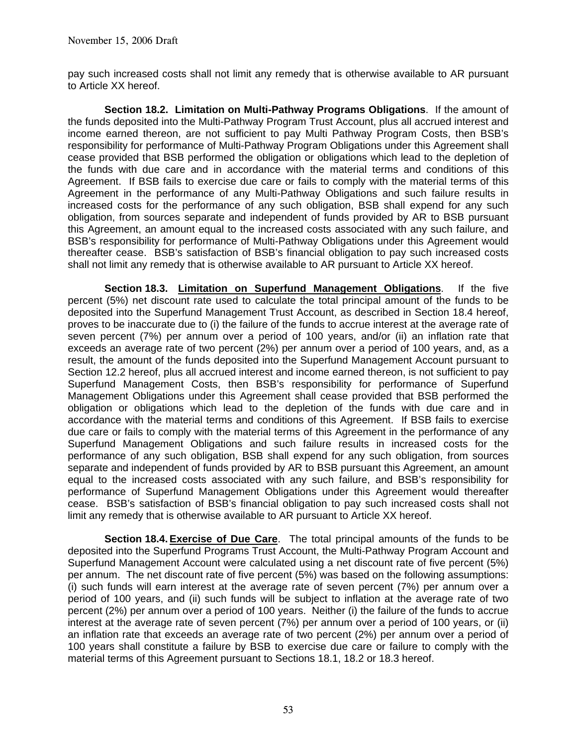pay such increased costs shall not limit any remedy that is otherwise available to AR pursuant to Article XX hereof.

**Section 18.2. Limitation on Multi-Pathway Programs Obligations**. If the amount of the funds deposited into the Multi-Pathway Program Trust Account, plus all accrued interest and income earned thereon, are not sufficient to pay Multi Pathway Program Costs, then BSB's responsibility for performance of Multi-Pathway Program Obligations under this Agreement shall cease provided that BSB performed the obligation or obligations which lead to the depletion of the funds with due care and in accordance with the material terms and conditions of this Agreement. If BSB fails to exercise due care or fails to comply with the material terms of this Agreement in the performance of any Multi-Pathway Obligations and such failure results in increased costs for the performance of any such obligation, BSB shall expend for any such obligation, from sources separate and independent of funds provided by AR to BSB pursuant this Agreement, an amount equal to the increased costs associated with any such failure, and BSB's responsibility for performance of Multi-Pathway Obligations under this Agreement would thereafter cease. BSB's satisfaction of BSB's financial obligation to pay such increased costs shall not limit any remedy that is otherwise available to AR pursuant to Article XX hereof.

**Section 18.3. <u>Limitation on Superfund Management Obligations</u>**. If the five percent (5%) net discount rate used to calculate the total principal amount of the funds to be deposited into the Superfund Management Trust Account, as described in Section 18.4 hereof, proves to be inaccurate due to (i) the failure of the funds to accrue interest at the average rate of seven percent (7%) per annum over a period of 100 years, and/or (ii) an inflation rate that exceeds an average rate of two percent (2%) per annum over a period of 100 years, and, as a result, the amount of the funds deposited into the Superfund Management Account pursuant to Section 12.2 hereof, plus all accrued interest and income earned thereon, is not sufficient to pay Superfund Management Costs, then BSB's responsibility for performance of Superfund Management Obligations under this Agreement shall cease provided that BSB performed the obligation or obligations which lead to the depletion of the funds with due care and in accordance with the material terms and conditions of this Agreement. If BSB fails to exercise due care or fails to comply with the material terms of this Agreement in the performance of any Superfund Management Obligations and such failure results in increased costs for the performance of any such obligation, BSB shall expend for any such obligation, from sources separate and independent of funds provided by AR to BSB pursuant this Agreement, an amount equal to the increased costs associated with any such failure, and BSB's responsibility for performance of Superfund Management Obligations under this Agreement would thereafter cease. BSB's satisfaction of BSB's financial obligation to pay such increased costs shall not limit any remedy that is otherwise available to AR pursuant to Article XX hereof.

**Section 18.4. <u>Exercise of Due Care</u>**. The total principal amounts of the funds to be deposited into the Superfund Programs Trust Account, the Multi-Pathway Program Account and Superfund Management Account were calculated using a net discount rate of five percent (5%) per annum. The net discount rate of five percent (5%) was based on the following assumptions: (i) such funds will earn interest at the average rate of seven percent (7%) per annum over a period of 100 years, and (ii) such funds will be subject to inflation at the average rate of two percent (2%) per annum over a period of 100 years. Neither (i) the failure of the funds to accrue interest at the average rate of seven percent (7%) per annum over a period of 100 years, or (ii) an inflation rate that exceeds an average rate of two percent (2%) per annum over a period of 100 years shall constitute a failure by BSB to exercise due care or failure to comply with the material terms of this Agreement pursuant to Sections 18.1, 18.2 or 18.3 hereof.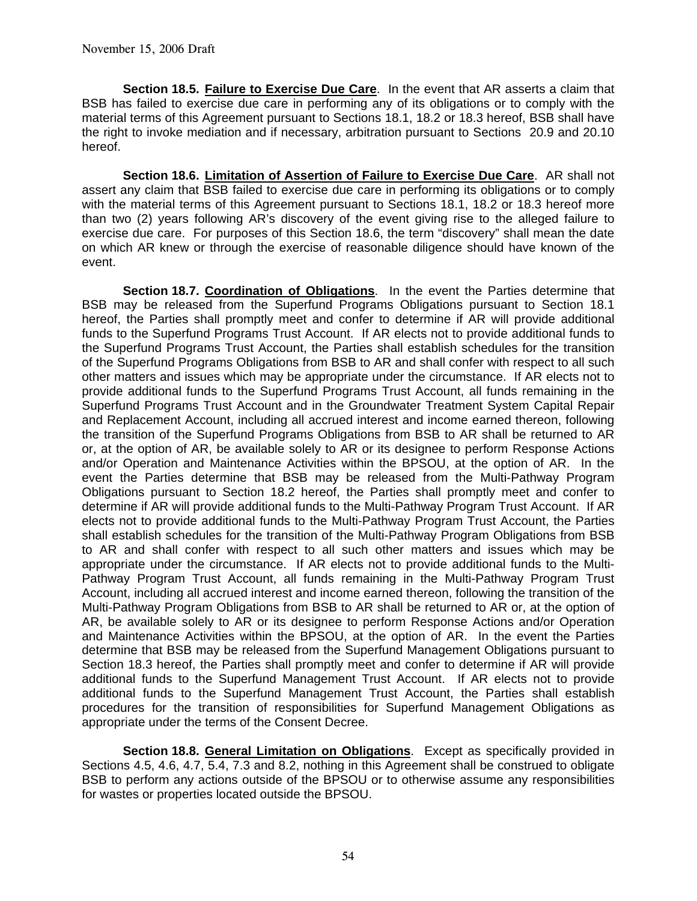**Section 18.5. <u>Failure to Exercise Due Care</u>**. In the event that AR asserts a claim that BSB has failed to exercise due care in performing any of its obligations or to comply with the material terms of this Agreement pursuant to Sections 18.1, 18.2 or 18.3 hereof, BSB shall have the right to invoke mediation and if necessary, arbitration pursuant to Sections 20.9 and 20.10 hereof.

**Section 18.6. <u>Limitation of Assertion of Failure to Exercise Due Care</u>**. AR shall not assert any claim that BSB failed to exercise due care in performing its obligations or to comply with the material terms of this Agreement pursuant to Sections 18.1, 18.2 or 18.3 hereof more than two (2) years following AR's discovery of the event giving rise to the alleged failure to exercise due care. For purposes of this Section 18.6, the term "discovery" shall mean the date on which AR knew or through the exercise of reasonable diligence should have known of the event.

**Section 18.7. <u>Coordination of Obligations</u>**. In the event the Parties determine that BSB may be released from the Superfund Programs Obligations pursuant to Section 18.1 hereof, the Parties shall promptly meet and confer to determine if AR will provide additional funds to the Superfund Programs Trust Account. If AR elects not to provide additional funds to the Superfund Programs Trust Account, the Parties shall establish schedules for the transition of the Superfund Programs Obligations from BSB to AR and shall confer with respect to all such other matters and issues which may be appropriate under the circumstance. If AR elects not to provide additional funds to the Superfund Programs Trust Account, all funds remaining in the Superfund Programs Trust Account and in the Groundwater Treatment System Capital Repair and Replacement Account, including all accrued interest and income earned thereon, following the transition of the Superfund Programs Obligations from BSB to AR shall be returned to AR or, at the option of AR, be available solely to AR or its designee to perform Response Actions and/or Operation and Maintenance Activities within the BPSOU, at the option of AR. In the event the Parties determine that BSB may be released from the Multi-Pathway Program Obligations pursuant to Section 18.2 hereof, the Parties shall promptly meet and confer to determine if AR will provide additional funds to the Multi-Pathway Program Trust Account. If AR elects not to provide additional funds to the Multi-Pathway Program Trust Account, the Parties shall establish schedules for the transition of the Multi-Pathway Program Obligations from BSB to AR and shall confer with respect to all such other matters and issues which may be appropriate under the circumstance. If AR elects not to provide additional funds to the Multi-Pathway Program Trust Account, all funds remaining in the Multi-Pathway Program Trust Account, including all accrued interest and income earned thereon, following the transition of the Multi-Pathway Program Obligations from BSB to AR shall be returned to AR or, at the option of AR, be available solely to AR or its designee to perform Response Actions and/or Operation and Maintenance Activities within the BPSOU, at the option of AR. In the event the Parties determine that BSB may be released from the Superfund Management Obligations pursuant to Section 18.3 hereof, the Parties shall promptly meet and confer to determine if AR will provide additional funds to the Superfund Management Trust Account. If AR elects not to provide additional funds to the Superfund Management Trust Account, the Parties shall establish procedures for the transition of responsibilities for Superfund Management Obligations as appropriate under the terms of the Consent Decree.

**Section 18.8. <u>General Limitation on Obligations</u>**. Except as specifically provided in Sections 4.5, 4.6, 4.7, 5.4, 7.3 and 8.2, nothing in this Agreement shall be construed to obligate BSB to perform any actions outside of the BPSOU or to otherwise assume any responsibilities for wastes or properties located outside the BPSOU.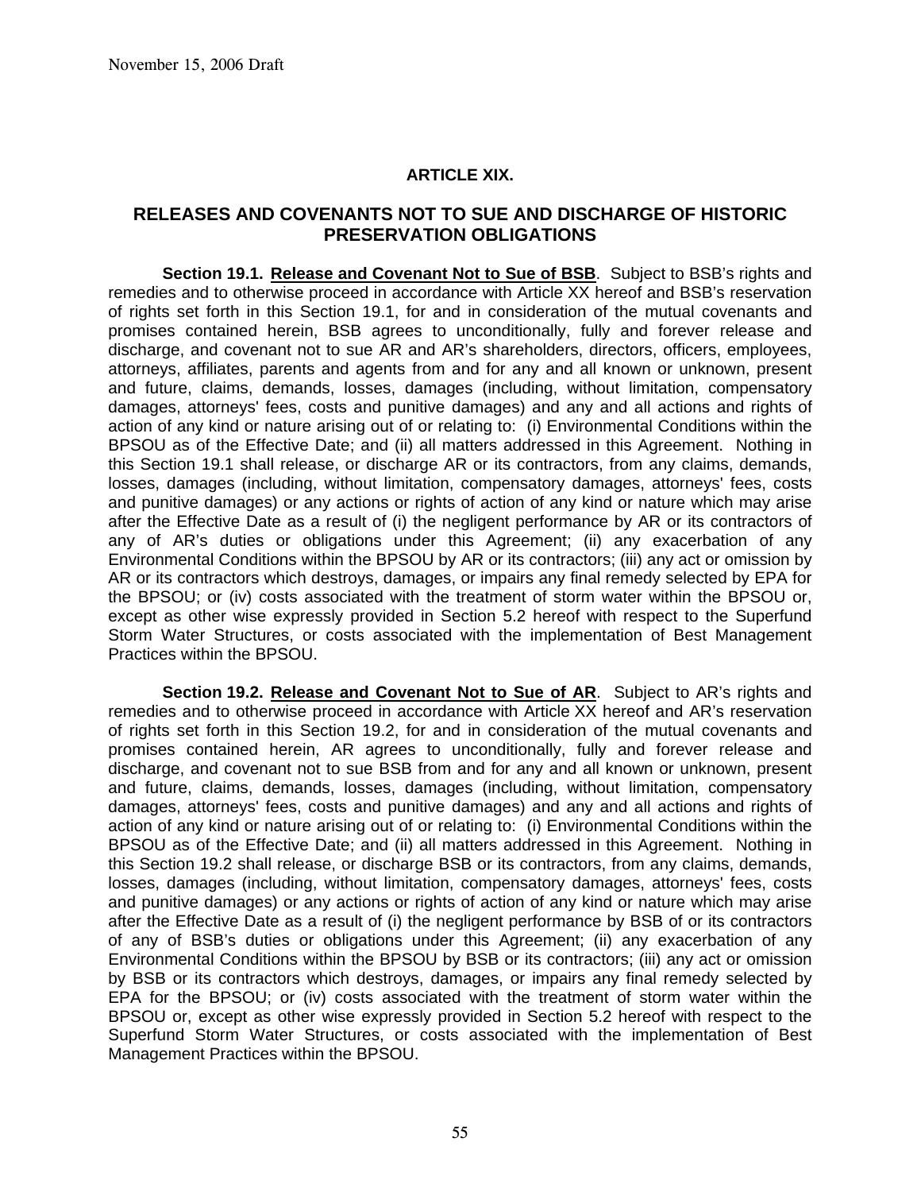## ARTICLE XIX.

## RELEASES AND COVENANTS NOT TO SUE AND DISCHARGE OF HISTORIC PRESERVATION OBLIGATIONS

**Section 19.1. <u>Release and Covenant Not to Sue of BSB</u>**. Subject to BSB's rights and remedies and to otherwise proceed in accordance with Article XX hereof and BSB's reservation of rights set forth in this Section 19.1, for and in consideration of the mutual covenants and promises contained herein, BSB agrees to unconditionally, fully and forever release and discharge, and covenant not to sue AR and AR's shareholders, directors, officers, employees, attorneys, affiliates, parents and agents from and for any and all known or unknown, present and future, claims, demands, losses, damages (including, without limitation, compensatory damages, attorneys' fees, costs and punitive damages) and any and all actions and rights of action of any kind or nature arising out of or relating to: (i) Environmental Conditions within the BPSOU as of the Effective Date; and (ii) all matters addressed in this Agreement. Nothing in this Section 19.1 shall release, or discharge AR or its contractors, from any claims, demands, losses, damages (including, without limitation, compensatory damages, attorneys' fees, costs and punitive damages) or any actions or rights of action of any kind or nature which may arise after the Effective Date as a result of (i) the negligent performance by AR or its contractors of any of AR's duties or obligations under this Agreement; (ii) any exacerbation of any Environmental Conditions within the BPSOU by AR or its contractors; (iii) any act or omission by AR or its contractors which destroys, damages, or impairs any final remedy selected by EPA for the BPSOU; or (iv) costs associated with the treatment of storm water within the BPSOU or, except as other wise expressly provided in Section 5.2 hereof with respect to the Superfund Storm Water Structures, or costs associated with the implementation of Best Management Practices within the BPSOU.

**Section 19.2. <u>Release and Covenant Not to Sue of AR</u>**. Subject to AR's rights and remedies and to otherwise proceed in accordance with Article XX hereof and AR's reservation of rights set forth in this Section 19.2, for and in consideration of the mutual covenants and promises contained herein, AR agrees to unconditionally, fully and forever release and discharge, and covenant not to sue BSB from and for any and all known or unknown, present and future, claims, demands, losses, damages (including, without limitation, compensatory damages, attorneys' fees, costs and punitive damages) and any and all actions and rights of action of any kind or nature arising out of or relating to: (i) Environmental Conditions within the BPSOU as of the Effective Date; and (ii) all matters addressed in this Agreement. Nothing in this Section 19.2 shall release, or discharge BSB or its contractors, from any claims, demands, losses, damages (including, without limitation, compensatory damages, attorneys' fees, costs and punitive damages) or any actions or rights of action of any kind or nature which may arise after the Effective Date as a result of (i) the negligent performance by BSB of or its contractors of any of BSB's duties or obligations under this Agreement; (ii) any exacerbation of any Environmental Conditions within the BPSOU by BSB or its contractors; (iii) any act or omission by BSB or its contractors which destroys, damages, or impairs any final remedy selected by EPA for the BPSOU; or (iv) costs associated with the treatment of storm water within the BPSOU or, except as other wise expressly provided in Section 5.2 hereof with respect to the Superfund Storm Water Structures, or costs associated with the implementation of Best Management Practices within the BPSOU.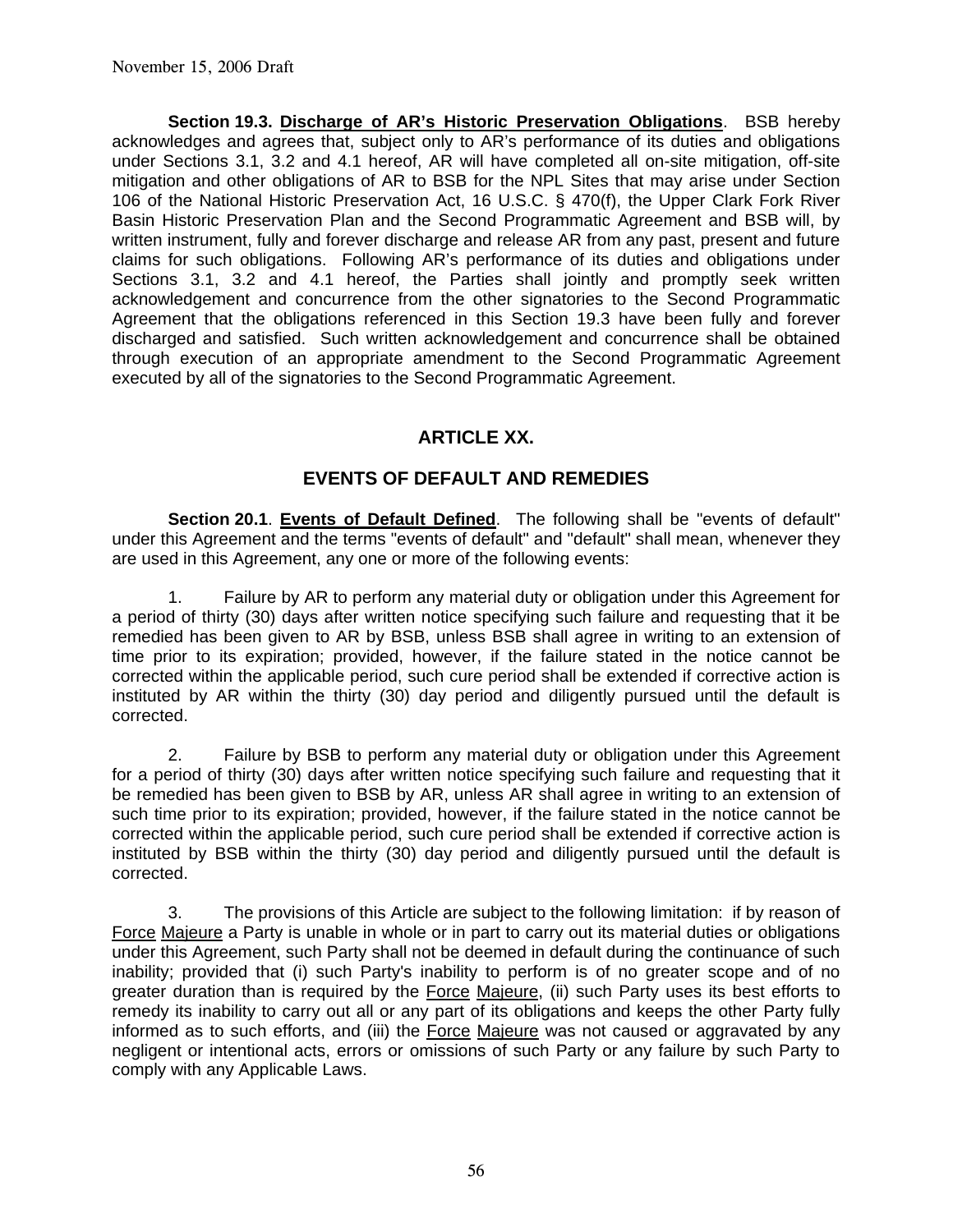November 15, 2006 Draft

**Section 19.3. <u>Discharge of AR's Historic Preservation Obligations</u>**. BSB hereby acknowledges and agrees that, subject only to AR's performance of its duties and obligations under Sections 3.1, 3.2 and 4.1 hereof, AR will have completed all on-site mitigation, off-site mitigation and other obligations of AR to BSB for the NPL Sites that may arise under Section 106 of the National Historic Preservation Act, 16 U.S.C. § 470(f), the Upper Clark Fork River Basin Historic Preservation Plan and the Second Programmatic Agreement and BSB will, by written instrument, fully and forever discharge and release AR from any past, present and future claims for such obligations. Following AR's performance of its duties and obligations under Sections 3.1, 3.2 and 4.1 hereof, the Parties shall jointly and promptly seek written acknowledgement and concurrence from the other signatories to the Second Programmatic Agreement that the obligations referenced in this Section 19.3 have been fully and forever discharged and satisfied. Such written acknowledgement and concurrence shall be obtained through execution of an appropriate amendment to the Second Programmatic Agreement executed by all of the signatories to the Second Programmatic Agreement.

## ARTICLE XX.

## EVENTS OF DEFAULT AND REMEDIES

**Section 20.1**. **<u>Events of Default Defined</u>**. The following shall be "events of default" under this Agreement and the terms "events of default" and "default" shall mean, whenever they are used in this Agreement, any one or more of the following events:

1. Failure by AR to perform any material duty or obligation under this Agreement for a period of thirty (30) days after written notice specifying such failure and requesting that it be remedied has been given to AR by BSB, unless BSB shall agree in writing to an extension of time prior to its expiration; provided, however, if the failure stated in the notice cannot be corrected within the applicable period, such cure period shall be extended if corrective action is instituted by AR within the thirty (30) day period and diligently pursued until the default is corrected.

2. Failure by BSB to perform any material duty or obligation under this Agreement for a period of thirty (30) days after written notice specifying such failure and requesting that it be remedied has been given to BSB by AR, unless AR shall agree in writing to an extension of such time prior to its expiration; provided, however, if the failure stated in the notice cannot be corrected within the applicable period, such cure period shall be extended if corrective action is instituted by BSB within the thirty (30) day period and diligently pursued until the default is corrected.

3. The provisions of this Article are subject to the following limitation: if by reason of <u>Force</u> <u>Majeure</u> a Party is unable in whole or in part to carry out its material duties or obligations under this Agreement, such Party shall not be deemed in default during the continuance of such inability; provided that (i) such Party's inability to perform is of no greater scope and of no greater duration than is required by the <u>Force</u> <u>Majeure</u>, (ii) such Party uses its best efforts to remedy its inability to carry out all or any part of its obligations and keeps the other Party fully informed as to such efforts, and (iii) the <u>Force</u> <u>Majeure</u> was not caused or aggravated by any negligent or intentional acts, errors or omissions of such Party or any failure by such Party to comply with any Applicable Laws.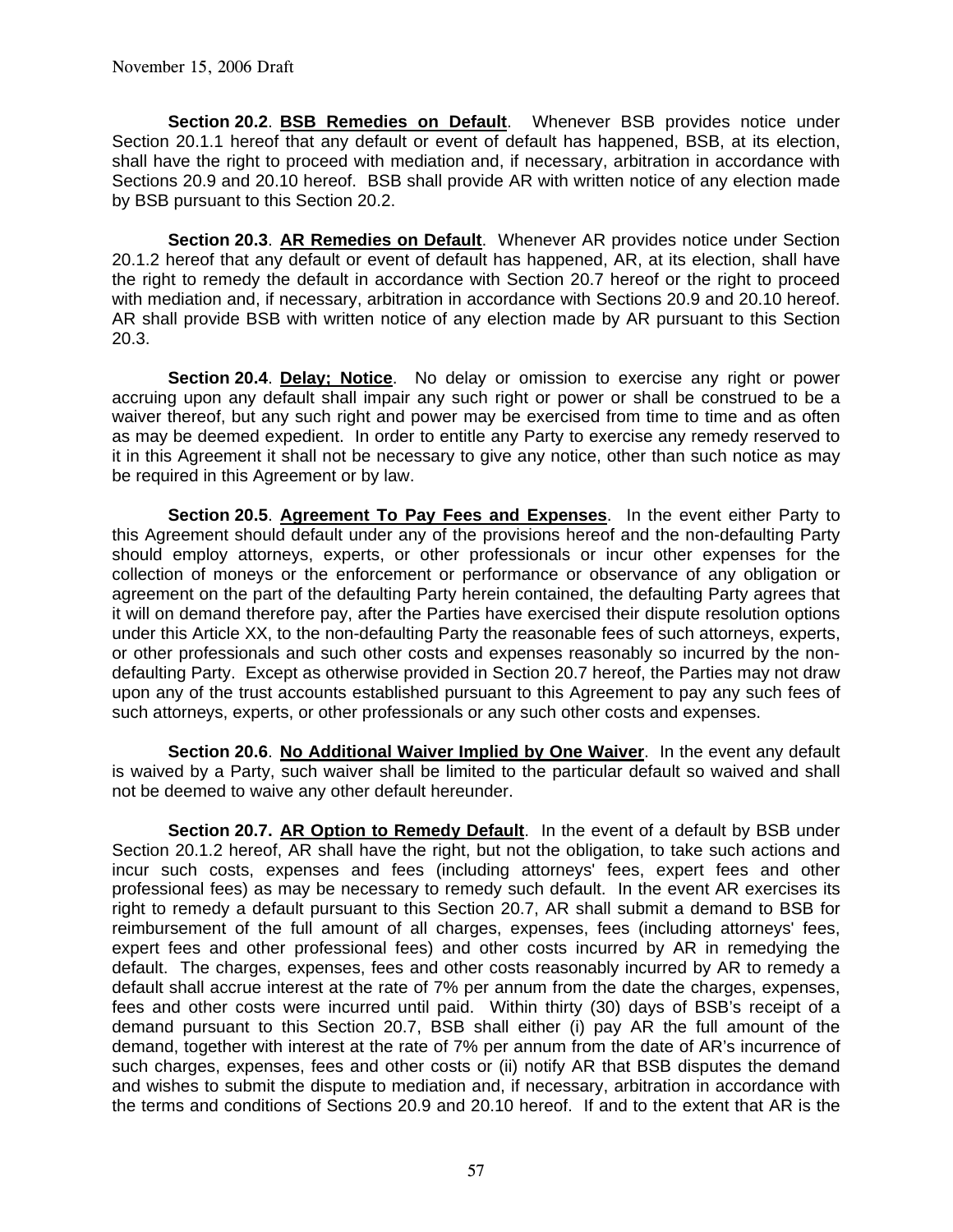**Section 20.2**. **BSB Remedies on Default**. Whenever BSB provides notice under Section 20.1.1 hereof that any default or event of default has happened, BSB, at its election, shall have the right to proceed with mediation and, if necessary, arbitration in accordance with Sections 20.9 and 20.10 hereof. BSB shall provide AR with written notice of any election made by BSB pursuant to this Section 20.2.

**Section 20.3**. **AR Remedies on Default**. Whenever AR provides notice under Section 20.1.2 hereof that any default or event of default has happened, AR, at its election, shall have the right to remedy the default in accordance with Section 20.7 hereof or the right to proceed with mediation and, if necessary, arbitration in accordance with Sections 20.9 and 20.10 hereof. AR shall provide BSB with written notice of any election made by AR pursuant to this Section 20.3.

**Section 20.4**. **Delay; Notice**. No delay or omission to exercise any right or power accruing upon any default shall impair any such right or power or shall be construed to be a waiver thereof, but any such right and power may be exercised from time to time and as often as may be deemed expedient. In order to entitle any Party to exercise any remedy reserved to it in this Agreement it shall not be necessary to give any notice, other than such notice as may be required in this Agreement or by law.

**Section 20.5**. **Agreement To Pay Fees and Expenses**. In the event either Party to this Agreement should default under any of the provisions hereof and the non-defaulting Party should employ attorneys, experts, or other professionals or incur other expenses for the collection of moneys or the enforcement or performance or observance of any obligation or agreement on the part of the defaulting Party herein contained, the defaulting Party agrees that it will on demand therefore pay, after the Parties have exercised their dispute resolution options under this Article XX, to the non-defaulting Party the reasonable fees of such attorneys, experts, or other professionals and such other costs and expenses reasonably so incurred by the non-defaulting Party. Except as otherwise provided in Section 20.7 hereof, the Parties may not draw upon any of the trust accounts established pursuant to this Agreement to pay any such fees of such attorneys, experts, or other professionals or any such other costs and expenses.

**Section 20.6**. **No Additional Waiver Implied by One Waiver**. In the event any default is waived by a Party, such waiver shall be limited to the particular default so waived and shall not be deemed to waive any other default hereunder.

**Section 20.7. AR Option to Remedy Default**. In the event of a default by BSB under Section 20.1.2 hereof, AR shall have the right, but not the obligation, to take such actions and incur such costs, expenses and fees (including attorneys' fees, expert fees and other professional fees) as may be necessary to remedy such default. In the event AR exercises its right to remedy a default pursuant to this Section 20.7, AR shall submit a demand to BSB for reimbursement of the full amount of all charges, expenses, fees (including attorneys' fees, expert fees and other professional fees) and other costs incurred by AR in remedying the default. The charges, expenses, fees and other costs reasonably incurred by AR to remedy a default shall accrue interest at the rate of 7% per annum from the date the charges, expenses, fees and other costs were incurred until paid. Within thirty (30) days of BSB's receipt of a demand pursuant to this Section 20.7, BSB shall either (i) pay AR the full amount of the demand, together with interest at the rate of 7% per annum from the date of AR's incurrence of such charges, expenses, fees and other costs or (ii) notify AR that BSB disputes the demand and wishes to submit the dispute to mediation and, if necessary, arbitration in accordance with the terms and conditions of Sections 20.9 and 20.10 hereof. If and to the extent that AR is the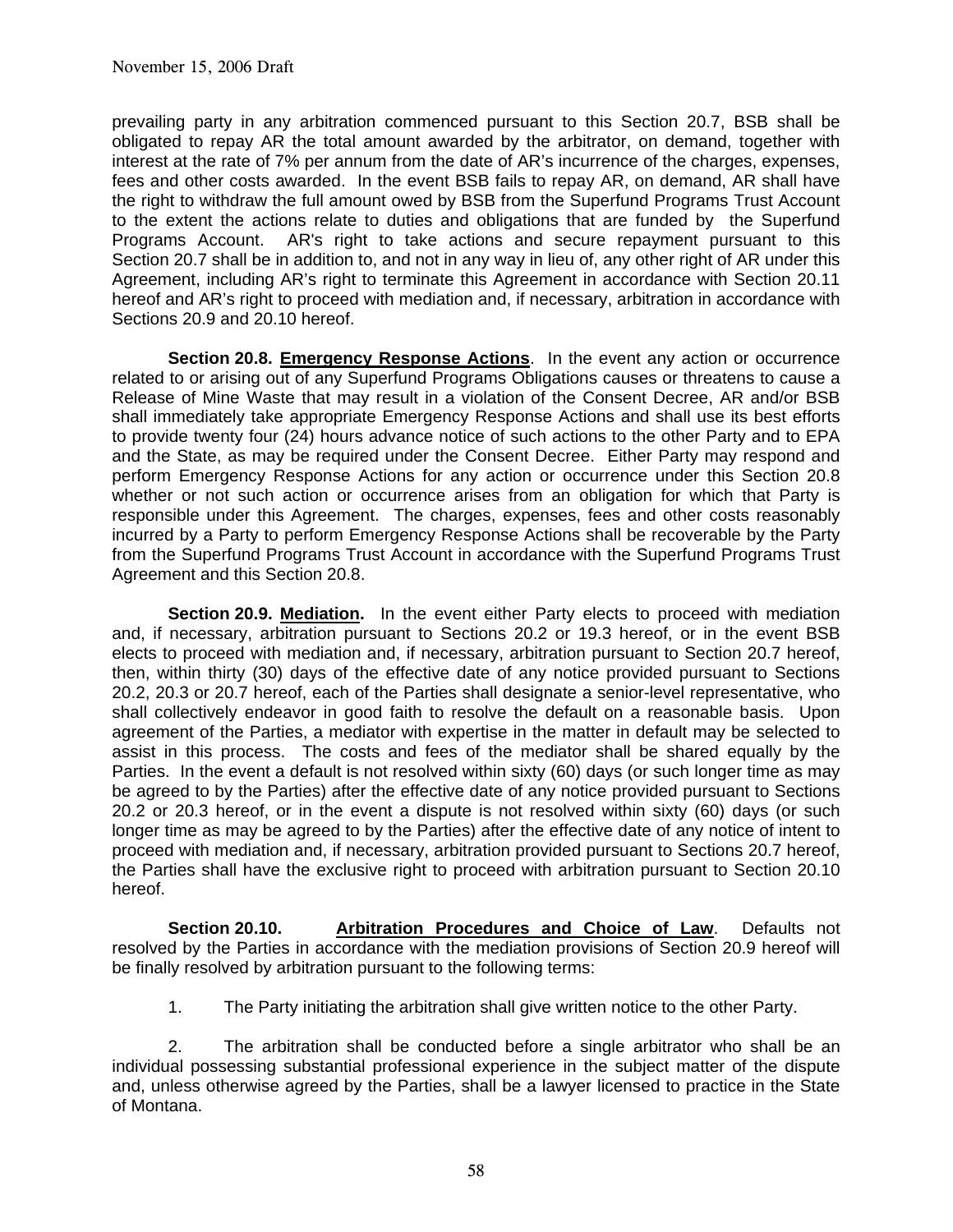prevailing party in any arbitration commenced pursuant to this Section 20.7, BSB shall be obligated to repay AR the total amount awarded by the arbitrator, on demand, together with interest at the rate of 7% per annum from the date of AR's incurrence of the charges, expenses, fees and other costs awarded. In the event BSB fails to repay AR, on demand, AR shall have the right to withdraw the full amount owed by BSB from the Superfund Programs Trust Account to the extent the actions relate to duties and obligations that are funded by the Superfund Programs Account. AR's right to take actions and secure repayment pursuant to this Section 20.7 shall be in addition to, and not in any way in lieu of, any other right of AR under this Agreement, including AR's right to terminate this Agreement in accordance with Section 20.11 hereof and AR's right to proceed with mediation and, if necessary, arbitration in accordance with Sections 20.9 and 20.10 hereof.

**Section 20.8. <u>Emergency Response Actions</u>**. In the event any action or occurrence related to or arising out of any Superfund Programs Obligations causes or threatens to cause a Release of Mine Waste that may result in a violation of the Consent Decree, AR and/or BSB shall immediately take appropriate Emergency Response Actions and shall use its best efforts to provide twenty four (24) hours advance notice of such actions to the other Party and to EPA and the State, as may be required under the Consent Decree. Either Party may respond and perform Emergency Response Actions for any action or occurrence under this Section 20.8 whether or not such action or occurrence arises from an obligation for which that Party is responsible under this Agreement. The charges, expenses, fees and other costs reasonably incurred by a Party to perform Emergency Response Actions shall be recoverable by the Party from the Superfund Programs Trust Account in accordance with the Superfund Programs Trust Agreement and this Section 20.8.

**Section 20.9. <u>Mediation</u>.** In the event either Party elects to proceed with mediation and, if necessary, arbitration pursuant to Sections 20.2 or 19.3 hereof, or in the event BSB elects to proceed with mediation and, if necessary, arbitration pursuant to Section 20.7 hereof, then, within thirty (30) days of the effective date of any notice provided pursuant to Sections 20.2, 20.3 or 20.7 hereof, each of the Parties shall designate a senior-level representative, who shall collectively endeavor in good faith to resolve the default on a reasonable basis. Upon agreement of the Parties, a mediator with expertise in the matter in default may be selected to assist in this process. The costs and fees of the mediator shall be shared equally by the Parties. In the event a default is not resolved within sixty (60) days (or such longer time as may be agreed to by the Parties) after the effective date of any notice provided pursuant to Sections 20.2 or 20.3 hereof, or in the event a dispute is not resolved within sixty (60) days (or such longer time as may be agreed to by the Parties) after the effective date of any notice of intent to proceed with mediation and, if necessary, arbitration provided pursuant to Sections 20.7 hereof, the Parties shall have the exclusive right to proceed with arbitration pursuant to Section 20.10 hereof.

**Section 20.10. <u>Arbitration Procedures and Choice of Law</u>**. Defaults not resolved by the Parties in accordance with the mediation provisions of Section 20.9 hereof will be finally resolved by arbitration pursuant to the following terms:

1. The Party initiating the arbitration shall give written notice to the other Party.

2. The arbitration shall be conducted before a single arbitrator who shall be an individual possessing substantial professional experience in the subject matter of the dispute and, unless otherwise agreed by the Parties, shall be a lawyer licensed to practice in the State of Montana.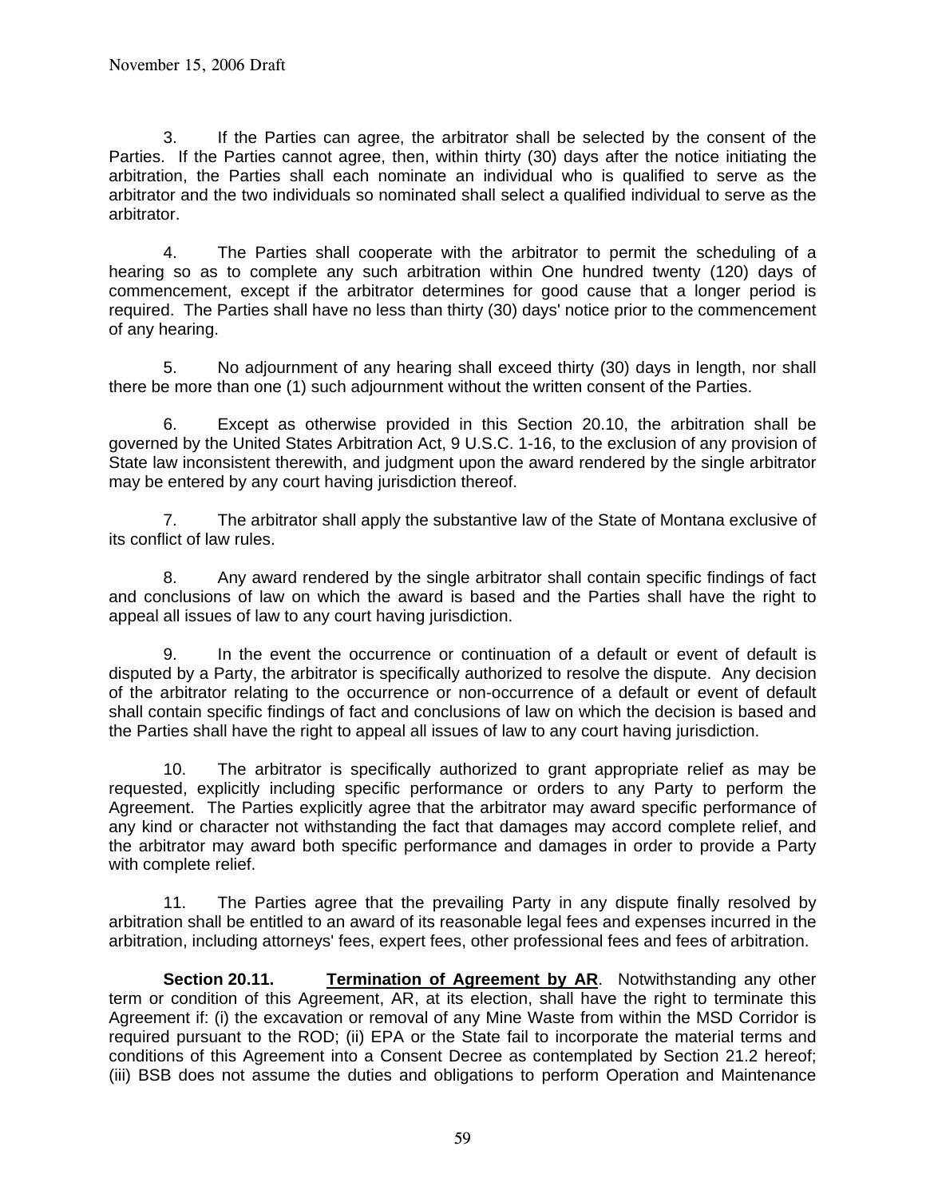3. If the Parties can agree, the arbitrator shall be selected by the consent of the Parties. If the Parties cannot agree, then, within thirty (30) days after the notice initiating the arbitration, the Parties shall each nominate an individual who is qualified to serve as the arbitrator and the two individuals so nominated shall select a qualified individual to serve as the arbitrator.

4. The Parties shall cooperate with the arbitrator to permit the scheduling of a hearing so as to complete any such arbitration within One hundred twenty (120) days of commencement, except if the arbitrator determines for good cause that a longer period is required. The Parties shall have no less than thirty (30) days' notice prior to the commencement of any hearing.

5. No adjournment of any hearing shall exceed thirty (30) days in length, nor shall there be more than one (1) such adjournment without the written consent of the Parties.

6. Except as otherwise provided in this Section 20.10, the arbitration shall be governed by the United States Arbitration Act, 9 U.S.C. 1-16, to the exclusion of any provision of State law inconsistent therewith, and judgment upon the award rendered by the single arbitrator may be entered by any court having jurisdiction thereof.

7. The arbitrator shall apply the substantive law of the State of Montana exclusive of its conflict of law rules.

8. Any award rendered by the single arbitrator shall contain specific findings of fact and conclusions of law on which the award is based and the Parties shall have the right to appeal all issues of law to any court having jurisdiction.

9. In the event the occurrence or continuation of a default or event of default is disputed by a Party, the arbitrator is specifically authorized to resolve the dispute. Any decision of the arbitrator relating to the occurrence or non-occurrence of a default or event of default shall contain specific findings of fact and conclusions of law on which the decision is based and the Parties shall have the right to appeal all issues of law to any court having jurisdiction.

10. The arbitrator is specifically authorized to grant appropriate relief as may be requested, explicitly including specific performance or orders to any Party to perform the Agreement. The Parties explicitly agree that the arbitrator may award specific performance of any kind or character not withstanding the fact that damages may accord complete relief, and the arbitrator may award both specific performance and damages in order to provide a Party with complete relief.

11. The Parties agree that the prevailing Party in any dispute finally resolved by arbitration shall be entitled to an award of its reasonable legal fees and expenses incurred in the arbitration, including attorneys' fees, expert fees, other professional fees and fees of arbitration.

**Section 20.11.** **Termination of Agreement by AR**. Notwithstanding any other term or condition of this Agreement, AR, at its election, shall have the right to terminate this Agreement if: (i) the excavation or removal of any Mine Waste from within the MSD Corridor is required pursuant to the ROD; (ii) EPA or the State fail to incorporate the material terms and conditions of this Agreement into a Consent Decree as contemplated by Section 21.2 hereof; (iii) BSB does not assume the duties and obligations to perform Operation and Maintenance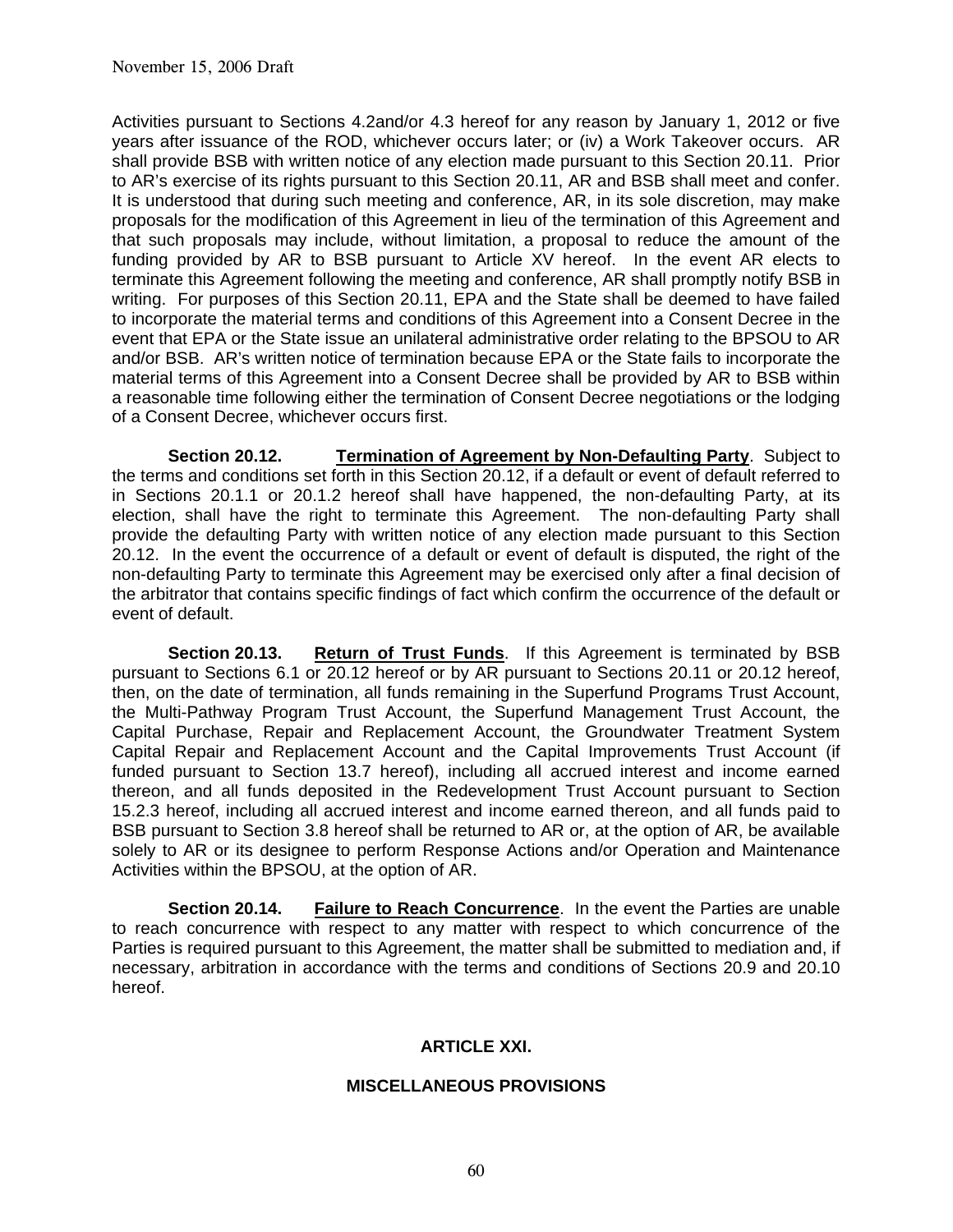Activities pursuant to Sections 4.2and/or 4.3 hereof for any reason by January 1, 2012 or five years after issuance of the ROD, whichever occurs later; or (iv) a Work Takeover occurs. AR shall provide BSB with written notice of any election made pursuant to this Section 20.11. Prior to AR's exercise of its rights pursuant to this Section 20.11, AR and BSB shall meet and confer. It is understood that during such meeting and conference, AR, in its sole discretion, may make proposals for the modification of this Agreement in lieu of the termination of this Agreement and that such proposals may include, without limitation, a proposal to reduce the amount of the funding provided by AR to BSB pursuant to Article XV hereof. In the event AR elects to terminate this Agreement following the meeting and conference, AR shall promptly notify BSB in writing. For purposes of this Section 20.11, EPA and the State shall be deemed to have failed to incorporate the material terms and conditions of this Agreement into a Consent Decree in the event that EPA or the State issue an unilateral administrative order relating to the BPSOU to AR and/or BSB. AR's written notice of termination because EPA or the State fails to incorporate the material terms of this Agreement into a Consent Decree shall be provided by AR to BSB within a reasonable time following either the termination of Consent Decree negotiations or the lodging of a Consent Decree, whichever occurs first.

**Section 20.12.** **Termination of Agreement by Non-Defaulting Party**. Subject to the terms and conditions set forth in this Section 20.12, if a default or event of default referred to in Sections 20.1.1 or 20.1.2 hereof shall have happened, the non-defaulting Party, at its election, shall have the right to terminate this Agreement. The non-defaulting Party shall provide the defaulting Party with written notice of any election made pursuant to this Section 20.12. In the event the occurrence of a default or event of default is disputed, the right of the non-defaulting Party to terminate this Agreement may be exercised only after a final decision of the arbitrator that contains specific findings of fact which confirm the occurrence of the default or event of default.

**Section 20.13.** **Return of Trust Funds**. If this Agreement is terminated by BSB pursuant to Sections 6.1 or 20.12 hereof or by AR pursuant to Sections 20.11 or 20.12 hereof, then, on the date of termination, all funds remaining in the Superfund Programs Trust Account, the Multi-Pathway Program Trust Account, the Superfund Management Trust Account, the Capital Purchase, Repair and Replacement Account, the Groundwater Treatment System Capital Repair and Replacement Account and the Capital Improvements Trust Account (if funded pursuant to Section 13.7 hereof), including all accrued interest and income earned thereon, and all funds deposited in the Redevelopment Trust Account pursuant to Section 15.2.3 hereof, including all accrued interest and income earned thereon, and all funds paid to BSB pursuant to Section 3.8 hereof shall be returned to AR or, at the option of AR, be available solely to AR or its designee to perform Response Actions and/or Operation and Maintenance Activities within the BPSOU, at the option of AR.

**Section 20.14.** **Failure to Reach Concurrence**. In the event the Parties are unable to reach concurrence with respect to any matter with respect to which concurrence of the Parties is required pursuant to this Agreement, the matter shall be submitted to mediation and, if necessary, arbitration in accordance with the terms and conditions of Sections 20.9 and 20.10 hereof.

## ARTICLE XXI.

## MISCELLANEOUS PROVISIONS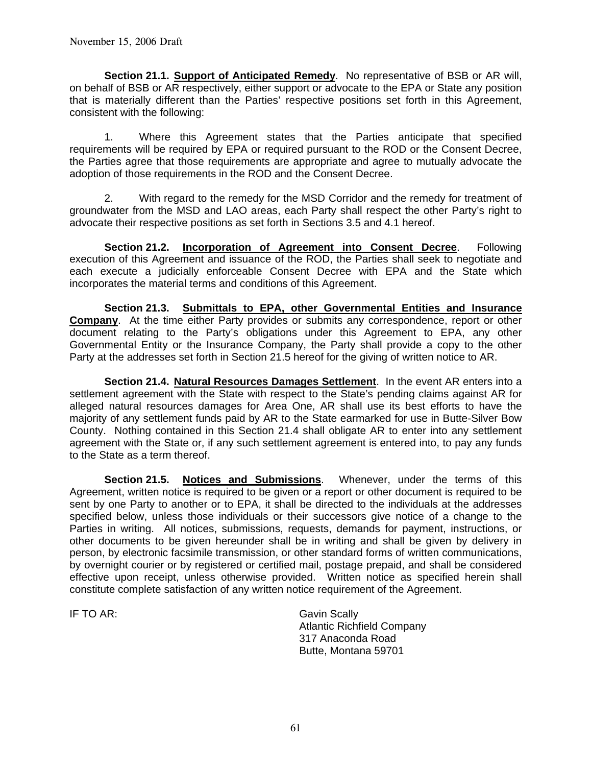November 15, 2006 Draft

**Section 21.1. Support of Anticipated Remedy**. No representative of BSB or AR will, on behalf of BSB or AR respectively, either support or advocate to the EPA or State any position that is materially different than the Parties' respective positions set forth in this Agreement, consistent with the following:

1. Where this Agreement states that the Parties anticipate that specified requirements will be required by EPA or required pursuant to the ROD or the Consent Decree, the Parties agree that those requirements are appropriate and agree to mutually advocate the adoption of those requirements in the ROD and the Consent Decree.

2. With regard to the remedy for the MSD Corridor and the remedy for treatment of groundwater from the MSD and LAO areas, each Party shall respect the other Party's right to advocate their respective positions as set forth in Sections 3.5 and 4.1 hereof.

**Section 21.2. Incorporation of Agreement into Consent Decree**. Following execution of this Agreement and issuance of the ROD, the Parties shall seek to negotiate and each execute a judicially enforceable Consent Decree with EPA and the State which incorporates the material terms and conditions of this Agreement.

**Section 21.3. Submittals to EPA, other Governmental Entities and Insurance Company**. At the time either Party provides or submits any correspondence, report or other document relating to the Party's obligations under this Agreement to EPA, any other Governmental Entity or the Insurance Company, the Party shall provide a copy to the other Party at the addresses set forth in Section 21.5 hereof for the giving of written notice to AR.

**Section 21.4. Natural Resources Damages Settlement**. In the event AR enters into a settlement agreement with the State with respect to the State's pending claims against AR for alleged natural resources damages for Area One, AR shall use its best efforts to have the majority of any settlement funds paid by AR to the State earmarked for use in Butte-Silver Bow County. Nothing contained in this Section 21.4 shall obligate AR to enter into any settlement agreement with the State or, if any such settlement agreement is entered into, to pay any funds to the State as a term thereof.

**Section 21.5. Notices and Submissions**. Whenever, under the terms of this Agreement, written notice is required to be given or a report or other document is required to be sent by one Party to another or to EPA, it shall be directed to the individuals at the addresses specified below, unless those individuals or their successors give notice of a change to the Parties in writing. All notices, submissions, requests, demands for payment, instructions, or other documents to be given hereunder shall be in writing and shall be given by delivery in person, by electronic facsimile transmission, or other standard forms of written communications, by overnight courier or by registered or certified mail, postage prepaid, and shall be considered effective upon receipt, unless otherwise provided. Written notice as specified herein shall constitute complete satisfaction of any written notice requirement of the Agreement.

IF TO AR:

Gavin Scally
Atlantic Richfield Company
317 Anaconda Road
Butte, Montana 59701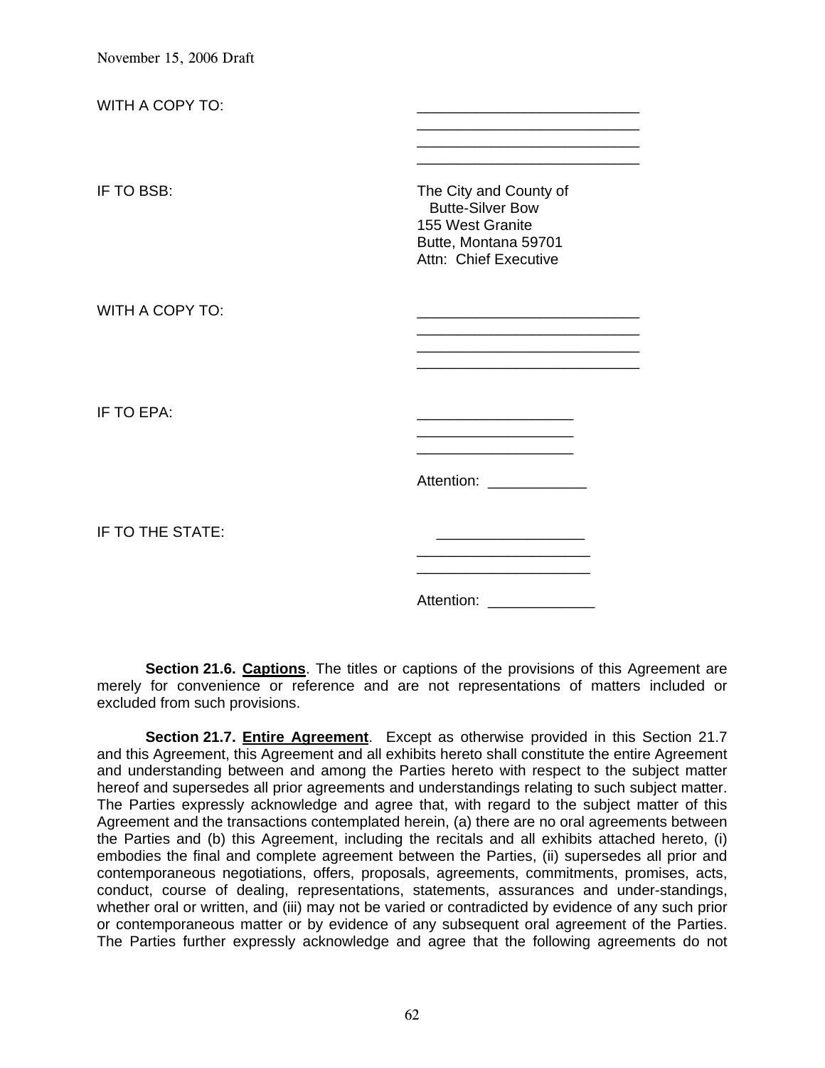November 15, 2006 Draft

WITH A COPY TO: ___________________________
___________________________
___________________________
___________________________

IF TO BSB: The City and County of
Butte-Silver Bow
155 West Granite
Butte, Montana 59701
Attn: Chief Executive

WITH A COPY TO: ___________________________
___________________________
___________________________
___________________________

IF TO EPA: ___________________
___________________
___________________

Attention: ____________

IF TO THE STATE: __________________
_____________________
_____________________

Attention: _____________

**Section 21.6. Captions**. The titles or captions of the provisions of this Agreement are merely for convenience or reference and are not representations of matters included or excluded from such provisions.

**Section 21.7. Entire Agreement**. Except as otherwise provided in this Section 21.7 and this Agreement, this Agreement and all exhibits hereto shall constitute the entire Agreement and understanding between and among the Parties hereto with respect to the subject matter hereof and supersedes all prior agreements and understandings relating to such subject matter. The Parties expressly acknowledge and agree that, with regard to the subject matter of this Agreement and the transactions contemplated herein, (a) there are no oral agreements between the Parties and (b) this Agreement, including the recitals and all exhibits attached hereto, (i) embodies the final and complete agreement between the Parties, (ii) supersedes all prior and contemporaneous negotiations, offers, proposals, agreements, commitments, promises, acts, conduct, course of dealing, representations, statements, assurances and under-standings, whether oral or written, and (iii) may not be varied or contradicted by evidence of any such prior or contemporaneous matter or by evidence of any subsequent oral agreement of the Parties. The Parties further expressly acknowledge and agree that the following agreements do not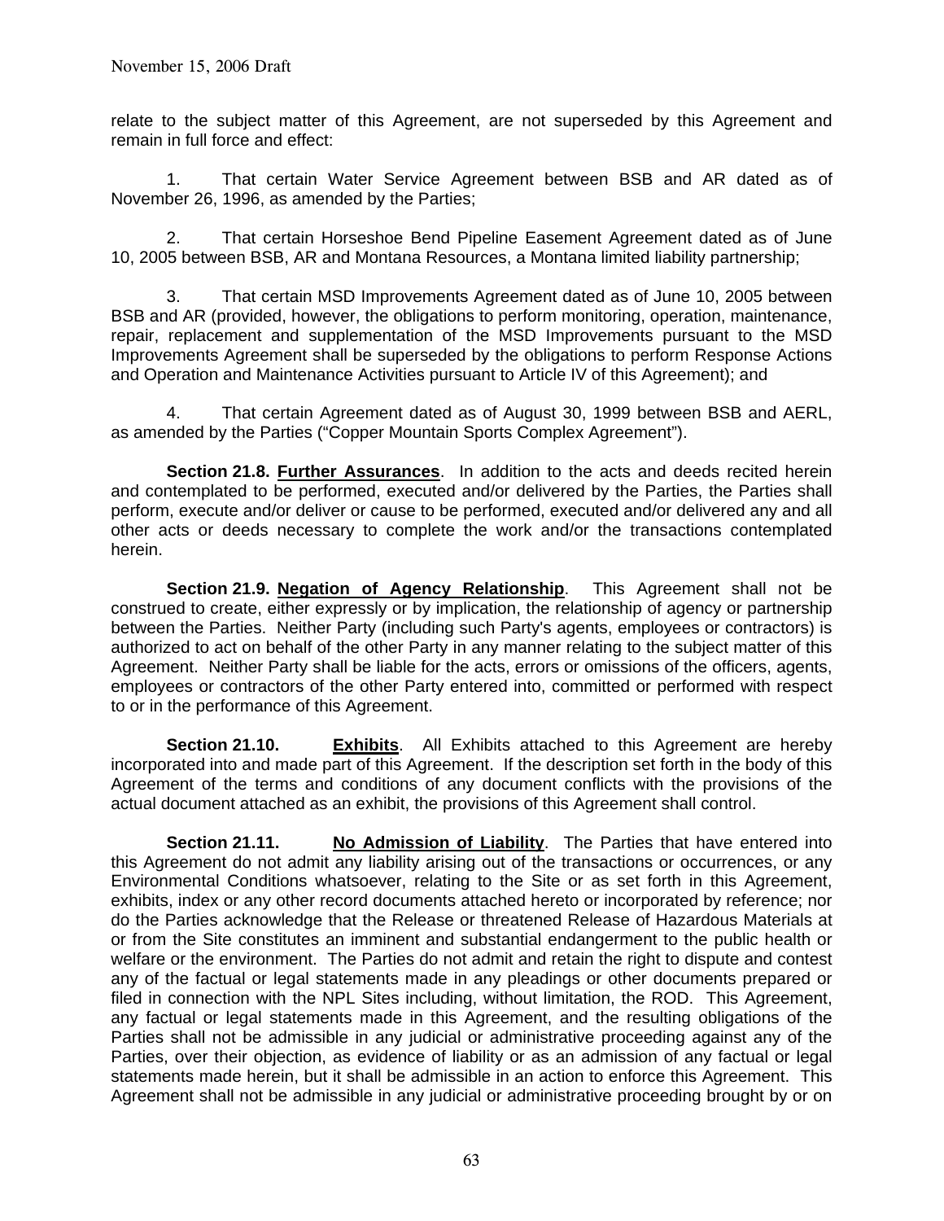relate to the subject matter of this Agreement, are not superseded by this Agreement and remain in full force and effect:

1. That certain Water Service Agreement between BSB and AR dated as of November 26, 1996, as amended by the Parties;

2. That certain Horseshoe Bend Pipeline Easement Agreement dated as of June 10, 2005 between BSB, AR and Montana Resources, a Montana limited liability partnership;

3. That certain MSD Improvements Agreement dated as of June 10, 2005 between BSB and AR (provided, however, the obligations to perform monitoring, operation, maintenance, repair, replacement and supplementation of the MSD Improvements pursuant to the MSD Improvements Agreement shall be superseded by the obligations to perform Response Actions and Operation and Maintenance Activities pursuant to Article IV of this Agreement); and

4. That certain Agreement dated as of August 30, 1999 between BSB and AERL, as amended by the Parties ("Copper Mountain Sports Complex Agreement").

**Section 21.8. Further Assurances**. In addition to the acts and deeds recited herein and contemplated to be performed, executed and/or delivered by the Parties, the Parties shall perform, execute and/or deliver or cause to be performed, executed and/or delivered any and all other acts or deeds necessary to complete the work and/or the transactions contemplated herein.

**Section 21.9. Negation of Agency Relationship**. This Agreement shall not be construed to create, either expressly or by implication, the relationship of agency or partnership between the Parties. Neither Party (including such Party's agents, employees or contractors) is authorized to act on behalf of the other Party in any manner relating to the subject matter of this Agreement. Neither Party shall be liable for the acts, errors or omissions of the officers, agents, employees or contractors of the other Party entered into, committed or performed with respect to or in the performance of this Agreement.

**Section 21.10. Exhibits**. All Exhibits attached to this Agreement are hereby incorporated into and made part of this Agreement. If the description set forth in the body of this Agreement of the terms and conditions of any document conflicts with the provisions of the actual document attached as an exhibit, the provisions of this Agreement shall control.

**Section 21.11. No Admission of Liability**. The Parties that have entered into this Agreement do not admit any liability arising out of the transactions or occurrences, or any Environmental Conditions whatsoever, relating to the Site or as set forth in this Agreement, exhibits, index or any other record documents attached hereto or incorporated by reference; nor do the Parties acknowledge that the Release or threatened Release of Hazardous Materials at or from the Site constitutes an imminent and substantial endangerment to the public health or welfare or the environment. The Parties do not admit and retain the right to dispute and contest any of the factual or legal statements made in any pleadings or other documents prepared or filed in connection with the NPL Sites including, without limitation, the ROD. This Agreement, any factual or legal statements made in this Agreement, and the resulting obligations of the Parties shall not be admissible in any judicial or administrative proceeding against any of the Parties, over their objection, as evidence of liability or as an admission of any factual or legal statements made herein, but it shall be admissible in an action to enforce this Agreement. This Agreement shall not be admissible in any judicial or administrative proceeding brought by or on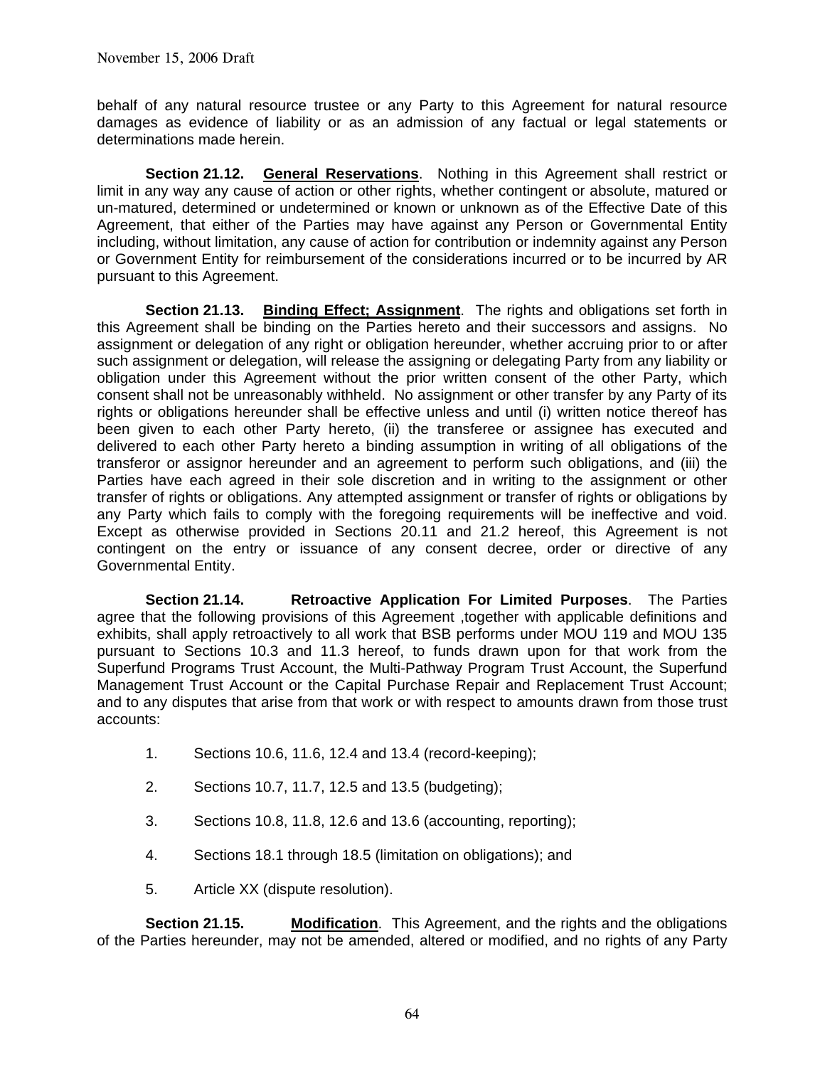behalf of any natural resource trustee or any Party to this Agreement for natural resource damages as evidence of liability or as an admission of any factual or legal statements or determinations made herein.

**Section 21.12. <u>General Reservations</u>**. Nothing in this Agreement shall restrict or limit in any way any cause of action or other rights, whether contingent or absolute, matured or un-matured, determined or undetermined or known or unknown as of the Effective Date of this Agreement, that either of the Parties may have against any Person or Governmental Entity including, without limitation, any cause of action for contribution or indemnity against any Person or Government Entity for reimbursement of the considerations incurred or to be incurred by AR pursuant to this Agreement.

**Section 21.13. <u>Binding Effect; Assignment</u>**. The rights and obligations set forth in this Agreement shall be binding on the Parties hereto and their successors and assigns. No assignment or delegation of any right or obligation hereunder, whether accruing prior to or after such assignment or delegation, will release the assigning or delegating Party from any liability or obligation under this Agreement without the prior written consent of the other Party, which consent shall not be unreasonably withheld. No assignment or other transfer by any Party of its rights or obligations hereunder shall be effective unless and until (i) written notice thereof has been given to each other Party hereto, (ii) the transferee or assignee has executed and delivered to each other Party hereto a binding assumption in writing of all obligations of the transferor or assignor hereunder and an agreement to perform such obligations, and (iii) the Parties have each agreed in their sole discretion and in writing to the assignment or other transfer of rights or obligations. Any attempted assignment or transfer of rights or obligations by any Party which fails to comply with the foregoing requirements will be ineffective and void. Except as otherwise provided in Sections 20.11 and 21.2 hereof, this Agreement is not contingent on the entry or issuance of any consent decree, order or directive of any Governmental Entity.

**Section 21.14. Retroactive Application For Limited Purposes**. The Parties agree that the following provisions of this Agreement ,together with applicable definitions and exhibits, shall apply retroactively to all work that BSB performs under MOU 119 and MOU 135 pursuant to Sections 10.3 and 11.3 hereof, to funds drawn upon for that work from the Superfund Programs Trust Account, the Multi-Pathway Program Trust Account, the Superfund Management Trust Account or the Capital Purchase Repair and Replacement Trust Account; and to any disputes that arise from that work or with respect to amounts drawn from those trust accounts:

1. Sections 10.6, 11.6, 12.4 and 13.4 (record-keeping);
2. Sections 10.7, 11.7, 12.5 and 13.5 (budgeting);
3. Sections 10.8, 11.8, 12.6 and 13.6 (accounting, reporting);
4. Sections 18.1 through 18.5 (limitation on obligations); and
5. Article XX (dispute resolution).

**Section 21.15. <u>Modification</u>**. This Agreement, and the rights and the obligations of the Parties hereunder, may not be amended, altered or modified, and no rights of any Party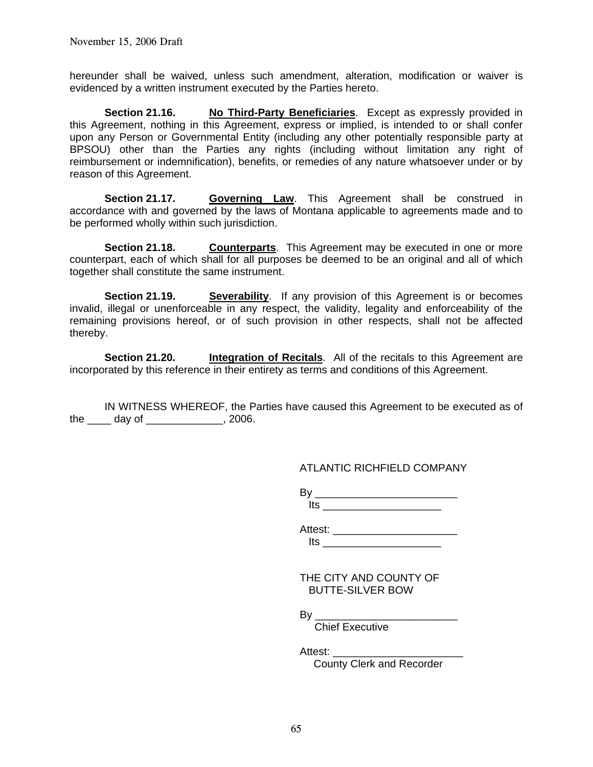hereunder shall be waived, unless such amendment, alteration, modification or waiver is evidenced by a written instrument executed by the Parties hereto.

**Section 21.16.** **No Third-Party Beneficiaries**. Except as expressly provided in this Agreement, nothing in this Agreement, express or implied, is intended to or shall confer upon any Person or Governmental Entity (including any other potentially responsible party at BPSOU) other than the Parties any rights (including without limitation any right of reimbursement or indemnification), benefits, or remedies of any nature whatsoever under or by reason of this Agreement.

**Section 21.17.** **Governing Law**. This Agreement shall be construed in accordance with and governed by the laws of Montana applicable to agreements made and to be performed wholly within such jurisdiction.

**Section 21.18.** **Counterparts**. This Agreement may be executed in one or more counterpart, each of which shall for all purposes be deemed to be an original and all of which together shall constitute the same instrument.

**Section 21.19.** **Severability**. If any provision of this Agreement is or becomes invalid, illegal or unenforceable in any respect, the validity, legality and enforceability of the remaining provisions hereof, or of such provision in other respects, shall not be affected thereby.

**Section 21.20.** **Integration of Recitals**. All of the recitals to this Agreement are incorporated by this reference in their entirety as terms and conditions of this Agreement.

IN WITNESS WHEREOF, the Parties have caused this Agreement to be executed as of the ____ day of _____________, 2006.

ATLANTIC RICHFIELD COMPANY

By ________________________
Its ____________________

Attest: _____________________
Its ____________________

THE CITY AND COUNTY OF BUTTE-SILVER BOW

By ________________________
Chief Executive

Attest: ______________________
County Clerk and Recorder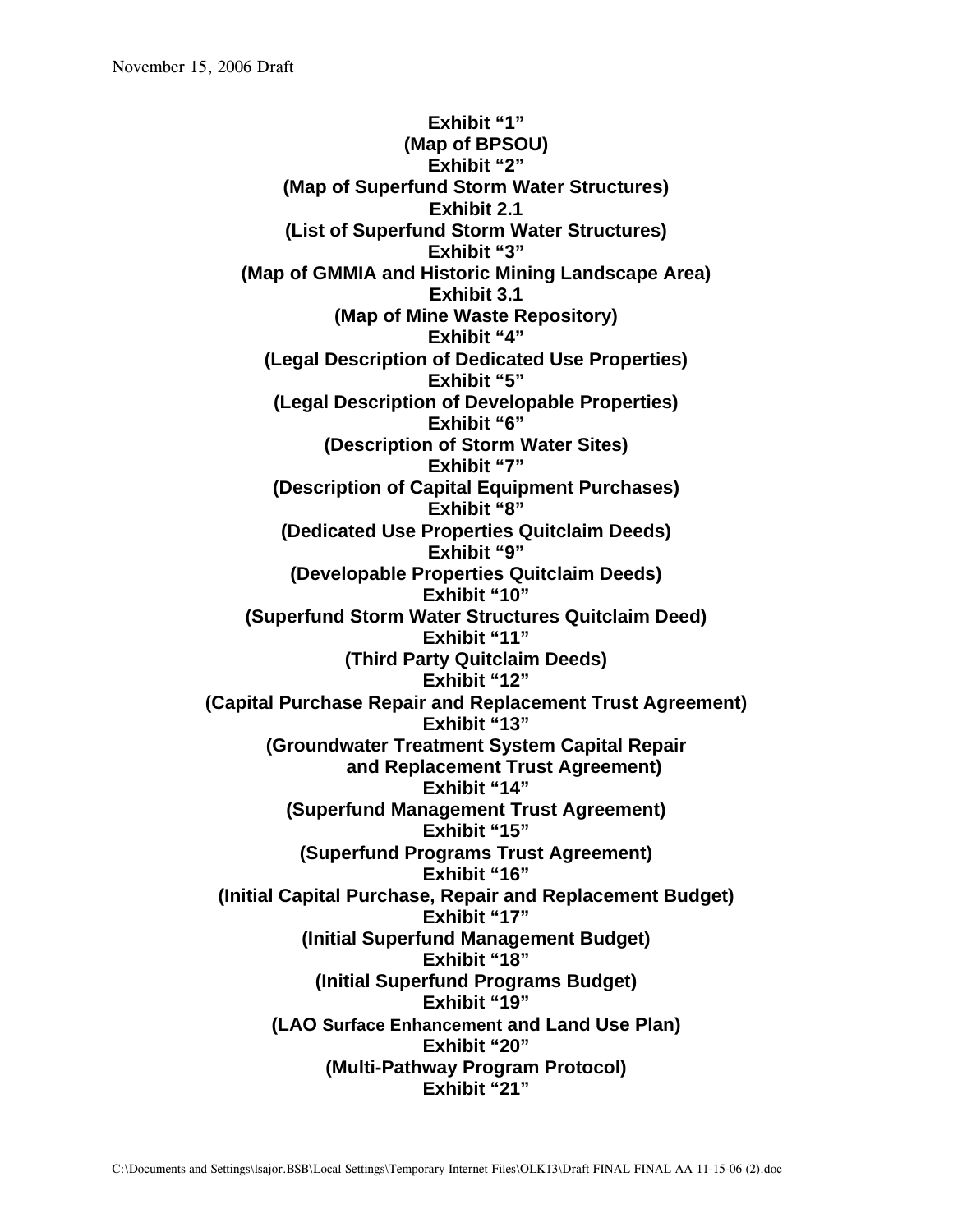November 15, 2006 Draft

**Exhibit "1"**
**(Map of BPSOU)**
**Exhibit "2"**
**(Map of Superfund Storm Water Structures)**
**Exhibit 2.1**
**(List of Superfund Storm Water Structures)**
**Exhibit "3"**
**(Map of GMMIA and Historic Mining Landscape Area)**
**Exhibit 3.1**
**(Map of Mine Waste Repository)**
**Exhibit "4"**
**(Legal Description of Dedicated Use Properties)**
**Exhibit "5"**
**(Legal Description of Developable Properties)**
**Exhibit "6"**
**(Description of Storm Water Sites)**
**Exhibit "7"**
**(Description of Capital Equipment Purchases)**
**Exhibit "8"**
**(Dedicated Use Properties Quitclaim Deeds)**
**Exhibit "9"**
**(Developable Properties Quitclaim Deeds)**
**Exhibit "10"**
**(Superfund Storm Water Structures Quitclaim Deed)**
**Exhibit "11"**
**(Third Party Quitclaim Deeds)**
**Exhibit "12"**
**(Capital Purchase Repair and Replacement Trust Agreement)**
**Exhibit "13"**
**(Groundwater Treatment System Capital Repair and Replacement Trust Agreement)**
**Exhibit "14"**
**(Superfund Management Trust Agreement)**
**Exhibit "15"**
**(Superfund Programs Trust Agreement)**
**Exhibit "16"**
**(Initial Capital Purchase, Repair and Replacement Budget)**
**Exhibit "17"**
**(Initial Superfund Management Budget)**
**Exhibit "18"**
**(Initial Superfund Programs Budget)**
**Exhibit "19"**
**(LAO Surface Enhancement and Land Use Plan)**
**Exhibit "20"**
**(Multi-Pathway Program Protocol)**
**Exhibit "21"**

C:\Documents and Settings\lsajor.BSB\Local Settings\Temporary Internet Files\OLK13\Draft FINAL FINAL AA 11-15-06 (2).doc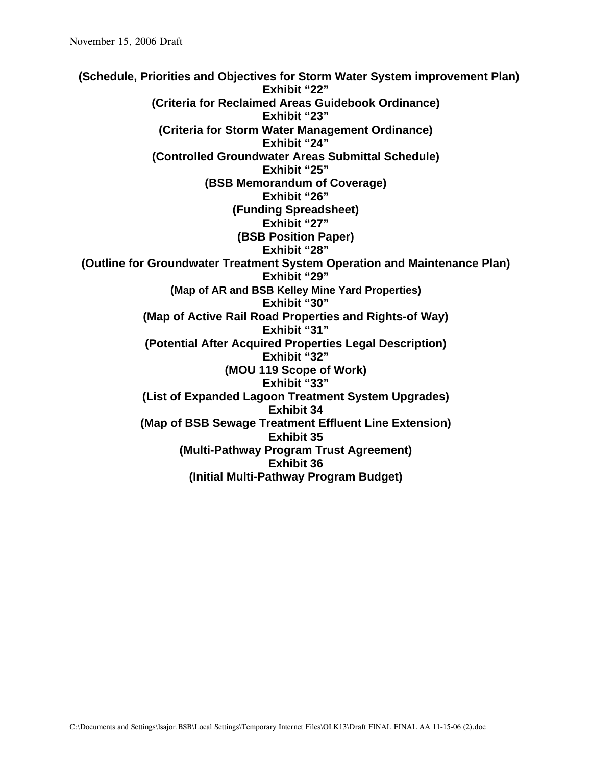**(Schedule, Priorities and Objectives for Storm Water System improvement Plan)**

**Exhibit “22”**

**(Criteria for Reclaimed Areas Guidebook Ordinance)**

**Exhibit “23”**

**(Criteria for Storm Water Management Ordinance)**

**Exhibit “24”**

**(Controlled Groundwater Areas Submittal Schedule)**

**Exhibit “25”**

**(BSB Memorandum of Coverage)**

**Exhibit “26”**

**(Funding Spreadsheet)**

**Exhibit “27”**

**(BSB Position Paper)**

**Exhibit “28”**

**(Outline for Groundwater Treatment System Operation and Maintenance Plan)**

**Exhibit “29”**

**(Map of AR and BSB Kelley Mine Yard Properties)**

**Exhibit “30”**

**(Map of Active Rail Road Properties and Rights-of Way)**

**Exhibit “31”**

**(Potential After Acquired Properties Legal Description)**

**Exhibit “32”**

**(MOU 119 Scope of Work)**

**Exhibit “33”**

**(List of Expanded Lagoon Treatment System Upgrades)**

**Exhibit 34**

**(Map of BSB Sewage Treatment Effluent Line Extension)**

**Exhibit 35**

**(Multi-Pathway Program Trust Agreement)**

**Exhibit 36**

**(Initial Multi-Pathway Program Budget)**